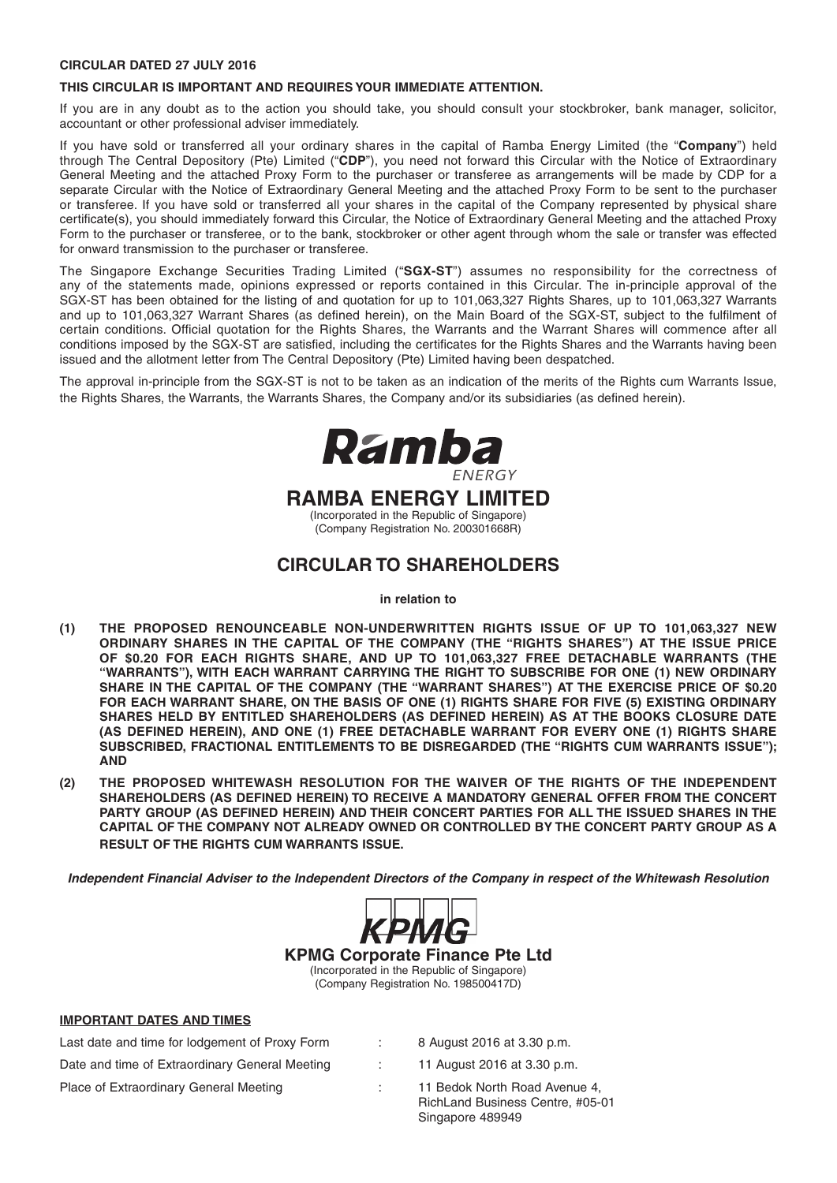**CIRCULAR DATED 27 JULY 2016**

**THIS CIRCULAR IS IMPORTANT AND REQUIRES YOUR IMMEDIATE ATTENTION.**

If you are in any doubt as to the action you should take, you should consult your stockbroker, bank manager, solicitor, accountant or other professional adviser immediately.

If you have sold or transferred all your ordinary shares in the capital of Ramba Energy Limited (the "**Company**") held through The Central Depository (Pte) Limited ("**CDP**"), you need not forward this Circular with the Notice of Extraordinary General Meeting and the attached Proxy Form to the purchaser or transferee as arrangements will be made by CDP for a separate Circular with the Notice of Extraordinary General Meeting and the attached Proxy Form to be sent to the purchaser or transferee. If you have sold or transferred all your shares in the capital of the Company represented by physical share certificate(s), you should immediately forward this Circular, the Notice of Extraordinary General Meeting and the attached Proxy Form to the purchaser or transferee, or to the bank, stockbroker or other agent through whom the sale or transfer was effected for onward transmission to the purchaser or transferee.

The Singapore Exchange Securities Trading Limited ("**SGX-ST**") assumes no responsibility for the correctness of any of the statements made, opinions expressed or reports contained in this Circular. The in-principle approval of the SGX-ST has been obtained for the listing of and quotation for up to 101,063,327 Rights Shares, up to 101,063,327 Warrants and up to 101,063,327 Warrant Shares (as defined herein), on the Main Board of the SGX-ST, subject to the fulfilment of certain conditions. Official quotation for the Rights Shares, the Warrants and the Warrant Shares will commence after all conditions imposed by the SGX-ST are satisfied, including the certificates for the Rights Shares and the Warrants having been issued and the allotment letter from The Central Depository (Pte) Limited having been despatched.

The approval in-principle from the SGX-ST is not to be taken as an indication of the merits of the Rights cum Warrants Issue, the Rights Shares, the Warrants, the Warrants Shares, the Company and/or its subsidiaries (as defined herein).

Ramba ENERGY

# RAMBA ENERGY LIMITED

(Incorporated in the Republic of Singapore)
(Company Registration No. 200301668R)

# CIRCULAR TO SHAREHOLDERS

**in relation to**

**(1) THE PROPOSED RENOUNCEABLE NON-UNDERWRITTEN RIGHTS ISSUE OF UP TO 101,063,327 NEW ORDINARY SHARES IN THE CAPITAL OF THE COMPANY (THE "RIGHTS SHARES") AT THE ISSUE PRICE OF $0.20 FOR EACH RIGHTS SHARE, AND UP TO 101,063,327 FREE DETACHABLE WARRANTS (THE "WARRANTS"), WITH EACH WARRANT CARRYING THE RIGHT TO SUBSCRIBE FOR ONE (1) NEW ORDINARY SHARE IN THE CAPITAL OF THE COMPANY (THE "WARRANT SHARES") AT THE EXERCISE PRICE OF $0.20 FOR EACH WARRANT SHARE, ON THE BASIS OF ONE (1) RIGHTS SHARE FOR FIVE (5) EXISTING ORDINARY SHARES HELD BY ENTITLED SHAREHOLDERS (AS DEFINED HEREIN) AS AT THE BOOKS CLOSURE DATE (AS DEFINED HEREIN), AND ONE (1) FREE DETACHABLE WARRANT FOR EVERY ONE (1) RIGHTS SHARE SUBSCRIBED, FRACTIONAL ENTITLEMENTS TO BE DISREGARDED (THE "RIGHTS CUM WARRANTS ISSUE"); AND**

**(2) THE PROPOSED WHITEWASH RESOLUTION FOR THE WAIVER OF THE RIGHTS OF THE INDEPENDENT SHAREHOLDERS (AS DEFINED HEREIN) TO RECEIVE A MANDATORY GENERAL OFFER FROM THE CONCERT PARTY GROUP (AS DEFINED HEREIN) AND THEIR CONCERT PARTIES FOR ALL THE ISSUED SHARES IN THE CAPITAL OF THE COMPANY NOT ALREADY OWNED OR CONTROLLED BY THE CONCERT PARTY GROUP AS A RESULT OF THE RIGHTS CUM WARRANTS ISSUE.**

***Independent Financial Adviser to the Independent Directors of the Company in respect of the Whitewash Resolution***

KPMG

**KPMG Corporate Finance Pte Ltd**
(Incorporated in the Republic of Singapore)
(Company Registration No. 198500417D)

**IMPORTANT DATES AND TIMES**

| | | |
|---|---|---|
| Last date and time for lodgement of Proxy Form | : | 8 August 2016 at 3.30 p.m. |
| Date and time of Extraordinary General Meeting | : | 11 August 2016 at 3.30 p.m. |
| Place of Extraordinary General Meeting | : | 11 Bedok North Road Avenue 4, RichLand Business Centre, #05-01 Singapore 489949 |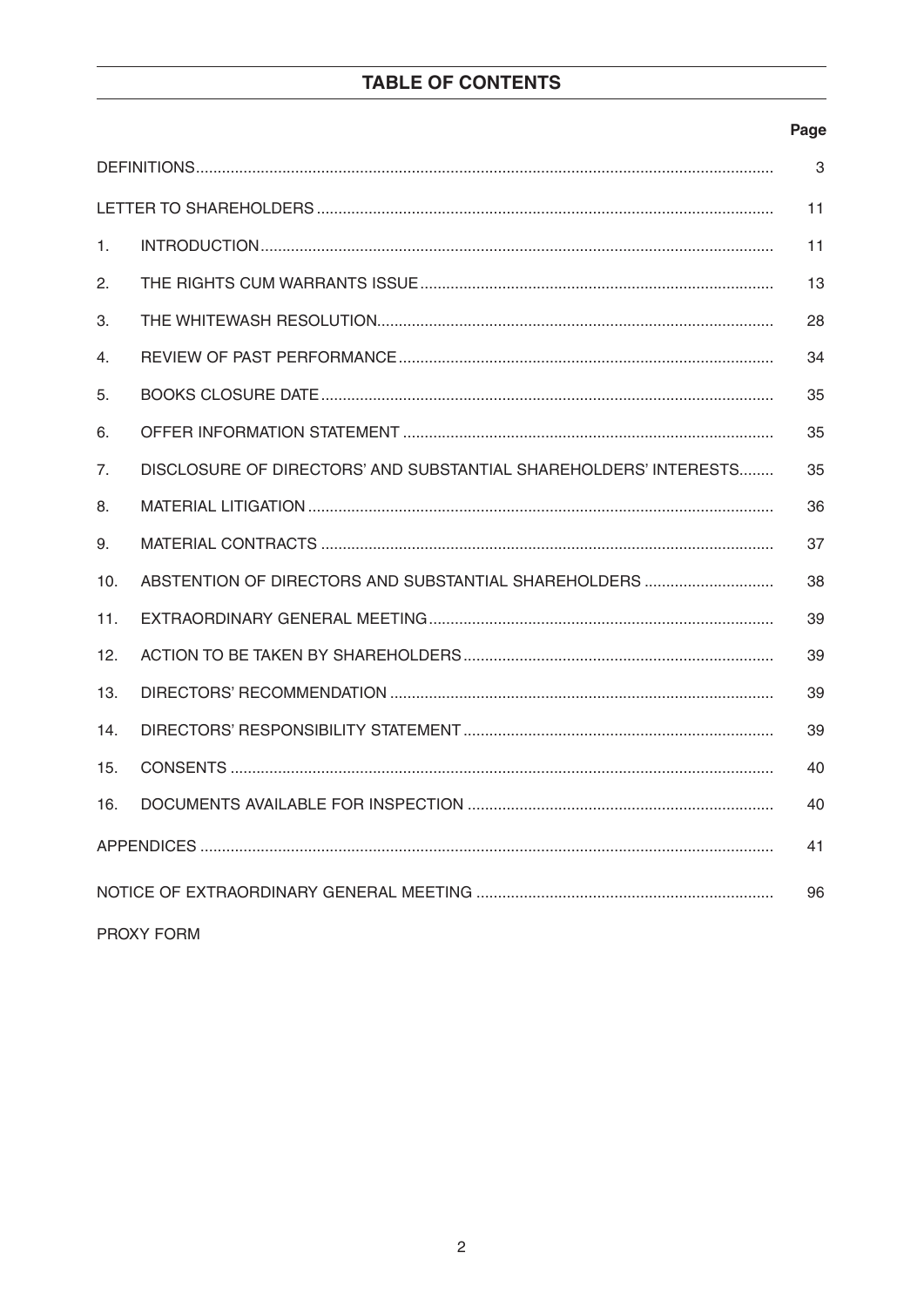## TABLE OF CONTENTS

| | | Page |
|---|---|---|
| DEFINITIONS | | 3 |
| LETTER TO SHAREHOLDERS | | 11 |
| 1. | INTRODUCTION | 11 |
| 2. | THE RIGHTS CUM WARRANTS ISSUE | 13 |
| 3. | THE WHITEWASH RESOLUTION | 28 |
| 4. | REVIEW OF PAST PERFORMANCE | 34 |
| 5. | BOOKS CLOSURE DATE | 35 |
| 6. | OFFER INFORMATION STATEMENT | 35 |
| 7. | DISCLOSURE OF DIRECTORS' AND SUBSTANTIAL SHAREHOLDERS' INTERESTS | 35 |
| 8. | MATERIAL LITIGATION | 36 |
| 9. | MATERIAL CONTRACTS | 37 |
| 10. | ABSTENTION OF DIRECTORS AND SUBSTANTIAL SHAREHOLDERS | 38 |
| 11. | EXTRAORDINARY GENERAL MEETING | 39 |
| 12. | ACTION TO BE TAKEN BY SHAREHOLDERS | 39 |
| 13. | DIRECTORS' RECOMMENDATION | 39 |
| 14. | DIRECTORS' RESPONSIBILITY STATEMENT | 39 |
| 15. | CONSENTS | 40 |
| 16. | DOCUMENTS AVAILABLE FOR INSPECTION | 40 |
| APPENDICES | | 41 |
| NOTICE OF EXTRAORDINARY GENERAL MEETING | | 96 |
| PROXY FORM | | |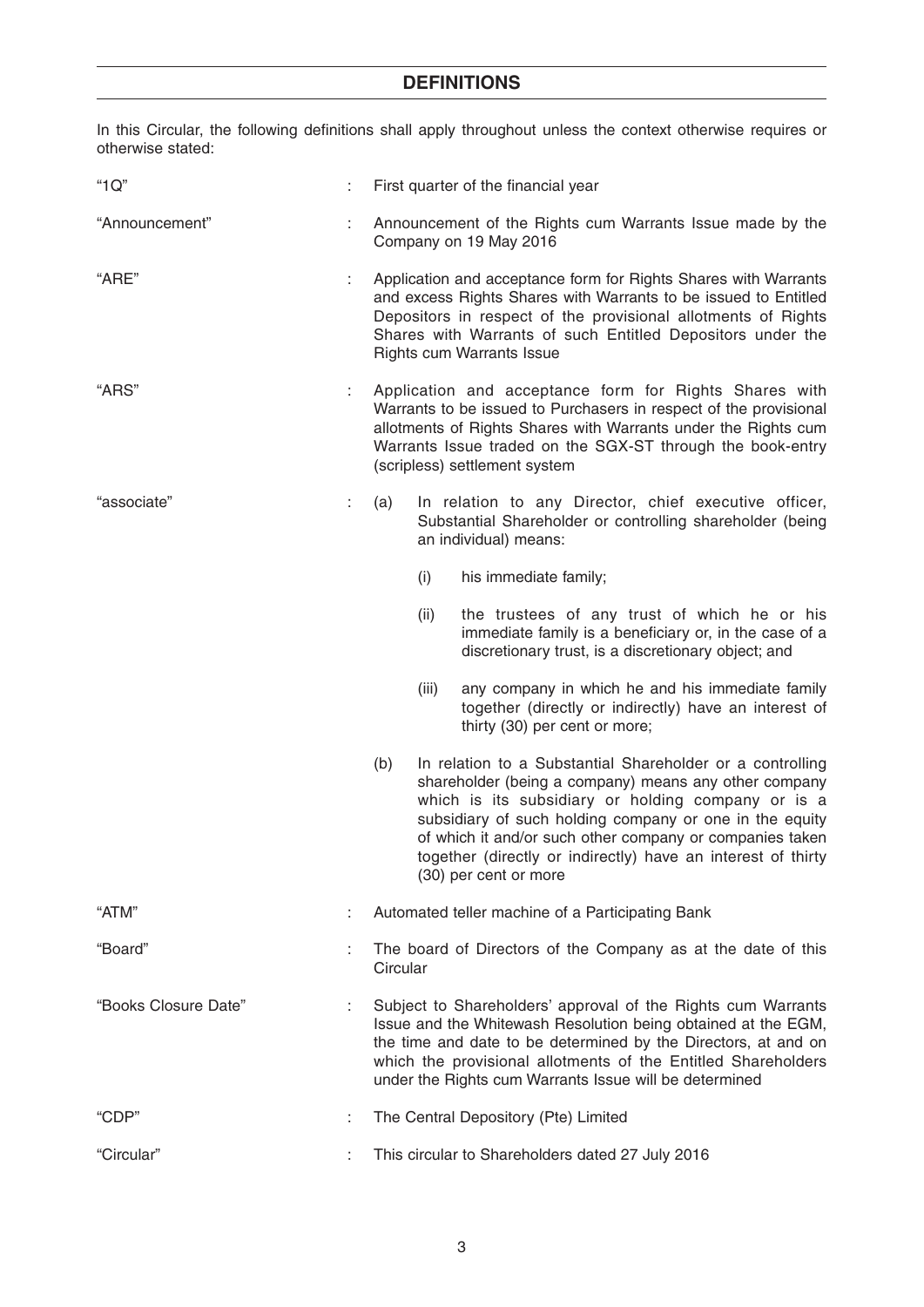## DEFINITIONS

In this Circular, the following definitions shall apply throughout unless the context otherwise requires or otherwise stated:

| | | |
|---|---|---|
| "1Q" | : | First quarter of the financial year |
| "Announcement" | : | Announcement of the Rights cum Warrants Issue made by the Company on 19 May 2016 |
| "ARE" | : | Application and acceptance form for Rights Shares with Warrants and excess Rights Shares with Warrants to be issued to Entitled Depositors in respect of the provisional allotments of Rights Shares with Warrants of such Entitled Depositors under the Rights cum Warrants Issue |
| "ARS" | : | Application and acceptance form for Rights Shares with Warrants to be issued to Purchasers in respect of the provisional allotments of Rights Shares with Warrants under the Rights cum Warrants Issue traded on the SGX-ST through the book-entry (scripless) settlement system |
| "associate" | : | (a) In relation to any Director, chief executive officer, Substantial Shareholder or controlling shareholder (being an individual) means: (i) his immediate family; (ii) the trustees of any trust of which he or his immediate family is a beneficiary or, in the case of a discretionary trust, is a discretionary object; and (iii) any company in which he and his immediate family together (directly or indirectly) have an interest of thirty (30) per cent or more; (b) In relation to a Substantial Shareholder or a controlling shareholder (being a company) means any other company which is its subsidiary or holding company or is a subsidiary of such holding company or one in the equity of which it and/or such other company or companies taken together (directly or indirectly) have an interest of thirty (30) per cent or more |
| "ATM" | : | Automated teller machine of a Participating Bank |
| "Board" | : | The board of Directors of the Company as at the date of this Circular |
| "Books Closure Date" | : | Subject to Shareholders' approval of the Rights cum Warrants Issue and the Whitewash Resolution being obtained at the EGM, the time and date to be determined by the Directors, at and on which the provisional allotments of the Entitled Shareholders under the Rights cum Warrants Issue will be determined |
| "CDP" | : | The Central Depository (Pte) Limited |
| "Circular" | : | This circular to Shareholders dated 27 July 2016 |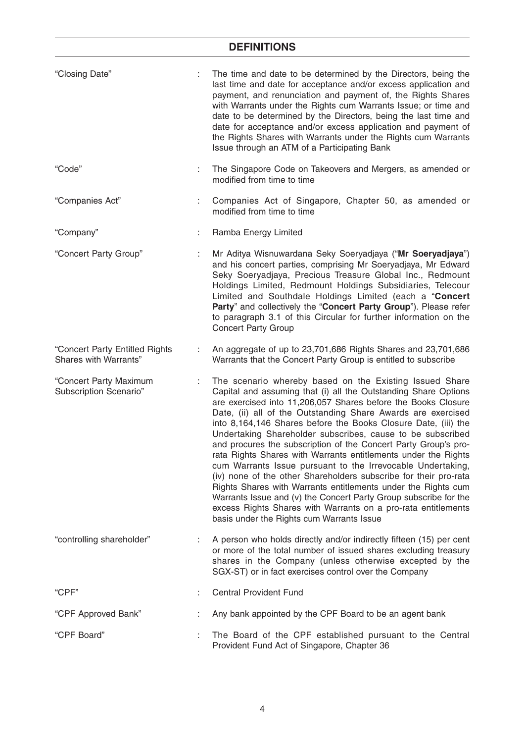## DEFINITIONS

| | | |
|---|---|---|
| "Closing Date" | : | The time and date to be determined by the Directors, being the last time and date for acceptance and/or excess application and payment, and renunciation and payment of, the Rights Shares with Warrants under the Rights cum Warrants Issue; or time and date to be determined by the Directors, being the last time and date for acceptance and/or excess application and payment of the Rights Shares with Warrants under the Rights cum Warrants Issue through an ATM of a Participating Bank |
| "Code" | : | The Singapore Code on Takeovers and Mergers, as amended or modified from time to time |
| "Companies Act" | : | Companies Act of Singapore, Chapter 50, as amended or modified from time to time |
| "Company" | : | Ramba Energy Limited |
| "Concert Party Group" | : | Mr Aditya Wisnuwardana Seky Soeryadjaya ("**Mr Soeryadjaya**") and his concert parties, comprising Mr Soeryadjaya, Mr Edward Seky Soeryadjaya, Precious Treasure Global Inc., Redmount Holdings Limited, Redmount Holdings Subsidiaries, Telecour Limited and Southdale Holdings Limited (each a "**Concert Party**" and collectively the "**Concert Party Group**"). Please refer to paragraph 3.1 of this Circular for further information on the Concert Party Group |
| "Concert Party Entitled Rights Shares with Warrants" | : | An aggregate of up to 23,701,686 Rights Shares and 23,701,686 Warrants that the Concert Party Group is entitled to subscribe |
| "Concert Party Maximum Subscription Scenario" | : | The scenario whereby based on the Existing Issued Share Capital and assuming that (i) all the Outstanding Share Options are exercised into 11,206,057 Shares before the Books Closure Date, (ii) all of the Outstanding Share Awards are exercised into 8,164,146 Shares before the Books Closure Date, (iii) the Undertaking Shareholder subscribes, cause to be subscribed and procures the subscription of the Concert Party Group's pro-rata Rights Shares with Warrants entitlements under the Rights cum Warrants Issue pursuant to the Irrevocable Undertaking, (iv) none of the other Shareholders subscribe for their pro-rata Rights Shares with Warrants entitlements under the Rights cum Warrants Issue and (v) the Concert Party Group subscribe for the excess Rights Shares with Warrants on a pro-rata entitlements basis under the Rights cum Warrants Issue |
| "controlling shareholder" | : | A person who holds directly and/or indirectly fifteen (15) per cent or more of the total number of issued shares excluding treasury shares in the Company (unless otherwise excepted by the SGX-ST) or in fact exercises control over the Company |
| "CPF" | : | Central Provident Fund |
| "CPF Approved Bank" | : | Any bank appointed by the CPF Board to be an agent bank |
| "CPF Board" | : | The Board of the CPF established pursuant to the Central Provident Fund Act of Singapore, Chapter 36 |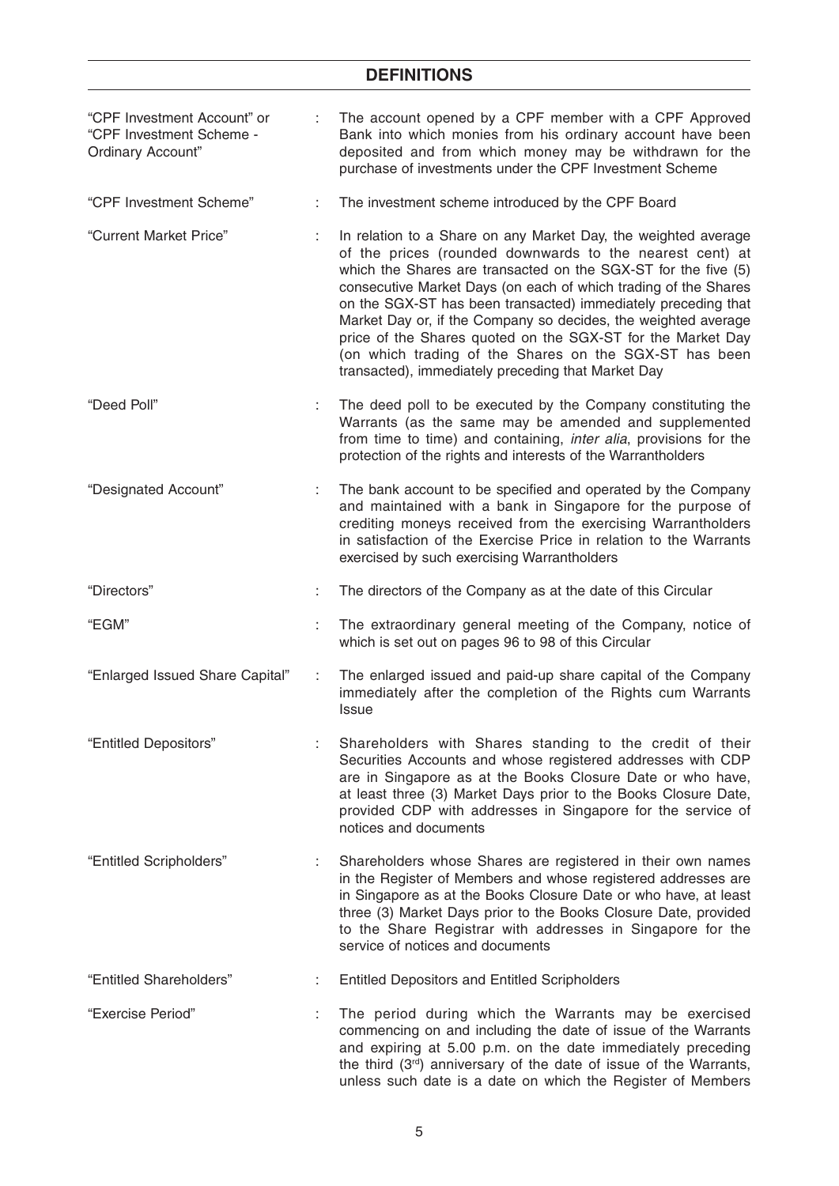## DEFINITIONS

| | | |
|---|---|---|
| "CPF Investment Account" or "CPF Investment Scheme - Ordinary Account" | : | The account opened by a CPF member with a CPF Approved Bank into which monies from his ordinary account have been deposited and from which money may be withdrawn for the purchase of investments under the CPF Investment Scheme |
| "CPF Investment Scheme" | : | The investment scheme introduced by the CPF Board |
| "Current Market Price" | : | In relation to a Share on any Market Day, the weighted average of the prices (rounded downwards to the nearest cent) at which the Shares are transacted on the SGX-ST for the five (5) consecutive Market Days (on each of which trading of the Shares on the SGX-ST has been transacted) immediately preceding that Market Day or, if the Company so decides, the weighted average price of the Shares quoted on the SGX-ST for the Market Day (on which trading of the Shares on the SGX-ST has been transacted), immediately preceding that Market Day |
| "Deed Poll" | : | The deed poll to be executed by the Company constituting the Warrants (as the same may be amended and supplemented from time to time) and containing, *inter alia*, provisions for the protection of the rights and interests of the Warrantholders |
| "Designated Account" | : | The bank account to be specified and operated by the Company and maintained with a bank in Singapore for the purpose of crediting moneys received from the exercising Warrantholders in satisfaction of the Exercise Price in relation to the Warrants exercised by such exercising Warrantholders |
| "Directors" | : | The directors of the Company as at the date of this Circular |
| "EGM" | : | The extraordinary general meeting of the Company, notice of which is set out on pages 96 to 98 of this Circular |
| "Enlarged Issued Share Capital" | : | The enlarged issued and paid-up share capital of the Company immediately after the completion of the Rights cum Warrants Issue |
| "Entitled Depositors" | : | Shareholders with Shares standing to the credit of their Securities Accounts and whose registered addresses with CDP are in Singapore as at the Books Closure Date or who have, at least three (3) Market Days prior to the Books Closure Date, provided CDP with addresses in Singapore for the service of notices and documents |
| "Entitled Scripholders" | : | Shareholders whose Shares are registered in their own names in the Register of Members and whose registered addresses are in Singapore as at the Books Closure Date or who have, at least three (3) Market Days prior to the Books Closure Date, provided to the Share Registrar with addresses in Singapore for the service of notices and documents |
| "Entitled Shareholders" | : | Entitled Depositors and Entitled Scripholders |
| "Exercise Period" | : | The period during which the Warrants may be exercised commencing on and including the date of issue of the Warrants and expiring at 5.00 p.m. on the date immediately preceding the third (3rd) anniversary of the date of issue of the Warrants, unless such date is a date on which the Register of Members |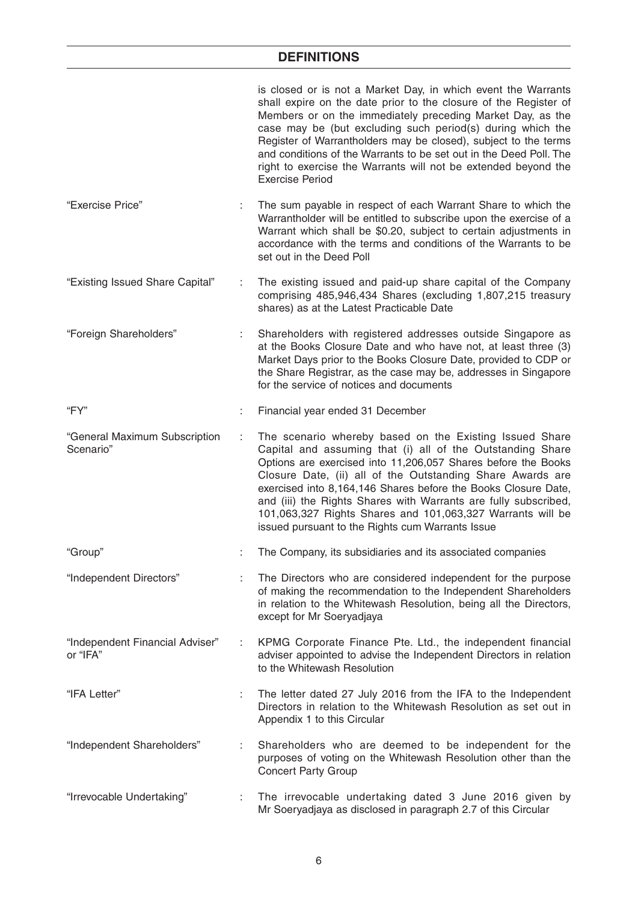## DEFINITIONS

| | | |
|---|---|---|
| | | is closed or is not a Market Day, in which event the Warrants shall expire on the date prior to the closure of the Register of Members or on the immediately preceding Market Day, as the case may be (but excluding such period(s) during which the Register of Warrantholders may be closed), subject to the terms and conditions of the Warrants to be set out in the Deed Poll. The right to exercise the Warrants will not be extended beyond the Exercise Period |
| "Exercise Price" | : | The sum payable in respect of each Warrant Share to which the Warrantholder will be entitled to subscribe upon the exercise of a Warrant which shall be \$0.20, subject to certain adjustments in accordance with the terms and conditions of the Warrants to be set out in the Deed Poll |
| "Existing Issued Share Capital" | : | The existing issued and paid-up share capital of the Company comprising 485,946,434 Shares (excluding 1,807,215 treasury shares) as at the Latest Practicable Date |
| "Foreign Shareholders" | : | Shareholders with registered addresses outside Singapore as at the Books Closure Date and who have not, at least three (3) Market Days prior to the Books Closure Date, provided to CDP or the Share Registrar, as the case may be, addresses in Singapore for the service of notices and documents |
| "FY" | : | Financial year ended 31 December |
| "General Maximum Subscription Scenario" | : | The scenario whereby based on the Existing Issued Share Capital and assuming that (i) all of the Outstanding Share Options are exercised into 11,206,057 Shares before the Books Closure Date, (ii) all of the Outstanding Share Awards are exercised into 8,164,146 Shares before the Books Closure Date, and (iii) the Rights Shares with Warrants are fully subscribed, 101,063,327 Rights Shares and 101,063,327 Warrants will be issued pursuant to the Rights cum Warrants Issue |
| "Group" | : | The Company, its subsidiaries and its associated companies |
| "Independent Directors" | : | The Directors who are considered independent for the purpose of making the recommendation to the Independent Shareholders in relation to the Whitewash Resolution, being all the Directors, except for Mr Soeryadjaya |
| "Independent Financial Adviser" or "IFA" | : | KPMG Corporate Finance Pte. Ltd., the independent financial adviser appointed to advise the Independent Directors in relation to the Whitewash Resolution |
| "IFA Letter" | : | The letter dated 27 July 2016 from the IFA to the Independent Directors in relation to the Whitewash Resolution as set out in Appendix 1 to this Circular |
| "Independent Shareholders" | : | Shareholders who are deemed to be independent for the purposes of voting on the Whitewash Resolution other than the Concert Party Group |
| "Irrevocable Undertaking" | : | The irrevocable undertaking dated 3 June 2016 given by Mr Soeryadjaya as disclosed in paragraph 2.7 of this Circular |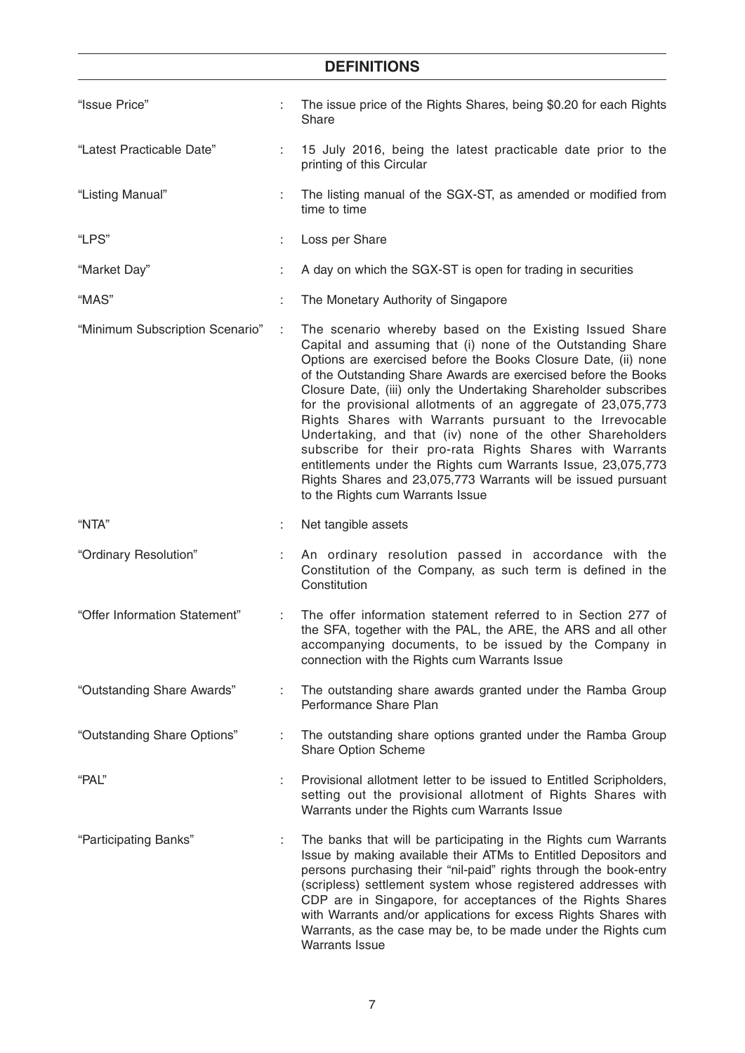## DEFINITIONS

| | | |
|---|---|---|
| "Issue Price" | : | The issue price of the Rights Shares, being $0.20 for each Rights Share |
| "Latest Practicable Date" | : | 15 July 2016, being the latest practicable date prior to the printing of this Circular |
| "Listing Manual" | : | The listing manual of the SGX-ST, as amended or modified from time to time |
| "LPS" | : | Loss per Share |
| "Market Day" | : | A day on which the SGX-ST is open for trading in securities |
| "MAS" | : | The Monetary Authority of Singapore |
| "Minimum Subscription Scenario" | : | The scenario whereby based on the Existing Issued Share Capital and assuming that (i) none of the Outstanding Share Options are exercised before the Books Closure Date, (ii) none of the Outstanding Share Awards are exercised before the Books Closure Date, (iii) only the Undertaking Shareholder subscribes for the provisional allotments of an aggregate of 23,075,773 Rights Shares with Warrants pursuant to the Irrevocable Undertaking, and that (iv) none of the other Shareholders subscribe for their pro-rata Rights Shares with Warrants entitlements under the Rights cum Warrants Issue, 23,075,773 Rights Shares and 23,075,773 Warrants will be issued pursuant to the Rights cum Warrants Issue |
| "NTA" | : | Net tangible assets |
| "Ordinary Resolution" | : | An ordinary resolution passed in accordance with the Constitution of the Company, as such term is defined in the Constitution |
| "Offer Information Statement" | : | The offer information statement referred to in Section 277 of the SFA, together with the PAL, the ARE, the ARS and all other accompanying documents, to be issued by the Company in connection with the Rights cum Warrants Issue |
| "Outstanding Share Awards" | : | The outstanding share awards granted under the Ramba Group Performance Share Plan |
| "Outstanding Share Options" | : | The outstanding share options granted under the Ramba Group Share Option Scheme |
| "PAL" | : | Provisional allotment letter to be issued to Entitled Scripholders, setting out the provisional allotment of Rights Shares with Warrants under the Rights cum Warrants Issue |
| "Participating Banks" | : | The banks that will be participating in the Rights cum Warrants Issue by making available their ATMs to Entitled Depositors and persons purchasing their "nil-paid" rights through the book-entry (scripless) settlement system whose registered addresses with CDP are in Singapore, for acceptances of the Rights Shares with Warrants and/or applications for excess Rights Shares with Warrants, as the case may be, to be made under the Rights cum Warrants Issue |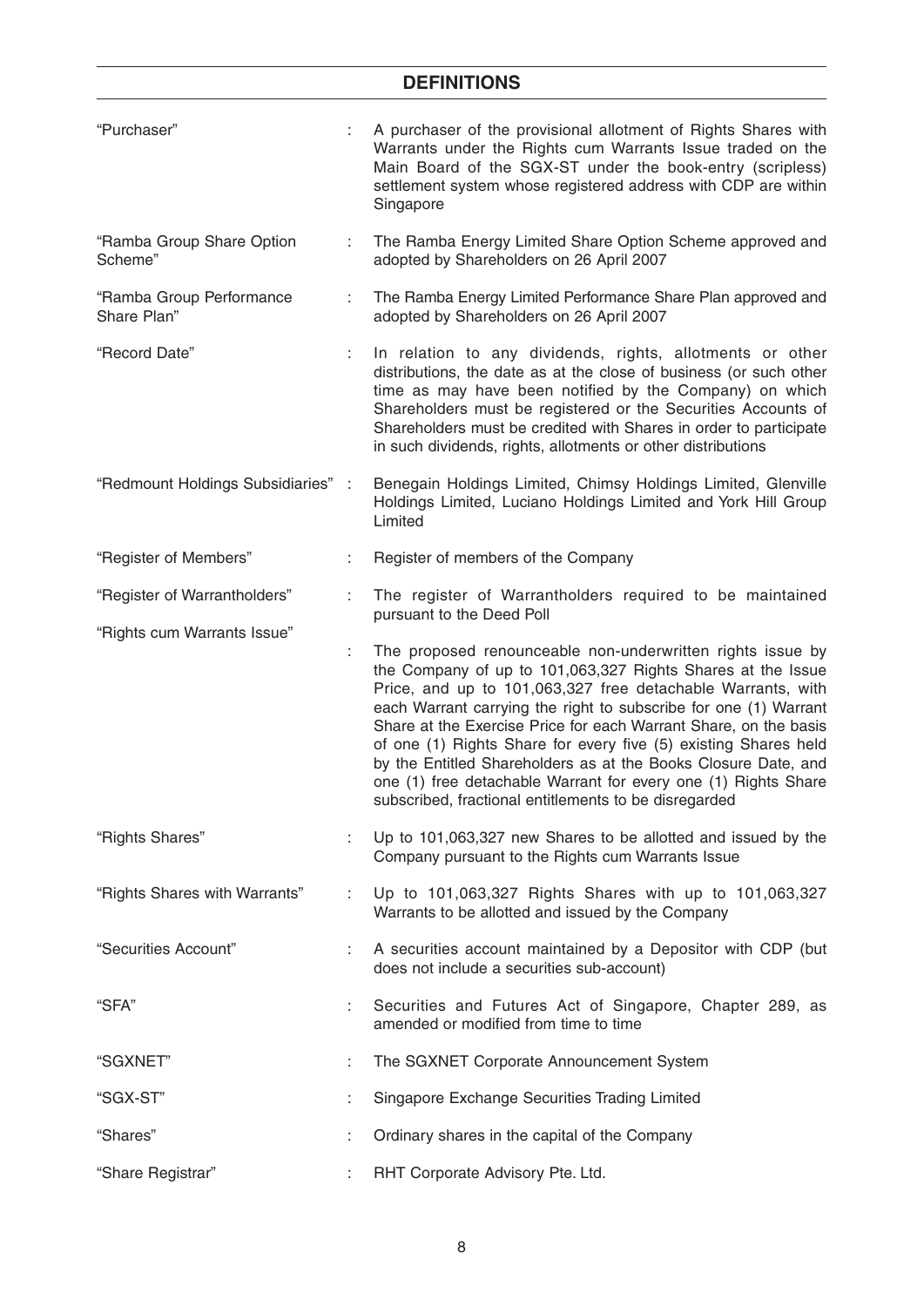## DEFINITIONS

| | | |
|---|---|---|
| "Purchaser" | : | A purchaser of the provisional allotment of Rights Shares with Warrants under the Rights cum Warrants Issue traded on the Main Board of the SGX-ST under the book-entry (scripless) settlement system whose registered address with CDP are within Singapore |
| "Ramba Group Share Option Scheme" | : | The Ramba Energy Limited Share Option Scheme approved and adopted by Shareholders on 26 April 2007 |
| "Ramba Group Performance Share Plan" | : | The Ramba Energy Limited Performance Share Plan approved and adopted by Shareholders on 26 April 2007 |
| "Record Date" | : | In relation to any dividends, rights, allotments or other distributions, the date as at the close of business (or such other time as may have been notified by the Company) on which Shareholders must be registered or the Securities Accounts of Shareholders must be credited with Shares in order to participate in such dividends, rights, allotments or other distributions |
| "Redmount Holdings Subsidiaries" | : | Benegain Holdings Limited, Chimsy Holdings Limited, Glenville Holdings Limited, Luciano Holdings Limited and York Hill Group Limited |
| "Register of Members" | : | Register of members of the Company |
| "Register of Warrantholders" | : | The register of Warrantholders required to be maintained pursuant to the Deed Poll |
| "Rights cum Warrants Issue" | : | The proposed renounceable non-underwritten rights issue by the Company of up to 101,063,327 Rights Shares at the Issue Price, and up to 101,063,327 free detachable Warrants, with each Warrant carrying the right to subscribe for one (1) Warrant Share at the Exercise Price for each Warrant Share, on the basis of one (1) Rights Share for every five (5) existing Shares held by the Entitled Shareholders as at the Books Closure Date, and one (1) free detachable Warrant for every one (1) Rights Share subscribed, fractional entitlements to be disregarded |
| "Rights Shares" | : | Up to 101,063,327 new Shares to be allotted and issued by the Company pursuant to the Rights cum Warrants Issue |
| "Rights Shares with Warrants" | : | Up to 101,063,327 Rights Shares with up to 101,063,327 Warrants to be allotted and issued by the Company |
| "Securities Account" | : | A securities account maintained by a Depositor with CDP (but does not include a securities sub-account) |
| "SFA" | : | Securities and Futures Act of Singapore, Chapter 289, as amended or modified from time to time |
| "SGXNET" | : | The SGXNET Corporate Announcement System |
| "SGX-ST" | : | Singapore Exchange Securities Trading Limited |
| "Shares" | : | Ordinary shares in the capital of the Company |
| "Share Registrar" | : | RHT Corporate Advisory Pte. Ltd. |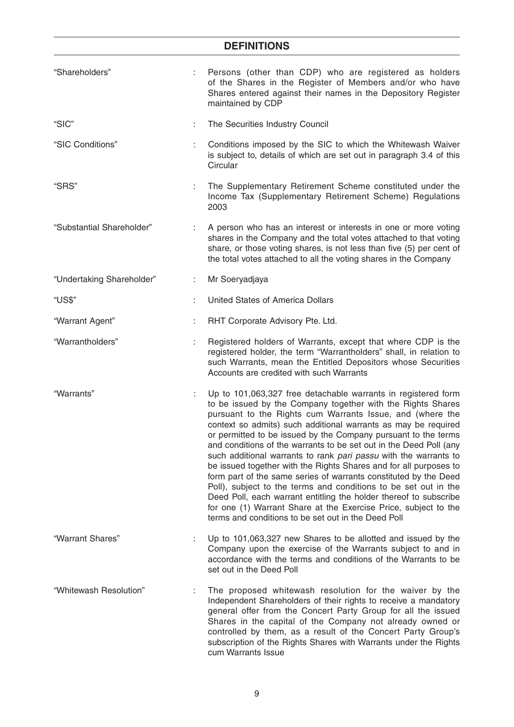## DEFINITIONS

| | | |
|---|---|---|
| "Shareholders" | : | Persons (other than CDP) who are registered as holders of the Shares in the Register of Members and/or who have Shares entered against their names in the Depository Register maintained by CDP |
| "SIC" | : | The Securities Industry Council |
| "SIC Conditions" | : | Conditions imposed by the SIC to which the Whitewash Waiver is subject to, details of which are set out in paragraph 3.4 of this Circular |
| "SRS" | : | The Supplementary Retirement Scheme constituted under the Income Tax (Supplementary Retirement Scheme) Regulations 2003 |
| "Substantial Shareholder" | : | A person who has an interest or interests in one or more voting shares in the Company and the total votes attached to that voting share, or those voting shares, is not less than five (5) per cent of the total votes attached to all the voting shares in the Company |
| "Undertaking Shareholder" | : | Mr Soeryadjaya |
| "US$" | : | United States of America Dollars |
| "Warrant Agent" | : | RHT Corporate Advisory Pte. Ltd. |
| "Warrantholders" | : | Registered holders of Warrants, except that where CDP is the registered holder, the term "Warrantholders" shall, in relation to such Warrants, mean the Entitled Depositors whose Securities Accounts are credited with such Warrants |
| "Warrants" | : | Up to 101,063,327 free detachable warrants in registered form to be issued by the Company together with the Rights Shares pursuant to the Rights cum Warrants Issue, and (where the context so admits) such additional warrants as may be required or permitted to be issued by the Company pursuant to the terms and conditions of the warrants to be set out in the Deed Poll (any such additional warrants to rank *pari passu* with the warrants to be issued together with the Rights Shares and for all purposes to form part of the same series of warrants constituted by the Deed Poll), subject to the terms and conditions to be set out in the Deed Poll, each warrant entitling the holder thereof to subscribe for one (1) Warrant Share at the Exercise Price, subject to the terms and conditions to be set out in the Deed Poll |
| "Warrant Shares" | : | Up to 101,063,327 new Shares to be allotted and issued by the Company upon the exercise of the Warrants subject to and in accordance with the terms and conditions of the Warrants to be set out in the Deed Poll |
| "Whitewash Resolution" | : | The proposed whitewash resolution for the waiver by the Independent Shareholders of their rights to receive a mandatory general offer from the Concert Party Group for all the issued Shares in the capital of the Company not already owned or controlled by them, as a result of the Concert Party Group's subscription of the Rights Shares with Warrants under the Rights cum Warrants Issue |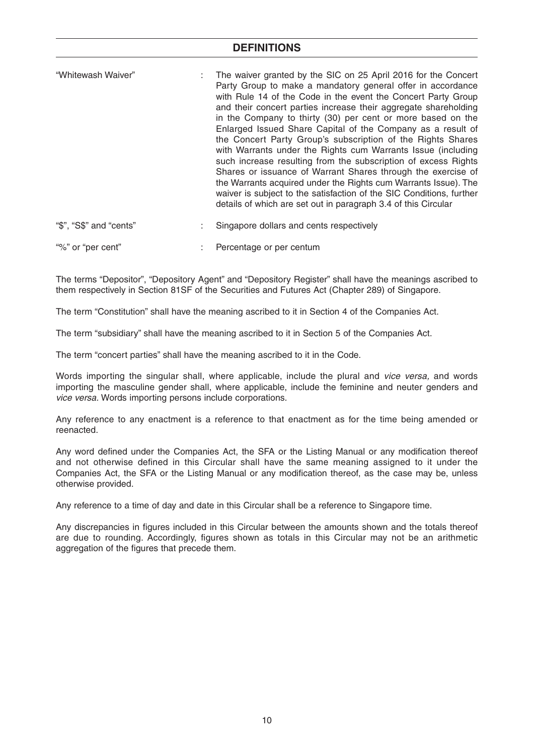## DEFINITIONS

| | | |
|---|---|---|
| "Whitewash Waiver" | : | The waiver granted by the SIC on 25 April 2016 for the Concert Party Group to make a mandatory general offer in accordance with Rule 14 of the Code in the event the Concert Party Group and their concert parties increase their aggregate shareholding in the Company to thirty (30) per cent or more based on the Enlarged Issued Share Capital of the Company as a result of the Concert Party Group's subscription of the Rights Shares with Warrants under the Rights cum Warrants Issue (including such increase resulting from the subscription of excess Rights Shares or issuance of Warrant Shares through the exercise of the Warrants acquired under the Rights cum Warrants Issue). The waiver is subject to the satisfaction of the SIC Conditions, further details of which are set out in paragraph 3.4 of this Circular |
| "$", "S$" and "cents" | : | Singapore dollars and cents respectively |
| "%" or "per cent" | : | Percentage or per centum |

The terms "Depositor", "Depository Agent" and "Depository Register" shall have the meanings ascribed to them respectively in Section 81SF of the Securities and Futures Act (Chapter 289) of Singapore.

The term "Constitution" shall have the meaning ascribed to it in Section 4 of the Companies Act.

The term "subsidiary" shall have the meaning ascribed to it in Section 5 of the Companies Act.

The term "concert parties" shall have the meaning ascribed to it in the Code.

Words importing the singular shall, where applicable, include the plural and *vice versa,* and words importing the masculine gender shall, where applicable, include the feminine and neuter genders and *vice versa.* Words importing persons include corporations.

Any reference to any enactment is a reference to that enactment as for the time being amended or reenacted.

Any word defined under the Companies Act, the SFA or the Listing Manual or any modification thereof and not otherwise defined in this Circular shall have the same meaning assigned to it under the Companies Act, the SFA or the Listing Manual or any modification thereof, as the case may be, unless otherwise provided.

Any reference to a time of day and date in this Circular shall be a reference to Singapore time.

Any discrepancies in figures included in this Circular between the amounts shown and the totals thereof are due to rounding. Accordingly, figures shown as totals in this Circular may not be an arithmetic aggregation of the figures that precede them.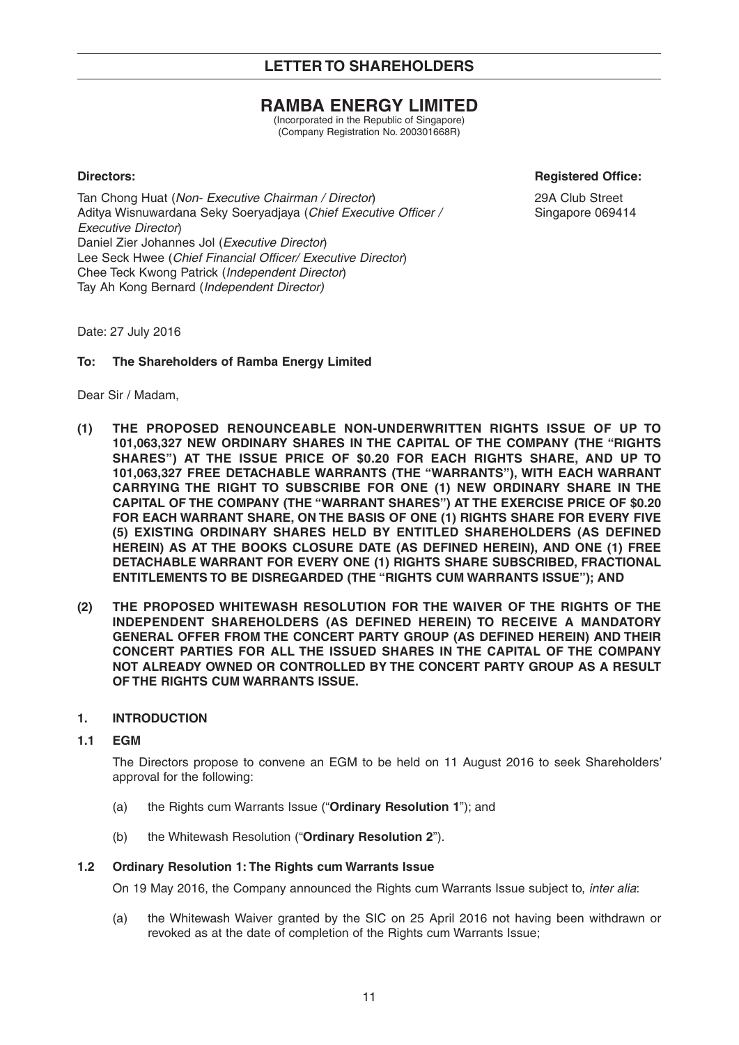## LETTER TO SHAREHOLDERS

# RAMBA ENERGY LIMITED

(Incorporated in the Republic of Singapore)
(Company Registration No. 200301668R)

**Directors:**

Tan Chong Huat (*Non- Executive Chairman / Director*)
Aditya Wisnuwardana Seky Soeryadjaya (*Chief Executive Officer / Executive Director*)
Daniel Zier Johannes Jol (*Executive Director*)
Lee Seck Hwee (*Chief Financial Officer/ Executive Director*)
Chee Teck Kwong Patrick (*Independent Director*)
Tay Ah Kong Bernard (*Independent Director)*

**Registered Office:**

29A Club Street
Singapore 069414

Date: 27 July 2016

**To: The Shareholders of Ramba Energy Limited**

Dear Sir / Madam,

**(1) THE PROPOSED RENOUNCEABLE NON-UNDERWRITTEN RIGHTS ISSUE OF UP TO 101,063,327 NEW ORDINARY SHARES IN THE CAPITAL OF THE COMPANY (THE "RIGHTS SHARES") AT THE ISSUE PRICE OF $0.20 FOR EACH RIGHTS SHARE, AND UP TO 101,063,327 FREE DETACHABLE WARRANTS (THE "WARRANTS"), WITH EACH WARRANT CARRYING THE RIGHT TO SUBSCRIBE FOR ONE (1) NEW ORDINARY SHARE IN THE CAPITAL OF THE COMPANY (THE "WARRANT SHARES") AT THE EXERCISE PRICE OF $0.20 FOR EACH WARRANT SHARE, ON THE BASIS OF ONE (1) RIGHTS SHARE FOR EVERY FIVE (5) EXISTING ORDINARY SHARES HELD BY ENTITLED SHAREHOLDERS (AS DEFINED HEREIN) AS AT THE BOOKS CLOSURE DATE (AS DEFINED HEREIN), AND ONE (1) FREE DETACHABLE WARRANT FOR EVERY ONE (1) RIGHTS SHARE SUBSCRIBED, FRACTIONAL ENTITLEMENTS TO BE DISREGARDED (THE "RIGHTS CUM WARRANTS ISSUE"); AND**

**(2) THE PROPOSED WHITEWASH RESOLUTION FOR THE WAIVER OF THE RIGHTS OF THE INDEPENDENT SHAREHOLDERS (AS DEFINED HEREIN) TO RECEIVE A MANDATORY GENERAL OFFER FROM THE CONCERT PARTY GROUP (AS DEFINED HEREIN) AND THEIR CONCERT PARTIES FOR ALL THE ISSUED SHARES IN THE CAPITAL OF THE COMPANY NOT ALREADY OWNED OR CONTROLLED BY THE CONCERT PARTY GROUP AS A RESULT OF THE RIGHTS CUM WARRANTS ISSUE.**

### 1. INTRODUCTION

#### 1.1 EGM

The Directors propose to convene an EGM to be held on 11 August 2016 to seek Shareholders' approval for the following:

(a) the Rights cum Warrants Issue ("**Ordinary Resolution 1**"); and

(b) the Whitewash Resolution ("**Ordinary Resolution 2**").

#### 1.2 Ordinary Resolution 1: The Rights cum Warrants Issue

On 19 May 2016, the Company announced the Rights cum Warrants Issue subject to, *inter alia*:

(a) the Whitewash Waiver granted by the SIC on 25 April 2016 not having been withdrawn or revoked as at the date of completion of the Rights cum Warrants Issue;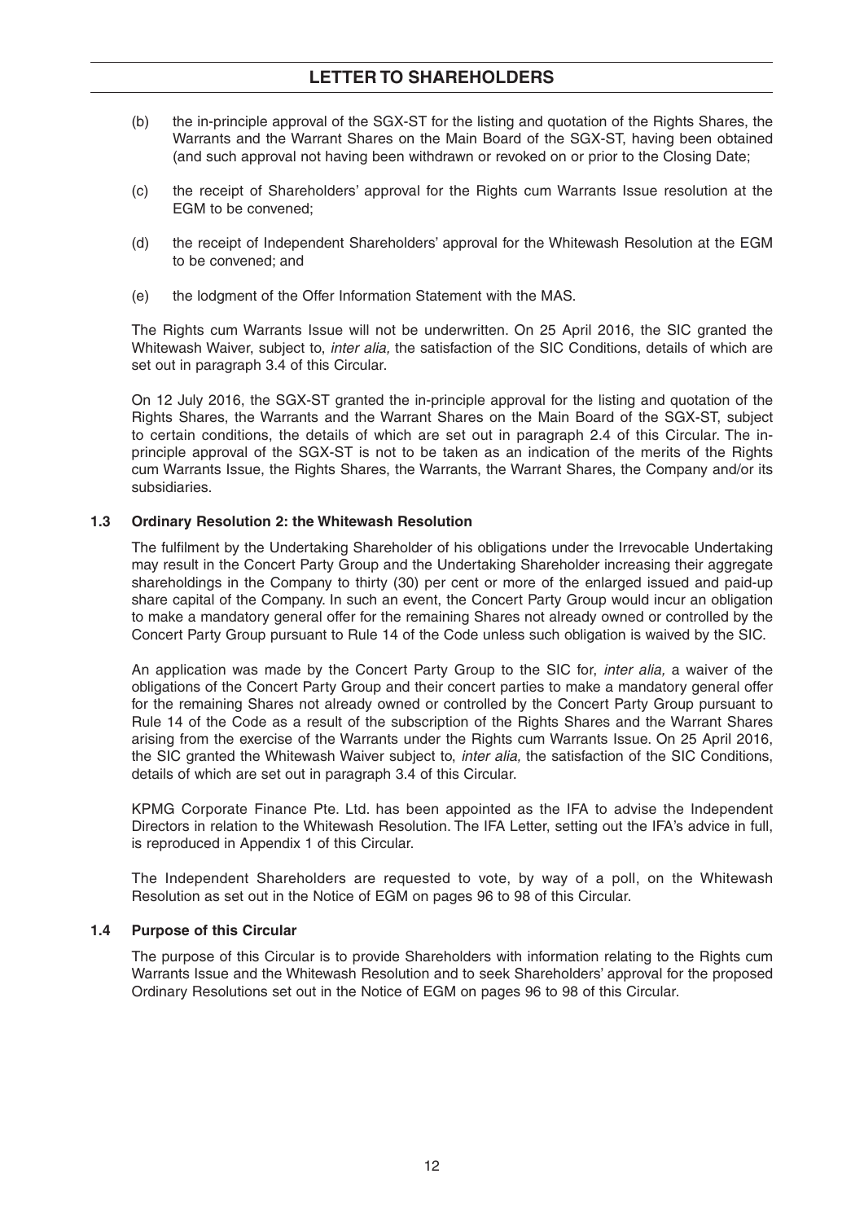(b) the in-principle approval of the SGX-ST for the listing and quotation of the Rights Shares, the Warrants and the Warrant Shares on the Main Board of the SGX-ST, having been obtained (and such approval not having been withdrawn or revoked on or prior to the Closing Date;

(c) the receipt of Shareholders' approval for the Rights cum Warrants Issue resolution at the EGM to be convened;

(d) the receipt of Independent Shareholders' approval for the Whitewash Resolution at the EGM to be convened; and

(e) the lodgment of the Offer Information Statement with the MAS.

The Rights cum Warrants Issue will not be underwritten. On 25 April 2016, the SIC granted the Whitewash Waiver, subject to, *inter alia,* the satisfaction of the SIC Conditions, details of which are set out in paragraph 3.4 of this Circular.

On 12 July 2016, the SGX-ST granted the in-principle approval for the listing and quotation of the Rights Shares, the Warrants and the Warrant Shares on the Main Board of the SGX-ST, subject to certain conditions, the details of which are set out in paragraph 2.4 of this Circular. The in-principle approval of the SGX-ST is not to be taken as an indication of the merits of the Rights cum Warrants Issue, the Rights Shares, the Warrants, the Warrant Shares, the Company and/or its subsidiaries.

### 1.3 Ordinary Resolution 2: the Whitewash Resolution

The fulfilment by the Undertaking Shareholder of his obligations under the Irrevocable Undertaking may result in the Concert Party Group and the Undertaking Shareholder increasing their aggregate shareholdings in the Company to thirty (30) per cent or more of the enlarged issued and paid-up share capital of the Company. In such an event, the Concert Party Group would incur an obligation to make a mandatory general offer for the remaining Shares not already owned or controlled by the Concert Party Group pursuant to Rule 14 of the Code unless such obligation is waived by the SIC.

An application was made by the Concert Party Group to the SIC for, *inter alia,* a waiver of the obligations of the Concert Party Group and their concert parties to make a mandatory general offer for the remaining Shares not already owned or controlled by the Concert Party Group pursuant to Rule 14 of the Code as a result of the subscription of the Rights Shares and the Warrant Shares arising from the exercise of the Warrants under the Rights cum Warrants Issue. On 25 April 2016, the SIC granted the Whitewash Waiver subject to, *inter alia,* the satisfaction of the SIC Conditions, details of which are set out in paragraph 3.4 of this Circular.

KPMG Corporate Finance Pte. Ltd. has been appointed as the IFA to advise the Independent Directors in relation to the Whitewash Resolution. The IFA Letter, setting out the IFA's advice in full, is reproduced in Appendix 1 of this Circular.

The Independent Shareholders are requested to vote, by way of a poll, on the Whitewash Resolution as set out in the Notice of EGM on pages 96 to 98 of this Circular.

### 1.4 Purpose of this Circular

The purpose of this Circular is to provide Shareholders with information relating to the Rights cum Warrants Issue and the Whitewash Resolution and to seek Shareholders' approval for the proposed Ordinary Resolutions set out in the Notice of EGM on pages 96 to 98 of this Circular.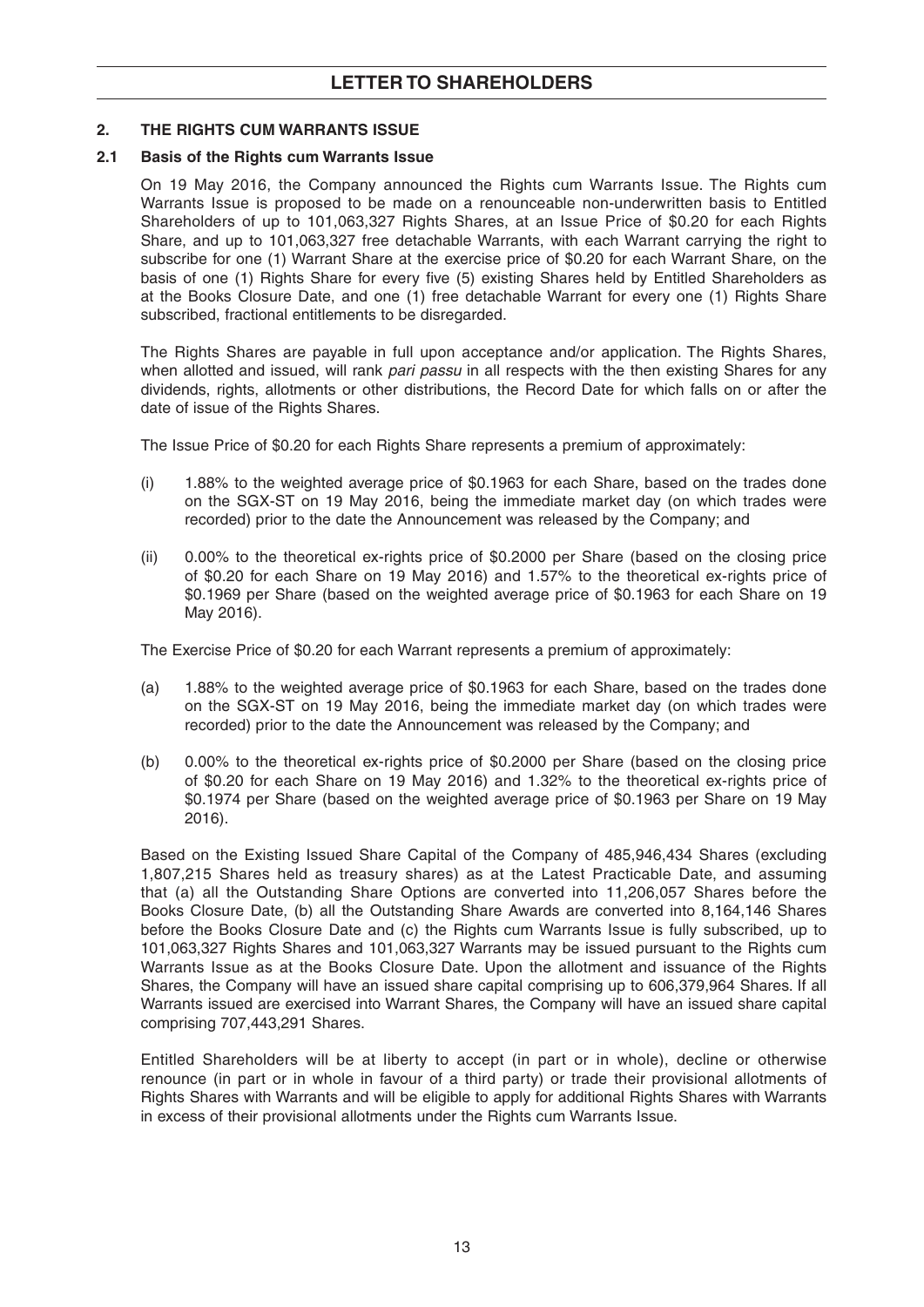## 2. THE RIGHTS CUM WARRANTS ISSUE

### 2.1 Basis of the Rights cum Warrants Issue

On 19 May 2016, the Company announced the Rights cum Warrants Issue. The Rights cum Warrants Issue is proposed to be made on a renounceable non-underwritten basis to Entitled Shareholders of up to 101,063,327 Rights Shares, at an Issue Price of $0.20 for each Rights Share, and up to 101,063,327 free detachable Warrants, with each Warrant carrying the right to subscribe for one (1) Warrant Share at the exercise price of $0.20 for each Warrant Share, on the basis of one (1) Rights Share for every five (5) existing Shares held by Entitled Shareholders as at the Books Closure Date, and one (1) free detachable Warrant for every one (1) Rights Share subscribed, fractional entitlements to be disregarded.

The Rights Shares are payable in full upon acceptance and/or application. The Rights Shares, when allotted and issued, will rank *pari passu* in all respects with the then existing Shares for any dividends, rights, allotments or other distributions, the Record Date for which falls on or after the date of issue of the Rights Shares.

The Issue Price of $0.20 for each Rights Share represents a premium of approximately:

(i) 1.88% to the weighted average price of $0.1963 for each Share, based on the trades done on the SGX-ST on 19 May 2016, being the immediate market day (on which trades were recorded) prior to the date the Announcement was released by the Company; and

(ii) 0.00% to the theoretical ex-rights price of $0.2000 per Share (based on the closing price of $0.20 for each Share on 19 May 2016) and 1.57% to the theoretical ex-rights price of $0.1969 per Share (based on the weighted average price of $0.1963 for each Share on 19 May 2016).

The Exercise Price of $0.20 for each Warrant represents a premium of approximately:

(a) 1.88% to the weighted average price of $0.1963 for each Share, based on the trades done on the SGX-ST on 19 May 2016, being the immediate market day (on which trades were recorded) prior to the date the Announcement was released by the Company; and

(b) 0.00% to the theoretical ex-rights price of $0.2000 per Share (based on the closing price of $0.20 for each Share on 19 May 2016) and 1.32% to the theoretical ex-rights price of $0.1974 per Share (based on the weighted average price of $0.1963 per Share on 19 May 2016).

Based on the Existing Issued Share Capital of the Company of 485,946,434 Shares (excluding 1,807,215 Shares held as treasury shares) as at the Latest Practicable Date, and assuming that (a) all the Outstanding Share Options are converted into 11,206,057 Shares before the Books Closure Date, (b) all the Outstanding Share Awards are converted into 8,164,146 Shares before the Books Closure Date and (c) the Rights cum Warrants Issue is fully subscribed, up to 101,063,327 Rights Shares and 101,063,327 Warrants may be issued pursuant to the Rights cum Warrants Issue as at the Books Closure Date. Upon the allotment and issuance of the Rights Shares, the Company will have an issued share capital comprising up to 606,379,964 Shares. If all Warrants issued are exercised into Warrant Shares, the Company will have an issued share capital comprising 707,443,291 Shares.

Entitled Shareholders will be at liberty to accept (in part or in whole), decline or otherwise renounce (in part or in whole in favour of a third party) or trade their provisional allotments of Rights Shares with Warrants and will be eligible to apply for additional Rights Shares with Warrants in excess of their provisional allotments under the Rights cum Warrants Issue.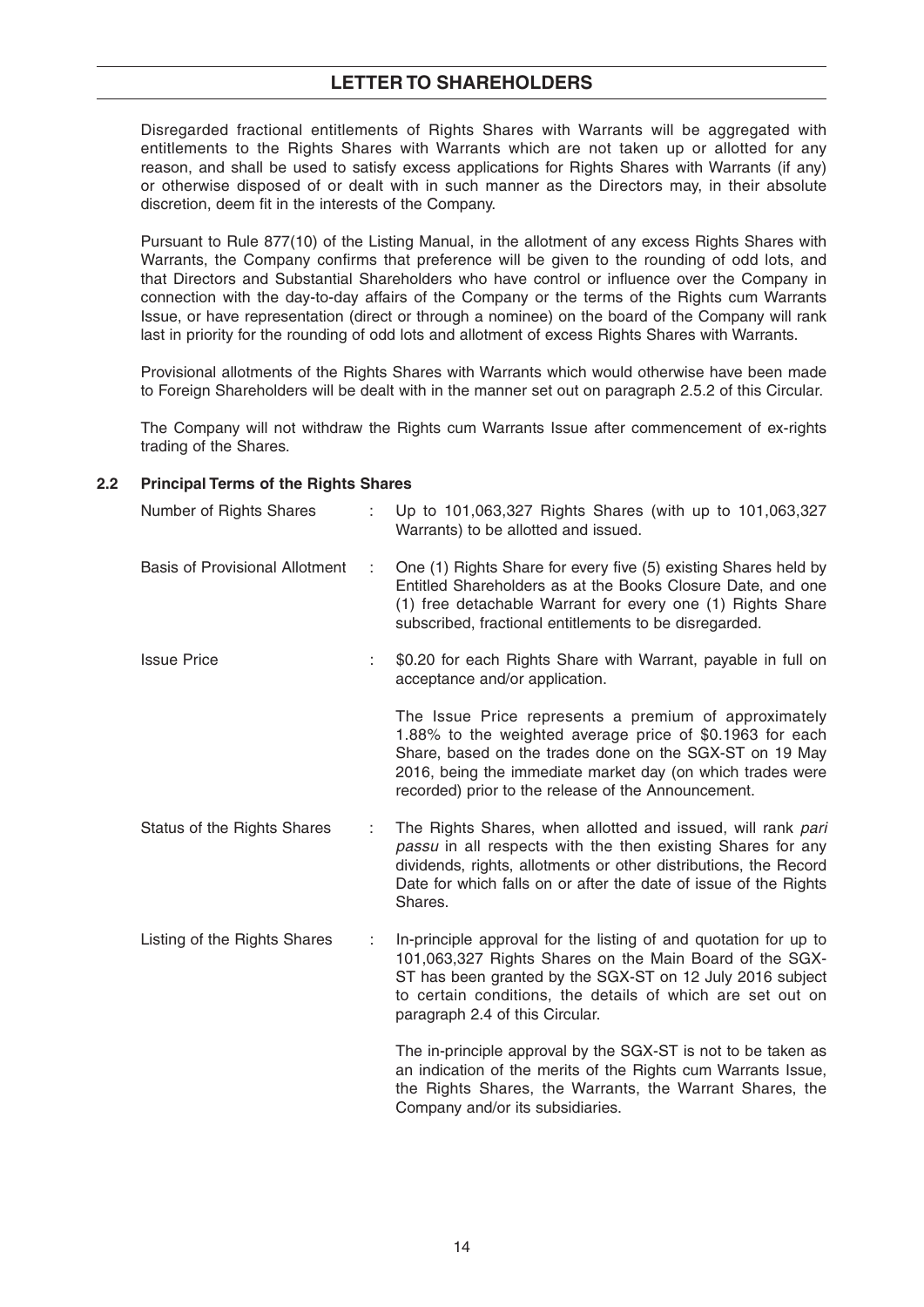Disregarded fractional entitlements of Rights Shares with Warrants will be aggregated with entitlements to the Rights Shares with Warrants which are not taken up or allotted for any reason, and shall be used to satisfy excess applications for Rights Shares with Warrants (if any) or otherwise disposed of or dealt with in such manner as the Directors may, in their absolute discretion, deem fit in the interests of the Company.

Pursuant to Rule 877(10) of the Listing Manual, in the allotment of any excess Rights Shares with Warrants, the Company confirms that preference will be given to the rounding of odd lots, and that Directors and Substantial Shareholders who have control or influence over the Company in connection with the day-to-day affairs of the Company or the terms of the Rights cum Warrants Issue, or have representation (direct or through a nominee) on the board of the Company will rank last in priority for the rounding of odd lots and allotment of excess Rights Shares with Warrants.

Provisional allotments of the Rights Shares with Warrants which would otherwise have been made to Foreign Shareholders will be dealt with in the manner set out on paragraph 2.5.2 of this Circular.

The Company will not withdraw the Rights cum Warrants Issue after commencement of ex-rights trading of the Shares.

## 2.2 Principal Terms of the Rights Shares

| | | |
|---|---|---|
| Number of Rights Shares | : | Up to 101,063,327 Rights Shares (with up to 101,063,327 Warrants) to be allotted and issued. |
| Basis of Provisional Allotment | : | One (1) Rights Share for every five (5) existing Shares held by Entitled Shareholders as at the Books Closure Date, and one (1) free detachable Warrant for every one (1) Rights Share subscribed, fractional entitlements to be disregarded. |
| Issue Price | : | \$0.20 for each Rights Share with Warrant, payable in full on acceptance and/or application.<br><br>The Issue Price represents a premium of approximately 1.88% to the weighted average price of \$0.1963 for each Share, based on the trades done on the SGX-ST on 19 May 2016, being the immediate market day (on which trades were recorded) prior to the release of the Announcement. |
| Status of the Rights Shares | : | The Rights Shares, when allotted and issued, will rank *pari passu* in all respects with the then existing Shares for any dividends, rights, allotments or other distributions, the Record Date for which falls on or after the date of issue of the Rights Shares. |
| Listing of the Rights Shares | : | In-principle approval for the listing of and quotation for up to 101,063,327 Rights Shares on the Main Board of the SGX-ST has been granted by the SGX-ST on 12 July 2016 subject to certain conditions, the details of which are set out on paragraph 2.4 of this Circular.<br><br>The in-principle approval by the SGX-ST is not to be taken as an indication of the merits of the Rights cum Warrants Issue, the Rights Shares, the Warrants, the Warrant Shares, the Company and/or its subsidiaries. |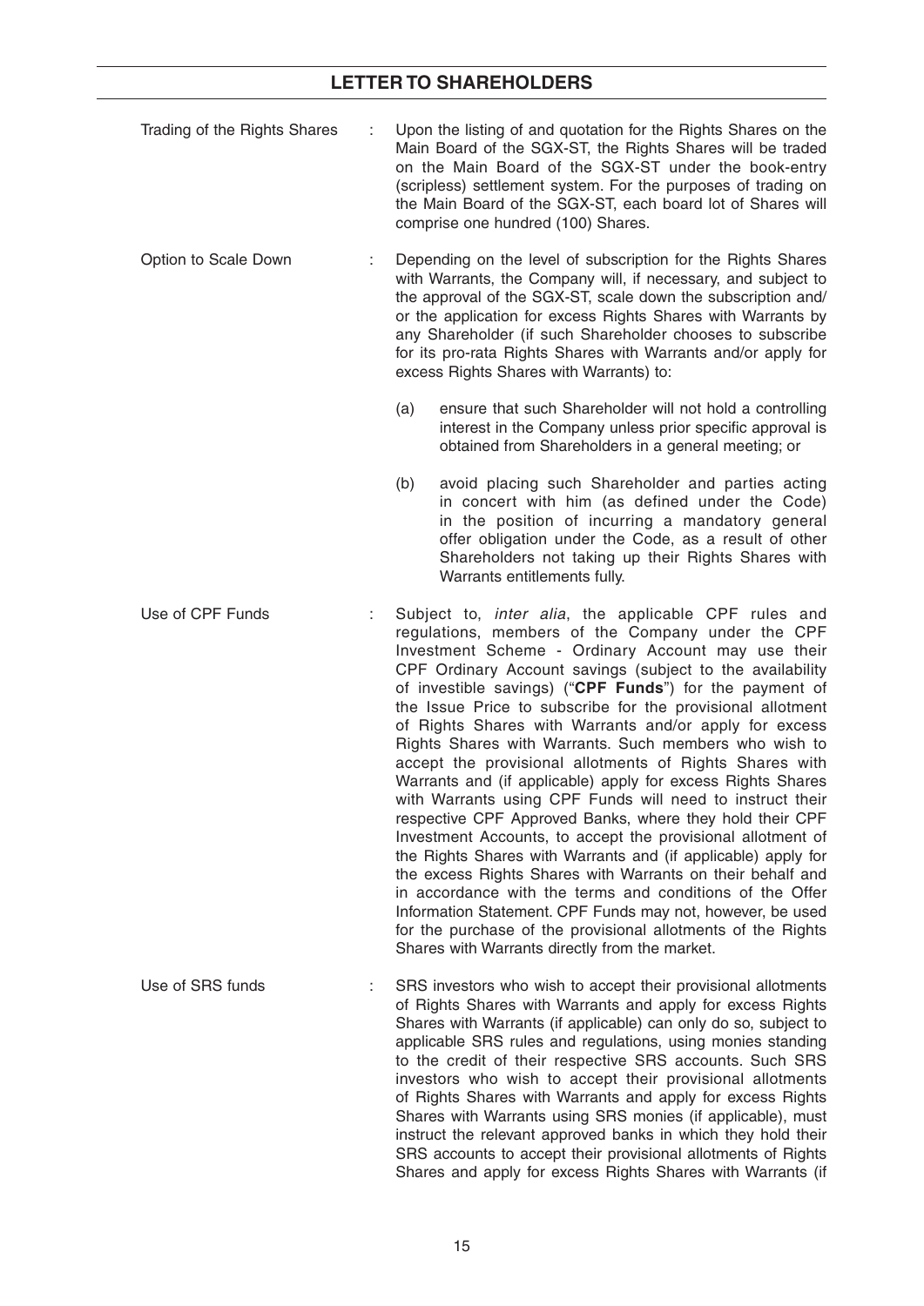| | | |
|---|---|---|
| Trading of the Rights Shares | : | Upon the listing of and quotation for the Rights Shares on the Main Board of the SGX-ST, the Rights Shares will be traded on the Main Board of the SGX-ST under the book-entry (scripless) settlement system. For the purposes of trading on the Main Board of the SGX-ST, each board lot of Shares will comprise one hundred (100) Shares. |
| Option to Scale Down | : | Depending on the level of subscription for the Rights Shares with Warrants, the Company will, if necessary, and subject to the approval of the SGX-ST, scale down the subscription and/ or the application for excess Rights Shares with Warrants by any Shareholder (if such Shareholder chooses to subscribe for its pro-rata Rights Shares with Warrants and/or apply for excess Rights Shares with Warrants) to:<br><br>(a) ensure that such Shareholder will not hold a controlling interest in the Company unless prior specific approval is obtained from Shareholders in a general meeting; or<br><br>(b) avoid placing such Shareholder and parties acting in concert with him (as defined under the Code) in the position of incurring a mandatory general offer obligation under the Code, as a result of other Shareholders not taking up their Rights Shares with Warrants entitlements fully. |
| Use of CPF Funds | : | Subject to, *inter alia*, the applicable CPF rules and regulations, members of the Company under the CPF Investment Scheme - Ordinary Account may use their CPF Ordinary Account savings (subject to the availability of investible savings) ("**CPF Funds**") for the payment of the Issue Price to subscribe for the provisional allotment of Rights Shares with Warrants and/or apply for excess Rights Shares with Warrants. Such members who wish to accept the provisional allotments of Rights Shares with Warrants and (if applicable) apply for excess Rights Shares with Warrants using CPF Funds will need to instruct their respective CPF Approved Banks, where they hold their CPF Investment Accounts, to accept the provisional allotment of the Rights Shares with Warrants and (if applicable) apply for the excess Rights Shares with Warrants on their behalf and in accordance with the terms and conditions of the Offer Information Statement. CPF Funds may not, however, be used for the purchase of the provisional allotments of the Rights Shares with Warrants directly from the market. |
| Use of SRS funds | : | SRS investors who wish to accept their provisional allotments of Rights Shares with Warrants and apply for excess Rights Shares with Warrants (if applicable) can only do so, subject to applicable SRS rules and regulations, using monies standing to the credit of their respective SRS accounts. Such SRS investors who wish to accept their provisional allotments of Rights Shares with Warrants and apply for excess Rights Shares with Warrants using SRS monies (if applicable), must instruct the relevant approved banks in which they hold their SRS accounts to accept their provisional allotments of Rights Shares and apply for excess Rights Shares with Warrants (if |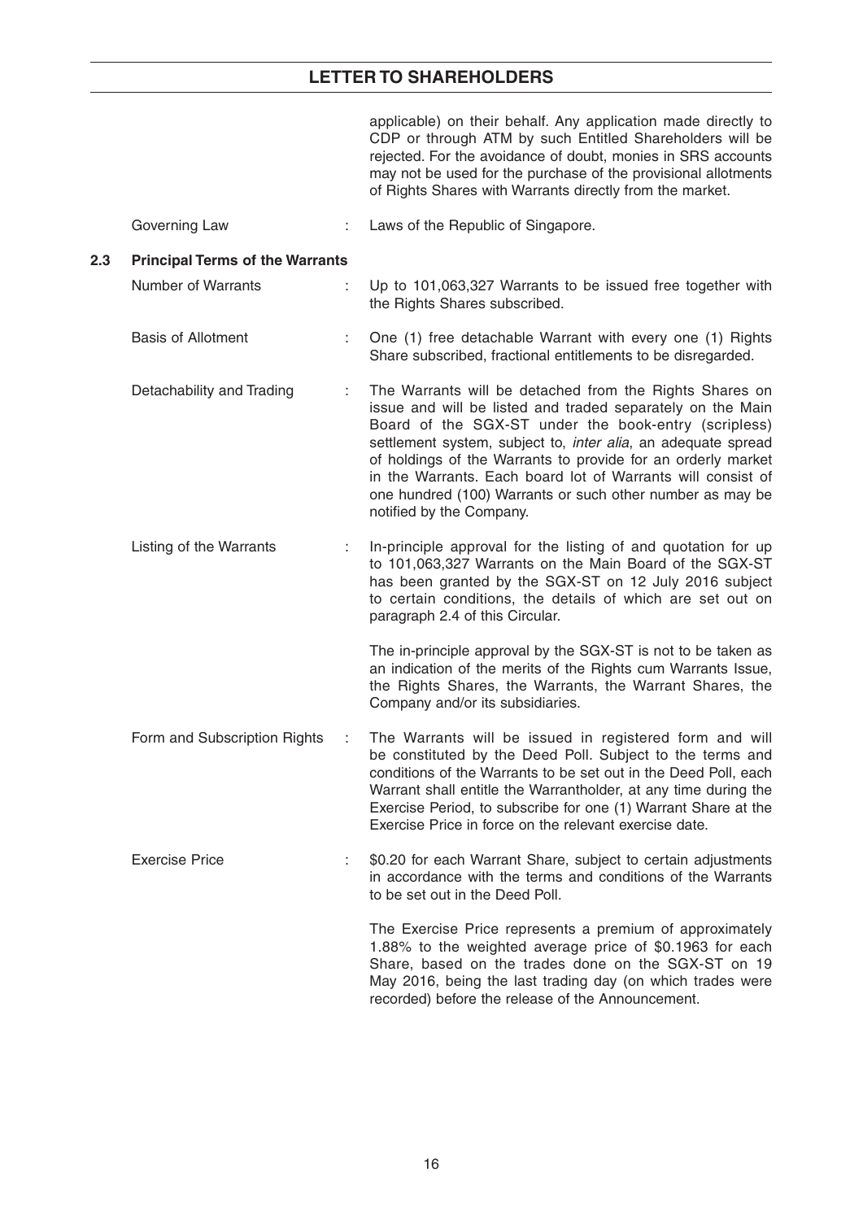applicable) on their behalf. Any application made directly to CDP or through ATM by such Entitled Shareholders will be rejected. For the avoidance of doubt, monies in SRS accounts may not be used for the purchase of the provisional allotments of Rights Shares with Warrants directly from the market.

| | | |
|---|---|---|
| Governing Law | : | Laws of the Republic of Singapore. |

### 2.3 Principal Terms of the Warrants

| | | |
|---|---|---|
| Number of Warrants | : | Up to 101,063,327 Warrants to be issued free together with the Rights Shares subscribed. |
| Basis of Allotment | : | One (1) free detachable Warrant with every one (1) Rights Share subscribed, fractional entitlements to be disregarded. |
| Detachability and Trading | : | The Warrants will be detached from the Rights Shares on issue and will be listed and traded separately on the Main Board of the SGX-ST under the book-entry (scripless) settlement system, subject to, *inter alia*, an adequate spread of holdings of the Warrants to provide for an orderly market in the Warrants. Each board lot of Warrants will consist of one hundred (100) Warrants or such other number as may be notified by the Company. |
| Listing of the Warrants | : | In-principle approval for the listing of and quotation for up to 101,063,327 Warrants on the Main Board of the SGX-ST has been granted by the SGX-ST on 12 July 2016 subject to certain conditions, the details of which are set out on paragraph 2.4 of this Circular.<br><br>The in-principle approval by the SGX-ST is not to be taken as an indication of the merits of the Rights cum Warrants Issue, the Rights Shares, the Warrants, the Warrant Shares, the Company and/or its subsidiaries. |
| Form and Subscription Rights | : | The Warrants will be issued in registered form and will be constituted by the Deed Poll. Subject to the terms and conditions of the Warrants to be set out in the Deed Poll, each Warrant shall entitle the Warrantholder, at any time during the Exercise Period, to subscribe for one (1) Warrant Share at the Exercise Price in force on the relevant exercise date. |
| Exercise Price | : | $0.20 for each Warrant Share, subject to certain adjustments in accordance with the terms and conditions of the Warrants to be set out in the Deed Poll.<br><br>The Exercise Price represents a premium of approximately 1.88% to the weighted average price of $0.1963 for each Share, based on the trades done on the SGX-ST on 19 May 2016, being the last trading day (on which trades were recorded) before the release of the Announcement. |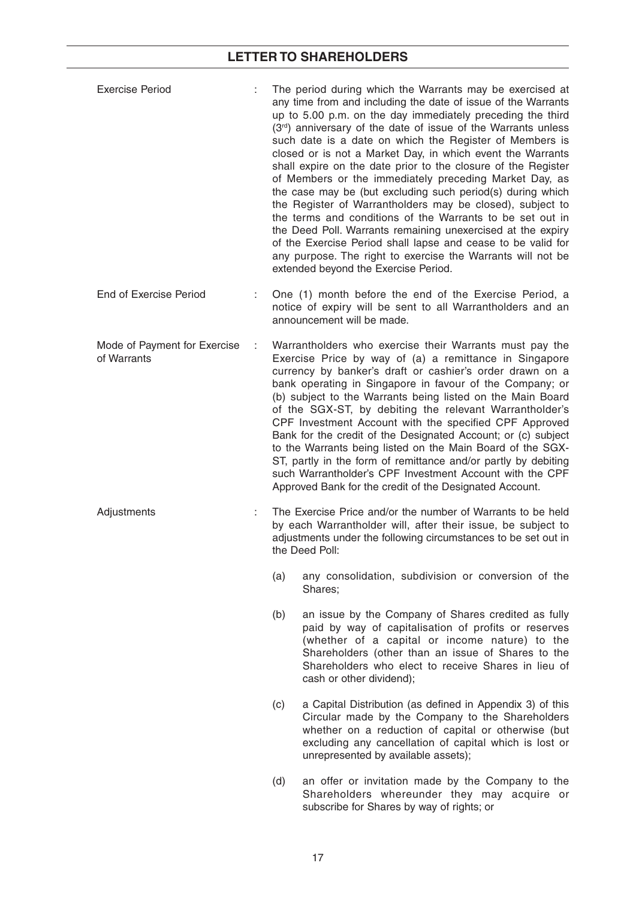| | | |
|---|---|---|
| Exercise Period | : | The period during which the Warrants may be exercised at any time from and including the date of issue of the Warrants up to 5.00 p.m. on the day immediately preceding the third (3rd) anniversary of the date of issue of the Warrants unless such date is a date on which the Register of Members is closed or is not a Market Day, in which event the Warrants shall expire on the date prior to the closure of the Register of Members or the immediately preceding Market Day, as the case may be (but excluding such period(s) during which the Register of Warrantholders may be closed), subject to the terms and conditions of the Warrants to be set out in the Deed Poll. Warrants remaining unexercised at the expiry of the Exercise Period shall lapse and cease to be valid for any purpose. The right to exercise the Warrants will not be extended beyond the Exercise Period. |
| End of Exercise Period | : | One (1) month before the end of the Exercise Period, a notice of expiry will be sent to all Warrantholders and an announcement will be made. |
| Mode of Payment for Exercise of Warrants | : | Warrantholders who exercise their Warrants must pay the Exercise Price by way of (a) a remittance in Singapore currency by banker's draft or cashier's order drawn on a bank operating in Singapore in favour of the Company; or (b) subject to the Warrants being listed on the Main Board of the SGX-ST, by debiting the relevant Warrantholder's CPF Investment Account with the specified CPF Approved Bank for the credit of the Designated Account; or (c) subject to the Warrants being listed on the Main Board of the SGX-ST, partly in the form of remittance and/or partly by debiting such Warrantholder's CPF Investment Account with the CPF Approved Bank for the credit of the Designated Account. |
| Adjustments | : | The Exercise Price and/or the number of Warrants to be held by each Warrantholder will, after their issue, be subject to adjustments under the following circumstances to be set out in the Deed Poll: |

(a) any consolidation, subdivision or conversion of the Shares;

(b) an issue by the Company of Shares credited as fully paid by way of capitalisation of profits or reserves (whether of a capital or income nature) to the Shareholders (other than an issue of Shares to the Shareholders who elect to receive Shares in lieu of cash or other dividend);

(c) a Capital Distribution (as defined in Appendix 3) of this Circular made by the Company to the Shareholders whether on a reduction of capital or otherwise (but excluding any cancellation of capital which is lost or unrepresented by available assets);

(d) an offer or invitation made by the Company to the Shareholders whereunder they may acquire or subscribe for Shares by way of rights; or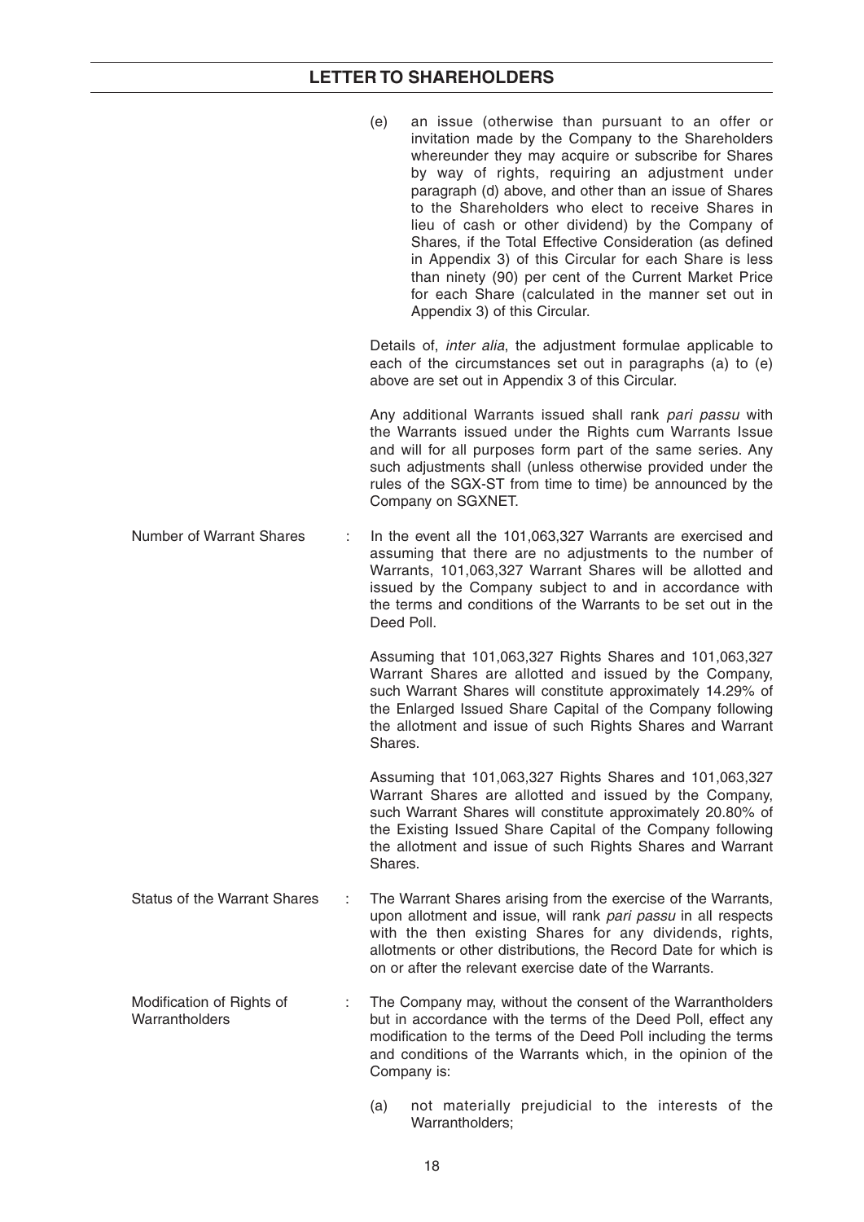(e) an issue (otherwise than pursuant to an offer or invitation made by the Company to the Shareholders whereunder they may acquire or subscribe for Shares by way of rights, requiring an adjustment under paragraph (d) above, and other than an issue of Shares to the Shareholders who elect to receive Shares in lieu of cash or other dividend) by the Company of Shares, if the Total Effective Consideration (as defined in Appendix 3) of this Circular for each Share is less than ninety (90) per cent of the Current Market Price for each Share (calculated in the manner set out in Appendix 3) of this Circular.

Details of, *inter alia*, the adjustment formulae applicable to each of the circumstances set out in paragraphs (a) to (e) above are set out in Appendix 3 of this Circular.

Any additional Warrants issued shall rank *pari passu* with the Warrants issued under the Rights cum Warrants Issue and will for all purposes form part of the same series. Any such adjustments shall (unless otherwise provided under the rules of the SGX-ST from time to time) be announced by the Company on SGXNET.

Number of Warrant Shares : In the event all the 101,063,327 Warrants are exercised and assuming that there are no adjustments to the number of Warrants, 101,063,327 Warrant Shares will be allotted and issued by the Company subject to and in accordance with the terms and conditions of the Warrants to be set out in the Deed Poll.

Assuming that 101,063,327 Rights Shares and 101,063,327 Warrant Shares are allotted and issued by the Company, such Warrant Shares will constitute approximately 14.29% of the Enlarged Issued Share Capital of the Company following the allotment and issue of such Rights Shares and Warrant Shares.

Assuming that 101,063,327 Rights Shares and 101,063,327 Warrant Shares are allotted and issued by the Company, such Warrant Shares will constitute approximately 20.80% of the Existing Issued Share Capital of the Company following the allotment and issue of such Rights Shares and Warrant Shares.

Status of the Warrant Shares : The Warrant Shares arising from the exercise of the Warrants, upon allotment and issue, will rank *pari passu* in all respects with the then existing Shares for any dividends, rights, allotments or other distributions, the Record Date for which is on or after the relevant exercise date of the Warrants.

Modification of Rights of Warrantholders : The Company may, without the consent of the Warrantholders but in accordance with the terms of the Deed Poll, effect any modification to the terms of the Deed Poll including the terms and conditions of the Warrants which, in the opinion of the Company is:

(a) not materially prejudicial to the interests of the Warrantholders;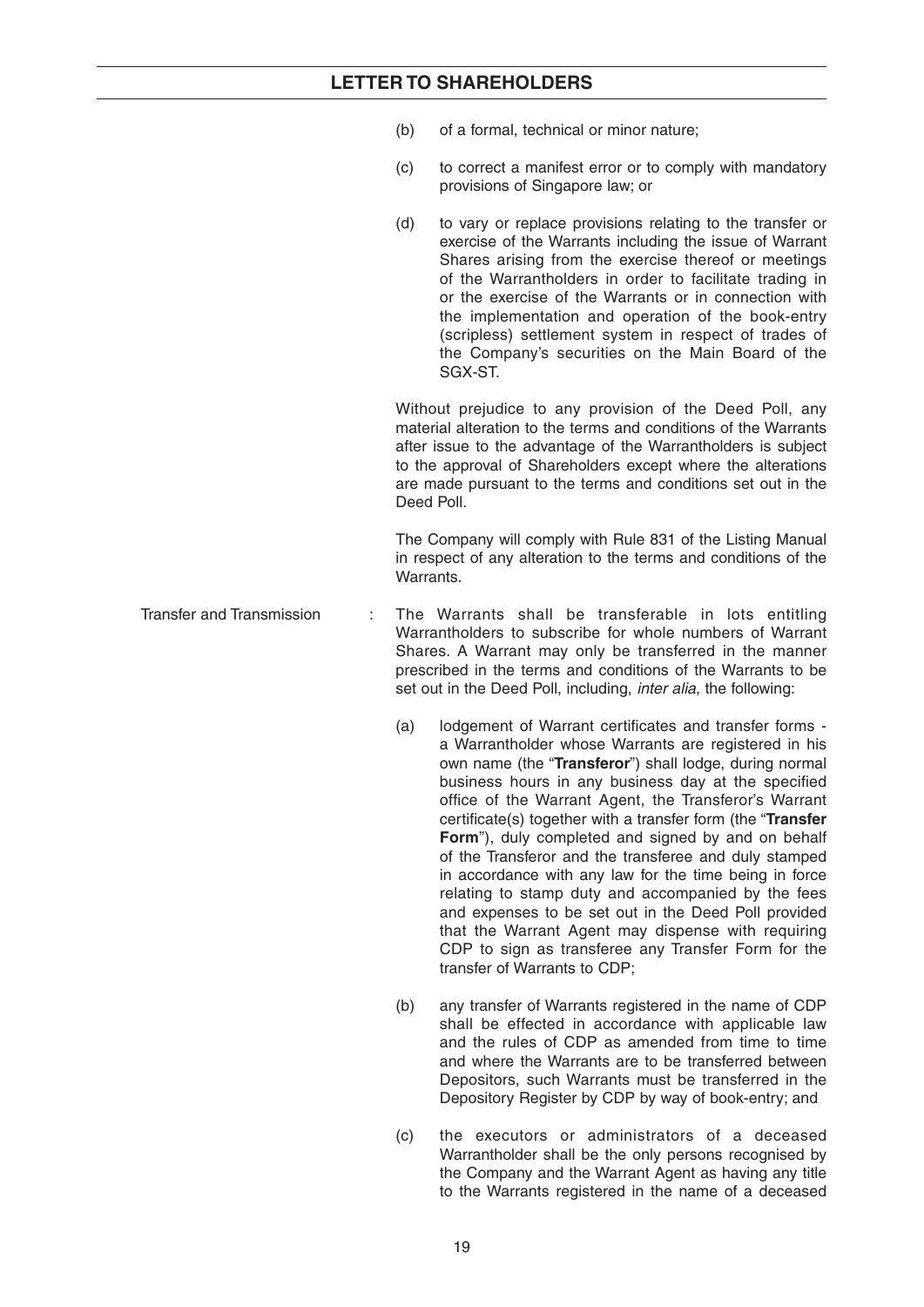(b) of a formal, technical or minor nature;

(c) to correct a manifest error or to comply with mandatory provisions of Singapore law; or

(d) to vary or replace provisions relating to the transfer or exercise of the Warrants including the issue of Warrant Shares arising from the exercise thereof or meetings of the Warrantholders in order to facilitate trading in or the exercise of the Warrants or in connection with the implementation and operation of the book-entry (scripless) settlement system in respect of trades of the Company's securities on the Main Board of the SGX-ST.

Without prejudice to any provision of the Deed Poll, any material alteration to the terms and conditions of the Warrants after issue to the advantage of the Warrantholders is subject to the approval of Shareholders except where the alterations are made pursuant to the terms and conditions set out in the Deed Poll.

The Company will comply with Rule 831 of the Listing Manual in respect of any alteration to the terms and conditions of the Warrants.

Transfer and Transmission : The Warrants shall be transferable in lots entitling Warrantholders to subscribe for whole numbers of Warrant Shares. A Warrant may only be transferred in the manner prescribed in the terms and conditions of the Warrants to be set out in the Deed Poll, including, *inter alia*, the following:

(a) lodgement of Warrant certificates and transfer forms - a Warrantholder whose Warrants are registered in his own name (the "**Transferor**") shall lodge, during normal business hours in any business day at the specified office of the Warrant Agent, the Transferor's Warrant certificate(s) together with a transfer form (the "**Transfer Form**"), duly completed and signed by and on behalf of the Transferor and the transferee and duly stamped in accordance with any law for the time being in force relating to stamp duty and accompanied by the fees and expenses to be set out in the Deed Poll provided that the Warrant Agent may dispense with requiring CDP to sign as transferee any Transfer Form for the transfer of Warrants to CDP;

(b) any transfer of Warrants registered in the name of CDP shall be effected in accordance with applicable law and the rules of CDP as amended from time to time and where the Warrants are to be transferred between Depositors, such Warrants must be transferred in the Depository Register by CDP by way of book-entry; and

(c) the executors or administrators of a deceased Warrantholder shall be the only persons recognised by the Company and the Warrant Agent as having any title to the Warrants registered in the name of a deceased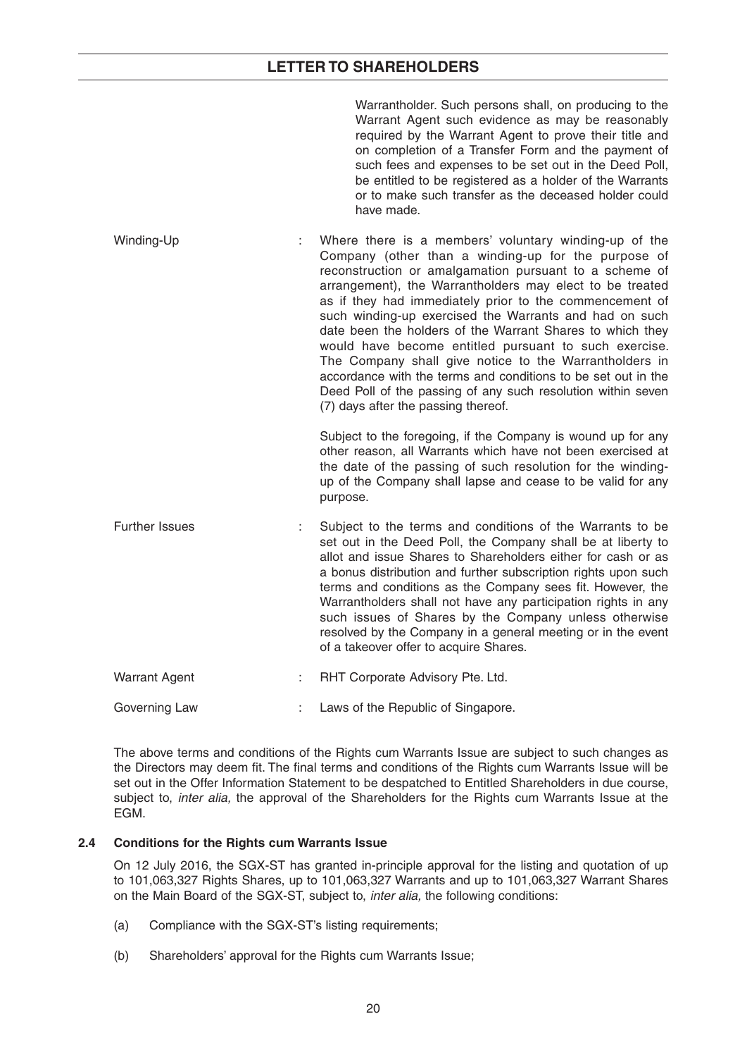Warrantholder. Such persons shall, on producing to the Warrant Agent such evidence as may be reasonably required by the Warrant Agent to prove their title and on completion of a Transfer Form and the payment of such fees and expenses to be set out in the Deed Poll, be entitled to be registered as a holder of the Warrants or to make such transfer as the deceased holder could have made.

| | | |
|---|---|---|
| Winding-Up | : | Where there is a members' voluntary winding-up of the Company (other than a winding-up for the purpose of reconstruction or amalgamation pursuant to a scheme of arrangement), the Warrantholders may elect to be treated as if they had immediately prior to the commencement of such winding-up exercised the Warrants and had on such date been the holders of the Warrant Shares to which they would have become entitled pursuant to such exercise. The Company shall give notice to the Warrantholders in accordance with the terms and conditions to be set out in the Deed Poll of the passing of any such resolution within seven (7) days after the passing thereof.<br><br>Subject to the foregoing, if the Company is wound up for any other reason, all Warrants which have not been exercised at the date of the passing of such resolution for the winding-up of the Company shall lapse and cease to be valid for any purpose. |
| Further Issues | : | Subject to the terms and conditions of the Warrants to be set out in the Deed Poll, the Company shall be at liberty to allot and issue Shares to Shareholders either for cash or as a bonus distribution and further subscription rights upon such terms and conditions as the Company sees fit. However, the Warrantholders shall not have any participation rights in any such issues of Shares by the Company unless otherwise resolved by the Company in a general meeting or in the event of a takeover offer to acquire Shares. |
| Warrant Agent | : | RHT Corporate Advisory Pte. Ltd. |
| Governing Law | : | Laws of the Republic of Singapore. |

The above terms and conditions of the Rights cum Warrants Issue are subject to such changes as the Directors may deem fit. The final terms and conditions of the Rights cum Warrants Issue will be set out in the Offer Information Statement to be despatched to Entitled Shareholders in due course, subject to, *inter alia,* the approval of the Shareholders for the Rights cum Warrants Issue at the EGM.

### 2.4 Conditions for the Rights cum Warrants Issue

On 12 July 2016, the SGX-ST has granted in-principle approval for the listing and quotation of up to 101,063,327 Rights Shares, up to 101,063,327 Warrants and up to 101,063,327 Warrant Shares on the Main Board of the SGX-ST, subject to, *inter alia,* the following conditions:

(a) Compliance with the SGX-ST's listing requirements;

(b) Shareholders' approval for the Rights cum Warrants Issue;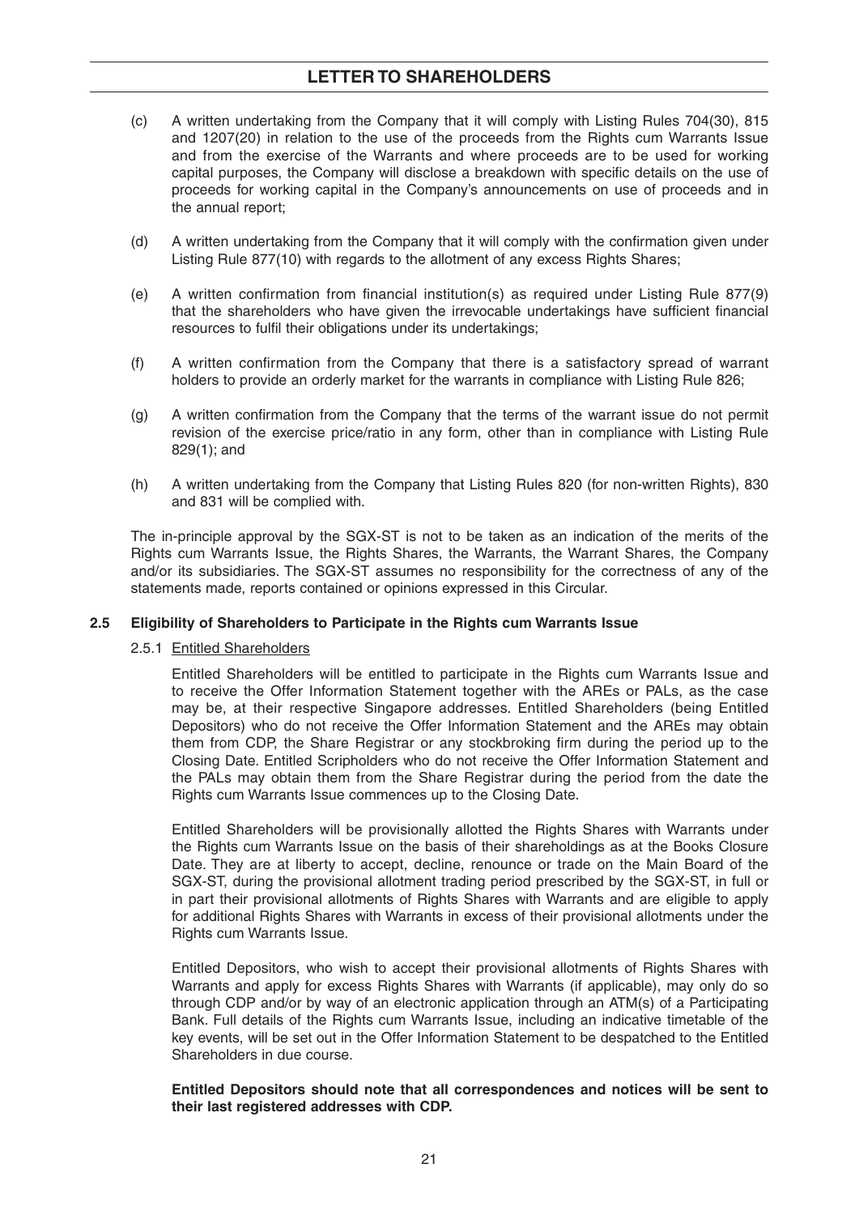(c) A written undertaking from the Company that it will comply with Listing Rules 704(30), 815 and 1207(20) in relation to the use of the proceeds from the Rights cum Warrants Issue and from the exercise of the Warrants and where proceeds are to be used for working capital purposes, the Company will disclose a breakdown with specific details on the use of proceeds for working capital in the Company's announcements on use of proceeds and in the annual report;

(d) A written undertaking from the Company that it will comply with the confirmation given under Listing Rule 877(10) with regards to the allotment of any excess Rights Shares;

(e) A written confirmation from financial institution(s) as required under Listing Rule 877(9) that the shareholders who have given the irrevocable undertakings have sufficient financial resources to fulfil their obligations under its undertakings;

(f) A written confirmation from the Company that there is a satisfactory spread of warrant holders to provide an orderly market for the warrants in compliance with Listing Rule 826;

(g) A written confirmation from the Company that the terms of the warrant issue do not permit revision of the exercise price/ratio in any form, other than in compliance with Listing Rule 829(1); and

(h) A written undertaking from the Company that Listing Rules 820 (for non-written Rights), 830 and 831 will be complied with.

The in-principle approval by the SGX-ST is not to be taken as an indication of the merits of the Rights cum Warrants Issue, the Rights Shares, the Warrants, the Warrant Shares, the Company and/or its subsidiaries. The SGX-ST assumes no responsibility for the correctness of any of the statements made, reports contained or opinions expressed in this Circular.

### 2.5 Eligibility of Shareholders to Participate in the Rights cum Warrants Issue

#### 2.5.1 Entitled Shareholders

Entitled Shareholders will be entitled to participate in the Rights cum Warrants Issue and to receive the Offer Information Statement together with the AREs or PALs, as the case may be, at their respective Singapore addresses. Entitled Shareholders (being Entitled Depositors) who do not receive the Offer Information Statement and the AREs may obtain them from CDP, the Share Registrar or any stockbroking firm during the period up to the Closing Date. Entitled Scripholders who do not receive the Offer Information Statement and the PALs may obtain them from the Share Registrar during the period from the date the Rights cum Warrants Issue commences up to the Closing Date.

Entitled Shareholders will be provisionally allotted the Rights Shares with Warrants under the Rights cum Warrants Issue on the basis of their shareholdings as at the Books Closure Date. They are at liberty to accept, decline, renounce or trade on the Main Board of the SGX-ST, during the provisional allotment trading period prescribed by the SGX-ST, in full or in part their provisional allotments of Rights Shares with Warrants and are eligible to apply for additional Rights Shares with Warrants in excess of their provisional allotments under the Rights cum Warrants Issue.

Entitled Depositors, who wish to accept their provisional allotments of Rights Shares with Warrants and apply for excess Rights Shares with Warrants (if applicable), may only do so through CDP and/or by way of an electronic application through an ATM(s) of a Participating Bank. Full details of the Rights cum Warrants Issue, including an indicative timetable of the key events, will be set out in the Offer Information Statement to be despatched to the Entitled Shareholders in due course.

**Entitled Depositors should note that all correspondences and notices will be sent to their last registered addresses with CDP.**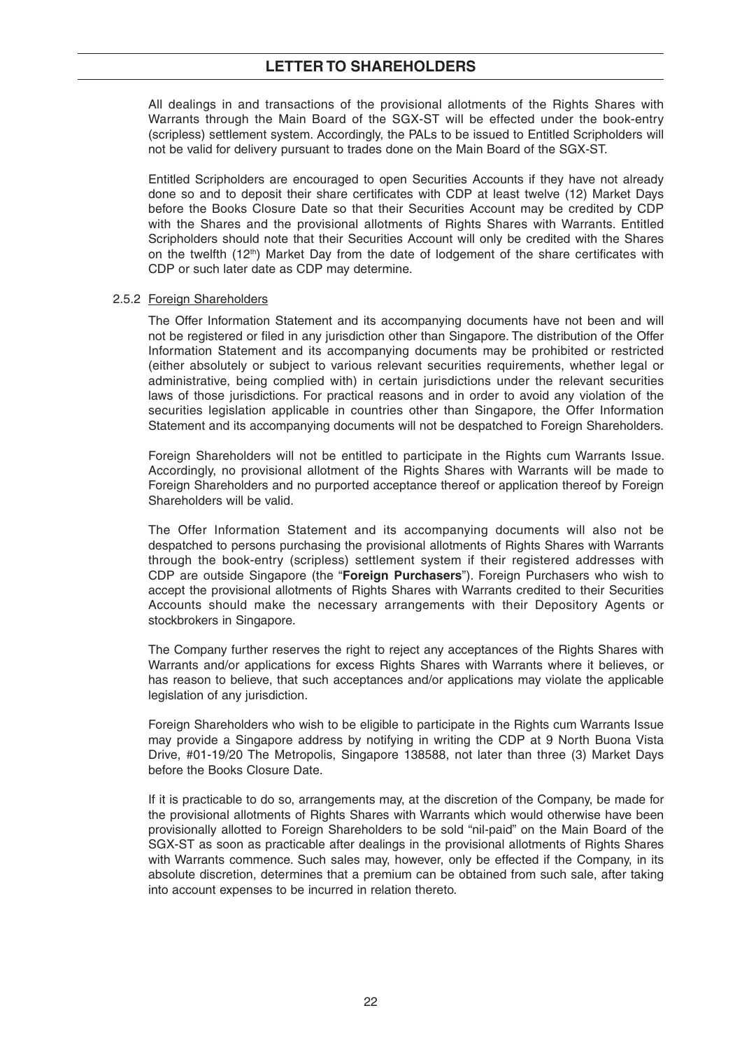All dealings in and transactions of the provisional allotments of the Rights Shares with Warrants through the Main Board of the SGX-ST will be effected under the book-entry (scripless) settlement system. Accordingly, the PALs to be issued to Entitled Scripholders will not be valid for delivery pursuant to trades done on the Main Board of the SGX-ST.

Entitled Scripholders are encouraged to open Securities Accounts if they have not already done so and to deposit their share certificates with CDP at least twelve (12) Market Days before the Books Closure Date so that their Securities Account may be credited by CDP with the Shares and the provisional allotments of Rights Shares with Warrants. Entitled Scripholders should note that their Securities Account will only be credited with the Shares on the twelfth (12th) Market Day from the date of lodgement of the share certificates with CDP or such later date as CDP may determine.

### 2.5.2 Foreign Shareholders

The Offer Information Statement and its accompanying documents have not been and will not be registered or filed in any jurisdiction other than Singapore. The distribution of the Offer Information Statement and its accompanying documents may be prohibited or restricted (either absolutely or subject to various relevant securities requirements, whether legal or administrative, being complied with) in certain jurisdictions under the relevant securities laws of those jurisdictions. For practical reasons and in order to avoid any violation of the securities legislation applicable in countries other than Singapore, the Offer Information Statement and its accompanying documents will not be despatched to Foreign Shareholders.

Foreign Shareholders will not be entitled to participate in the Rights cum Warrants Issue. Accordingly, no provisional allotment of the Rights Shares with Warrants will be made to Foreign Shareholders and no purported acceptance thereof or application thereof by Foreign Shareholders will be valid.

The Offer Information Statement and its accompanying documents will also not be despatched to persons purchasing the provisional allotments of Rights Shares with Warrants through the book-entry (scripless) settlement system if their registered addresses with CDP are outside Singapore (the "**Foreign Purchasers**"). Foreign Purchasers who wish to accept the provisional allotments of Rights Shares with Warrants credited to their Securities Accounts should make the necessary arrangements with their Depository Agents or stockbrokers in Singapore.

The Company further reserves the right to reject any acceptances of the Rights Shares with Warrants and/or applications for excess Rights Shares with Warrants where it believes, or has reason to believe, that such acceptances and/or applications may violate the applicable legislation of any jurisdiction.

Foreign Shareholders who wish to be eligible to participate in the Rights cum Warrants Issue may provide a Singapore address by notifying in writing the CDP at 9 North Buona Vista Drive, #01-19/20 The Metropolis, Singapore 138588, not later than three (3) Market Days before the Books Closure Date.

If it is practicable to do so, arrangements may, at the discretion of the Company, be made for the provisional allotments of Rights Shares with Warrants which would otherwise have been provisionally allotted to Foreign Shareholders to be sold "nil-paid" on the Main Board of the SGX-ST as soon as practicable after dealings in the provisional allotments of Rights Shares with Warrants commence. Such sales may, however, only be effected if the Company, in its absolute discretion, determines that a premium can be obtained from such sale, after taking into account expenses to be incurred in relation thereto.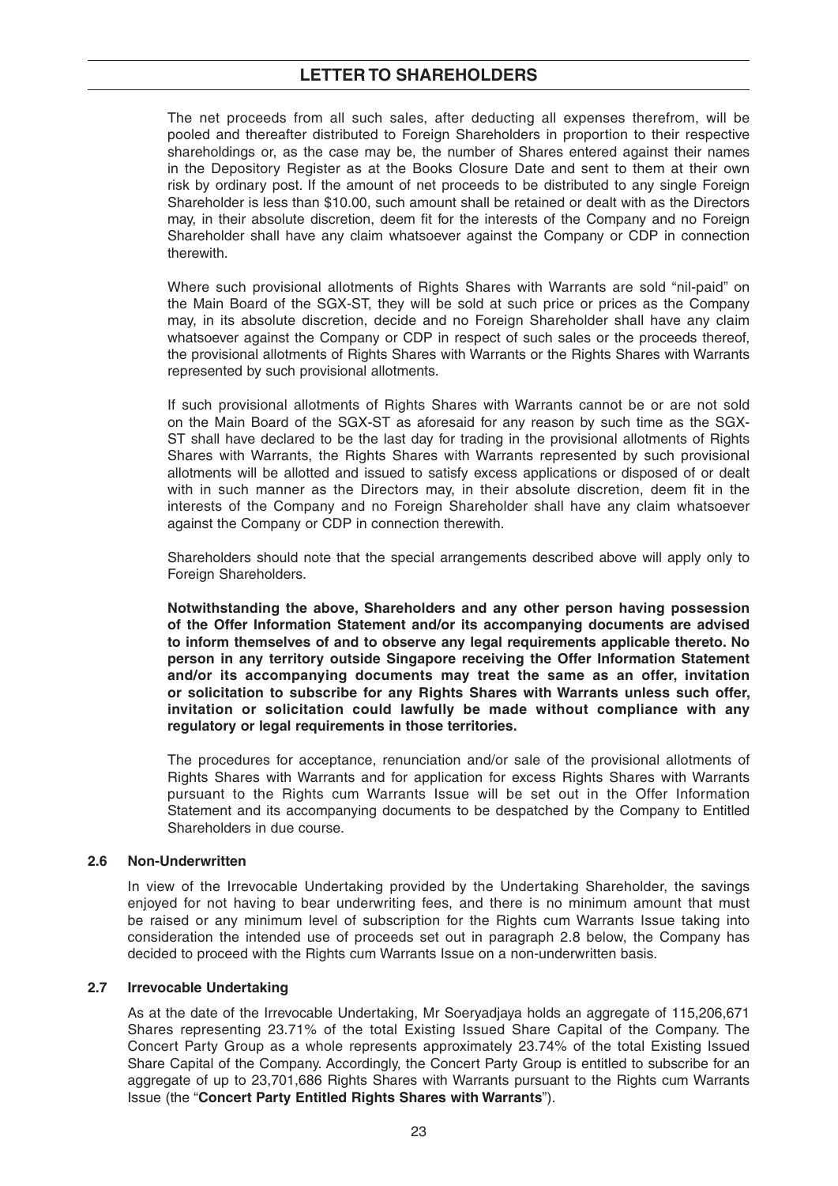The net proceeds from all such sales, after deducting all expenses therefrom, will be pooled and thereafter distributed to Foreign Shareholders in proportion to their respective shareholdings or, as the case may be, the number of Shares entered against their names in the Depository Register as at the Books Closure Date and sent to them at their own risk by ordinary post. If the amount of net proceeds to be distributed to any single Foreign Shareholder is less than $10.00, such amount shall be retained or dealt with as the Directors may, in their absolute discretion, deem fit for the interests of the Company and no Foreign Shareholder shall have any claim whatsoever against the Company or CDP in connection therewith.

Where such provisional allotments of Rights Shares with Warrants are sold "nil-paid" on the Main Board of the SGX-ST, they will be sold at such price or prices as the Company may, in its absolute discretion, decide and no Foreign Shareholder shall have any claim whatsoever against the Company or CDP in respect of such sales or the proceeds thereof, the provisional allotments of Rights Shares with Warrants or the Rights Shares with Warrants represented by such provisional allotments.

If such provisional allotments of Rights Shares with Warrants cannot be or are not sold on the Main Board of the SGX-ST as aforesaid for any reason by such time as the SGX-ST shall have declared to be the last day for trading in the provisional allotments of Rights Shares with Warrants, the Rights Shares with Warrants represented by such provisional allotments will be allotted and issued to satisfy excess applications or disposed of or dealt with in such manner as the Directors may, in their absolute discretion, deem fit in the interests of the Company and no Foreign Shareholder shall have any claim whatsoever against the Company or CDP in connection therewith.

Shareholders should note that the special arrangements described above will apply only to Foreign Shareholders.

**Notwithstanding the above, Shareholders and any other person having possession of the Offer Information Statement and/or its accompanying documents are advised to inform themselves of and to observe any legal requirements applicable thereto. No person in any territory outside Singapore receiving the Offer Information Statement and/or its accompanying documents may treat the same as an offer, invitation or solicitation to subscribe for any Rights Shares with Warrants unless such offer, invitation or solicitation could lawfully be made without compliance with any regulatory or legal requirements in those territories.**

The procedures for acceptance, renunciation and/or sale of the provisional allotments of Rights Shares with Warrants and for application for excess Rights Shares with Warrants pursuant to the Rights cum Warrants Issue will be set out in the Offer Information Statement and its accompanying documents to be despatched by the Company to Entitled Shareholders in due course.

### 2.6 Non-Underwritten

In view of the Irrevocable Undertaking provided by the Undertaking Shareholder, the savings enjoyed for not having to bear underwriting fees, and there is no minimum amount that must be raised or any minimum level of subscription for the Rights cum Warrants Issue taking into consideration the intended use of proceeds set out in paragraph 2.8 below, the Company has decided to proceed with the Rights cum Warrants Issue on a non-underwritten basis.

### 2.7 Irrevocable Undertaking

As at the date of the Irrevocable Undertaking, Mr Soeryadjaya holds an aggregate of 115,206,671 Shares representing 23.71% of the total Existing Issued Share Capital of the Company. The Concert Party Group as a whole represents approximately 23.74% of the total Existing Issued Share Capital of the Company. Accordingly, the Concert Party Group is entitled to subscribe for an aggregate of up to 23,701,686 Rights Shares with Warrants pursuant to the Rights cum Warrants Issue (the "**Concert Party Entitled Rights Shares with Warrants**").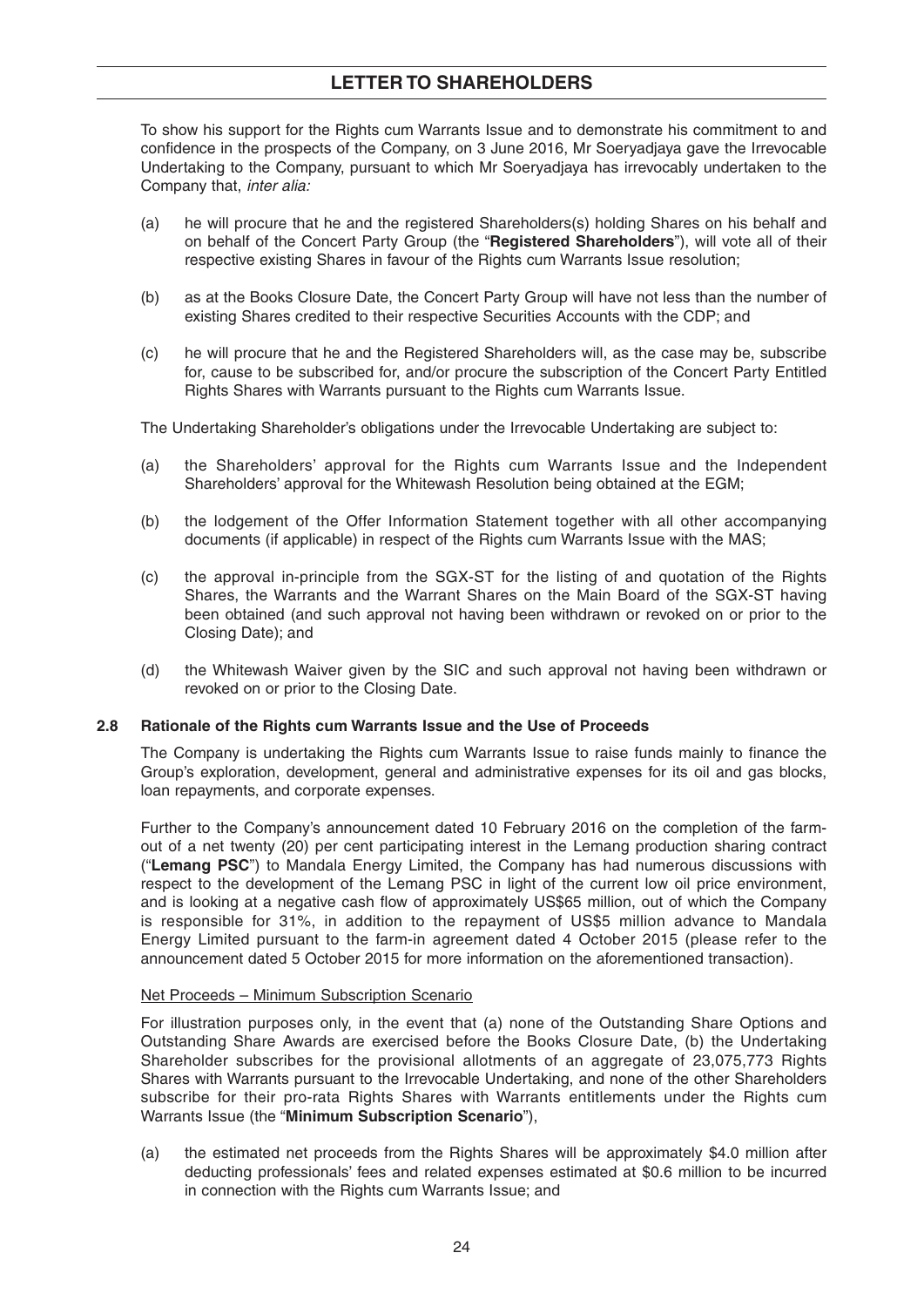## LETTER TO SHAREHOLDERS

To show his support for the Rights cum Warrants Issue and to demonstrate his commitment to and confidence in the prospects of the Company, on 3 June 2016, Mr Soeryadjaya gave the Irrevocable Undertaking to the Company, pursuant to which Mr Soeryadjaya has irrevocably undertaken to the Company that, *inter alia:*

(a) he will procure that he and the registered Shareholders(s) holding Shares on his behalf and on behalf of the Concert Party Group (the "**Registered Shareholders**"), will vote all of their respective existing Shares in favour of the Rights cum Warrants Issue resolution;

(b) as at the Books Closure Date, the Concert Party Group will have not less than the number of existing Shares credited to their respective Securities Accounts with the CDP; and

(c) he will procure that he and the Registered Shareholders will, as the case may be, subscribe for, cause to be subscribed for, and/or procure the subscription of the Concert Party Entitled Rights Shares with Warrants pursuant to the Rights cum Warrants Issue.

The Undertaking Shareholder's obligations under the Irrevocable Undertaking are subject to:

(a) the Shareholders' approval for the Rights cum Warrants Issue and the Independent Shareholders' approval for the Whitewash Resolution being obtained at the EGM;

(b) the lodgement of the Offer Information Statement together with all other accompanying documents (if applicable) in respect of the Rights cum Warrants Issue with the MAS;

(c) the approval in-principle from the SGX-ST for the listing of and quotation of the Rights Shares, the Warrants and the Warrant Shares on the Main Board of the SGX-ST having been obtained (and such approval not having been withdrawn or revoked on or prior to the Closing Date); and

(d) the Whitewash Waiver given by the SIC and such approval not having been withdrawn or revoked on or prior to the Closing Date.

### 2.8 Rationale of the Rights cum Warrants Issue and the Use of Proceeds

The Company is undertaking the Rights cum Warrants Issue to raise funds mainly to finance the Group's exploration, development, general and administrative expenses for its oil and gas blocks, loan repayments, and corporate expenses.

Further to the Company's announcement dated 10 February 2016 on the completion of the farm-out of a net twenty (20) per cent participating interest in the Lemang production sharing contract ("**Lemang PSC**") to Mandala Energy Limited, the Company has had numerous discussions with respect to the development of the Lemang PSC in light of the current low oil price environment, and is looking at a negative cash flow of approximately US$65 million, out of which the Company is responsible for 31%, in addition to the repayment of US$5 million advance to Mandala Energy Limited pursuant to the farm-in agreement dated 4 October 2015 (please refer to the announcement dated 5 October 2015 for more information on the aforementioned transaction).

Net Proceeds – Minimum Subscription Scenario

For illustration purposes only, in the event that (a) none of the Outstanding Share Options and Outstanding Share Awards are exercised before the Books Closure Date, (b) the Undertaking Shareholder subscribes for the provisional allotments of an aggregate of 23,075,773 Rights Shares with Warrants pursuant to the Irrevocable Undertaking, and none of the other Shareholders subscribe for their pro-rata Rights Shares with Warrants entitlements under the Rights cum Warrants Issue (the "**Minimum Subscription Scenario**"),

(a) the estimated net proceeds from the Rights Shares will be approximately $4.0 million after deducting professionals' fees and related expenses estimated at $0.6 million to be incurred in connection with the Rights cum Warrants Issue; and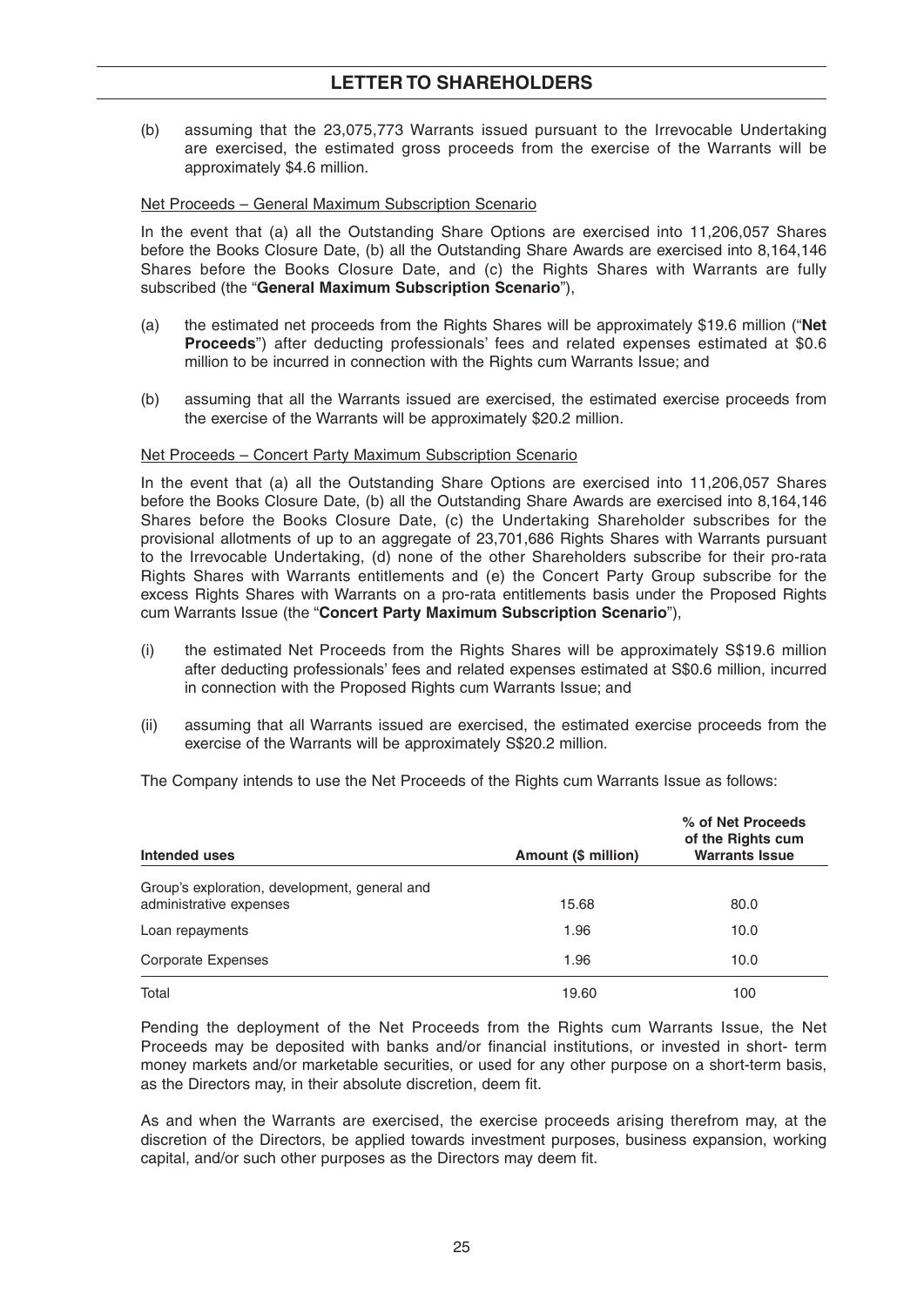(b) assuming that the 23,075,773 Warrants issued pursuant to the Irrevocable Undertaking are exercised, the estimated gross proceeds from the exercise of the Warrants will be approximately $4.6 million.

Net Proceeds – General Maximum Subscription Scenario

In the event that (a) all the Outstanding Share Options are exercised into 11,206,057 Shares before the Books Closure Date, (b) all the Outstanding Share Awards are exercised into 8,164,146 Shares before the Books Closure Date, and (c) the Rights Shares with Warrants are fully subscribed (the "**General Maximum Subscription Scenario**"),

(a) the estimated net proceeds from the Rights Shares will be approximately $19.6 million ("**Net Proceeds**") after deducting professionals' fees and related expenses estimated at $0.6 million to be incurred in connection with the Rights cum Warrants Issue; and

(b) assuming that all the Warrants issued are exercised, the estimated exercise proceeds from the exercise of the Warrants will be approximately $20.2 million.

Net Proceeds – Concert Party Maximum Subscription Scenario

In the event that (a) all the Outstanding Share Options are exercised into 11,206,057 Shares before the Books Closure Date, (b) all the Outstanding Share Awards are exercised into 8,164,146 Shares before the Books Closure Date, (c) the Undertaking Shareholder subscribes for the provisional allotments of up to an aggregate of 23,701,686 Rights Shares with Warrants pursuant to the Irrevocable Undertaking, (d) none of the other Shareholders subscribe for their pro-rata Rights Shares with Warrants entitlements and (e) the Concert Party Group subscribe for the excess Rights Shares with Warrants on a pro-rata entitlements basis under the Proposed Rights cum Warrants Issue (the "**Concert Party Maximum Subscription Scenario**"),

(i) the estimated Net Proceeds from the Rights Shares will be approximately S$19.6 million after deducting professionals' fees and related expenses estimated at S$0.6 million, incurred in connection with the Proposed Rights cum Warrants Issue; and

(ii) assuming that all Warrants issued are exercised, the estimated exercise proceeds from the exercise of the Warrants will be approximately S$20.2 million.

The Company intends to use the Net Proceeds of the Rights cum Warrants Issue as follows:

| Intended uses | Amount ($ million) | % of Net Proceeds of the Rights cum Warrants Issue |
|---|---|---|
| Group's exploration, development, general and administrative expenses | 15.68 | 80.0 |
| Loan repayments | 1.96 | 10.0 |
| Corporate Expenses | 1.96 | 10.0 |
| Total | 19.60 | 100 |

Pending the deployment of the Net Proceeds from the Rights cum Warrants Issue, the Net Proceeds may be deposited with banks and/or financial institutions, or invested in short- term money markets and/or marketable securities, or used for any other purpose on a short-term basis, as the Directors may, in their absolute discretion, deem fit.

As and when the Warrants are exercised, the exercise proceeds arising therefrom may, at the discretion of the Directors, be applied towards investment purposes, business expansion, working capital, and/or such other purposes as the Directors may deem fit.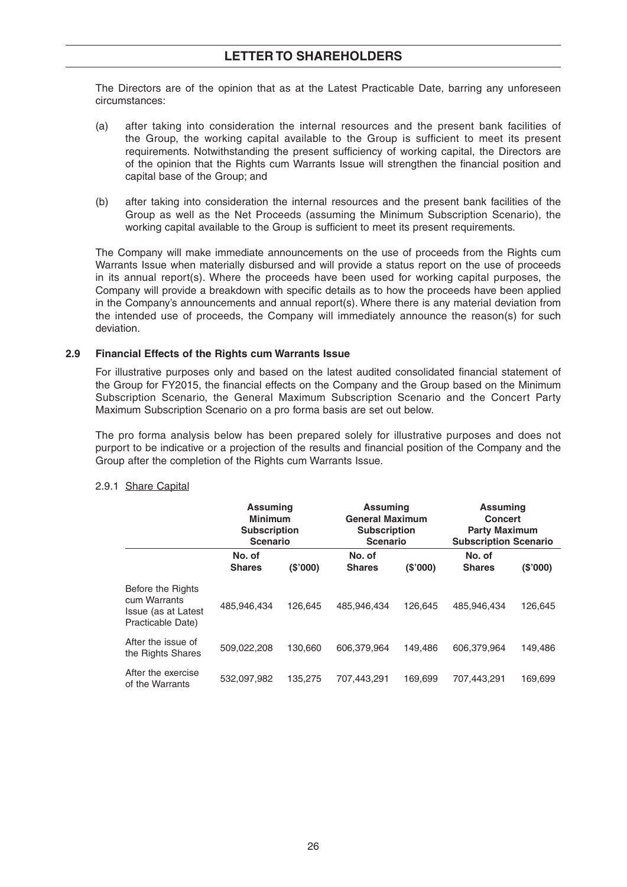The Directors are of the opinion that as at the Latest Practicable Date, barring any unforeseen circumstances:

(a) after taking into consideration the internal resources and the present bank facilities of the Group, the working capital available to the Group is sufficient to meet its present requirements. Notwithstanding the present sufficiency of working capital, the Directors are of the opinion that the Rights cum Warrants Issue will strengthen the financial position and capital base of the Group; and

(b) after taking into consideration the internal resources and the present bank facilities of the Group as well as the Net Proceeds (assuming the Minimum Subscription Scenario), the working capital available to the Group is sufficient to meet its present requirements.

The Company will make immediate announcements on the use of proceeds from the Rights cum Warrants Issue when materially disbursed and will provide a status report on the use of proceeds in its annual report(s). Where the proceeds have been used for working capital purposes, the Company will provide a breakdown with specific details as to how the proceeds have been applied in the Company's announcements and annual report(s). Where there is any material deviation from the intended use of proceeds, the Company will immediately announce the reason(s) for such deviation.

### 2.9 Financial Effects of the Rights cum Warrants Issue

For illustrative purposes only and based on the latest audited consolidated financial statement of the Group for FY2015, the financial effects on the Company and the Group based on the Minimum Subscription Scenario, the General Maximum Subscription Scenario and the Concert Party Maximum Subscription Scenario on a pro forma basis are set out below.

The pro forma analysis below has been prepared solely for illustrative purposes and does not purport to be indicative or a projection of the results and financial position of the Company and the Group after the completion of the Rights cum Warrants Issue.

2.9.1 Share Capital

| | Assuming Minimum Subscription Scenario | | Assuming General Maximum Subscription Scenario | | Assuming Concert Party Maximum Subscription Scenario | |
|---|---|---|---|---|---|---|
| | No. of Shares | ($'000) | No. of Shares | ($'000) | No. of Shares | ($'000) |
| Before the Rights cum Warrants Issue (as at Latest Practicable Date) | 485,946,434 | 126,645 | 485,946,434 | 126,645 | 485,946,434 | 126,645 |
| After the issue of the Rights Shares | 509,022,208 | 130,660 | 606,379,964 | 149,486 | 606,379,964 | 149,486 |
| After the exercise of the Warrants | 532,097,982 | 135,275 | 707,443,291 | 169,699 | 707,443,291 | 169,699 |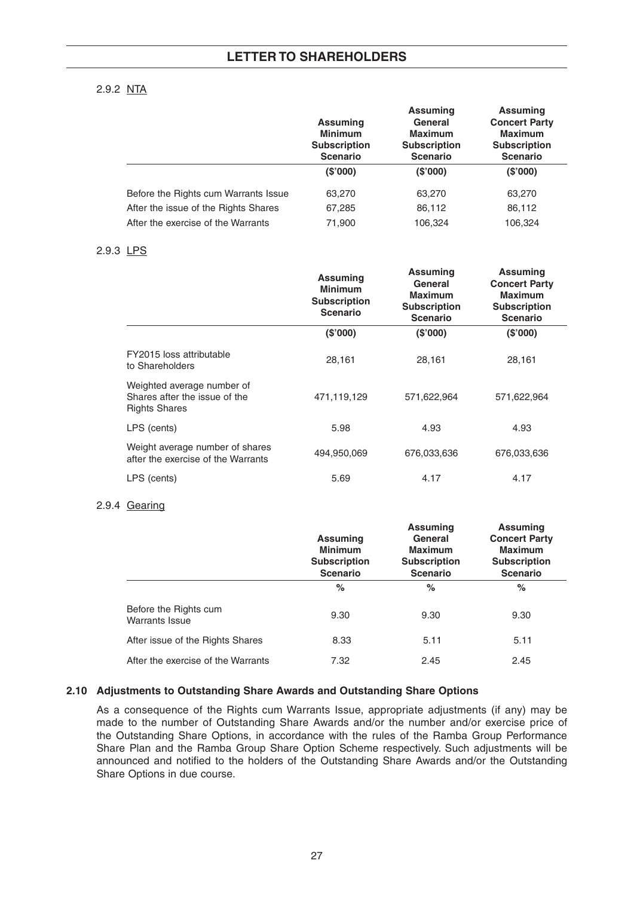#### 2.9.2 NTA

| | Assuming Minimum Subscription Scenario | Assuming General Maximum Subscription Scenario | Assuming Concert Party Maximum Subscription Scenario |
|---|---|---|---|
| | **($'000)** | **($'000)** | **($'000)** |
| Before the Rights cum Warrants Issue | 63,270 | 63,270 | 63,270 |
| After the issue of the Rights Shares | 67,285 | 86,112 | 86,112 |
| After the exercise of the Warrants | 71,900 | 106,324 | 106,324 |

#### 2.9.3 LPS

| | Assuming Minimum Subscription Scenario | Assuming General Maximum Subscription Scenario | Assuming Concert Party Maximum Subscription Scenario |
|---|---|---|---|
| | **($'000)** | **($'000)** | **($'000)** |
| FY2015 loss attributable to Shareholders | 28,161 | 28,161 | 28,161 |
| Weighted average number of Shares after the issue of the Rights Shares | 471,119,129 | 571,622,964 | 571,622,964 |
| LPS (cents) | 5.98 | 4.93 | 4.93 |
| Weight average number of shares after the exercise of the Warrants | 494,950,069 | 676,033,636 | 676,033,636 |
| LPS (cents) | 5.69 | 4.17 | 4.17 |

#### 2.9.4 Gearing

| | Assuming Minimum Subscription Scenario | Assuming General Maximum Subscription Scenario | Assuming Concert Party Maximum Subscription Scenario |
|---|---|---|---|
| | **%** | **%** | **%** |
| Before the Rights cum Warrants Issue | 9.30 | 9.30 | 9.30 |
| After issue of the Rights Shares | 8.33 | 5.11 | 5.11 |
| After the exercise of the Warrants | 7.32 | 2.45 | 2.45 |

### 2.10 Adjustments to Outstanding Share Awards and Outstanding Share Options

As a consequence of the Rights cum Warrants Issue, appropriate adjustments (if any) may be made to the number of Outstanding Share Awards and/or the number and/or exercise price of the Outstanding Share Options, in accordance with the rules of the Ramba Group Performance Share Plan and the Ramba Group Share Option Scheme respectively. Such adjustments will be announced and notified to the holders of the Outstanding Share Awards and/or the Outstanding Share Options in due course.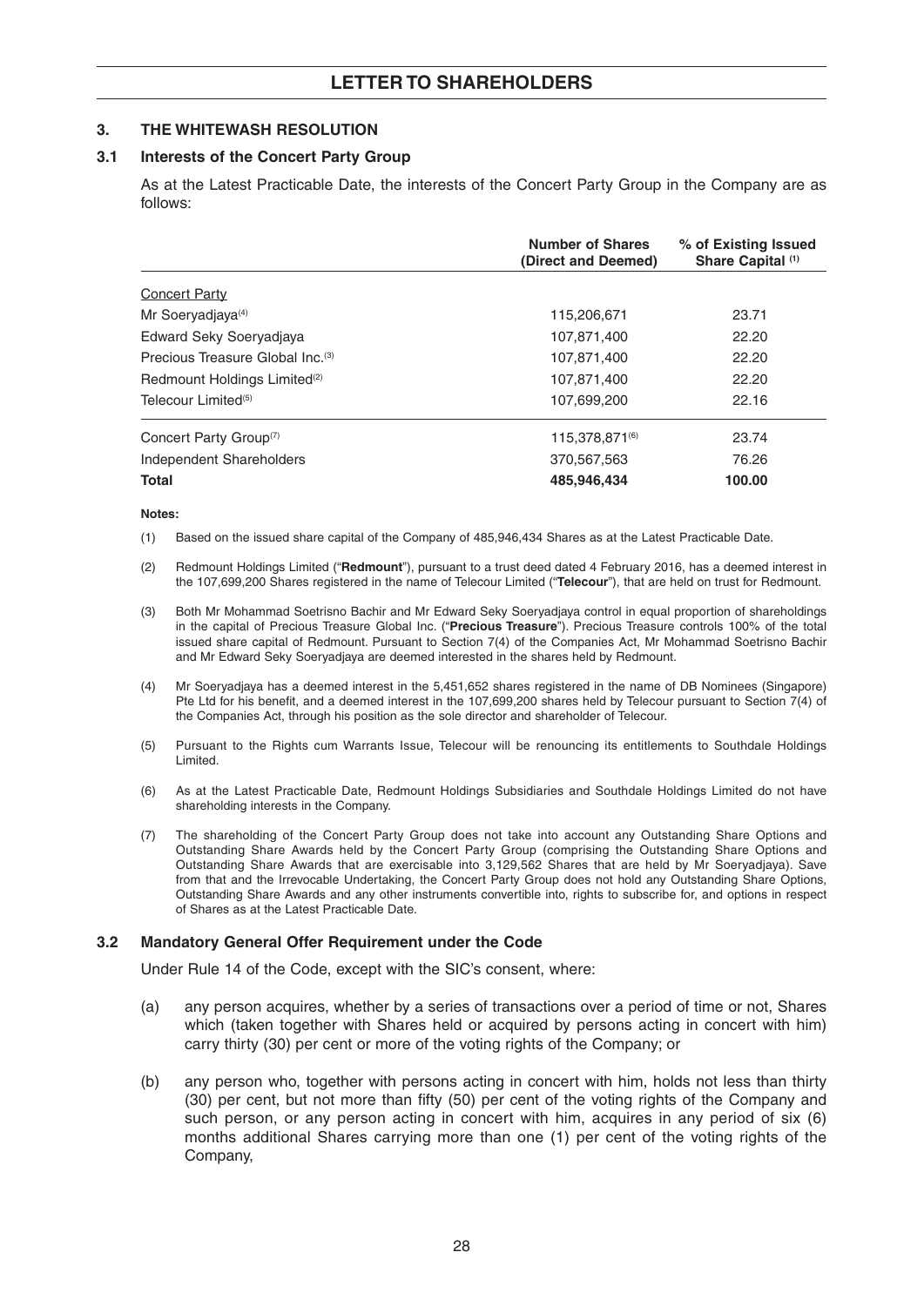## LETTER TO SHAREHOLDERS

### 3. THE WHITEWASH RESOLUTION

#### 3.1 Interests of the Concert Party Group

As at the Latest Practicable Date, the interests of the Concert Party Group in the Company are as follows:

| | Number of Shares (Direct and Deemed) | % of Existing Issued Share Capital [(1)] |
|---|---|---|
| Concert Party | | |
| Mr Soeryadjaya[(4)] | 115,206,671 | 23.71 |
| Edward Seky Soeryadjaya | 107,871,400 | 22.20 |
| Precious Treasure Global Inc.[(3)] | 107,871,400 | 22.20 |
| Redmount Holdings Limited[(2)] | 107,871,400 | 22.20 |
| Telecour Limited[(5)] | 107,699,200 | 22.16 |
| Concert Party Group[(7)] | 115,378,871[(6)] | 23.74 |
| Independent Shareholders | 370,567,563 | 76.26 |
| **Total** | **485,946,434** | **100.00** |

**Notes:**

(1) Based on the issued share capital of the Company of 485,946,434 Shares as at the Latest Practicable Date.

(2) Redmount Holdings Limited ("**Redmount**"), pursuant to a trust deed dated 4 February 2016, has a deemed interest in the 107,699,200 Shares registered in the name of Telecour Limited ("**Telecour**"), that are held on trust for Redmount.

(3) Both Mr Mohammad Soetrisno Bachir and Mr Edward Seky Soeryadjaya control in equal proportion of shareholdings in the capital of Precious Treasure Global Inc. ("**Precious Treasure**"). Precious Treasure controls 100% of the total issued share capital of Redmount. Pursuant to Section 7(4) of the Companies Act, Mr Mohammad Soetrisno Bachir and Mr Edward Seky Soeryadjaya are deemed interested in the shares held by Redmount.

(4) Mr Soeryadjaya has a deemed interest in the 5,451,652 shares registered in the name of DB Nominees (Singapore) Pte Ltd for his benefit, and a deemed interest in the 107,699,200 shares held by Telecour pursuant to Section 7(4) of the Companies Act, through his position as the sole director and shareholder of Telecour.

(5) Pursuant to the Rights cum Warrants Issue, Telecour will be renouncing its entitlements to Southdale Holdings Limited.

(6) As at the Latest Practicable Date, Redmount Holdings Subsidiaries and Southdale Holdings Limited do not have shareholding interests in the Company.

(7) The shareholding of the Concert Party Group does not take into account any Outstanding Share Options and Outstanding Share Awards held by the Concert Party Group (comprising the Outstanding Share Options and Outstanding Share Awards that are exercisable into 3,129,562 Shares that are held by Mr Soeryadjaya). Save from that and the Irrevocable Undertaking, the Concert Party Group does not hold any Outstanding Share Options, Outstanding Share Awards and any other instruments convertible into, rights to subscribe for, and options in respect of Shares as at the Latest Practicable Date.

#### 3.2 Mandatory General Offer Requirement under the Code

Under Rule 14 of the Code, except with the SIC's consent, where:

(a) any person acquires, whether by a series of transactions over a period of time or not, Shares which (taken together with Shares held or acquired by persons acting in concert with him) carry thirty (30) per cent or more of the voting rights of the Company; or

(b) any person who, together with persons acting in concert with him, holds not less than thirty (30) per cent, but not more than fifty (50) per cent of the voting rights of the Company and such person, or any person acting in concert with him, acquires in any period of six (6) months additional Shares carrying more than one (1) per cent of the voting rights of the Company,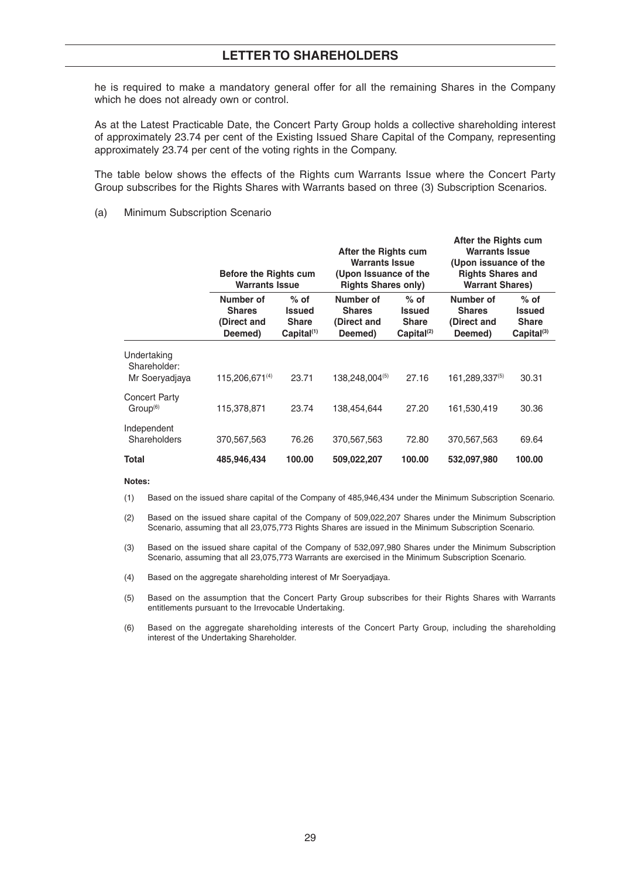he is required to make a mandatory general offer for all the remaining Shares in the Company which he does not already own or control.

As at the Latest Practicable Date, the Concert Party Group holds a collective shareholding interest of approximately 23.74 per cent of the Existing Issued Share Capital of the Company, representing approximately 23.74 per cent of the voting rights in the Company.

The table below shows the effects of the Rights cum Warrants Issue where the Concert Party Group subscribes for the Rights Shares with Warrants based on three (3) Subscription Scenarios.

(a) Minimum Subscription Scenario

| | Before the Rights cum Warrants Issue | | After the Rights cum Warrants Issue (Upon Issuance of the Rights Shares only) | | After the Rights cum Warrants Issue (Upon issuance of the Rights Shares and Warrant Shares) | |
|---|---|---|---|---|---|---|
| | Number of Shares (Direct and Deemed) | % of Issued Share Capital(1) | Number of Shares (Direct and Deemed) | % of Issued Share Capital(2) | Number of Shares (Direct and Deemed) | % of Issued Share Capital(3) |
| Undertaking Shareholder: Mr Soeryadjaya | 115,206,671(4) | 23.71 | 138,248,004(5) | 27.16 | 161,289,337(5) | 30.31 |
| Concert Party Group(6) | 115,378,871 | 23.74 | 138,454,644 | 27.20 | 161,530,419 | 30.36 |
| Independent Shareholders | 370,567,563 | 76.26 | 370,567,563 | 72.80 | 370,567,563 | 69.64 |
| **Total** | **485,946,434** | **100.00** | **509,022,207** | **100.00** | **532,097,980** | **100.00** |

**Notes:**

(1) Based on the issued share capital of the Company of 485,946,434 under the Minimum Subscription Scenario.

(2) Based on the issued share capital of the Company of 509,022,207 Shares under the Minimum Subscription Scenario, assuming that all 23,075,773 Rights Shares are issued in the Minimum Subscription Scenario.

(3) Based on the issued share capital of the Company of 532,097,980 Shares under the Minimum Subscription Scenario, assuming that all 23,075,773 Warrants are exercised in the Minimum Subscription Scenario.

(4) Based on the aggregate shareholding interest of Mr Soeryadjaya.

(5) Based on the assumption that the Concert Party Group subscribes for their Rights Shares with Warrants entitlements pursuant to the Irrevocable Undertaking.

(6) Based on the aggregate shareholding interests of the Concert Party Group, including the shareholding interest of the Undertaking Shareholder.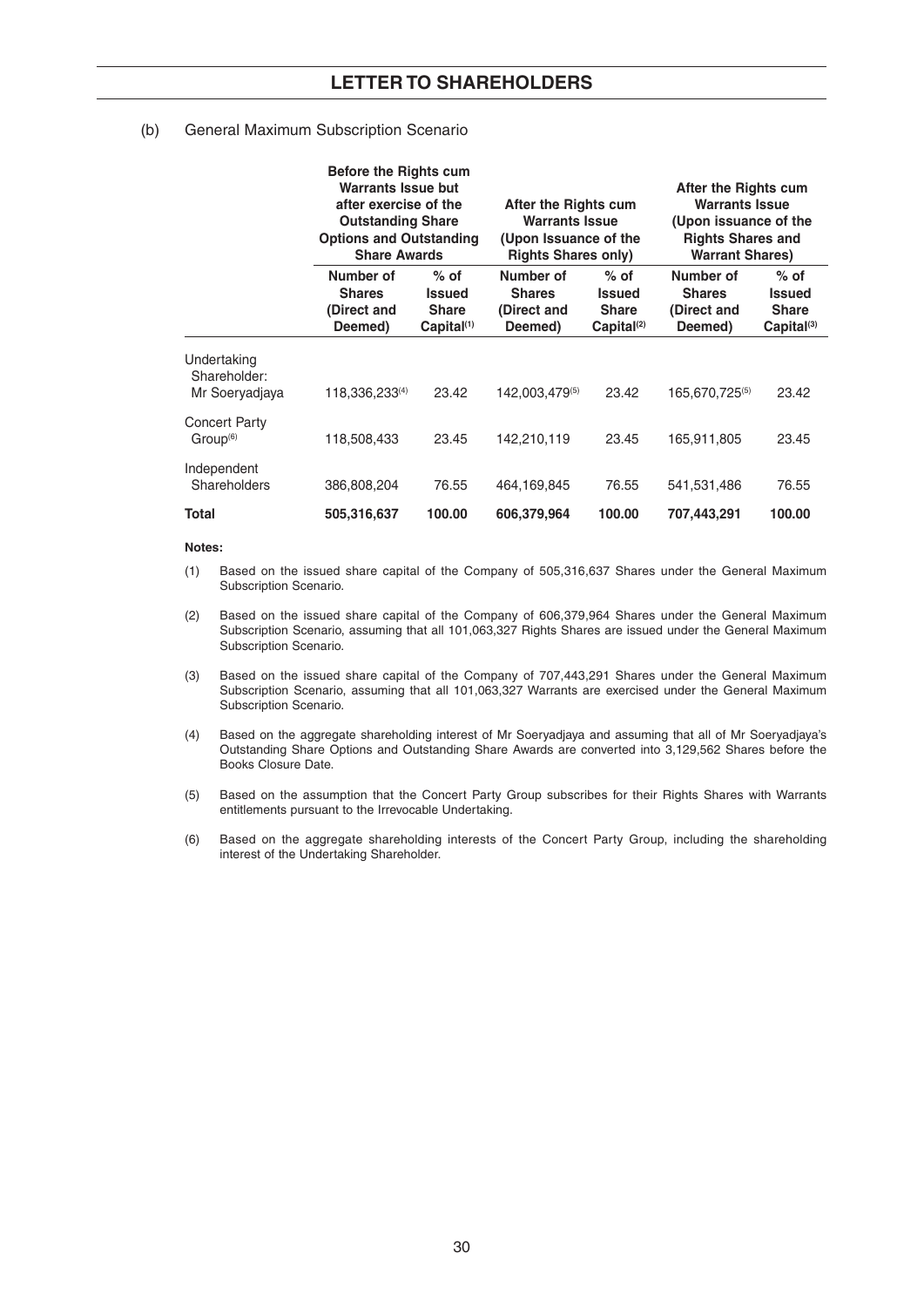(b) General Maximum Subscription Scenario

| | Before the Rights cum Warrants Issue but after exercise of the Outstanding Share Options and Outstanding Share Awards | | After the Rights cum Warrants Issue (Upon Issuance of the Rights Shares only) | | After the Rights cum Warrants Issue (Upon issuance of the Rights Shares and Warrant Shares) | |
|---|---|---|---|---|---|---|
| | Number of Shares (Direct and Deemed) | % of Issued Share Capital[(1)] | Number of Shares (Direct and Deemed) | % of Issued Share Capital[(2)] | Number of Shares (Direct and Deemed) | % of Issued Share Capital[(3)] |
| Undertaking Shareholder: Mr Soeryadjaya | 118,336,233[(4)] | 23.42 | 142,003,479[(5)] | 23.42 | 165,670,725[(5)] | 23.42 |
| Concert Party Group[(6)] | 118,508,433 | 23.45 | 142,210,119 | 23.45 | 165,911,805 | 23.45 |
| Independent Shareholders | 386,808,204 | 76.55 | 464,169,845 | 76.55 | 541,531,486 | 76.55 |
| **Total** | **505,316,637** | **100.00** | **606,379,964** | **100.00** | **707,443,291** | **100.00** |

**Notes:**

(1) Based on the issued share capital of the Company of 505,316,637 Shares under the General Maximum Subscription Scenario.

(2) Based on the issued share capital of the Company of 606,379,964 Shares under the General Maximum Subscription Scenario, assuming that all 101,063,327 Rights Shares are issued under the General Maximum Subscription Scenario.

(3) Based on the issued share capital of the Company of 707,443,291 Shares under the General Maximum Subscription Scenario, assuming that all 101,063,327 Warrants are exercised under the General Maximum Subscription Scenario.

(4) Based on the aggregate shareholding interest of Mr Soeryadjaya and assuming that all of Mr Soeryadjaya's Outstanding Share Options and Outstanding Share Awards are converted into 3,129,562 Shares before the Books Closure Date.

(5) Based on the assumption that the Concert Party Group subscribes for their Rights Shares with Warrants entitlements pursuant to the Irrevocable Undertaking.

(6) Based on the aggregate shareholding interests of the Concert Party Group, including the shareholding interest of the Undertaking Shareholder.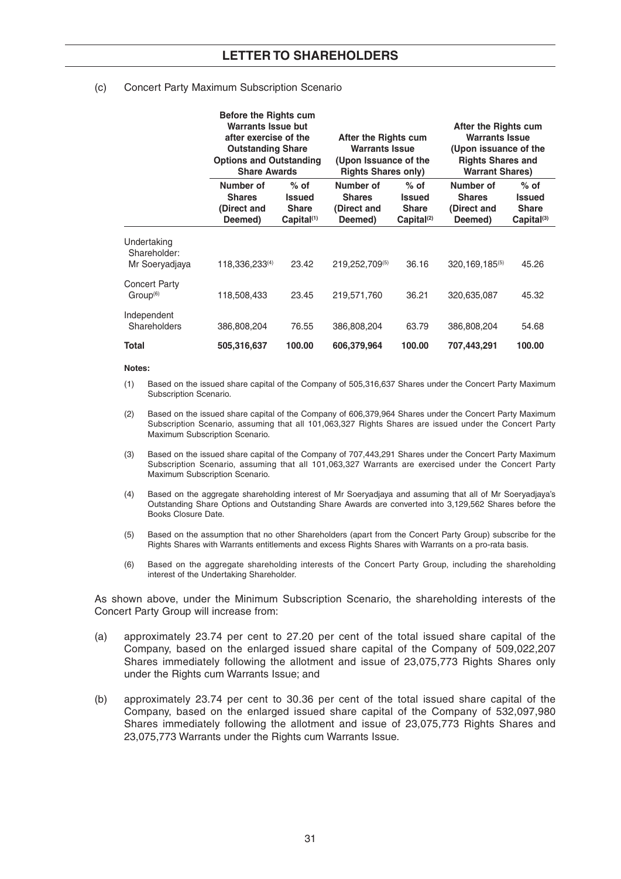(c) Concert Party Maximum Subscription Scenario

| | Before the Rights cum Warrants Issue but after exercise of the Outstanding Share Options and Outstanding Share Awards | | After the Rights cum Warrants Issue (Upon Issuance of the Rights Shares only) | | After the Rights cum Warrants Issue (Upon issuance of the Rights Shares and Warrant Shares) | |
|---|---|---|---|---|---|---|
| | Number of Shares (Direct and Deemed) | % of Issued Share Capital(1) | Number of Shares (Direct and Deemed) | % of Issued Share Capital(2) | Number of Shares (Direct and Deemed) | % of Issued Share Capital(3) |
| Undertaking Shareholder: Mr Soeryadjaya | 118,336,233(4) | 23.42 | 219,252,709(5) | 36.16 | 320,169,185(5) | 45.26 |
| Concert Party Group(6) | 118,508,433 | 23.45 | 219,571,760 | 36.21 | 320,635,087 | 45.32 |
| Independent Shareholders | 386,808,204 | 76.55 | 386,808,204 | 63.79 | 386,808,204 | 54.68 |
| **Total** | **505,316,637** | **100.00** | **606,379,964** | **100.00** | **707,443,291** | **100.00** |

**Notes:**

(1) Based on the issued share capital of the Company of 505,316,637 Shares under the Concert Party Maximum Subscription Scenario.

(2) Based on the issued share capital of the Company of 606,379,964 Shares under the Concert Party Maximum Subscription Scenario, assuming that all 101,063,327 Rights Shares are issued under the Concert Party Maximum Subscription Scenario.

(3) Based on the issued share capital of the Company of 707,443,291 Shares under the Concert Party Maximum Subscription Scenario, assuming that all 101,063,327 Warrants are exercised under the Concert Party Maximum Subscription Scenario.

(4) Based on the aggregate shareholding interest of Mr Soeryadjaya and assuming that all of Mr Soeryadjaya's Outstanding Share Options and Outstanding Share Awards are converted into 3,129,562 Shares before the Books Closure Date.

(5) Based on the assumption that no other Shareholders (apart from the Concert Party Group) subscribe for the Rights Shares with Warrants entitlements and excess Rights Shares with Warrants on a pro-rata basis.

(6) Based on the aggregate shareholding interests of the Concert Party Group, including the shareholding interest of the Undertaking Shareholder.

As shown above, under the Minimum Subscription Scenario, the shareholding interests of the Concert Party Group will increase from:

(a) approximately 23.74 per cent to 27.20 per cent of the total issued share capital of the Company, based on the enlarged issued share capital of the Company of 509,022,207 Shares immediately following the allotment and issue of 23,075,773 Rights Shares only under the Rights cum Warrants Issue; and

(b) approximately 23.74 per cent to 30.36 per cent of the total issued share capital of the Company, based on the enlarged issued share capital of the Company of 532,097,980 Shares immediately following the allotment and issue of 23,075,773 Rights Shares and 23,075,773 Warrants under the Rights cum Warrants Issue.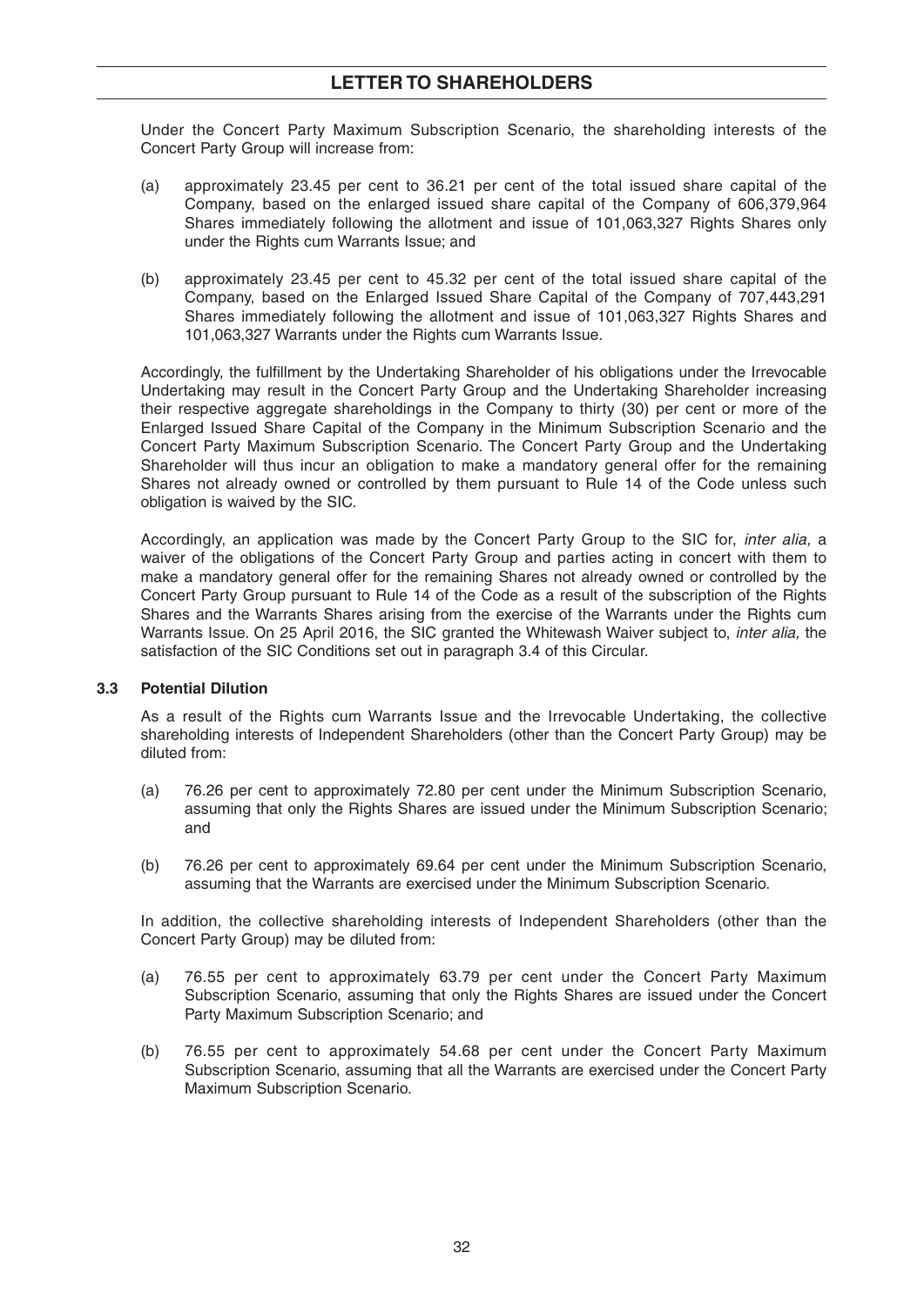Under the Concert Party Maximum Subscription Scenario, the shareholding interests of the Concert Party Group will increase from:

(a) approximately 23.45 per cent to 36.21 per cent of the total issued share capital of the Company, based on the enlarged issued share capital of the Company of 606,379,964 Shares immediately following the allotment and issue of 101,063,327 Rights Shares only under the Rights cum Warrants Issue; and

(b) approximately 23.45 per cent to 45.32 per cent of the total issued share capital of the Company, based on the Enlarged Issued Share Capital of the Company of 707,443,291 Shares immediately following the allotment and issue of 101,063,327 Rights Shares and 101,063,327 Warrants under the Rights cum Warrants Issue.

Accordingly, the fulfillment by the Undertaking Shareholder of his obligations under the Irrevocable Undertaking may result in the Concert Party Group and the Undertaking Shareholder increasing their respective aggregate shareholdings in the Company to thirty (30) per cent or more of the Enlarged Issued Share Capital of the Company in the Minimum Subscription Scenario and the Concert Party Maximum Subscription Scenario. The Concert Party Group and the Undertaking Shareholder will thus incur an obligation to make a mandatory general offer for the remaining Shares not already owned or controlled by them pursuant to Rule 14 of the Code unless such obligation is waived by the SIC.

Accordingly, an application was made by the Concert Party Group to the SIC for, *inter alia,* a waiver of the obligations of the Concert Party Group and parties acting in concert with them to make a mandatory general offer for the remaining Shares not already owned or controlled by the Concert Party Group pursuant to Rule 14 of the Code as a result of the subscription of the Rights Shares and the Warrants Shares arising from the exercise of the Warrants under the Rights cum Warrants Issue. On 25 April 2016, the SIC granted the Whitewash Waiver subject to, *inter alia,* the satisfaction of the SIC Conditions set out in paragraph 3.4 of this Circular.

### 3.3 Potential Dilution

As a result of the Rights cum Warrants Issue and the Irrevocable Undertaking, the collective shareholding interests of Independent Shareholders (other than the Concert Party Group) may be diluted from:

(a) 76.26 per cent to approximately 72.80 per cent under the Minimum Subscription Scenario, assuming that only the Rights Shares are issued under the Minimum Subscription Scenario; and

(b) 76.26 per cent to approximately 69.64 per cent under the Minimum Subscription Scenario, assuming that the Warrants are exercised under the Minimum Subscription Scenario.

In addition, the collective shareholding interests of Independent Shareholders (other than the Concert Party Group) may be diluted from:

(a) 76.55 per cent to approximately 63.79 per cent under the Concert Party Maximum Subscription Scenario, assuming that only the Rights Shares are issued under the Concert Party Maximum Subscription Scenario; and

(b) 76.55 per cent to approximately 54.68 per cent under the Concert Party Maximum Subscription Scenario, assuming that all the Warrants are exercised under the Concert Party Maximum Subscription Scenario.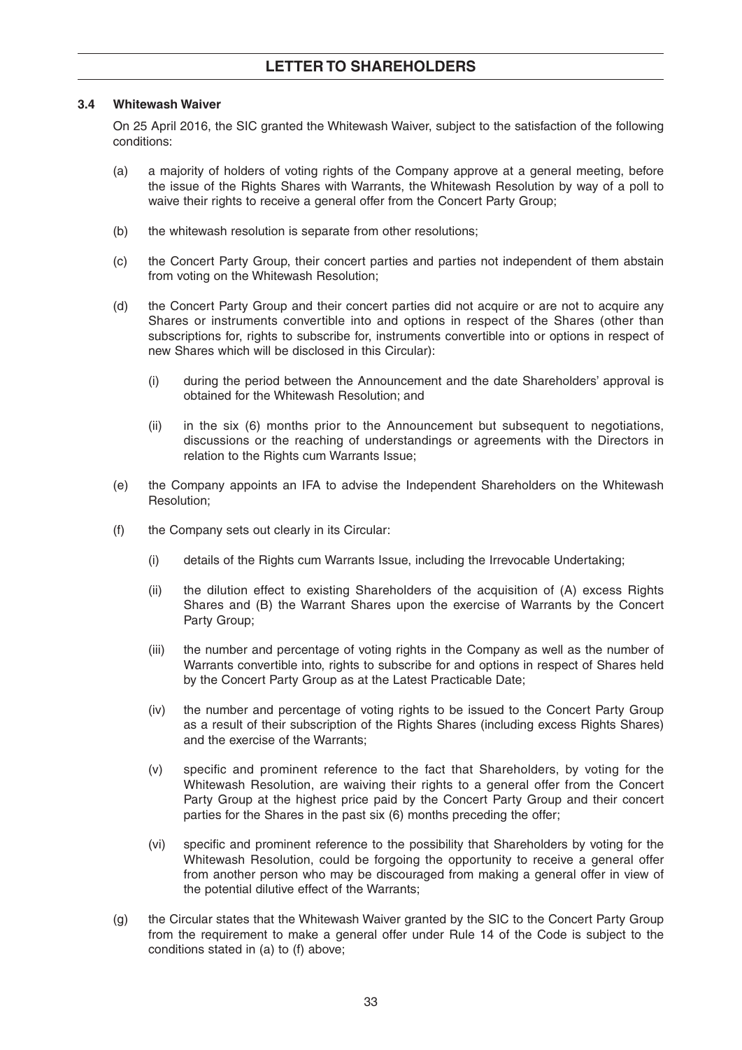### 3.4 Whitewash Waiver

On 25 April 2016, the SIC granted the Whitewash Waiver, subject to the satisfaction of the following conditions:

(a) a majority of holders of voting rights of the Company approve at a general meeting, before the issue of the Rights Shares with Warrants, the Whitewash Resolution by way of a poll to waive their rights to receive a general offer from the Concert Party Group;

(b) the whitewash resolution is separate from other resolutions;

(c) the Concert Party Group, their concert parties and parties not independent of them abstain from voting on the Whitewash Resolution;

(d) the Concert Party Group and their concert parties did not acquire or are not to acquire any Shares or instruments convertible into and options in respect of the Shares (other than subscriptions for, rights to subscribe for, instruments convertible into or options in respect of new Shares which will be disclosed in this Circular):

   (i) during the period between the Announcement and the date Shareholders' approval is obtained for the Whitewash Resolution; and

   (ii) in the six (6) months prior to the Announcement but subsequent to negotiations, discussions or the reaching of understandings or agreements with the Directors in relation to the Rights cum Warrants Issue;

(e) the Company appoints an IFA to advise the Independent Shareholders on the Whitewash Resolution;

(f) the Company sets out clearly in its Circular:

   (i) details of the Rights cum Warrants Issue, including the Irrevocable Undertaking;

   (ii) the dilution effect to existing Shareholders of the acquisition of (A) excess Rights Shares and (B) the Warrant Shares upon the exercise of Warrants by the Concert Party Group;

   (iii) the number and percentage of voting rights in the Company as well as the number of Warrants convertible into, rights to subscribe for and options in respect of Shares held by the Concert Party Group as at the Latest Practicable Date;

   (iv) the number and percentage of voting rights to be issued to the Concert Party Group as a result of their subscription of the Rights Shares (including excess Rights Shares) and the exercise of the Warrants;

   (v) specific and prominent reference to the fact that Shareholders, by voting for the Whitewash Resolution, are waiving their rights to a general offer from the Concert Party Group at the highest price paid by the Concert Party Group and their concert parties for the Shares in the past six (6) months preceding the offer;

   (vi) specific and prominent reference to the possibility that Shareholders by voting for the Whitewash Resolution, could be forgoing the opportunity to receive a general offer from another person who may be discouraged from making a general offer in view of the potential dilutive effect of the Warrants;

(g) the Circular states that the Whitewash Waiver granted by the SIC to the Concert Party Group from the requirement to make a general offer under Rule 14 of the Code is subject to the conditions stated in (a) to (f) above;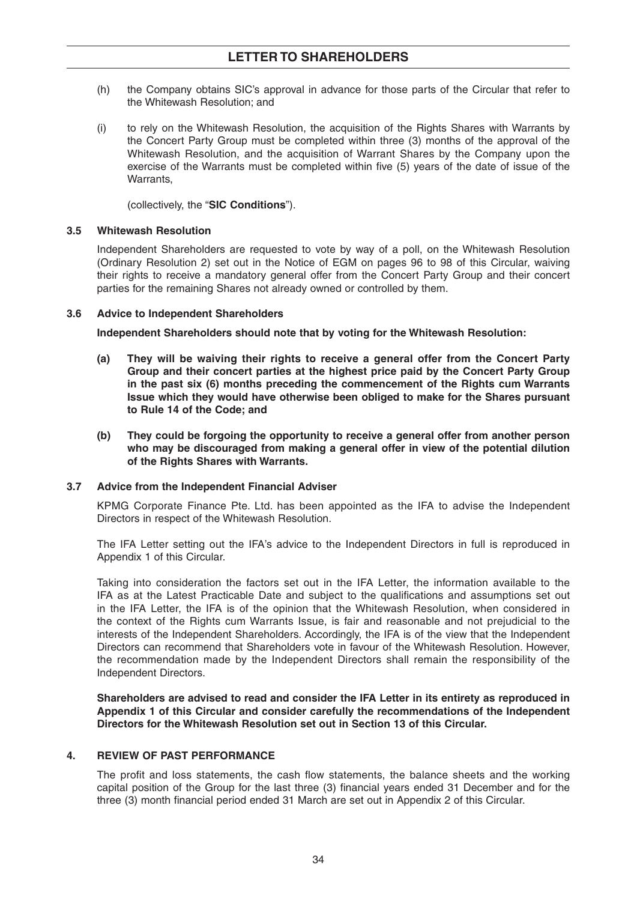(h) the Company obtains SIC's approval in advance for those parts of the Circular that refer to the Whitewash Resolution; and

(i) to rely on the Whitewash Resolution, the acquisition of the Rights Shares with Warrants by the Concert Party Group must be completed within three (3) months of the approval of the Whitewash Resolution, and the acquisition of Warrant Shares by the Company upon the exercise of the Warrants must be completed within five (5) years of the date of issue of the Warrants,

(collectively, the "**SIC Conditions**").

### 3.5 Whitewash Resolution

Independent Shareholders are requested to vote by way of a poll, on the Whitewash Resolution (Ordinary Resolution 2) set out in the Notice of EGM on pages 96 to 98 of this Circular, waiving their rights to receive a mandatory general offer from the Concert Party Group and their concert parties for the remaining Shares not already owned or controlled by them.

### 3.6 Advice to Independent Shareholders

**Independent Shareholders should note that by voting for the Whitewash Resolution:**

**(a) They will be waiving their rights to receive a general offer from the Concert Party Group and their concert parties at the highest price paid by the Concert Party Group in the past six (6) months preceding the commencement of the Rights cum Warrants Issue which they would have otherwise been obliged to make for the Shares pursuant to Rule 14 of the Code; and**

**(b) They could be forgoing the opportunity to receive a general offer from another person who may be discouraged from making a general offer in view of the potential dilution of the Rights Shares with Warrants.**

### 3.7 Advice from the Independent Financial Adviser

KPMG Corporate Finance Pte. Ltd. has been appointed as the IFA to advise the Independent Directors in respect of the Whitewash Resolution.

The IFA Letter setting out the IFA's advice to the Independent Directors in full is reproduced in Appendix 1 of this Circular.

Taking into consideration the factors set out in the IFA Letter, the information available to the IFA as at the Latest Practicable Date and subject to the qualifications and assumptions set out in the IFA Letter, the IFA is of the opinion that the Whitewash Resolution, when considered in the context of the Rights cum Warrants Issue, is fair and reasonable and not prejudicial to the interests of the Independent Shareholders. Accordingly, the IFA is of the view that the Independent Directors can recommend that Shareholders vote in favour of the Whitewash Resolution. However, the recommendation made by the Independent Directors shall remain the responsibility of the Independent Directors.

**Shareholders are advised to read and consider the IFA Letter in its entirety as reproduced in Appendix 1 of this Circular and consider carefully the recommendations of the Independent Directors for the Whitewash Resolution set out in Section 13 of this Circular.**

## 4. REVIEW OF PAST PERFORMANCE

The profit and loss statements, the cash flow statements, the balance sheets and the working capital position of the Group for the last three (3) financial years ended 31 December and for the three (3) month financial period ended 31 March are set out in Appendix 2 of this Circular.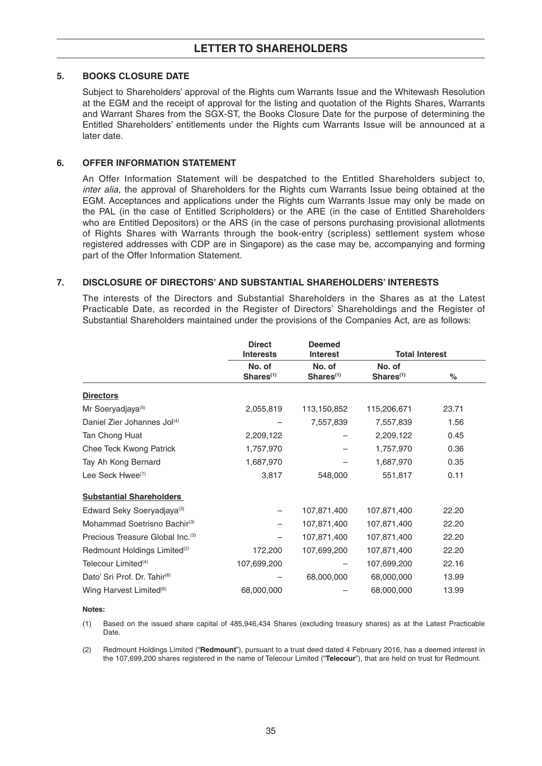## 5. BOOKS CLOSURE DATE

Subject to Shareholders' approval of the Rights cum Warrants Issue and the Whitewash Resolution at the EGM and the receipt of approval for the listing and quotation of the Rights Shares, Warrants and Warrant Shares from the SGX-ST, the Books Closure Date for the purpose of determining the Entitled Shareholders' entitlements under the Rights cum Warrants Issue will be announced at a later date.

## 6. OFFER INFORMATION STATEMENT

An Offer Information Statement will be despatched to the Entitled Shareholders subject to, *inter alia,* the approval of Shareholders for the Rights cum Warrants Issue being obtained at the EGM. Acceptances and applications under the Rights cum Warrants Issue may only be made on the PAL (in the case of Entitled Scripholders) or the ARE (in the case of Entitled Shareholders who are Entitled Depositors) or the ARS (in the case of persons purchasing provisional allotments of Rights Shares with Warrants through the book-entry (scripless) settlement system whose registered addresses with CDP are in Singapore) as the case may be, accompanying and forming part of the Offer Information Statement.

## 7. DISCLOSURE OF DIRECTORS' AND SUBSTANTIAL SHAREHOLDERS' INTERESTS

The interests of the Directors and Substantial Shareholders in the Shares as at the Latest Practicable Date, as recorded in the Register of Directors' Shareholdings and the Register of Substantial Shareholders maintained under the provisions of the Companies Act, are as follows:

| | Direct Interests | Deemed Interest | Total Interest | |
|---|---|---|---|---|
| | No. of Shares[(1)] | No. of Shares[(1)] | No. of Shares[(1)] | % |
| **Directors** | | | | |
| Mr Soeryadjaya[(5)] | 2,055,819 | 113,150,852 | 115,206,671 | 23.71 |
| Daniel Zier Johannes Jol[(4)] | – | 7,557,839 | 7,557,839 | 1.56 |
| Tan Chong Huat | 2,209,122 | – | 2,209,122 | 0.45 |
| Chee Teck Kwong Patrick | 1,757,970 | – | 1,757,970 | 0.36 |
| Tay Ah Kong Bernard | 1,687,970 | – | 1,687,970 | 0.35 |
| Lee Seck Hwee[(7)] | 3,817 | 548,000 | 551,817 | 0.11 |
| **Substantial Shareholders** | | | | |
| Edward Seky Soeryadjaya[(3)] | – | 107,871,400 | 107,871,400 | 22.20 |
| Mohammad Soetrisno Bachir[(3)] | – | 107,871,400 | 107,871,400 | 22.20 |
| Precious Treasure Global Inc.[(3)] | – | 107,871,400 | 107,871,400 | 22.20 |
| Redmount Holdings Limited[(2)] | 172,200 | 107,699,200 | 107,871,400 | 22.20 |
| Telecour Limited[(4)] | 107,699,200 | – | 107,699,200 | 22.16 |
| Dato' Sri Prof. Dr. Tahir[(6)] | – | 68,000,000 | 68,000,000 | 13.99 |
| Wing Harvest Limited[(6)] | 68,000,000 | – | 68,000,000 | 13.99 |

**Notes:**

(1) Based on the issued share capital of 485,946,434 Shares (excluding treasury shares) as at the Latest Practicable Date.

(2) Redmount Holdings Limited ("**Redmount**"), pursuant to a trust deed dated 4 February 2016, has a deemed interest in the 107,699,200 shares registered in the name of Telecour Limited ("**Telecour**"), that are held on trust for Redmount.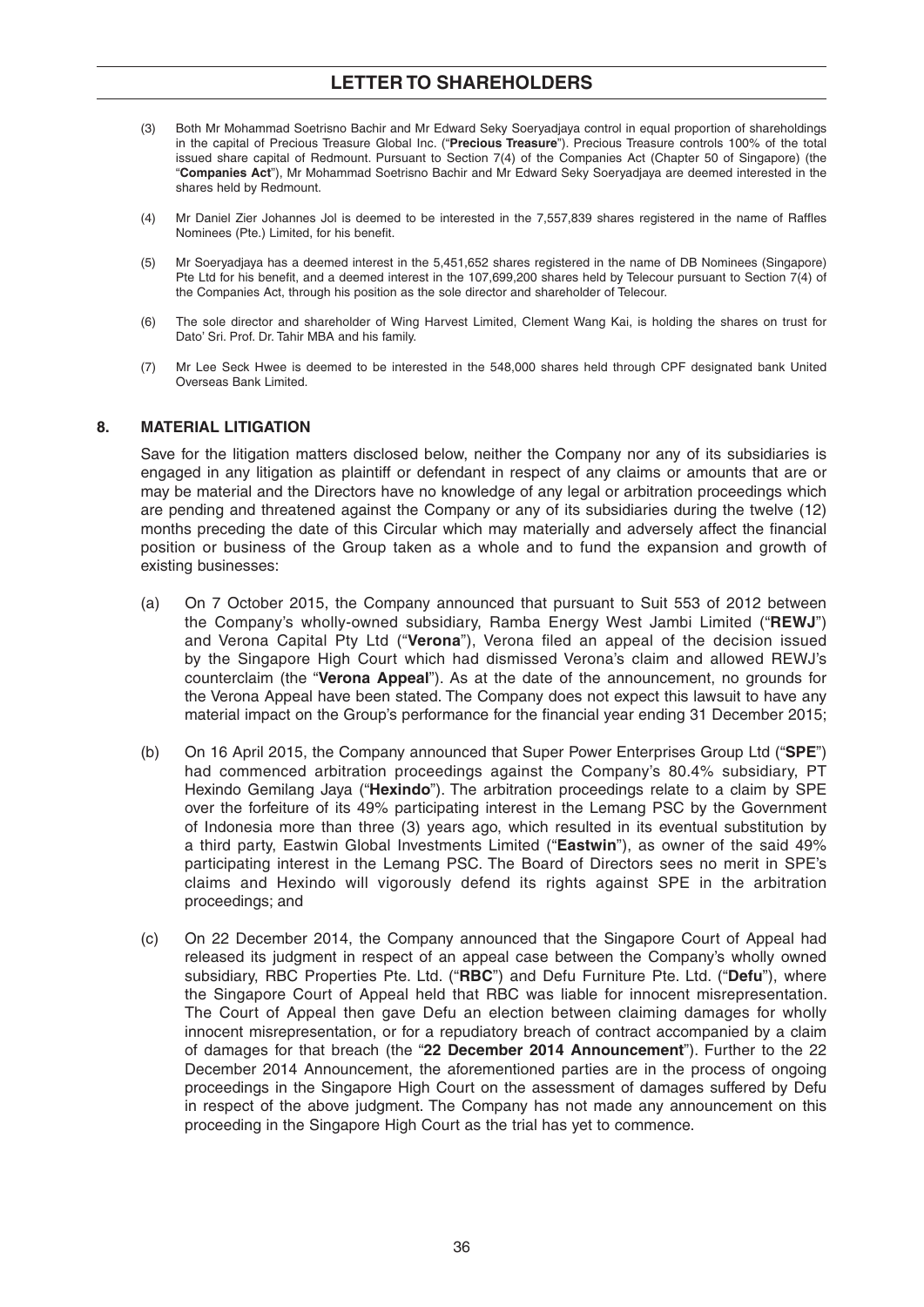(3) Both Mr Mohammad Soetrisno Bachir and Mr Edward Seky Soeryadjaya control in equal proportion of shareholdings in the capital of Precious Treasure Global Inc. ("**Precious Treasure**"). Precious Treasure controls 100% of the total issued share capital of Redmount. Pursuant to Section 7(4) of the Companies Act (Chapter 50 of Singapore) (the "**Companies Act**"), Mr Mohammad Soetrisno Bachir and Mr Edward Seky Soeryadjaya are deemed interested in the shares held by Redmount.

(4) Mr Daniel Zier Johannes Jol is deemed to be interested in the 7,557,839 shares registered in the name of Raffles Nominees (Pte.) Limited, for his benefit.

(5) Mr Soeryadjaya has a deemed interest in the 5,451,652 shares registered in the name of DB Nominees (Singapore) Pte Ltd for his benefit, and a deemed interest in the 107,699,200 shares held by Telecour pursuant to Section 7(4) of the Companies Act, through his position as the sole director and shareholder of Telecour.

(6) The sole director and shareholder of Wing Harvest Limited, Clement Wang Kai, is holding the shares on trust for Dato' Sri. Prof. Dr. Tahir MBA and his family.

(7) Mr Lee Seck Hwee is deemed to be interested in the 548,000 shares held through CPF designated bank United Overseas Bank Limited.

## 8. MATERIAL LITIGATION

Save for the litigation matters disclosed below, neither the Company nor any of its subsidiaries is engaged in any litigation as plaintiff or defendant in respect of any claims or amounts that are or may be material and the Directors have no knowledge of any legal or arbitration proceedings which are pending and threatened against the Company or any of its subsidiaries during the twelve (12) months preceding the date of this Circular which may materially and adversely affect the financial position or business of the Group taken as a whole and to fund the expansion and growth of existing businesses:

(a) On 7 October 2015, the Company announced that pursuant to Suit 553 of 2012 between the Company's wholly-owned subsidiary, Ramba Energy West Jambi Limited ("**REWJ**") and Verona Capital Pty Ltd ("**Verona**"), Verona filed an appeal of the decision issued by the Singapore High Court which had dismissed Verona's claim and allowed REWJ's counterclaim (the "**Verona Appeal**"). As at the date of the announcement, no grounds for the Verona Appeal have been stated. The Company does not expect this lawsuit to have any material impact on the Group's performance for the financial year ending 31 December 2015;

(b) On 16 April 2015, the Company announced that Super Power Enterprises Group Ltd ("**SPE**") had commenced arbitration proceedings against the Company's 80.4% subsidiary, PT Hexindo Gemilang Jaya ("**Hexindo**"). The arbitration proceedings relate to a claim by SPE over the forfeiture of its 49% participating interest in the Lemang PSC by the Government of Indonesia more than three (3) years ago, which resulted in its eventual substitution by a third party, Eastwin Global Investments Limited ("**Eastwin**"), as owner of the said 49% participating interest in the Lemang PSC. The Board of Directors sees no merit in SPE's claims and Hexindo will vigorously defend its rights against SPE in the arbitration proceedings; and

(c) On 22 December 2014, the Company announced that the Singapore Court of Appeal had released its judgment in respect of an appeal case between the Company's wholly owned subsidiary, RBC Properties Pte. Ltd. ("**RBC**") and Defu Furniture Pte. Ltd. ("**Defu**"), where the Singapore Court of Appeal held that RBC was liable for innocent misrepresentation. The Court of Appeal then gave Defu an election between claiming damages for wholly innocent misrepresentation, or for a repudiatory breach of contract accompanied by a claim of damages for that breach (the "**22 December 2014 Announcement**"). Further to the 22 December 2014 Announcement, the aforementioned parties are in the process of ongoing proceedings in the Singapore High Court on the assessment of damages suffered by Defu in respect of the above judgment. The Company has not made any announcement on this proceeding in the Singapore High Court as the trial has yet to commence.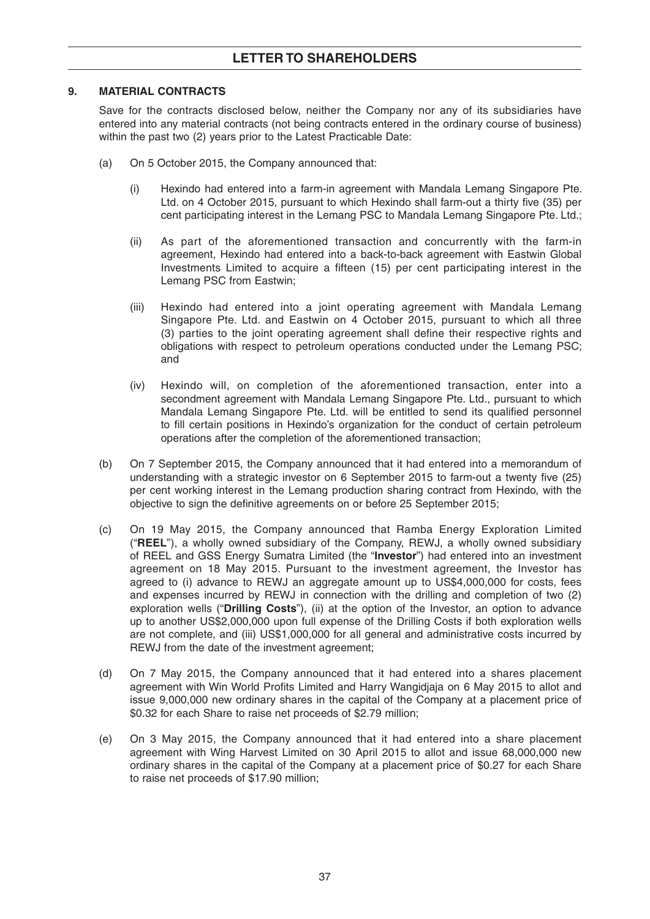## 9. MATERIAL CONTRACTS

Save for the contracts disclosed below, neither the Company nor any of its subsidiaries have entered into any material contracts (not being contracts entered in the ordinary course of business) within the past two (2) years prior to the Latest Practicable Date:

(a) On 5 October 2015, the Company announced that:

   (i) Hexindo had entered into a farm-in agreement with Mandala Lemang Singapore Pte. Ltd. on 4 October 2015, pursuant to which Hexindo shall farm-out a thirty five (35) per cent participating interest in the Lemang PSC to Mandala Lemang Singapore Pte. Ltd.;

   (ii) As part of the aforementioned transaction and concurrently with the farm-in agreement, Hexindo had entered into a back-to-back agreement with Eastwin Global Investments Limited to acquire a fifteen (15) per cent participating interest in the Lemang PSC from Eastwin;

   (iii) Hexindo had entered into a joint operating agreement with Mandala Lemang Singapore Pte. Ltd. and Eastwin on 4 October 2015, pursuant to which all three (3) parties to the joint operating agreement shall define their respective rights and obligations with respect to petroleum operations conducted under the Lemang PSC; and

   (iv) Hexindo will, on completion of the aforementioned transaction, enter into a secondment agreement with Mandala Lemang Singapore Pte. Ltd., pursuant to which Mandala Lemang Singapore Pte. Ltd. will be entitled to send its qualified personnel to fill certain positions in Hexindo's organization for the conduct of certain petroleum operations after the completion of the aforementioned transaction;

(b) On 7 September 2015, the Company announced that it had entered into a memorandum of understanding with a strategic investor on 6 September 2015 to farm-out a twenty five (25) per cent working interest in the Lemang production sharing contract from Hexindo, with the objective to sign the definitive agreements on or before 25 September 2015;

(c) On 19 May 2015, the Company announced that Ramba Energy Exploration Limited ("**REEL**"), a wholly owned subsidiary of the Company, REWJ, a wholly owned subsidiary of REEL and GSS Energy Sumatra Limited (the "**Investor**") had entered into an investment agreement on 18 May 2015. Pursuant to the investment agreement, the Investor has agreed to (i) advance to REWJ an aggregate amount up to US$4,000,000 for costs, fees and expenses incurred by REWJ in connection with the drilling and completion of two (2) exploration wells ("**Drilling Costs**"), (ii) at the option of the Investor, an option to advance up to another US$2,000,000 upon full expense of the Drilling Costs if both exploration wells are not complete, and (iii) US$1,000,000 for all general and administrative costs incurred by REWJ from the date of the investment agreement;

(d) On 7 May 2015, the Company announced that it had entered into a shares placement agreement with Win World Profits Limited and Harry Wangidjaja on 6 May 2015 to allot and issue 9,000,000 new ordinary shares in the capital of the Company at a placement price of $0.32 for each Share to raise net proceeds of $2.79 million;

(e) On 3 May 2015, the Company announced that it had entered into a share placement agreement with Wing Harvest Limited on 30 April 2015 to allot and issue 68,000,000 new ordinary shares in the capital of the Company at a placement price of $0.27 for each Share to raise net proceeds of $17.90 million;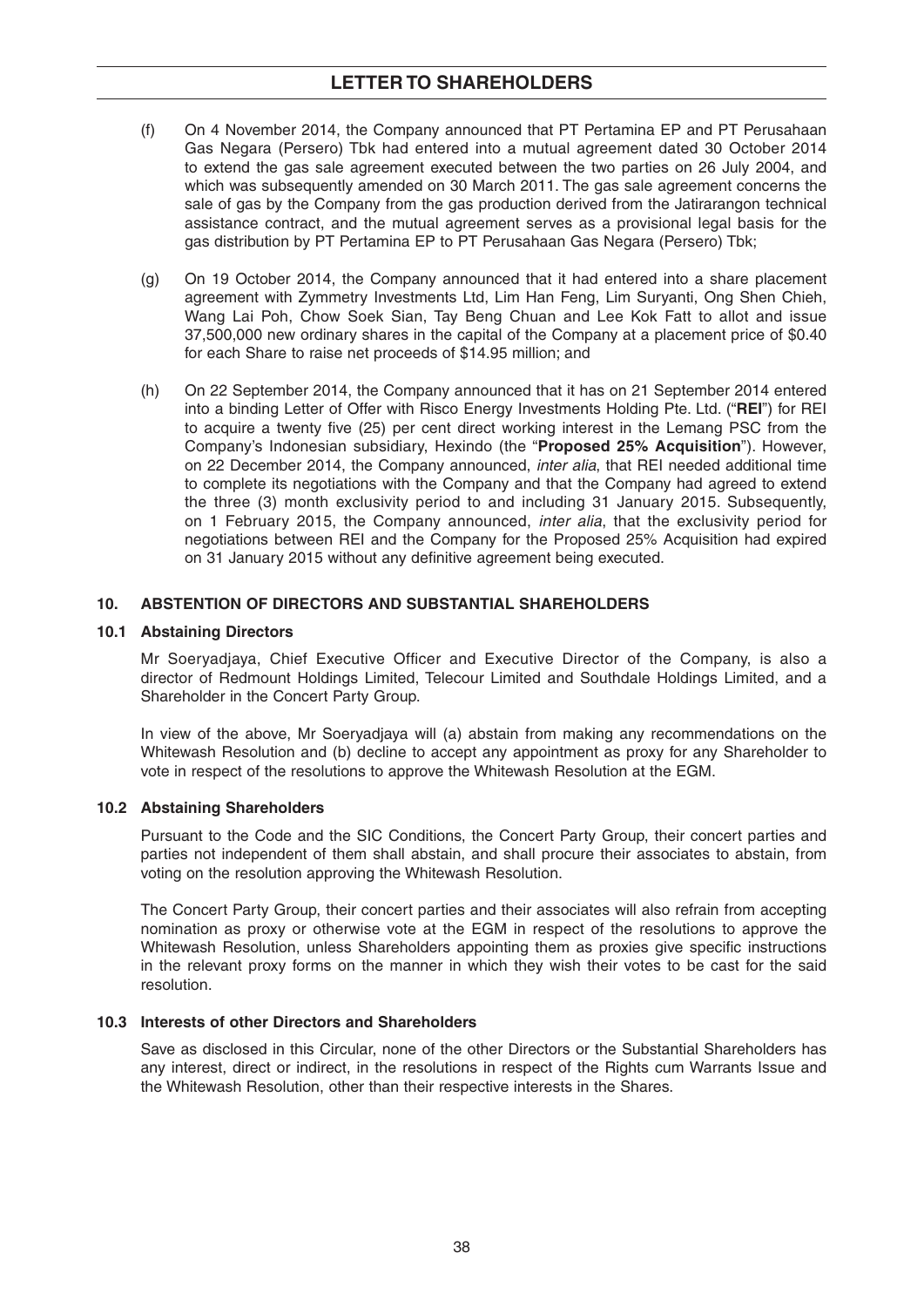(f) On 4 November 2014, the Company announced that PT Pertamina EP and PT Perusahaan Gas Negara (Persero) Tbk had entered into a mutual agreement dated 30 October 2014 to extend the gas sale agreement executed between the two parties on 26 July 2004, and which was subsequently amended on 30 March 2011. The gas sale agreement concerns the sale of gas by the Company from the gas production derived from the Jatirarangon technical assistance contract, and the mutual agreement serves as a provisional legal basis for the gas distribution by PT Pertamina EP to PT Perusahaan Gas Negara (Persero) Tbk;

(g) On 19 October 2014, the Company announced that it had entered into a share placement agreement with Zymmetry Investments Ltd, Lim Han Feng, Lim Suryanti, Ong Shen Chieh, Wang Lai Poh, Chow Soek Sian, Tay Beng Chuan and Lee Kok Fatt to allot and issue 37,500,000 new ordinary shares in the capital of the Company at a placement price of $0.40 for each Share to raise net proceeds of $14.95 million; and

(h) On 22 September 2014, the Company announced that it has on 21 September 2014 entered into a binding Letter of Offer with Risco Energy Investments Holding Pte. Ltd. ("**REI**") for REI to acquire a twenty five (25) per cent direct working interest in the Lemang PSC from the Company's Indonesian subsidiary, Hexindo (the "**Proposed 25% Acquisition**"). However, on 22 December 2014, the Company announced, *inter alia*, that REI needed additional time to complete its negotiations with the Company and that the Company had agreed to extend the three (3) month exclusivity period to and including 31 January 2015. Subsequently, on 1 February 2015, the Company announced, *inter alia*, that the exclusivity period for negotiations between REI and the Company for the Proposed 25% Acquisition had expired on 31 January 2015 without any definitive agreement being executed.

## 10. ABSTENTION OF DIRECTORS AND SUBSTANTIAL SHAREHOLDERS

### 10.1 Abstaining Directors

Mr Soeryadjaya, Chief Executive Officer and Executive Director of the Company, is also a director of Redmount Holdings Limited, Telecour Limited and Southdale Holdings Limited, and a Shareholder in the Concert Party Group.

In view of the above, Mr Soeryadjaya will (a) abstain from making any recommendations on the Whitewash Resolution and (b) decline to accept any appointment as proxy for any Shareholder to vote in respect of the resolutions to approve the Whitewash Resolution at the EGM.

### 10.2 Abstaining Shareholders

Pursuant to the Code and the SIC Conditions, the Concert Party Group, their concert parties and parties not independent of them shall abstain, and shall procure their associates to abstain, from voting on the resolution approving the Whitewash Resolution.

The Concert Party Group, their concert parties and their associates will also refrain from accepting nomination as proxy or otherwise vote at the EGM in respect of the resolutions to approve the Whitewash Resolution, unless Shareholders appointing them as proxies give specific instructions in the relevant proxy forms on the manner in which they wish their votes to be cast for the said resolution.

### 10.3 Interests of other Directors and Shareholders

Save as disclosed in this Circular, none of the other Directors or the Substantial Shareholders has any interest, direct or indirect, in the resolutions in respect of the Rights cum Warrants Issue and the Whitewash Resolution, other than their respective interests in the Shares.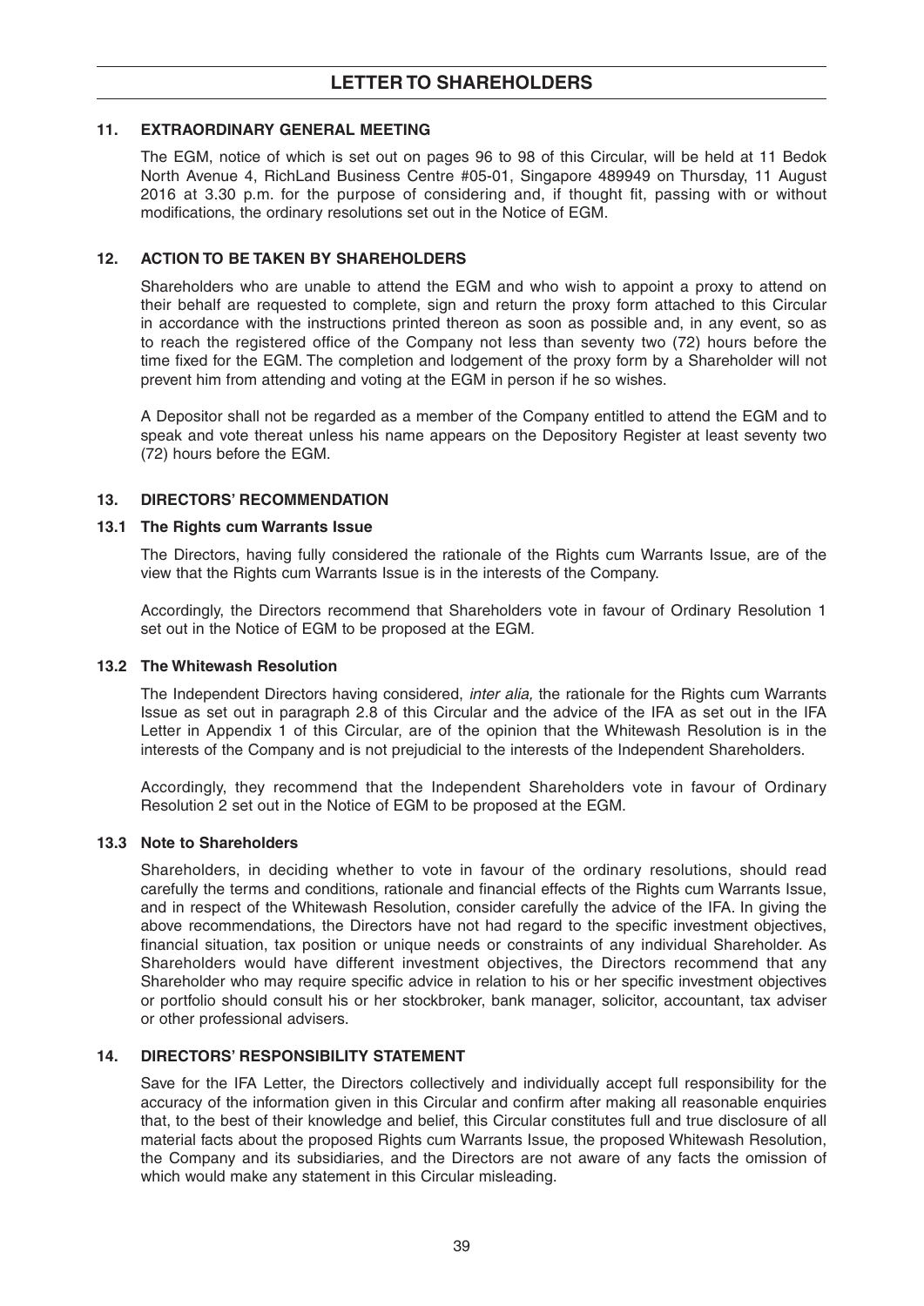## LETTER TO SHAREHOLDERS

### 11. EXTRAORDINARY GENERAL MEETING

The EGM, notice of which is set out on pages 96 to 98 of this Circular, will be held at 11 Bedok North Avenue 4, RichLand Business Centre #05-01, Singapore 489949 on Thursday, 11 August 2016 at 3.30 p.m. for the purpose of considering and, if thought fit, passing with or without modifications, the ordinary resolutions set out in the Notice of EGM.

### 12. ACTION TO BE TAKEN BY SHAREHOLDERS

Shareholders who are unable to attend the EGM and who wish to appoint a proxy to attend on their behalf are requested to complete, sign and return the proxy form attached to this Circular in accordance with the instructions printed thereon as soon as possible and, in any event, so as to reach the registered office of the Company not less than seventy two (72) hours before the time fixed for the EGM. The completion and lodgement of the proxy form by a Shareholder will not prevent him from attending and voting at the EGM in person if he so wishes.

A Depositor shall not be regarded as a member of the Company entitled to attend the EGM and to speak and vote thereat unless his name appears on the Depository Register at least seventy two (72) hours before the EGM.

### 13. DIRECTORS' RECOMMENDATION

#### 13.1 The Rights cum Warrants Issue

The Directors, having fully considered the rationale of the Rights cum Warrants Issue, are of the view that the Rights cum Warrants Issue is in the interests of the Company.

Accordingly, the Directors recommend that Shareholders vote in favour of Ordinary Resolution 1 set out in the Notice of EGM to be proposed at the EGM.

#### 13.2 The Whitewash Resolution

The Independent Directors having considered, *inter alia,* the rationale for the Rights cum Warrants Issue as set out in paragraph 2.8 of this Circular and the advice of the IFA as set out in the IFA Letter in Appendix 1 of this Circular, are of the opinion that the Whitewash Resolution is in the interests of the Company and is not prejudicial to the interests of the Independent Shareholders.

Accordingly, they recommend that the Independent Shareholders vote in favour of Ordinary Resolution 2 set out in the Notice of EGM to be proposed at the EGM.

#### 13.3 Note to Shareholders

Shareholders, in deciding whether to vote in favour of the ordinary resolutions, should read carefully the terms and conditions, rationale and financial effects of the Rights cum Warrants Issue, and in respect of the Whitewash Resolution, consider carefully the advice of the IFA. In giving the above recommendations, the Directors have not had regard to the specific investment objectives, financial situation, tax position or unique needs or constraints of any individual Shareholder. As Shareholders would have different investment objectives, the Directors recommend that any Shareholder who may require specific advice in relation to his or her specific investment objectives or portfolio should consult his or her stockbroker, bank manager, solicitor, accountant, tax adviser or other professional advisers.

### 14. DIRECTORS' RESPONSIBILITY STATEMENT

Save for the IFA Letter, the Directors collectively and individually accept full responsibility for the accuracy of the information given in this Circular and confirm after making all reasonable enquiries that, to the best of their knowledge and belief, this Circular constitutes full and true disclosure of all material facts about the proposed Rights cum Warrants Issue, the proposed Whitewash Resolution, the Company and its subsidiaries, and the Directors are not aware of any facts the omission of which would make any statement in this Circular misleading.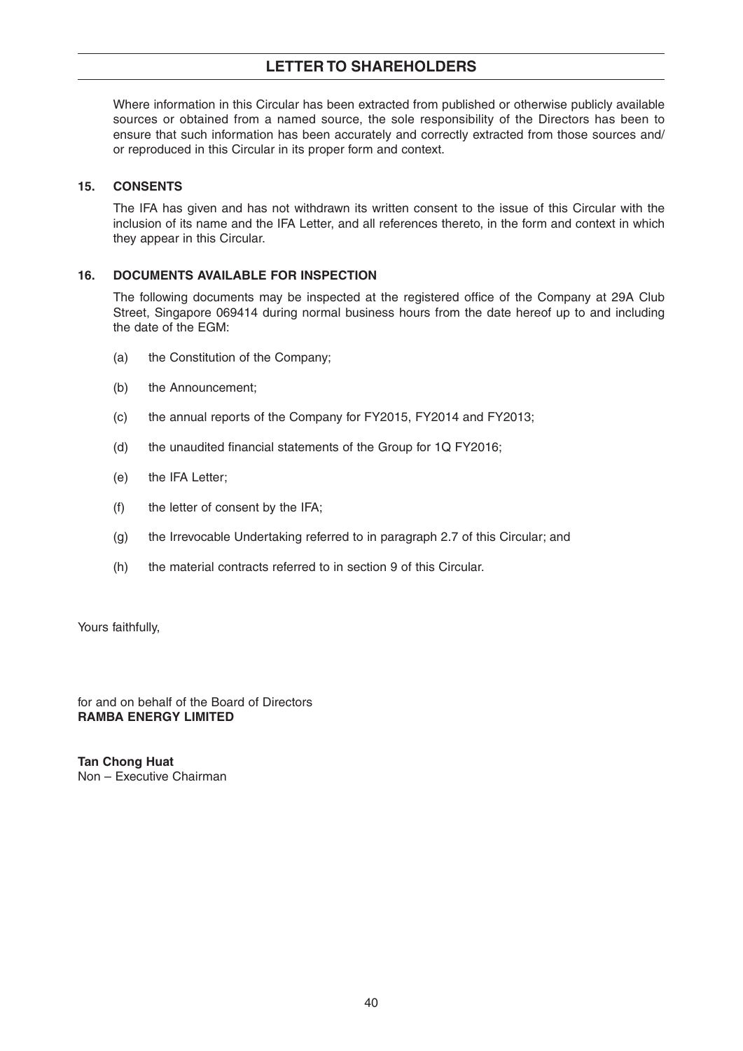Where information in this Circular has been extracted from published or otherwise publicly available sources or obtained from a named source, the sole responsibility of the Directors has been to ensure that such information has been accurately and correctly extracted from those sources and/ or reproduced in this Circular in its proper form and context.

## 15. CONSENTS

The IFA has given and has not withdrawn its written consent to the issue of this Circular with the inclusion of its name and the IFA Letter, and all references thereto, in the form and context in which they appear in this Circular.

## 16. DOCUMENTS AVAILABLE FOR INSPECTION

The following documents may be inspected at the registered office of the Company at 29A Club Street, Singapore 069414 during normal business hours from the date hereof up to and including the date of the EGM:

(a) the Constitution of the Company;

(b) the Announcement;

(c) the annual reports of the Company for FY2015, FY2014 and FY2013;

(d) the unaudited financial statements of the Group for 1Q FY2016;

(e) the IFA Letter;

(f) the letter of consent by the IFA;

(g) the Irrevocable Undertaking referred to in paragraph 2.7 of this Circular; and

(h) the material contracts referred to in section 9 of this Circular.

Yours faithfully,

for and on behalf of the Board of Directors
**RAMBA ENERGY LIMITED**

**Tan Chong Huat**
Non – Executive Chairman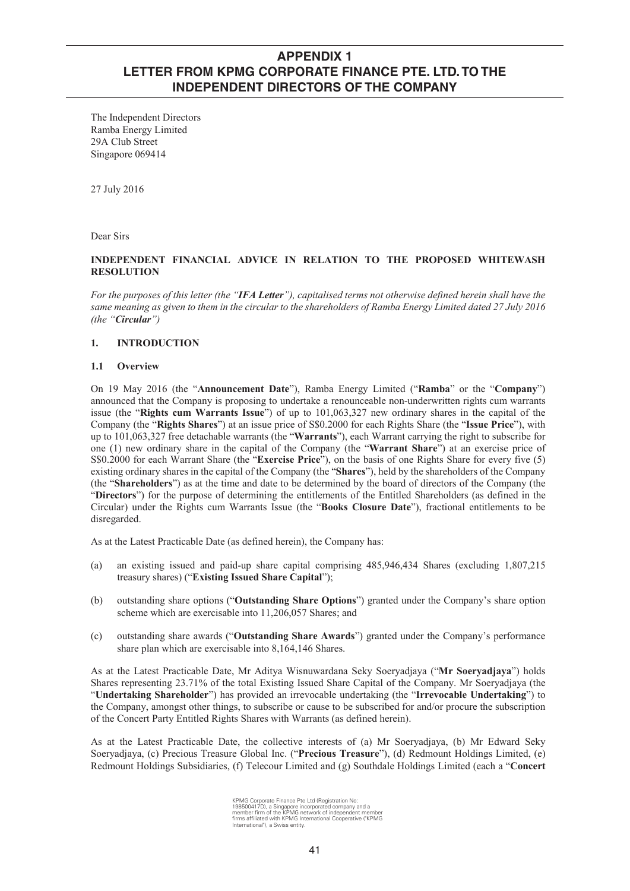# APPENDIX 1
# LETTER FROM KPMG CORPORATE FINANCE PTE. LTD. TO THE INDEPENDENT DIRECTORS OF THE COMPANY

The Independent Directors
Ramba Energy Limited
29A Club Street
Singapore 069414

27 July 2016

Dear Sirs

**INDEPENDENT FINANCIAL ADVICE IN RELATION TO THE PROPOSED WHITEWASH RESOLUTION**

*For the purposes of this letter (the "**IFA Letter**"), capitalised terms not otherwise defined herein shall have the same meaning as given to them in the circular to the shareholders of Ramba Energy Limited dated 27 July 2016 (the "**Circular**")*

## 1. INTRODUCTION

### 1.1 Overview

On 19 May 2016 (the "**Announcement Date**"), Ramba Energy Limited ("**Ramba**" or the "**Company**") announced that the Company is proposing to undertake a renounceable non-underwritten rights cum warrants issue (the "**Rights cum Warrants Issue**") of up to 101,063,327 new ordinary shares in the capital of the Company (the "**Rights Shares**") at an issue price of S$0.2000 for each Rights Share (the "**Issue Price**"), with up to 101,063,327 free detachable warrants (the "**Warrants**"), each Warrant carrying the right to subscribe for one (1) new ordinary share in the capital of the Company (the "**Warrant Share**") at an exercise price of S$0.2000 for each Warrant Share (the "**Exercise Price**"), on the basis of one Rights Share for every five (5) existing ordinary shares in the capital of the Company (the "**Shares**"), held by the shareholders of the Company (the "**Shareholders**") as at the time and date to be determined by the board of directors of the Company (the "**Directors**") for the purpose of determining the entitlements of the Entitled Shareholders (as defined in the Circular) under the Rights cum Warrants Issue (the "**Books Closure Date**"), fractional entitlements to be disregarded.

As at the Latest Practicable Date (as defined herein), the Company has:

(a) an existing issued and paid-up share capital comprising 485,946,434 Shares (excluding 1,807,215 treasury shares) ("**Existing Issued Share Capital**");

(b) outstanding share options ("**Outstanding Share Options**") granted under the Company's share option scheme which are exercisable into 11,206,057 Shares; and

(c) outstanding share awards ("**Outstanding Share Awards**") granted under the Company's performance share plan which are exercisable into 8,164,146 Shares.

As at the Latest Practicable Date, Mr Aditya Wisnuwardana Seky Soeryadjaya ("**Mr Soeryadjaya**") holds Shares representing 23.71% of the total Existing Issued Share Capital of the Company. Mr Soeryadjaya (the "**Undertaking Shareholder**") has provided an irrevocable undertaking (the "**Irrevocable Undertaking**") to the Company, amongst other things, to subscribe or cause to be subscribed for and/or procure the subscription of the Concert Party Entitled Rights Shares with Warrants (as defined herein).

As at the Latest Practicable Date, the collective interests of (a) Mr Soeryadjaya, (b) Mr Edward Seky Soeryadjaya, (c) Precious Treasure Global Inc. ("**Precious Treasure**"), (d) Redmount Holdings Limited, (e) Redmount Holdings Subsidiaries, (f) Telecour Limited and (g) Southdale Holdings Limited (each a "**Concert**

KPMG Corporate Finance Pte Ltd (Registration No: 198500417D), a Singapore incorporated company and a member firm of the KPMG network of independent member firms affiliated with KPMG International Cooperative ("KPMG International"), a Swiss entity.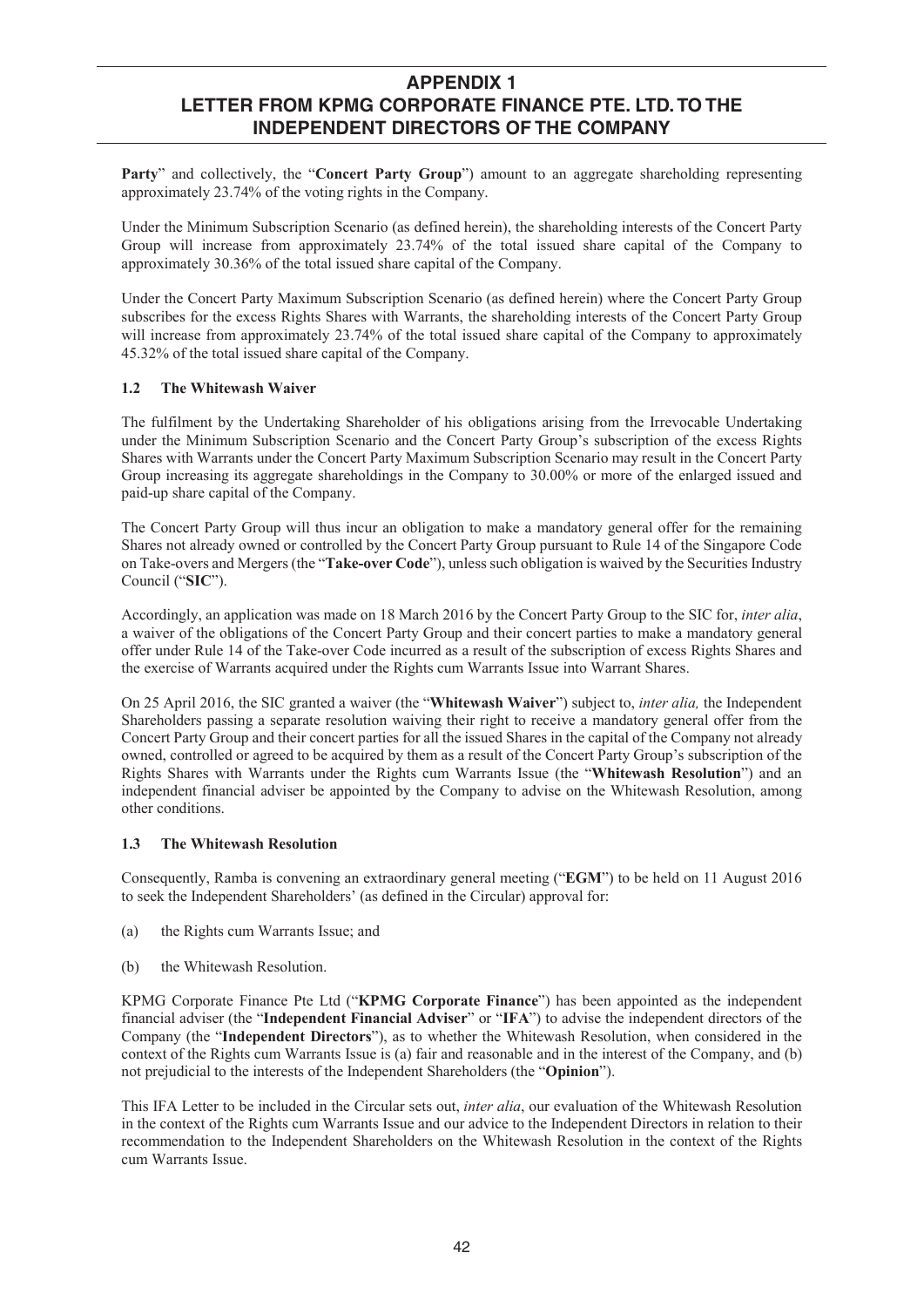**Party**" and collectively, the "**Concert Party Group**") amount to an aggregate shareholding representing approximately 23.74% of the voting rights in the Company.

Under the Minimum Subscription Scenario (as defined herein), the shareholding interests of the Concert Party Group will increase from approximately 23.74% of the total issued share capital of the Company to approximately 30.36% of the total issued share capital of the Company.

Under the Concert Party Maximum Subscription Scenario (as defined herein) where the Concert Party Group subscribes for the excess Rights Shares with Warrants, the shareholding interests of the Concert Party Group will increase from approximately 23.74% of the total issued share capital of the Company to approximately 45.32% of the total issued share capital of the Company.

### 1.2 The Whitewash Waiver

The fulfilment by the Undertaking Shareholder of his obligations arising from the Irrevocable Undertaking under the Minimum Subscription Scenario and the Concert Party Group's subscription of the excess Rights Shares with Warrants under the Concert Party Maximum Subscription Scenario may result in the Concert Party Group increasing its aggregate shareholdings in the Company to 30.00% or more of the enlarged issued and paid-up share capital of the Company.

The Concert Party Group will thus incur an obligation to make a mandatory general offer for the remaining Shares not already owned or controlled by the Concert Party Group pursuant to Rule 14 of the Singapore Code on Take-overs and Mergers (the "**Take-over Code**"), unless such obligation is waived by the Securities Industry Council ("**SIC**").

Accordingly, an application was made on 18 March 2016 by the Concert Party Group to the SIC for, *inter alia*, a waiver of the obligations of the Concert Party Group and their concert parties to make a mandatory general offer under Rule 14 of the Take-over Code incurred as a result of the subscription of excess Rights Shares and the exercise of Warrants acquired under the Rights cum Warrants Issue into Warrant Shares.

On 25 April 2016, the SIC granted a waiver (the "**Whitewash Waiver**") subject to, *inter alia,* the Independent Shareholders passing a separate resolution waiving their right to receive a mandatory general offer from the Concert Party Group and their concert parties for all the issued Shares in the capital of the Company not already owned, controlled or agreed to be acquired by them as a result of the Concert Party Group's subscription of the Rights Shares with Warrants under the Rights cum Warrants Issue (the "**Whitewash Resolution**") and an independent financial adviser be appointed by the Company to advise on the Whitewash Resolution, among other conditions.

### 1.3 The Whitewash Resolution

Consequently, Ramba is convening an extraordinary general meeting ("**EGM**") to be held on 11 August 2016 to seek the Independent Shareholders' (as defined in the Circular) approval for:

(a) the Rights cum Warrants Issue; and

(b) the Whitewash Resolution.

KPMG Corporate Finance Pte Ltd ("**KPMG Corporate Finance**") has been appointed as the independent financial adviser (the "**Independent Financial Adviser**" or "**IFA**") to advise the independent directors of the Company (the "**Independent Directors**"), as to whether the Whitewash Resolution, when considered in the context of the Rights cum Warrants Issue is (a) fair and reasonable and in the interest of the Company, and (b) not prejudicial to the interests of the Independent Shareholders (the "**Opinion**").

This IFA Letter to be included in the Circular sets out, *inter alia*, our evaluation of the Whitewash Resolution in the context of the Rights cum Warrants Issue and our advice to the Independent Directors in relation to their recommendation to the Independent Shareholders on the Whitewash Resolution in the context of the Rights cum Warrants Issue.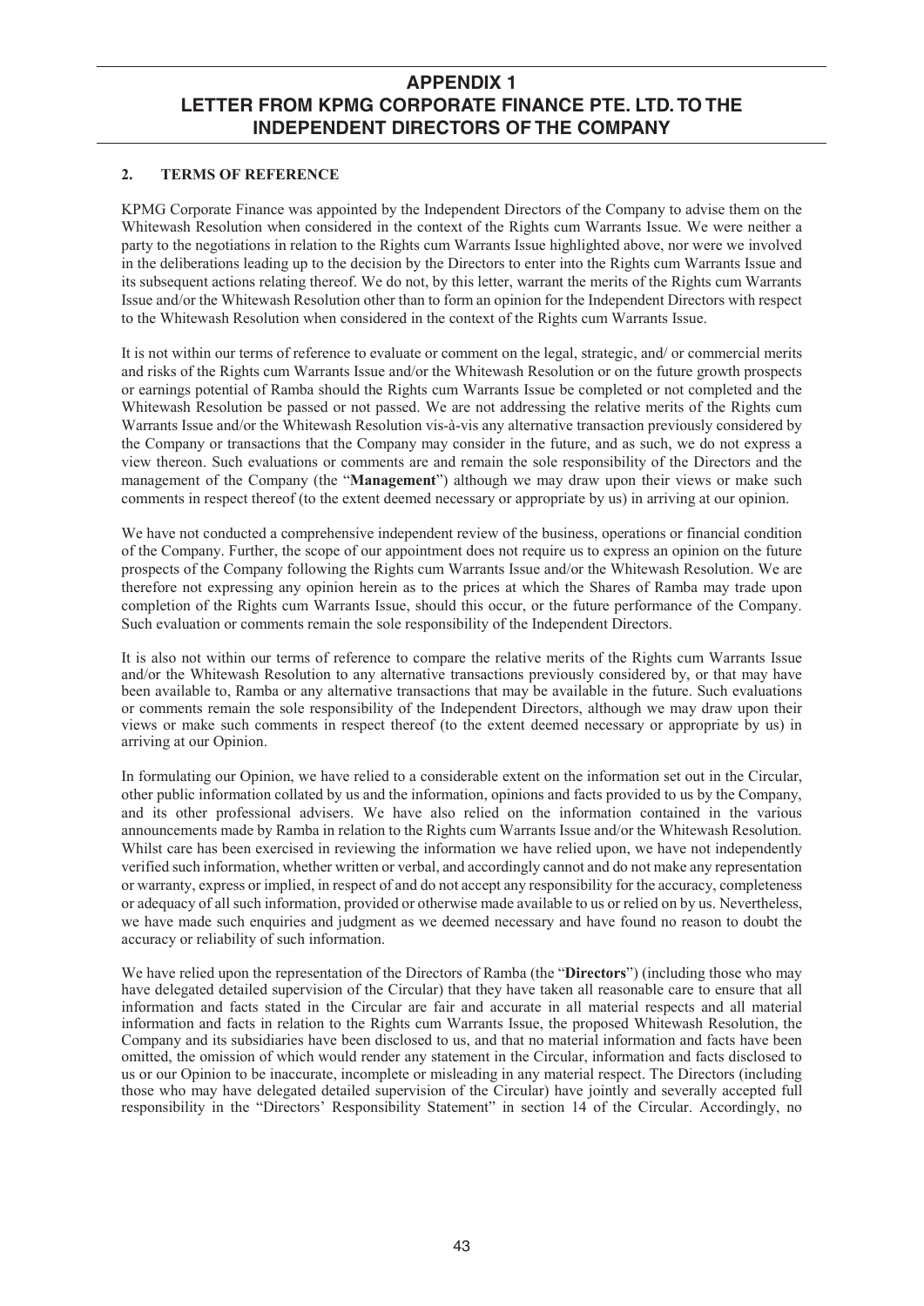# APPENDIX 1
# LETTER FROM KPMG CORPORATE FINANCE PTE. LTD. TO THE INDEPENDENT DIRECTORS OF THE COMPANY

## 2. TERMS OF REFERENCE

KPMG Corporate Finance was appointed by the Independent Directors of the Company to advise them on the Whitewash Resolution when considered in the context of the Rights cum Warrants Issue. We were neither a party to the negotiations in relation to the Rights cum Warrants Issue highlighted above, nor were we involved in the deliberations leading up to the decision by the Directors to enter into the Rights cum Warrants Issue and its subsequent actions relating thereof. We do not, by this letter, warrant the merits of the Rights cum Warrants Issue and/or the Whitewash Resolution other than to form an opinion for the Independent Directors with respect to the Whitewash Resolution when considered in the context of the Rights cum Warrants Issue.

It is not within our terms of reference to evaluate or comment on the legal, strategic, and/ or commercial merits and risks of the Rights cum Warrants Issue and/or the Whitewash Resolution or on the future growth prospects or earnings potential of Ramba should the Rights cum Warrants Issue be completed or not completed and the Whitewash Resolution be passed or not passed. We are not addressing the relative merits of the Rights cum Warrants Issue and/or the Whitewash Resolution vis-à-vis any alternative transaction previously considered by the Company or transactions that the Company may consider in the future, and as such, we do not express a view thereon. Such evaluations or comments are and remain the sole responsibility of the Directors and the management of the Company (the "**Management**") although we may draw upon their views or make such comments in respect thereof (to the extent deemed necessary or appropriate by us) in arriving at our opinion.

We have not conducted a comprehensive independent review of the business, operations or financial condition of the Company. Further, the scope of our appointment does not require us to express an opinion on the future prospects of the Company following the Rights cum Warrants Issue and/or the Whitewash Resolution. We are therefore not expressing any opinion herein as to the prices at which the Shares of Ramba may trade upon completion of the Rights cum Warrants Issue, should this occur, or the future performance of the Company. Such evaluation or comments remain the sole responsibility of the Independent Directors.

It is also not within our terms of reference to compare the relative merits of the Rights cum Warrants Issue and/or the Whitewash Resolution to any alternative transactions previously considered by, or that may have been available to, Ramba or any alternative transactions that may be available in the future. Such evaluations or comments remain the sole responsibility of the Independent Directors, although we may draw upon their views or make such comments in respect thereof (to the extent deemed necessary or appropriate by us) in arriving at our Opinion.

In formulating our Opinion, we have relied to a considerable extent on the information set out in the Circular, other public information collated by us and the information, opinions and facts provided to us by the Company, and its other professional advisers. We have also relied on the information contained in the various announcements made by Ramba in relation to the Rights cum Warrants Issue and/or the Whitewash Resolution. Whilst care has been exercised in reviewing the information we have relied upon, we have not independently verified such information, whether written or verbal, and accordingly cannot and do not make any representation or warranty, express or implied, in respect of and do not accept any responsibility for the accuracy, completeness or adequacy of all such information, provided or otherwise made available to us or relied on by us. Nevertheless, we have made such enquiries and judgment as we deemed necessary and have found no reason to doubt the accuracy or reliability of such information.

We have relied upon the representation of the Directors of Ramba (the "**Directors**") (including those who may have delegated detailed supervision of the Circular) that they have taken all reasonable care to ensure that all information and facts stated in the Circular are fair and accurate in all material respects and all material information and facts in relation to the Rights cum Warrants Issue, the proposed Whitewash Resolution, the Company and its subsidiaries have been disclosed to us, and that no material information and facts have been omitted, the omission of which would render any statement in the Circular, information and facts disclosed to us or our Opinion to be inaccurate, incomplete or misleading in any material respect. The Directors (including those who may have delegated detailed supervision of the Circular) have jointly and severally accepted full responsibility in the "Directors' Responsibility Statement" in section 14 of the Circular. Accordingly, no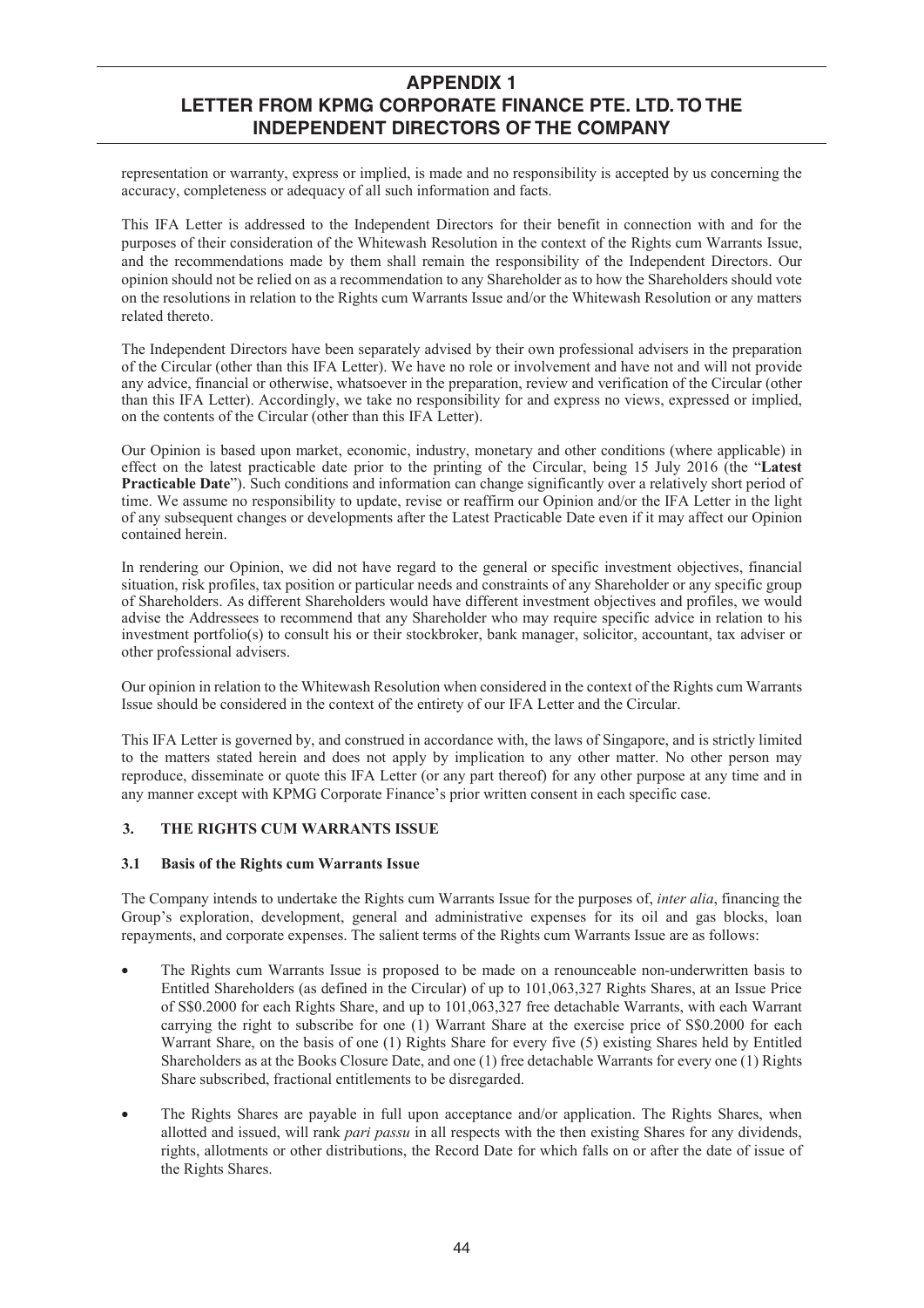representation or warranty, express or implied, is made and no responsibility is accepted by us concerning the accuracy, completeness or adequacy of all such information and facts.

This IFA Letter is addressed to the Independent Directors for their benefit in connection with and for the purposes of their consideration of the Whitewash Resolution in the context of the Rights cum Warrants Issue, and the recommendations made by them shall remain the responsibility of the Independent Directors. Our opinion should not be relied on as a recommendation to any Shareholder as to how the Shareholders should vote on the resolutions in relation to the Rights cum Warrants Issue and/or the Whitewash Resolution or any matters related thereto.

The Independent Directors have been separately advised by their own professional advisers in the preparation of the Circular (other than this IFA Letter). We have no role or involvement and have not and will not provide any advice, financial or otherwise, whatsoever in the preparation, review and verification of the Circular (other than this IFA Letter). Accordingly, we take no responsibility for and express no views, expressed or implied, on the contents of the Circular (other than this IFA Letter).

Our Opinion is based upon market, economic, industry, monetary and other conditions (where applicable) in effect on the latest practicable date prior to the printing of the Circular, being 15 July 2016 (the "**Latest Practicable Date**"). Such conditions and information can change significantly over a relatively short period of time. We assume no responsibility to update, revise or reaffirm our Opinion and/or the IFA Letter in the light of any subsequent changes or developments after the Latest Practicable Date even if it may affect our Opinion contained herein.

In rendering our Opinion, we did not have regard to the general or specific investment objectives, financial situation, risk profiles, tax position or particular needs and constraints of any Shareholder or any specific group of Shareholders. As different Shareholders would have different investment objectives and profiles, we would advise the Addressees to recommend that any Shareholder who may require specific advice in relation to his investment portfolio(s) to consult his or their stockbroker, bank manager, solicitor, accountant, tax adviser or other professional advisers.

Our opinion in relation to the Whitewash Resolution when considered in the context of the Rights cum Warrants Issue should be considered in the context of the entirety of our IFA Letter and the Circular.

This IFA Letter is governed by, and construed in accordance with, the laws of Singapore, and is strictly limited to the matters stated herein and does not apply by implication to any other matter. No other person may reproduce, disseminate or quote this IFA Letter (or any part thereof) for any other purpose at any time and in any manner except with KPMG Corporate Finance's prior written consent in each specific case.

## 3. THE RIGHTS CUM WARRANTS ISSUE

### 3.1 Basis of the Rights cum Warrants Issue

The Company intends to undertake the Rights cum Warrants Issue for the purposes of, *inter alia*, financing the Group's exploration, development, general and administrative expenses for its oil and gas blocks, loan repayments, and corporate expenses. The salient terms of the Rights cum Warrants Issue are as follows:

- The Rights cum Warrants Issue is proposed to be made on a renounceable non-underwritten basis to Entitled Shareholders (as defined in the Circular) of up to 101,063,327 Rights Shares, at an Issue Price of S$0.2000 for each Rights Share, and up to 101,063,327 free detachable Warrants, with each Warrant carrying the right to subscribe for one (1) Warrant Share at the exercise price of S$0.2000 for each Warrant Share, on the basis of one (1) Rights Share for every five (5) existing Shares held by Entitled Shareholders as at the Books Closure Date, and one (1) free detachable Warrants for every one (1) Rights Share subscribed, fractional entitlements to be disregarded.

- The Rights Shares are payable in full upon acceptance and/or application. The Rights Shares, when allotted and issued, will rank *pari passu* in all respects with the then existing Shares for any dividends, rights, allotments or other distributions, the Record Date for which falls on or after the date of issue of the Rights Shares.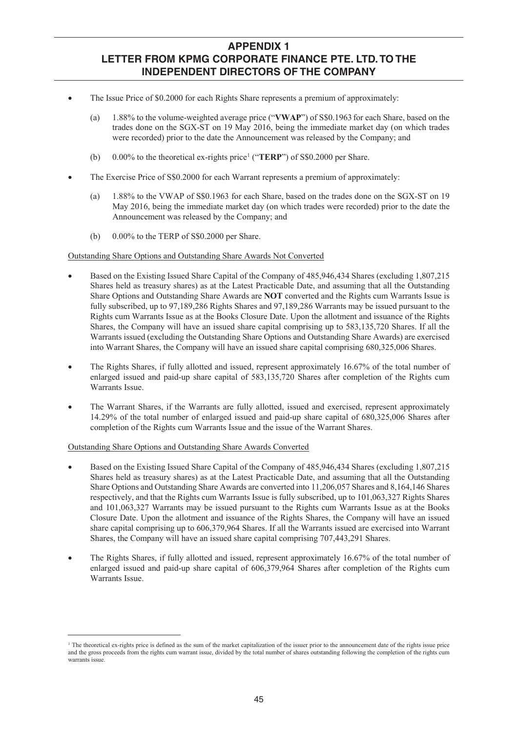# APPENDIX 1
## LETTER FROM KPMG CORPORATE FINANCE PTE. LTD. TO THE INDEPENDENT DIRECTORS OF THE COMPANY

- The Issue Price of $0.2000 for each Rights Share represents a premium of approximately:

  (a) 1.88% to the volume-weighted average price ("**VWAP**") of S$0.1963 for each Share, based on the trades done on the SGX-ST on 19 May 2016, being the immediate market day (on which trades were recorded) prior to the date the Announcement was released by the Company; and

  (b) 0.00% to the theoretical ex-rights price[1] ("**TERP**") of S$0.2000 per Share.

- The Exercise Price of S$0.2000 for each Warrant represents a premium of approximately:

  (a) 1.88% to the VWAP of S$0.1963 for each Share, based on the trades done on the SGX-ST on 19 May 2016, being the immediate market day (on which trades were recorded) prior to the date the Announcement was released by the Company; and

  (b) 0.00% to the TERP of S$0.2000 per Share.

Outstanding Share Options and Outstanding Share Awards Not Converted

- Based on the Existing Issued Share Capital of the Company of 485,946,434 Shares (excluding 1,807,215 Shares held as treasury shares) as at the Latest Practicable Date, and assuming that all the Outstanding Share Options and Outstanding Share Awards are **NOT** converted and the Rights cum Warrants Issue is fully subscribed, up to 97,189,286 Rights Shares and 97,189,286 Warrants may be issued pursuant to the Rights cum Warrants Issue as at the Books Closure Date. Upon the allotment and issuance of the Rights Shares, the Company will have an issued share capital comprising up to 583,135,720 Shares. If all the Warrants issued (excluding the Outstanding Share Options and Outstanding Share Awards) are exercised into Warrant Shares, the Company will have an issued share capital comprising 680,325,006 Shares.

- The Rights Shares, if fully allotted and issued, represent approximately 16.67% of the total number of enlarged issued and paid-up share capital of 583,135,720 Shares after completion of the Rights cum Warrants Issue.

- The Warrant Shares, if the Warrants are fully allotted, issued and exercised, represent approximately 14.29% of the total number of enlarged issued and paid-up share capital of 680,325,006 Shares after completion of the Rights cum Warrants Issue and the issue of the Warrant Shares.

Outstanding Share Options and Outstanding Share Awards Converted

- Based on the Existing Issued Share Capital of the Company of 485,946,434 Shares (excluding 1,807,215 Shares held as treasury shares) as at the Latest Practicable Date, and assuming that all the Outstanding Share Options and Outstanding Share Awards are converted into 11,206,057 Shares and 8,164,146 Shares respectively, and that the Rights cum Warrants Issue is fully subscribed, up to 101,063,327 Rights Shares and 101,063,327 Warrants may be issued pursuant to the Rights cum Warrants Issue as at the Books Closure Date. Upon the allotment and issuance of the Rights Shares, the Company will have an issued share capital comprising up to 606,379,964 Shares. If all the Warrants issued are exercised into Warrant Shares, the Company will have an issued share capital comprising 707,443,291 Shares.

- The Rights Shares, if fully allotted and issued, represent approximately 16.67% of the total number of enlarged issued and paid-up share capital of 606,379,964 Shares after completion of the Rights cum Warrants Issue.

---

[1] The theoretical ex-rights price is defined as the sum of the market capitalization of the issuer prior to the announcement date of the rights issue price and the gross proceeds from the rights cum warrant issue, divided by the total number of shares outstanding following the completion of the rights cum warrants issue.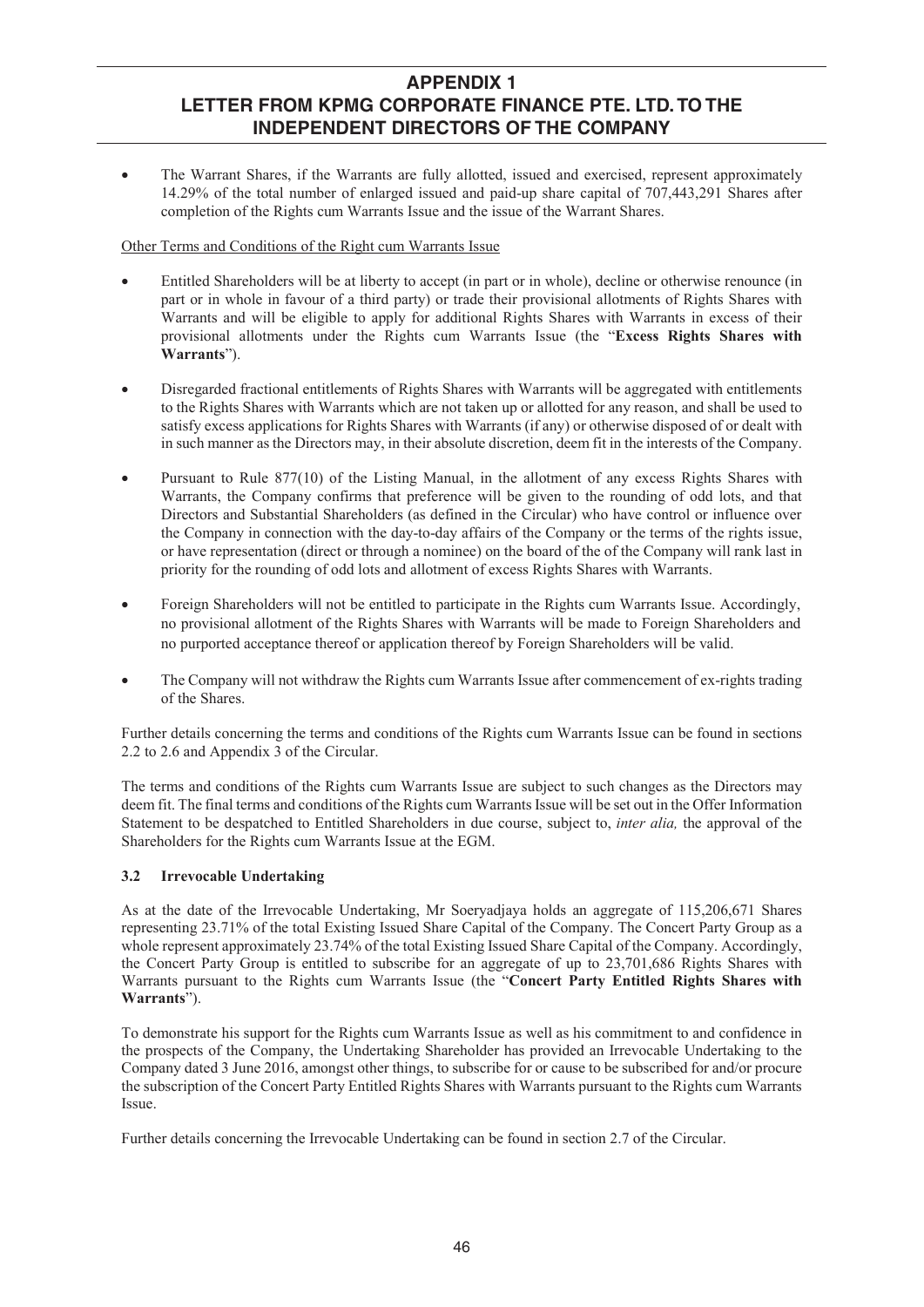## APPENDIX 1
## LETTER FROM KPMG CORPORATE FINANCE PTE. LTD. TO THE INDEPENDENT DIRECTORS OF THE COMPANY

- The Warrant Shares, if the Warrants are fully allotted, issued and exercised, represent approximately 14.29% of the total number of enlarged issued and paid-up share capital of 707,443,291 Shares after completion of the Rights cum Warrants Issue and the issue of the Warrant Shares.

Other Terms and Conditions of the Right cum Warrants Issue

- Entitled Shareholders will be at liberty to accept (in part or in whole), decline or otherwise renounce (in part or in whole in favour of a third party) or trade their provisional allotments of Rights Shares with Warrants and will be eligible to apply for additional Rights Shares with Warrants in excess of their provisional allotments under the Rights cum Warrants Issue (the "**Excess Rights Shares with Warrants**").

- Disregarded fractional entitlements of Rights Shares with Warrants will be aggregated with entitlements to the Rights Shares with Warrants which are not taken up or allotted for any reason, and shall be used to satisfy excess applications for Rights Shares with Warrants (if any) or otherwise disposed of or dealt with in such manner as the Directors may, in their absolute discretion, deem fit in the interests of the Company.

- Pursuant to Rule 877(10) of the Listing Manual, in the allotment of any excess Rights Shares with Warrants, the Company confirms that preference will be given to the rounding of odd lots, and that Directors and Substantial Shareholders (as defined in the Circular) who have control or influence over the Company in connection with the day-to-day affairs of the Company or the terms of the rights issue, or have representation (direct or through a nominee) on the board of the of the Company will rank last in priority for the rounding of odd lots and allotment of excess Rights Shares with Warrants.

- Foreign Shareholders will not be entitled to participate in the Rights cum Warrants Issue. Accordingly, no provisional allotment of the Rights Shares with Warrants will be made to Foreign Shareholders and no purported acceptance thereof or application thereof by Foreign Shareholders will be valid.

- The Company will not withdraw the Rights cum Warrants Issue after commencement of ex-rights trading of the Shares.

Further details concerning the terms and conditions of the Rights cum Warrants Issue can be found in sections 2.2 to 2.6 and Appendix 3 of the Circular.

The terms and conditions of the Rights cum Warrants Issue are subject to such changes as the Directors may deem fit. The final terms and conditions of the Rights cum Warrants Issue will be set out in the Offer Information Statement to be despatched to Entitled Shareholders in due course, subject to, *inter alia,* the approval of the Shareholders for the Rights cum Warrants Issue at the EGM.

### 3.2 Irrevocable Undertaking

As at the date of the Irrevocable Undertaking, Mr Soeryadjaya holds an aggregate of 115,206,671 Shares representing 23.71% of the total Existing Issued Share Capital of the Company. The Concert Party Group as a whole represent approximately 23.74% of the total Existing Issued Share Capital of the Company. Accordingly, the Concert Party Group is entitled to subscribe for an aggregate of up to 23,701,686 Rights Shares with Warrants pursuant to the Rights cum Warrants Issue (the "**Concert Party Entitled Rights Shares with Warrants**").

To demonstrate his support for the Rights cum Warrants Issue as well as his commitment to and confidence in the prospects of the Company, the Undertaking Shareholder has provided an Irrevocable Undertaking to the Company dated 3 June 2016, amongst other things, to subscribe for or cause to be subscribed for and/or procure the subscription of the Concert Party Entitled Rights Shares with Warrants pursuant to the Rights cum Warrants Issue.

Further details concerning the Irrevocable Undertaking can be found in section 2.7 of the Circular.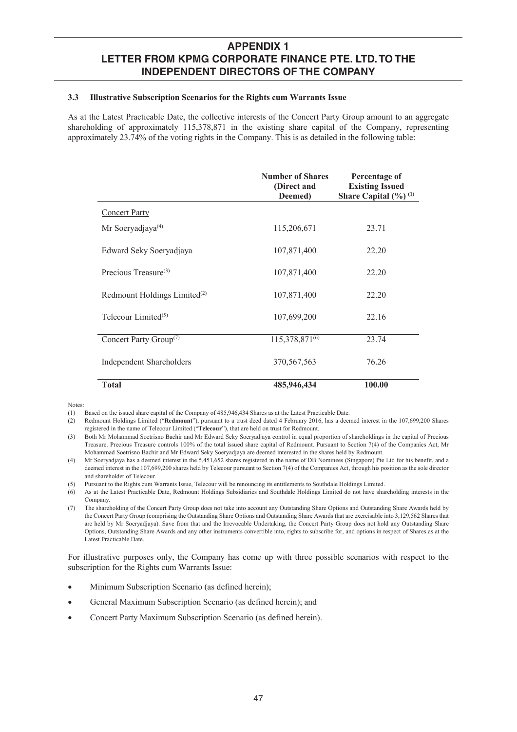# APPENDIX 1
# LETTER FROM KPMG CORPORATE FINANCE PTE. LTD. TO THE INDEPENDENT DIRECTORS OF THE COMPANY

### 3.3 Illustrative Subscription Scenarios for the Rights cum Warrants Issue

As at the Latest Practicable Date, the collective interests of the Concert Party Group amount to an aggregate shareholding of approximately 115,378,871 in the existing share capital of the Company, representing approximately 23.74% of the voting rights in the Company. This is as detailed in the following table:

| | Number of Shares (Direct and Deemed) | Percentage of Existing Issued Share Capital (%) [1] |
|---|---|---|
| Concert Party | | |
| Mr Soeryadjaya[4] | 115,206,671 | 23.71 |
| Edward Seky Soeryadjaya | 107,871,400 | 22.20 |
| Precious Treasure[3] | 107,871,400 | 22.20 |
| Redmount Holdings Limited[2] | 107,871,400 | 22.20 |
| Telecour Limited[5] | 107,699,200 | 22.16 |
| Concert Party Group[7] | 115,378,871[6] | 23.74 |
| Independent Shareholders | 370,567,563 | 76.26 |
| **Total** | **485,946,434** | **100.00** |

Notes:

(1) Based on the issued share capital of the Company of 485,946,434 Shares as at the Latest Practicable Date.

(2) Redmount Holdings Limited ("**Redmount**"), pursuant to a trust deed dated 4 February 2016, has a deemed interest in the 107,699,200 Shares registered in the name of Telecour Limited ("**Telecour**"), that are held on trust for Redmount.

(3) Both Mr Mohammad Soetrisno Bachir and Mr Edward Seky Soeryadjaya control in equal proportion of shareholdings in the capital of Precious Treasure. Precious Treasure controls 100% of the total issued share capital of Redmount. Pursuant to Section 7(4) of the Companies Act, Mr Mohammad Soetrisno Bachir and Mr Edward Seky Soeryadjaya are deemed interested in the shares held by Redmount.

(4) Mr Soeryadjaya has a deemed interest in the 5,451,652 shares registered in the name of DB Nominees (Singapore) Pte Ltd for his benefit, and a deemed interest in the 107,699,200 shares held by Telecour pursuant to Section 7(4) of the Companies Act, through his position as the sole director and shareholder of Telecour.

(5) Pursuant to the Rights cum Warrants Issue, Telecour will be renouncing its entitlements to Southdale Holdings Limited.

(6) As at the Latest Practicable Date, Redmount Holdings Subsidiaries and Southdale Holdings Limited do not have shareholding interests in the Company.

(7) The shareholding of the Concert Party Group does not take into account any Outstanding Share Options and Outstanding Share Awards held by the Concert Party Group (comprising the Outstanding Share Options and Outstanding Share Awards that are exercisable into 3,129,562 Shares that are held by Mr Soeryadjaya). Save from that and the Irrevocable Undertaking, the Concert Party Group does not hold any Outstanding Share Options, Outstanding Share Awards and any other instruments convertible into, rights to subscribe for, and options in respect of Shares as at the Latest Practicable Date.

For illustrative purposes only, the Company has come up with three possible scenarios with respect to the subscription for the Rights cum Warrants Issue:

- Minimum Subscription Scenario (as defined herein);
- General Maximum Subscription Scenario (as defined herein); and
- Concert Party Maximum Subscription Scenario (as defined herein).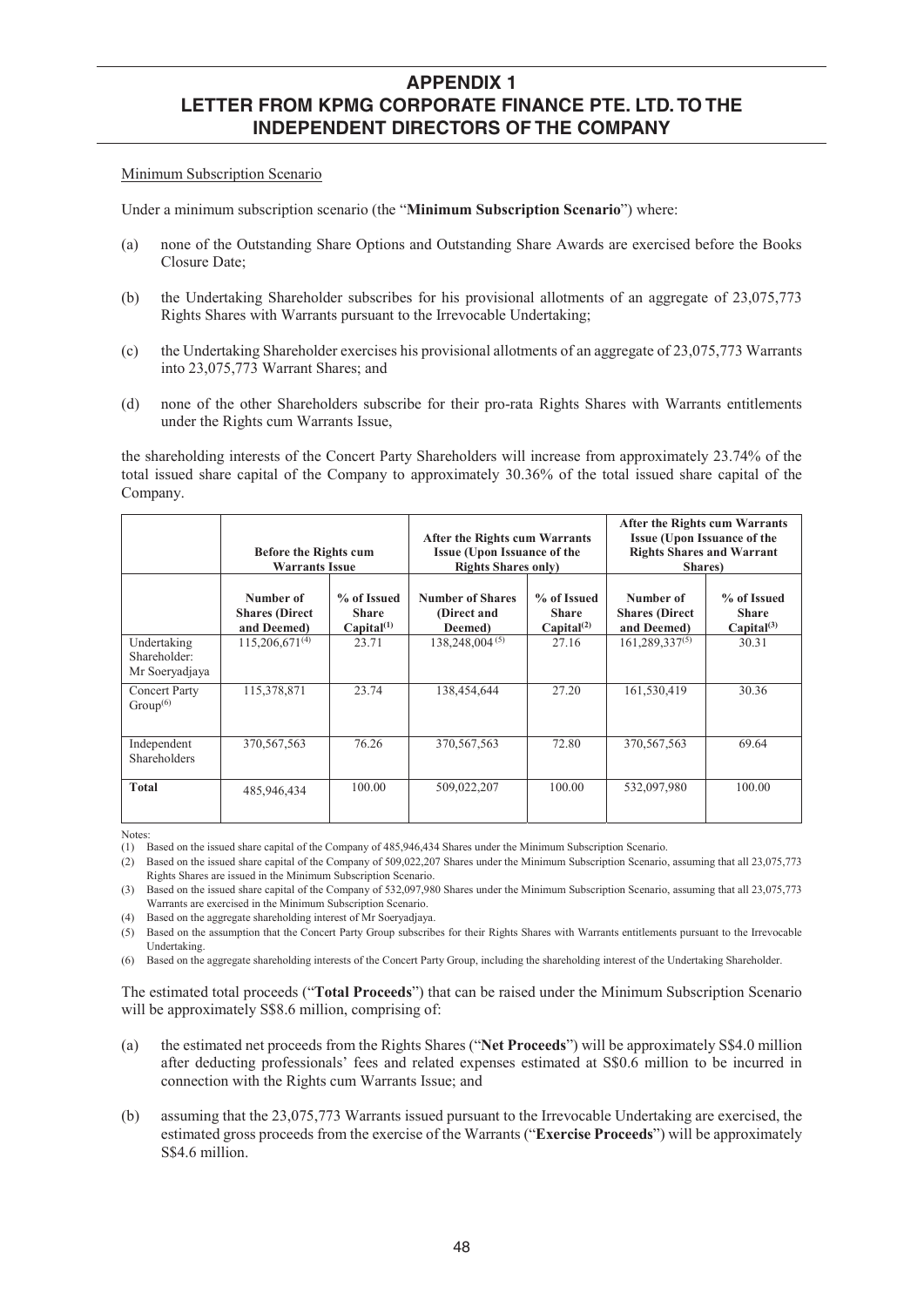# APPENDIX 1
## LETTER FROM KPMG CORPORATE FINANCE PTE. LTD. TO THE INDEPENDENT DIRECTORS OF THE COMPANY

Minimum Subscription Scenario

Under a minimum subscription scenario (the "**Minimum Subscription Scenario**") where:

(a) none of the Outstanding Share Options and Outstanding Share Awards are exercised before the Books Closure Date;

(b) the Undertaking Shareholder subscribes for his provisional allotments of an aggregate of 23,075,773 Rights Shares with Warrants pursuant to the Irrevocable Undertaking;

(c) the Undertaking Shareholder exercises his provisional allotments of an aggregate of 23,075,773 Warrants into 23,075,773 Warrant Shares; and

(d) none of the other Shareholders subscribe for their pro-rata Rights Shares with Warrants entitlements under the Rights cum Warrants Issue,

the shareholding interests of the Concert Party Shareholders will increase from approximately 23.74% of the total issued share capital of the Company to approximately 30.36% of the total issued share capital of the Company.

| | Before the Rights cum Warrants Issue | | After the Rights cum Warrants Issue (Upon Issuance of the Rights Shares only) | | After the Rights cum Warrants Issue (Upon Issuance of the Rights Shares and Warrant Shares) | |
|---|---|---|---|---|---|---|
| | Number of Shares (Direct and Deemed) | % of Issued Share Capital[1] | Number of Shares (Direct and Deemed) | % of Issued Share Capital[2] | Number of Shares (Direct and Deemed) | % of Issued Share Capital[3] |
| Undertaking Shareholder: Mr Soeryadjaya | 115,206,671[4] | 23.71 | 138,248,004[5] | 27.16 | 161,289,337[5] | 30.31 |
| Concert Party Group[6] | 115,378,871 | 23.74 | 138,454,644 | 27.20 | 161,530,419 | 30.36 |
| Independent Shareholders | 370,567,563 | 76.26 | 370,567,563 | 72.80 | 370,567,563 | 69.64 |
| **Total** | 485,946,434 | 100.00 | 509,022,207 | 100.00 | 532,097,980 | 100.00 |

Notes:

(1) Based on the issued share capital of the Company of 485,946,434 Shares under the Minimum Subscription Scenario.

(2) Based on the issued share capital of the Company of 509,022,207 Shares under the Minimum Subscription Scenario, assuming that all 23,075,773 Rights Shares are issued in the Minimum Subscription Scenario.

(3) Based on the issued share capital of the Company of 532,097,980 Shares under the Minimum Subscription Scenario, assuming that all 23,075,773 Warrants are exercised in the Minimum Subscription Scenario.

(4) Based on the aggregate shareholding interest of Mr Soeryadjaya.

(5) Based on the assumption that the Concert Party Group subscribes for their Rights Shares with Warrants entitlements pursuant to the Irrevocable Undertaking.

(6) Based on the aggregate shareholding interests of the Concert Party Group, including the shareholding interest of the Undertaking Shareholder.

The estimated total proceeds ("**Total Proceeds**") that can be raised under the Minimum Subscription Scenario will be approximately S$8.6 million, comprising of:

(a) the estimated net proceeds from the Rights Shares ("**Net Proceeds**") will be approximately S$4.0 million after deducting professionals' fees and related expenses estimated at S$0.6 million to be incurred in connection with the Rights cum Warrants Issue; and

(b) assuming that the 23,075,773 Warrants issued pursuant to the Irrevocable Undertaking are exercised, the estimated gross proceeds from the exercise of the Warrants ("**Exercise Proceeds**") will be approximately S$4.6 million.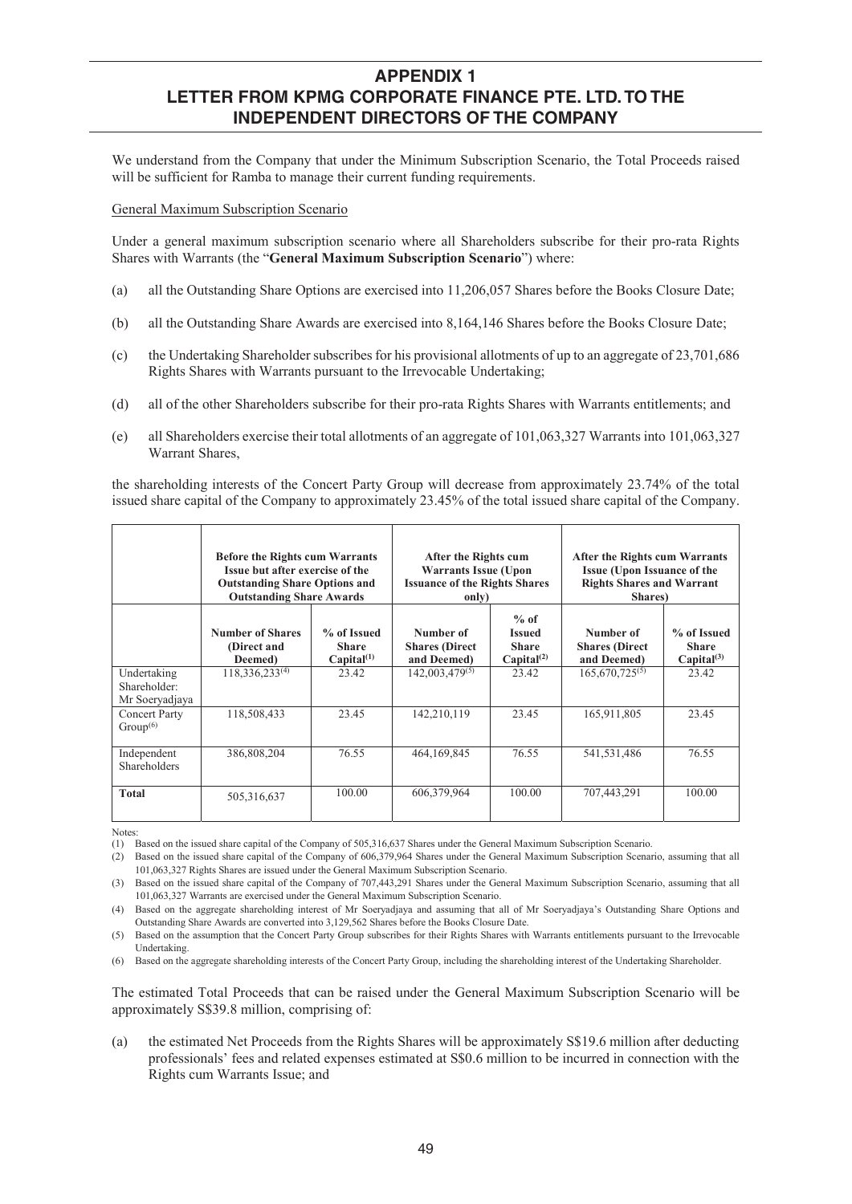# APPENDIX 1
# LETTER FROM KPMG CORPORATE FINANCE PTE. LTD. TO THE INDEPENDENT DIRECTORS OF THE COMPANY

We understand from the Company that under the Minimum Subscription Scenario, the Total Proceeds raised will be sufficient for Ramba to manage their current funding requirements.

General Maximum Subscription Scenario

Under a general maximum subscription scenario where all Shareholders subscribe for their pro-rata Rights Shares with Warrants (the "**General Maximum Subscription Scenario**") where:

(a) all the Outstanding Share Options are exercised into 11,206,057 Shares before the Books Closure Date;

(b) all the Outstanding Share Awards are exercised into 8,164,146 Shares before the Books Closure Date;

(c) the Undertaking Shareholder subscribes for his provisional allotments of up to an aggregate of 23,701,686 Rights Shares with Warrants pursuant to the Irrevocable Undertaking;

(d) all of the other Shareholders subscribe for their pro-rata Rights Shares with Warrants entitlements; and

(e) all Shareholders exercise their total allotments of an aggregate of 101,063,327 Warrants into 101,063,327 Warrant Shares,

the shareholding interests of the Concert Party Group will decrease from approximately 23.74% of the total issued share capital of the Company to approximately 23.45% of the total issued share capital of the Company.

| | Before the Rights cum Warrants Issue but after exercise of the Outstanding Share Options and Outstanding Share Awards | | After the Rights cum Warrants Issue (Upon Issuance of the Rights Shares only) | | After the Rights cum Warrants Issue (Upon Issuance of the Rights Shares and Warrant Shares) | |
|---|---|---|---|---|---|---|
| | **Number of Shares (Direct and Deemed)** | **% of Issued Share Capital(1)** | **Number of Shares (Direct and Deemed)** | **% of Issued Share Capital(2)** | **Number of Shares (Direct and Deemed)** | **% of Issued Share Capital(3)** |
| Undertaking Shareholder: Mr Soeryadjaya | 118,336,233(4) | 23.42 | 142,003,479(5) | 23.42 | 165,670,725(5) | 23.42 |
| Concert Party Group(6) | 118,508,433 | 23.45 | 142,210,119 | 23.45 | 165,911,805 | 23.45 |
| Independent Shareholders | 386,808,204 | 76.55 | 464,169,845 | 76.55 | 541,531,486 | 76.55 |
| **Total** | 505,316,637 | 100.00 | 606,379,964 | 100.00 | 707,443,291 | 100.00 |

Notes:

(1) Based on the issued share capital of the Company of 505,316,637 Shares under the General Maximum Subscription Scenario.

(2) Based on the issued share capital of the Company of 606,379,964 Shares under the General Maximum Subscription Scenario, assuming that all 101,063,327 Rights Shares are issued under the General Maximum Subscription Scenario.

(3) Based on the issued share capital of the Company of 707,443,291 Shares under the General Maximum Subscription Scenario, assuming that all 101,063,327 Warrants are exercised under the General Maximum Subscription Scenario.

(4) Based on the aggregate shareholding interest of Mr Soeryadjaya and assuming that all of Mr Soeryadjaya's Outstanding Share Options and Outstanding Share Awards are converted into 3,129,562 Shares before the Books Closure Date.

(5) Based on the assumption that the Concert Party Group subscribes for their Rights Shares with Warrants entitlements pursuant to the Irrevocable Undertaking.

(6) Based on the aggregate shareholding interests of the Concert Party Group, including the shareholding interest of the Undertaking Shareholder.

The estimated Total Proceeds that can be raised under the General Maximum Subscription Scenario will be approximately S$39.8 million, comprising of:

(a) the estimated Net Proceeds from the Rights Shares will be approximately S$19.6 million after deducting professionals' fees and related expenses estimated at S$0.6 million to be incurred in connection with the Rights cum Warrants Issue; and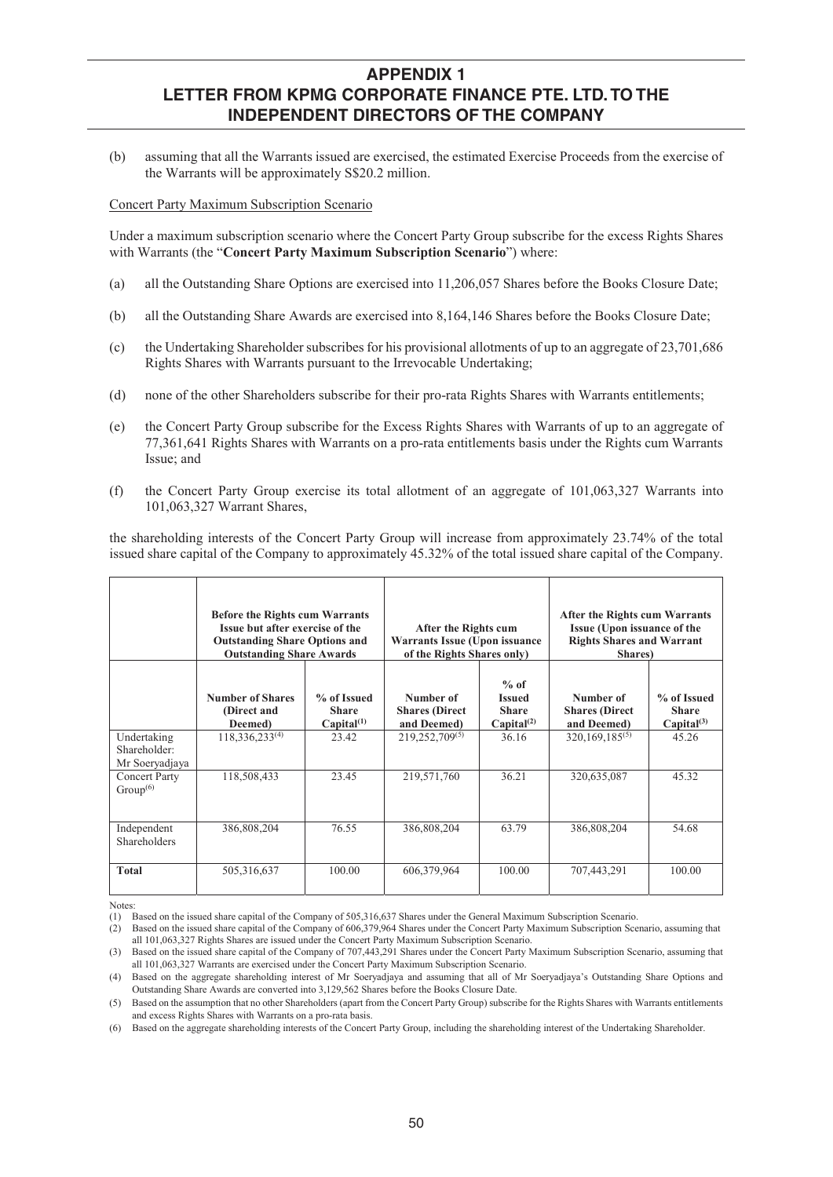# APPENDIX 1
# LETTER FROM KPMG CORPORATE FINANCE PTE. LTD. TO THE INDEPENDENT DIRECTORS OF THE COMPANY

(b) assuming that all the Warrants issued are exercised, the estimated Exercise Proceeds from the exercise of the Warrants will be approximately S$20.2 million.

Concert Party Maximum Subscription Scenario

Under a maximum subscription scenario where the Concert Party Group subscribe for the excess Rights Shares with Warrants (the "**Concert Party Maximum Subscription Scenario**") where:

(a) all the Outstanding Share Options are exercised into 11,206,057 Shares before the Books Closure Date;

(b) all the Outstanding Share Awards are exercised into 8,164,146 Shares before the Books Closure Date;

(c) the Undertaking Shareholder subscribes for his provisional allotments of up to an aggregate of 23,701,686 Rights Shares with Warrants pursuant to the Irrevocable Undertaking;

(d) none of the other Shareholders subscribe for their pro-rata Rights Shares with Warrants entitlements;

(e) the Concert Party Group subscribe for the Excess Rights Shares with Warrants of up to an aggregate of 77,361,641 Rights Shares with Warrants on a pro-rata entitlements basis under the Rights cum Warrants Issue; and

(f) the Concert Party Group exercise its total allotment of an aggregate of 101,063,327 Warrants into 101,063,327 Warrant Shares,

the shareholding interests of the Concert Party Group will increase from approximately 23.74% of the total issued share capital of the Company to approximately 45.32% of the total issued share capital of the Company.

| | **Before the Rights cum Warrants Issue but after exercise of the Outstanding Share Options and Outstanding Share Awards** | | **After the Rights cum Warrants Issue (Upon issuance of the Rights Shares only)** | | **After the Rights cum Warrants Issue (Upon issuance of the Rights Shares and Warrant Shares)** | |
|---|---|---|---|---|---|---|
| | **Number of Shares (Direct and Deemed)** | **% of Issued Share Capital(1)** | **Number of Shares (Direct and Deemed)** | **% of Issued Share Capital(2)** | **Number of Shares (Direct and Deemed)** | **% of Issued Share Capital(3)** |
| Undertaking Shareholder: Mr Soeryadjaya | 118,336,233(4) | 23.42 | 219,252,709(5) | 36.16 | 320,169,185(5) | 45.26 |
| Concert Party Group(6) | 118,508,433 | 23.45 | 219,571,760 | 36.21 | 320,635,087 | 45.32 |
| Independent Shareholders | 386,808,204 | 76.55 | 386,808,204 | 63.79 | 386,808,204 | 54.68 |
| **Total** | 505,316,637 | 100.00 | 606,379,964 | 100.00 | 707,443,291 | 100.00 |

Notes:

(1) Based on the issued share capital of the Company of 505,316,637 Shares under the General Maximum Subscription Scenario.

(2) Based on the issued share capital of the Company of 606,379,964 Shares under the Concert Party Maximum Subscription Scenario, assuming that all 101,063,327 Rights Shares are issued under the Concert Party Maximum Subscription Scenario.

(3) Based on the issued share capital of the Company of 707,443,291 Shares under the Concert Party Maximum Subscription Scenario, assuming that all 101,063,327 Warrants are exercised under the Concert Party Maximum Subscription Scenario.

(4) Based on the aggregate shareholding interest of Mr Soeryadjaya and assuming that all of Mr Soeryadjaya's Outstanding Share Options and Outstanding Share Awards are converted into 3,129,562 Shares before the Books Closure Date.

(5) Based on the assumption that no other Shareholders (apart from the Concert Party Group) subscribe for the Rights Shares with Warrants entitlements and excess Rights Shares with Warrants on a pro-rata basis.

(6) Based on the aggregate shareholding interests of the Concert Party Group, including the shareholding interest of the Undertaking Shareholder.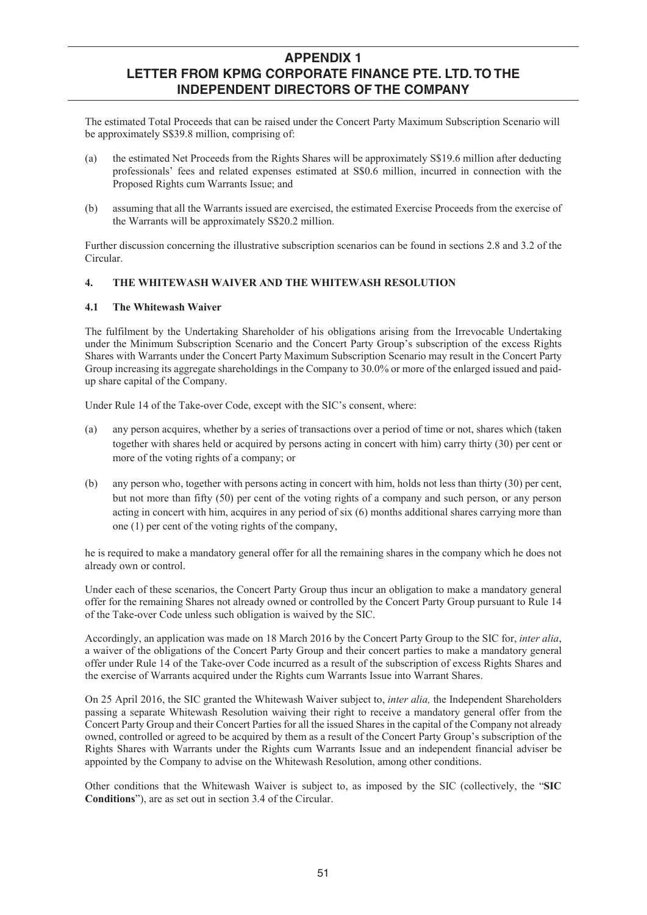# APPENDIX 1
# LETTER FROM KPMG CORPORATE FINANCE PTE. LTD. TO THE INDEPENDENT DIRECTORS OF THE COMPANY

The estimated Total Proceeds that can be raised under the Concert Party Maximum Subscription Scenario will be approximately S$39.8 million, comprising of:

(a) the estimated Net Proceeds from the Rights Shares will be approximately S$19.6 million after deducting professionals' fees and related expenses estimated at S$0.6 million, incurred in connection with the Proposed Rights cum Warrants Issue; and

(b) assuming that all the Warrants issued are exercised, the estimated Exercise Proceeds from the exercise of the Warrants will be approximately S$20.2 million.

Further discussion concerning the illustrative subscription scenarios can be found in sections 2.8 and 3.2 of the Circular.

## 4. THE WHITEWASH WAIVER AND THE WHITEWASH RESOLUTION

### 4.1 The Whitewash Waiver

The fulfilment by the Undertaking Shareholder of his obligations arising from the Irrevocable Undertaking under the Minimum Subscription Scenario and the Concert Party Group's subscription of the excess Rights Shares with Warrants under the Concert Party Maximum Subscription Scenario may result in the Concert Party Group increasing its aggregate shareholdings in the Company to 30.0% or more of the enlarged issued and paid-up share capital of the Company.

Under Rule 14 of the Take-over Code, except with the SIC's consent, where:

(a) any person acquires, whether by a series of transactions over a period of time or not, shares which (taken together with shares held or acquired by persons acting in concert with him) carry thirty (30) per cent or more of the voting rights of a company; or

(b) any person who, together with persons acting in concert with him, holds not less than thirty (30) per cent, but not more than fifty (50) per cent of the voting rights of a company and such person, or any person acting in concert with him, acquires in any period of six (6) months additional shares carrying more than one (1) per cent of the voting rights of the company,

he is required to make a mandatory general offer for all the remaining shares in the company which he does not already own or control.

Under each of these scenarios, the Concert Party Group thus incur an obligation to make a mandatory general offer for the remaining Shares not already owned or controlled by the Concert Party Group pursuant to Rule 14 of the Take-over Code unless such obligation is waived by the SIC.

Accordingly, an application was made on 18 March 2016 by the Concert Party Group to the SIC for, *inter alia*, a waiver of the obligations of the Concert Party Group and their concert parties to make a mandatory general offer under Rule 14 of the Take-over Code incurred as a result of the subscription of excess Rights Shares and the exercise of Warrants acquired under the Rights cum Warrants Issue into Warrant Shares.

On 25 April 2016, the SIC granted the Whitewash Waiver subject to, *inter alia,* the Independent Shareholders passing a separate Whitewash Resolution waiving their right to receive a mandatory general offer from the Concert Party Group and their Concert Parties for all the issued Shares in the capital of the Company not already owned, controlled or agreed to be acquired by them as a result of the Concert Party Group's subscription of the Rights Shares with Warrants under the Rights cum Warrants Issue and an independent financial adviser be appointed by the Company to advise on the Whitewash Resolution, among other conditions.

Other conditions that the Whitewash Waiver is subject to, as imposed by the SIC (collectively, the "**SIC Conditions**"), are as set out in section 3.4 of the Circular.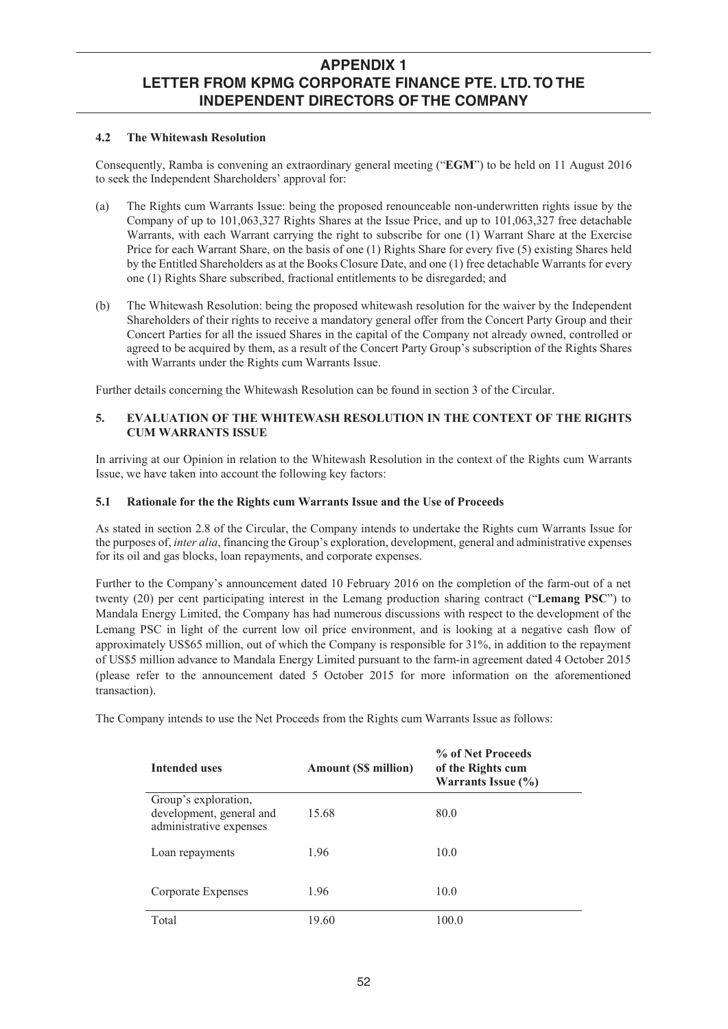# APPENDIX 1
# LETTER FROM KPMG CORPORATE FINANCE PTE. LTD. TO THE INDEPENDENT DIRECTORS OF THE COMPANY

**4.2 The Whitewash Resolution**

Consequently, Ramba is convening an extraordinary general meeting ("**EGM**") to be held on 11 August 2016 to seek the Independent Shareholders' approval for:

(a) The Rights cum Warrants Issue: being the proposed renounceable non-underwritten rights issue by the Company of up to 101,063,327 Rights Shares at the Issue Price, and up to 101,063,327 free detachable Warrants, with each Warrant carrying the right to subscribe for one (1) Warrant Share at the Exercise Price for each Warrant Share, on the basis of one (1) Rights Share for every five (5) existing Shares held by the Entitled Shareholders as at the Books Closure Date, and one (1) free detachable Warrants for every one (1) Rights Share subscribed, fractional entitlements to be disregarded; and

(b) The Whitewash Resolution: being the proposed whitewash resolution for the waiver by the Independent Shareholders of their rights to receive a mandatory general offer from the Concert Party Group and their Concert Parties for all the issued Shares in the capital of the Company not already owned, controlled or agreed to be acquired by them, as a result of the Concert Party Group's subscription of the Rights Shares with Warrants under the Rights cum Warrants Issue.

Further details concerning the Whitewash Resolution can be found in section 3 of the Circular.

**5. EVALUATION OF THE WHITEWASH RESOLUTION IN THE CONTEXT OF THE RIGHTS CUM WARRANTS ISSUE**

In arriving at our Opinion in relation to the Whitewash Resolution in the context of the Rights cum Warrants Issue, we have taken into account the following key factors:

**5.1 Rationale for the the Rights cum Warrants Issue and the Use of Proceeds**

As stated in section 2.8 of the Circular, the Company intends to undertake the Rights cum Warrants Issue for the purposes of, *inter alia*, financing the Group's exploration, development, general and administrative expenses for its oil and gas blocks, loan repayments, and corporate expenses.

Further to the Company's announcement dated 10 February 2016 on the completion of the farm-out of a net twenty (20) per cent participating interest in the Lemang production sharing contract ("**Lemang PSC**") to Mandala Energy Limited, the Company has had numerous discussions with respect to the development of the Lemang PSC in light of the current low oil price environment, and is looking at a negative cash flow of approximately US$65 million, out of which the Company is responsible for 31%, in addition to the repayment of US$5 million advance to Mandala Energy Limited pursuant to the farm-in agreement dated 4 October 2015 (please refer to the announcement dated 5 October 2015 for more information on the aforementioned transaction).

The Company intends to use the Net Proceeds from the Rights cum Warrants Issue as follows:

| Intended uses | Amount (S$ million) | % of Net Proceeds of the Rights cum Warrants Issue (%) |
|---|---|---|
| Group's exploration, development, general and administrative expenses | 15.68 | 80.0 |
| Loan repayments | 1.96 | 10.0 |
| Corporate Expenses | 1.96 | 10.0 |
| Total | 19.60 | 100.0 |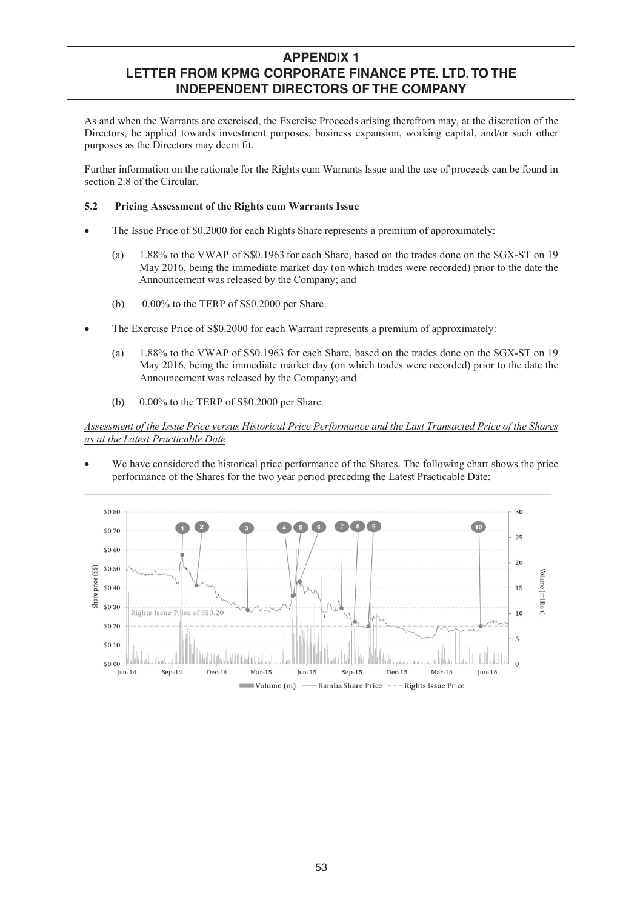# APPENDIX 1
# LETTER FROM KPMG CORPORATE FINANCE PTE. LTD. TO THE INDEPENDENT DIRECTORS OF THE COMPANY

As and when the Warrants are exercised, the Exercise Proceeds arising therefrom may, at the discretion of the Directors, be applied towards investment purposes, business expansion, working capital, and/or such other purposes as the Directors may deem fit.

Further information on the rationale for the Rights cum Warrants Issue and the use of proceeds can be found in section 2.8 of the Circular.

### 5.2 Pricing Assessment of the Rights cum Warrants Issue

- The Issue Price of $0.2000 for each Rights Share represents a premium of approximately:
  - (a) 1.88% to the VWAP of S$0.1963 for each Share, based on the trades done on the SGX-ST on 19 May 2016, being the immediate market day (on which trades were recorded) prior to the date the Announcement was released by the Company; and
  - (b) 0.00% to the TERP of S$0.2000 per Share.
- The Exercise Price of S$0.2000 for each Warrant represents a premium of approximately:
  - (a) 1.88% to the VWAP of S$0.1963 for each Share, based on the trades done on the SGX-ST on 19 May 2016, being the immediate market day (on which trades were recorded) prior to the date the Announcement was released by the Company; and
  - (b) 0.00% to the TERP of S$0.2000 per Share.

*Assessment of the Issue Price versus Historical Price Performance and the Last Transacted Price of the Shares as at the Latest Practicable Date*

- We have considered the historical price performance of the Shares. The following chart shows the price performance of the Shares for the two year period preceding the Latest Practicable Date: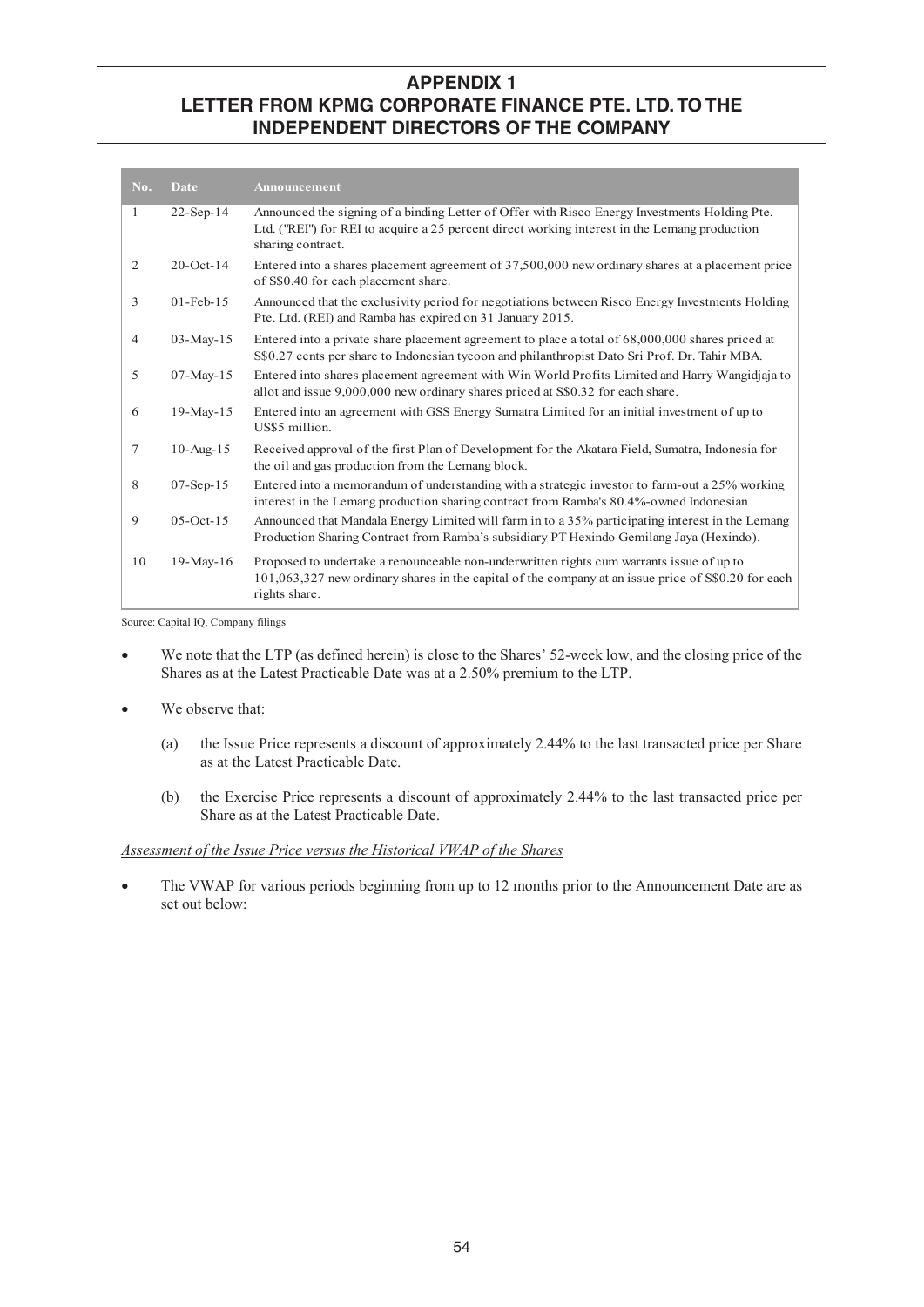## APPENDIX 1
## LETTER FROM KPMG CORPORATE FINANCE PTE. LTD. TO THE INDEPENDENT DIRECTORS OF THE COMPANY

| No. | Date | Announcement |
|---|---|---|
| 1 | 22-Sep-14 | Announced the signing of a binding Letter of Offer with Risco Energy Investments Holding Pte. Ltd. ("REI") for REI to acquire a 25 percent direct working interest in the Lemang production sharing contract. |
| 2 | 20-Oct-14 | Entered into a shares placement agreement of 37,500,000 new ordinary shares at a placement price of S$0.40 for each placement share. |
| 3 | 01-Feb-15 | Announced that the exclusivity period for negotiations between Risco Energy Investments Holding Pte. Ltd. (REI) and Ramba has expired on 31 January 2015. |
| 4 | 03-May-15 | Entered into a private share placement agreement to place a total of 68,000,000 shares priced at S$0.27 cents per share to Indonesian tycoon and philanthropist Dato Sri Prof. Dr. Tahir MBA. |
| 5 | 07-May-15 | Entered into shares placement agreement with Win World Profits Limited and Harry Wangidjaja to allot and issue 9,000,000 new ordinary shares priced at S$0.32 for each share. |
| 6 | 19-May-15 | Entered into an agreement with GSS Energy Sumatra Limited for an initial investment of up to US$5 million. |
| 7 | 10-Aug-15 | Received approval of the first Plan of Development for the Akatara Field, Sumatra, Indonesia for the oil and gas production from the Lemang block. |
| 8 | 07-Sep-15 | Entered into a memorandum of understanding with a strategic investor to farm-out a 25% working interest in the Lemang production sharing contract from Ramba's 80.4%-owned Indonesian |
| 9 | 05-Oct-15 | Announced that Mandala Energy Limited will farm in to a 35% participating interest in the Lemang Production Sharing Contract from Ramba's subsidiary PT Hexindo Gemilang Jaya (Hexindo). |
| 10 | 19-May-16 | Proposed to undertake a renounceable non-underwritten rights cum warrants issue of up to 101,063,327 new ordinary shares in the capital of the company at an issue price of S$0.20 for each rights share. |

Source: Capital IQ, Company filings

- We note that the LTP (as defined herein) is close to the Shares' 52-week low, and the closing price of the Shares as at the Latest Practicable Date was at a 2.50% premium to the LTP.

- We observe that:

  (a) the Issue Price represents a discount of approximately 2.44% to the last transacted price per Share as at the Latest Practicable Date.

  (b) the Exercise Price represents a discount of approximately 2.44% to the last transacted price per Share as at the Latest Practicable Date.

*Assessment of the Issue Price versus the Historical VWAP of the Shares*

- The VWAP for various periods beginning from up to 12 months prior to the Announcement Date are as set out below: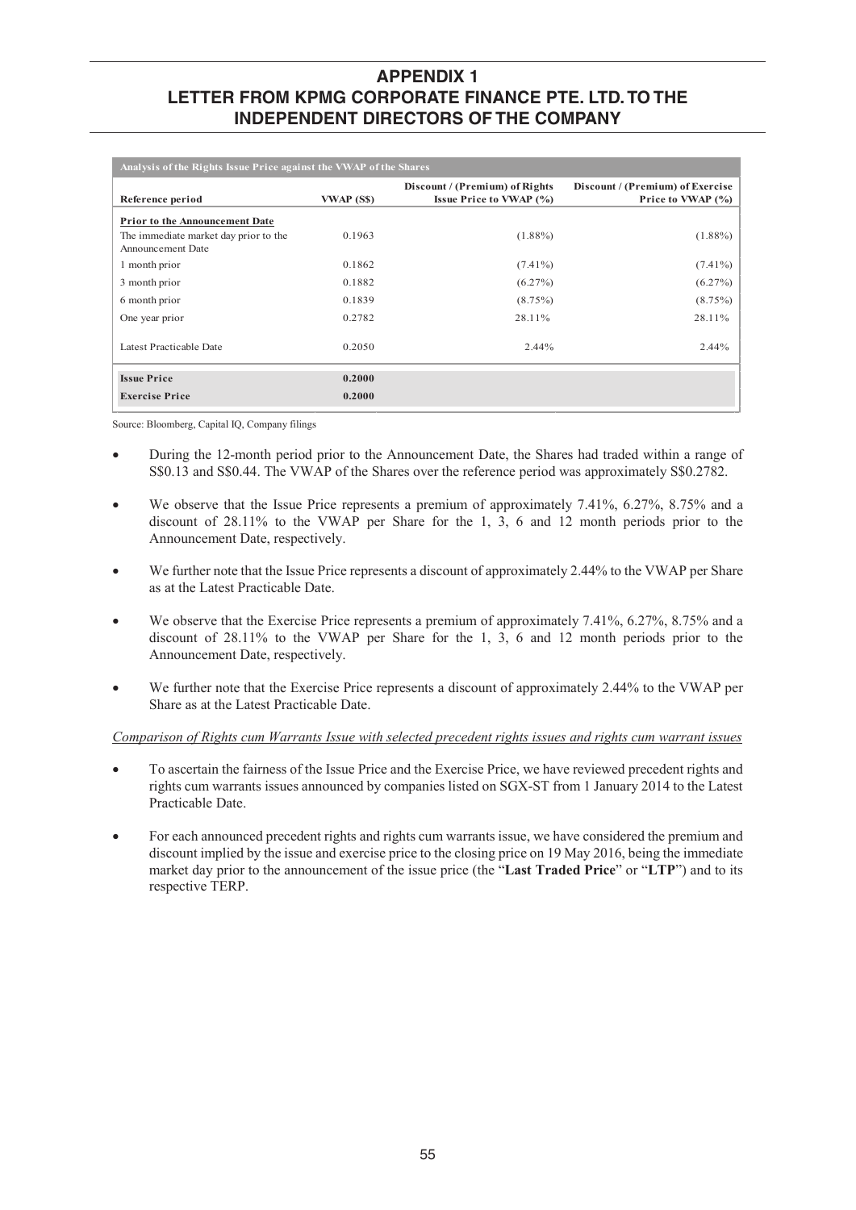# APPENDIX 1
## LETTER FROM KPMG CORPORATE FINANCE PTE. LTD. TO THE INDEPENDENT DIRECTORS OF THE COMPANY

**Analysis of the Rights Issue Price against the VWAP of the Shares**

| Reference period | VWAP (S$) | Discount / (Premium) of Rights Issue Price to VWAP (%) | Discount / (Premium) of Exercise Price to VWAP (%) |
|---|---|---|---|
| **Prior to the Announcement Date** | | | |
| The immediate market day prior to the Announcement Date | 0.1963 | (1.88%) | (1.88%) |
| 1 month prior | 0.1862 | (7.41%) | (7.41%) |
| 3 month prior | 0.1882 | (6.27%) | (6.27%) |
| 6 month prior | 0.1839 | (8.75%) | (8.75%) |
| One year prior | 0.2782 | 28.11% | 28.11% |
| Latest Practicable Date | 0.2050 | 2.44% | 2.44% |
| **Issue Price** | **0.2000** | | |
| **Exercise Price** | **0.2000** | | |

Source: Bloomberg, Capital IQ, Company filings

- During the 12-month period prior to the Announcement Date, the Shares had traded within a range of S$0.13 and S$0.44. The VWAP of the Shares over the reference period was approximately S$0.2782.
- We observe that the Issue Price represents a premium of approximately 7.41%, 6.27%, 8.75% and a discount of 28.11% to the VWAP per Share for the 1, 3, 6 and 12 month periods prior to the Announcement Date, respectively.
- We further note that the Issue Price represents a discount of approximately 2.44% to the VWAP per Share as at the Latest Practicable Date.
- We observe that the Exercise Price represents a premium of approximately 7.41%, 6.27%, 8.75% and a discount of 28.11% to the VWAP per Share for the 1, 3, 6 and 12 month periods prior to the Announcement Date, respectively.
- We further note that the Exercise Price represents a discount of approximately 2.44% to the VWAP per Share as at the Latest Practicable Date.

*Comparison of Rights cum Warrants Issue with selected precedent rights issues and rights cum warrant issues*

- To ascertain the fairness of the Issue Price and the Exercise Price, we have reviewed precedent rights and rights cum warrants issues announced by companies listed on SGX-ST from 1 January 2014 to the Latest Practicable Date.
- For each announced precedent rights and rights cum warrants issue, we have considered the premium and discount implied by the issue and exercise price to the closing price on 19 May 2016, being the immediate market day prior to the announcement of the issue price (the "**Last Traded Price**" or "**LTP**") and to its respective TERP.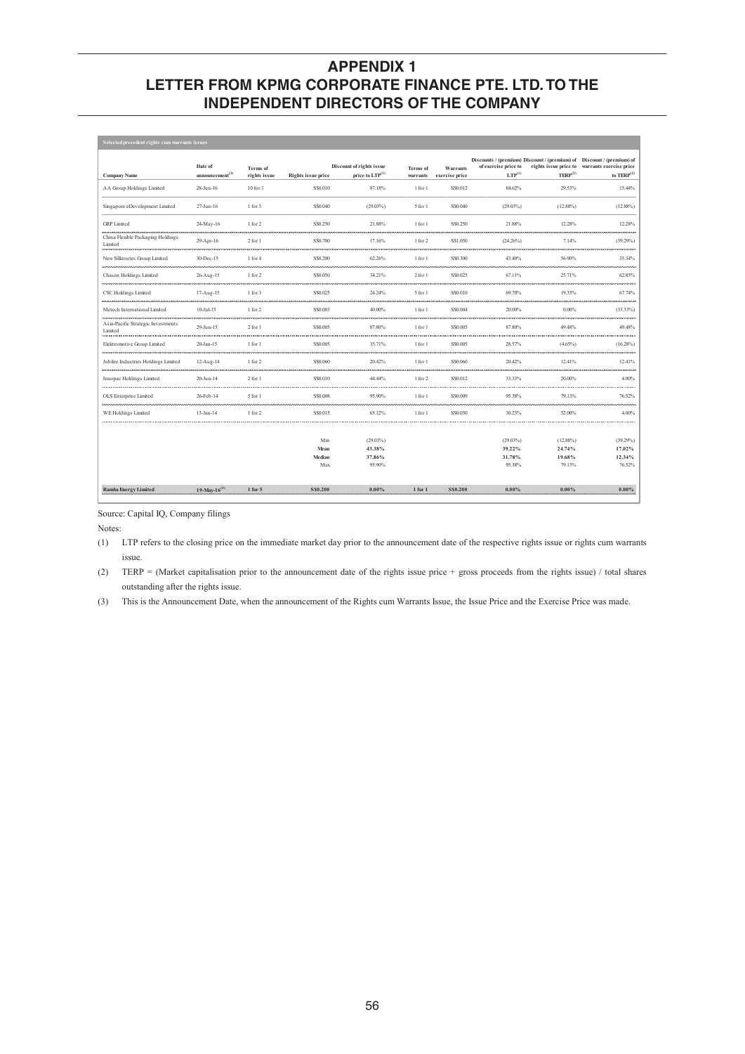# APPENDIX 1
# LETTER FROM KPMG CORPORATE FINANCE PTE. LTD. TO THE INDEPENDENT DIRECTORS OF THE COMPANY

**Selected precedent rights cum warrants issues**

| Company Name | Date of announcement[3] | Terms of rights issue | Rights issue price | Discount of rights issue price to LTP[1] | Terms of warrants | Warrants exercise price | Discounts / (premium) of exercise price to LTP[1] | Discount / (premium) of rights issue price to TERP[2] | Discount / (premium) of warrants exercise price to TERP[2] |
|---|---|---|---|---|---|---|---|---|---|
| AA Group Holdings Limited | 28-Jun-16 | 10 for 1 | S$0.010 | 87.18% | 1 for 1 | S$0.012 | 84.62% | 29.53% | 15.44% |
| Singapore eDevelopment Limited | 27-Jun-16 | 1 for 3 | S$0.040 | (29.03%) | 5 for 1 | S$0.040 | (29.03%) | (12.88%) | (12.88%) |
| GRP Limited | 24-May-16 | 1 for 2 | S$0.250 | 21.88% | 1 for 1 | S$0.250 | 21.88% | 12.28% | 12.28% |
| China Flexible Packaging Holdings Limited | 29-Apr-16 | 2 for 1 | S$0.700 | 17.16% | 1 for 2 | S$1.050 | (24.26%) | 7.14% | (39.29%) |
| New Silkroutes Group Limited | 30-Dec-15 | 1 for 4 | S$0.200 | 62.26% | 1 for 1 | S$0.300 | 43.40% | 56.90% | 35.34% |
| Chasen Holdings Limited | 26-Aug-15 | 1 for 2 | S$0.050 | 34.21% | 2 for 1 | S$0.025 | 67.11% | 25.71% | 62.85% |
| CSC Holdings Limited | 17-Aug-15 | 1 for 3 | S$0.025 | 24.24% | 5 for 1 | S$0.010 | 69.70% | 19.35% | 67.74% |
| Metech International Limited | 10-Jul-15 | 1 for 2 | S$0.003 | 40.00% | 1 for 1 | S$0.004 | 20.00% | 0.00% | (33.33%) |
| Asia-Pacific Strategic Investments Limited | 29-Jun-15 | 2 for 1 | S$0.005 | 87.80% | 1 for 1 | S$0.005 | 87.80% | 49.48% | 49.48% |
| Elektromotive Group Limited | 20-Jan-15 | 1 for 1 | S$0.005 | 35.71% | 1 for 1 | S$0.005 | 28.57% | (4.65%) | (16.28%) |
| Jubilee Industries Holdings Limited | 12-Aug-14 | 1 for 2 | S$0.060 | 20.42% | 1 for 1 | S$0.060 | 20.42% | 12.41% | 12.41% |
| Innopac Holdings Limited | 20-Jun-14 | 2 for 1 | S$0.010 | 44.44% | 1 for 2 | S$0.012 | 33.33% | 20.00% | 4.00% |
| OLS Enterprise Limited | 26-Feb-14 | 5 for 1 | S$0.008 | 95.90% | 1 for 1 | S$0.009 | 95.38% | 79.13% | 76.52% |
| WE Holdings Limited | 13-Jan-14 | 1 for 2 | S$0.015 | 65.12% | 1 for 1 | S$0.030 | 30.23% | 52.00% | 4.00% |
| | | | Min | (29.03%) | | | (29.03%) | (12.88%) | (39.29%) |
| | | | **Mean** | **43.38%** | | | **39.22%** | **24.74%** | **17.02%** |
| | | | **Median** | **37.86%** | | | **31.78%** | **19.68%** | **12.34%** |
| | | | Max | 95.90% | | | 95.38% | 79.13% | 76.52% |
| **Ramba Energy Limited** | **19-May-16[3]** | **1 for 5** | **S$0.200** | **0.00%** | **1 for 1** | **S$0.200** | **0.00%** | **0.00%** | **0.00%** |

Source: Capital IQ, Company filings

Notes:

(1) LTP refers to the closing price on the immediate market day prior to the announcement date of the respective rights issue or rights cum warrants issue.

(2) TERP = (Market capitalisation prior to the announcement date of the rights issue price + gross proceeds from the rights issue) / total shares outstanding after the rights issue.

(3) This is the Announcement Date, when the announcement of the Rights cum Warrants Issue, the Issue Price and the Exercise Price was made.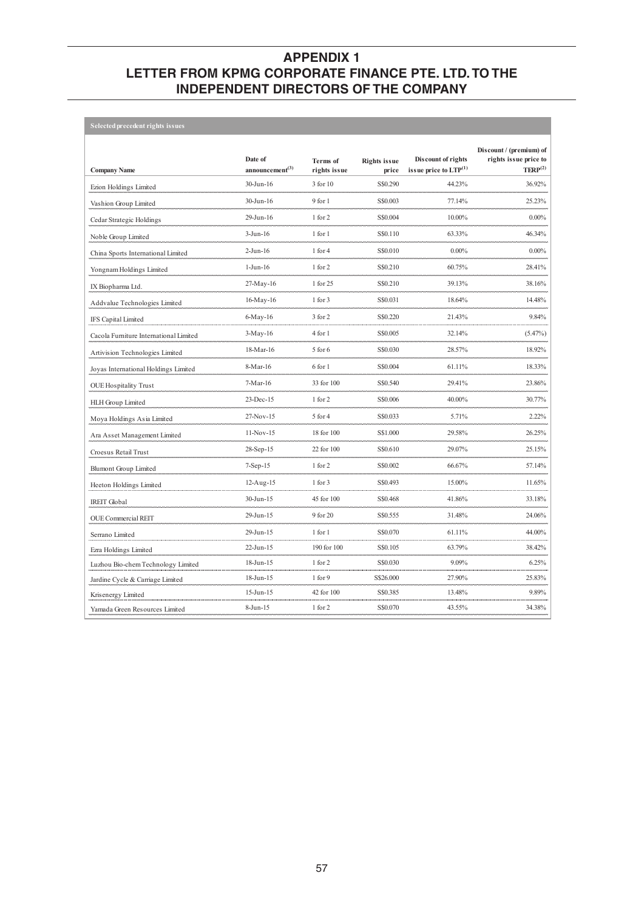# APPENDIX 1
# LETTER FROM KPMG CORPORATE FINANCE PTE. LTD. TO THE INDEPENDENT DIRECTORS OF THE COMPANY

**Selected precedent rights issues**

| Company Name | Date of announcement[(3)] | Terms of rights issue | Rights issue price | Discount of rights issue price to LTP[(1)] | Discount / (premium) of rights issue price to TERP[(2)] |
|---|---|---|---|---|---|
| Ezion Holdings Limited | 30-Jun-16 | 3 for 10 | S$0.290 | 44.23% | 36.92% |
| Vashion Group Limited | 30-Jun-16 | 9 for 1 | S$0.003 | 77.14% | 25.23% |
| Cedar Strategic Holdings | 29-Jun-16 | 1 for 2 | S$0.004 | 10.00% | 0.00% |
| Noble Group Limited | 3-Jun-16 | 1 for 1 | S$0.110 | 63.33% | 46.34% |
| China Sports International Limited | 2-Jun-16 | 1 for 4 | S$0.010 | 0.00% | 0.00% |
| Yongnam Holdings Limited | 1-Jun-16 | 1 for 2 | S$0.210 | 60.75% | 28.41% |
| IX Biopharma Ltd. | 27-May-16 | 1 for 25 | S$0.210 | 39.13% | 38.16% |
| Addvalue Technologies Limited | 16-May-16 | 1 for 3 | S$0.031 | 18.64% | 14.48% |
| IFS Capital Limited | 6-May-16 | 3 for 2 | S$0.220 | 21.43% | 9.84% |
| Cacola Furniture International Limited | 3-May-16 | 4 for 1 | S$0.005 | 32.14% | (5.47%) |
| Artivision Technologies Limited | 18-Mar-16 | 5 for 6 | S$0.030 | 28.57% | 18.92% |
| Joyas International Holdings Limited | 8-Mar-16 | 6 for 1 | S$0.004 | 61.11% | 18.33% |
| OUE Hospitality Trust | 7-Mar-16 | 33 for 100 | S$0.540 | 29.41% | 23.86% |
| HLH Group Limited | 23-Dec-15 | 1 for 2 | S$0.006 | 40.00% | 30.77% |
| Moya Holdings Asia Limited | 27-Nov-15 | 5 for 4 | S$0.033 | 5.71% | 2.22% |
| Ara Asset Management Limited | 11-Nov-15 | 18 for 100 | S$1.000 | 29.58% | 26.25% |
| Croesus Retail Trust | 28-Sep-15 | 22 for 100 | S$0.610 | 29.07% | 25.15% |
| Blumont Group Limited | 7-Sep-15 | 1 for 2 | S$0.002 | 66.67% | 57.14% |
| Heeton Holdings Limited | 12-Aug-15 | 1 for 3 | S$0.493 | 15.00% | 11.65% |
| IREIT Global | 30-Jun-15 | 45 for 100 | S$0.468 | 41.86% | 33.18% |
| OUE Commercial REIT | 29-Jun-15 | 9 for 20 | S$0.555 | 31.48% | 24.06% |
| Serrano Limited | 29-Jun-15 | 1 for 1 | S$0.070 | 61.11% | 44.00% |
| Ezra Holdings Limited | 22-Jun-15 | 190 for 100 | S$0.105 | 63.79% | 38.42% |
| Luzhou Bio-chem Technology Limited | 18-Jun-15 | 1 for 2 | S$0.030 | 9.09% | 6.25% |
| Jardine Cycle & Carriage Limited | 18-Jun-15 | 1 for 9 | S$26.000 | 27.90% | 25.83% |
| Krisenergy Limited | 15-Jun-15 | 42 for 100 | S$0.385 | 13.48% | 9.89% |
| Yamada Green Resources Limited | 8-Jun-15 | 1 for 2 | S$0.070 | 43.55% | 34.38% |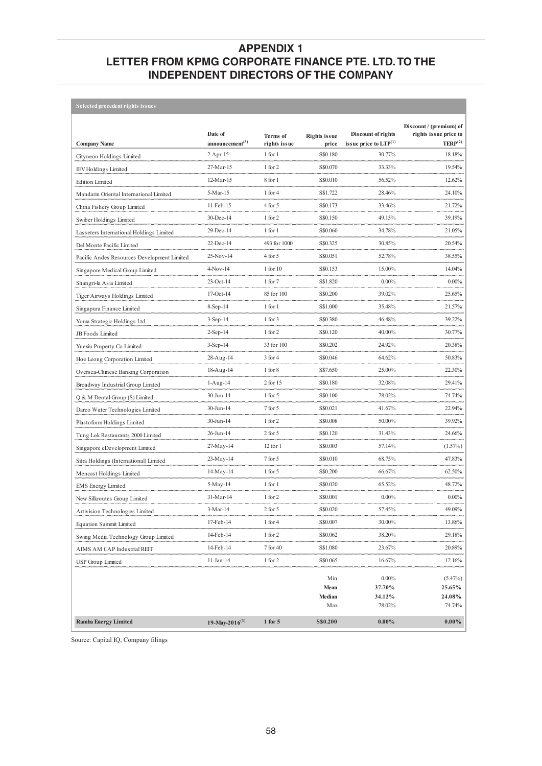# APPENDIX 1
# LETTER FROM KPMG CORPORATE FINANCE PTE. LTD. TO THE INDEPENDENT DIRECTORS OF THE COMPANY

**Selected precedent rights issues**

| Company Name | Date of announcement[3] | Terms of rights issue | Rights issue price | Discount of rights issue price to LTP[1] | Discount / (premium) of rights issue price to TERP[2] |
|---|---|---|---|---|---|
| Cityneon Holdings Limited | 2-Apr-15 | 1 for 1 | S$0.180 | 30.77% | 18.18% |
| IEV Holdings Limited | 27-Mar-15 | 1 for 2 | S$0.070 | 33.33% | 19.54% |
| Edition Limited | 12-Mar-15 | 8 for 1 | S$0.010 | 56.52% | 12.62% |
| Mandarin Oriental International Limited | 5-Mar-15 | 1 for 4 | S$1.722 | 28.46% | 24.10% |
| China Fishery Group Limited | 11-Feb-15 | 4 for 5 | S$0.173 | 33.46% | 21.72% |
| Swiber Holdings Limited | 30-Dec-14 | 1 for 2 | S$0.150 | 49.15% | 39.19% |
| Lasseters International Holdings Limited | 29-Dec-14 | 1 for 1 | S$0.060 | 34.78% | 21.05% |
| Del Monte Pacific Limited | 22-Dec-14 | 493 for 1000 | S$0.325 | 30.85% | 20.54% |
| Pacific Andes Resources Development Limited | 25-Nov-14 | 4 for 5 | S$0.051 | 52.78% | 38.55% |
| Singapore Medical Group Limited | 4-Nov-14 | 1 for 10 | S$0.153 | 15.00% | 14.04% |
| Shangri-la Asia Limited | 23-Oct-14 | 1 for 7 | S$1.820 | 0.00% | 0.00% |
| Tiger Airways Holdings Limited | 17-Oct-14 | 85 for 100 | S$0.200 | 39.02% | 25.65% |
| Singapura Finance Limited | 8-Sep-14 | 1 for 1 | S$1.000 | 35.48% | 21.57% |
| Yoma Strategic Holdings Ltd. | 3-Sep-14 | 1 for 3 | S$0.380 | 46.48% | 39.22% |
| JB Foods Limited | 2-Sep-14 | 1 for 2 | S$0.120 | 40.00% | 30.77% |
| Yuexiu Property Co Limited | 3-Sep-14 | 33 for 100 | S$0.202 | 24.92% | 20.38% |
| Hoe Leong Corporation Limited | 28-Aug-14 | 3 for 4 | S$0.046 | 64.62% | 50.83% |
| Oversea-Chinese Banking Corporation | 18-Aug-14 | 1 for 8 | S$7.650 | 25.00% | 22.30% |
| Broadway Industrial Group Limited | 1-Aug-14 | 2 for 15 | S$0.180 | 32.08% | 29.41% |
| Q & M Dental Group (S) Limited | 30-Jun-14 | 1 for 5 | S$0.100 | 78.02% | 74.74% |
| Darco Water Technologies Limited | 30-Jun-14 | 7 for 5 | S$0.021 | 41.67% | 22.94% |
| Plastoform Holdings Limited | 30-Jun-14 | 1 for 2 | S$0.008 | 50.00% | 39.92% |
| Tung Lok Restaurants 2000 Limited | 26-Jun-14 | 2 for 5 | S$0.120 | 31.43% | 24.66% |
| Singapore eDevelopment Limited | 27-May-14 | 12 for 1 | S$0.003 | 57.14% | (1.57%) |
| Sitra Holdings (International) Limited | 23-May-14 | 7 for 5 | S$0.010 | 68.75% | 47.83% |
| Mencast Holdings Limited | 14-May-14 | 1 for 5 | S$0.200 | 66.67% | 62.50% |
| EMS Energy Limited | 5-May-14 | 1 for 1 | S$0.020 | 65.52% | 48.72% |
| New Silkroutes Group Limited | 31-Mar-14 | 1 for 2 | S$0.001 | 0.00% | 0.00% |
| Artivision Technologies Limited | 3-Mar-14 | 2 for 5 | S$0.020 | 57.45% | 49.09% |
| Equation Summit Limited | 17-Feb-14 | 1 for 4 | S$0.007 | 30.00% | 13.86% |
| Swing Media Technology Group Limited | 14-Feb-14 | 1 for 2 | S$0.062 | 38.20% | 29.18% |
| AIMS AM CAP Industrial REIT | 14-Feb-14 | 7 for 40 | S$1.080 | 23.67% | 20.89% |
| USP Group Limited | 11-Jan-14 | 1 for 2 | S$0.065 | 16.67% | 12.16% |
| | | | Min | 0.00% | (5.47%) |
| | | | **Mean** | **37.70%** | **25.65%** |
| | | | **Median** | **34.12%** | **24.08%** |
| | | | Max | 78.02% | 74.74% |
| **Ramba Energy Limited** | **19-May-2016[3]** | **1 for 5** | **S$0.200** | **0.00%** | **0.00%** |

Source: Capital IQ, Company filings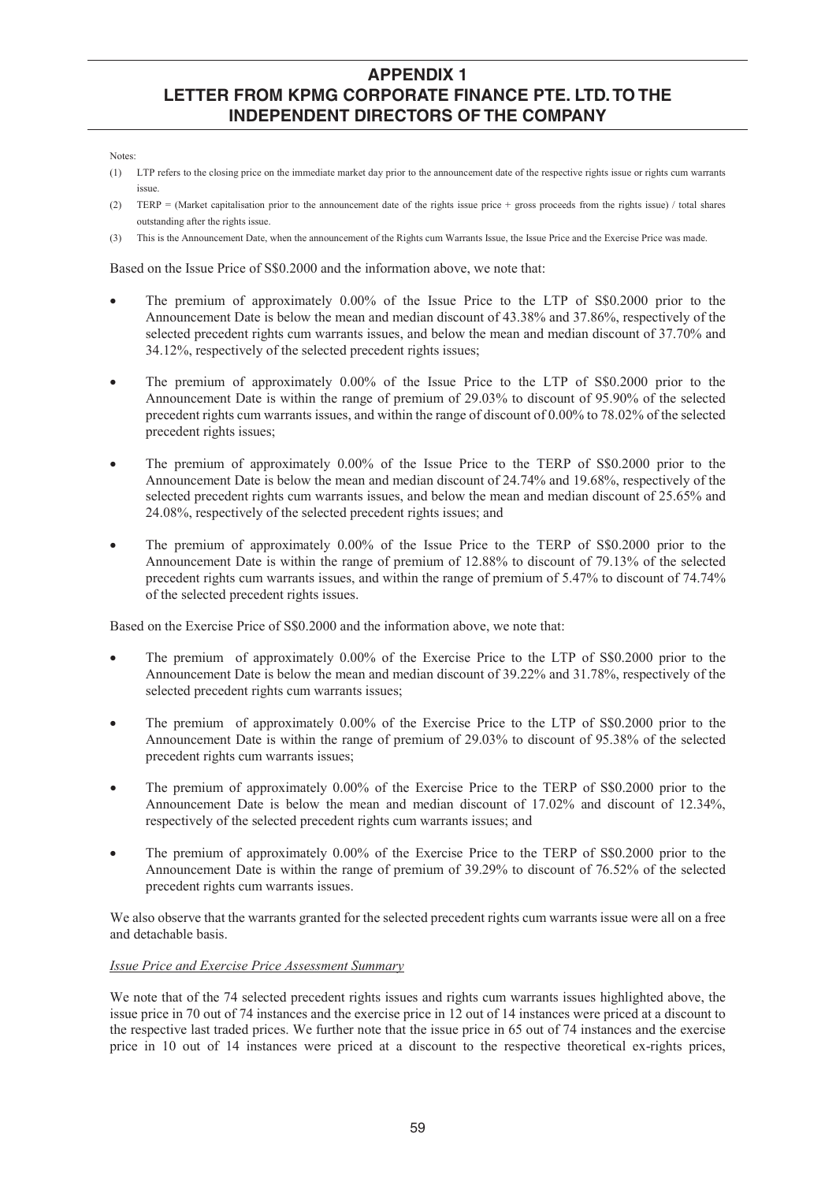Notes:

(1) LTP refers to the closing price on the immediate market day prior to the announcement date of the respective rights issue or rights cum warrants issue.

(2) TERP = (Market capitalisation prior to the announcement date of the rights issue price + gross proceeds from the rights issue) / total shares outstanding after the rights issue.

(3) This is the Announcement Date, when the announcement of the Rights cum Warrants Issue, the Issue Price and the Exercise Price was made.

Based on the Issue Price of S$0.2000 and the information above, we note that:

- The premium of approximately 0.00% of the Issue Price to the LTP of S$0.2000 prior to the Announcement Date is below the mean and median discount of 43.38% and 37.86%, respectively of the selected precedent rights cum warrants issues, and below the mean and median discount of 37.70% and 34.12%, respectively of the selected precedent rights issues;
- The premium of approximately 0.00% of the Issue Price to the LTP of S$0.2000 prior to the Announcement Date is within the range of premium of 29.03% to discount of 95.90% of the selected precedent rights cum warrants issues, and within the range of discount of 0.00% to 78.02% of the selected precedent rights issues;
- The premium of approximately 0.00% of the Issue Price to the TERP of S$0.2000 prior to the Announcement Date is below the mean and median discount of 24.74% and 19.68%, respectively of the selected precedent rights cum warrants issues, and below the mean and median discount of 25.65% and 24.08%, respectively of the selected precedent rights issues; and
- The premium of approximately 0.00% of the Issue Price to the TERP of S$0.2000 prior to the Announcement Date is within the range of premium of 12.88% to discount of 79.13% of the selected precedent rights cum warrants issues, and within the range of premium of 5.47% to discount of 74.74% of the selected precedent rights issues.

Based on the Exercise Price of S$0.2000 and the information above, we note that:

- The premium of approximately 0.00% of the Exercise Price to the LTP of S$0.2000 prior to the Announcement Date is below the mean and median discount of 39.22% and 31.78%, respectively of the selected precedent rights cum warrants issues;
- The premium of approximately 0.00% of the Exercise Price to the LTP of S$0.2000 prior to the Announcement Date is within the range of premium of 29.03% to discount of 95.38% of the selected precedent rights cum warrants issues;
- The premium of approximately 0.00% of the Exercise Price to the TERP of S$0.2000 prior to the Announcement Date is below the mean and median discount of 17.02% and discount of 12.34%, respectively of the selected precedent rights cum warrants issues; and
- The premium of approximately 0.00% of the Exercise Price to the TERP of S$0.2000 prior to the Announcement Date is within the range of premium of 39.29% to discount of 76.52% of the selected precedent rights cum warrants issues.

We also observe that the warrants granted for the selected precedent rights cum warrants issue were all on a free and detachable basis.

*Issue Price and Exercise Price Assessment Summary*

We note that of the 74 selected precedent rights issues and rights cum warrants issues highlighted above, the issue price in 70 out of 74 instances and the exercise price in 12 out of 14 instances were priced at a discount to the respective last traded prices. We further note that the issue price in 65 out of 74 instances and the exercise price in 10 out of 14 instances were priced at a discount to the respective theoretical ex-rights prices,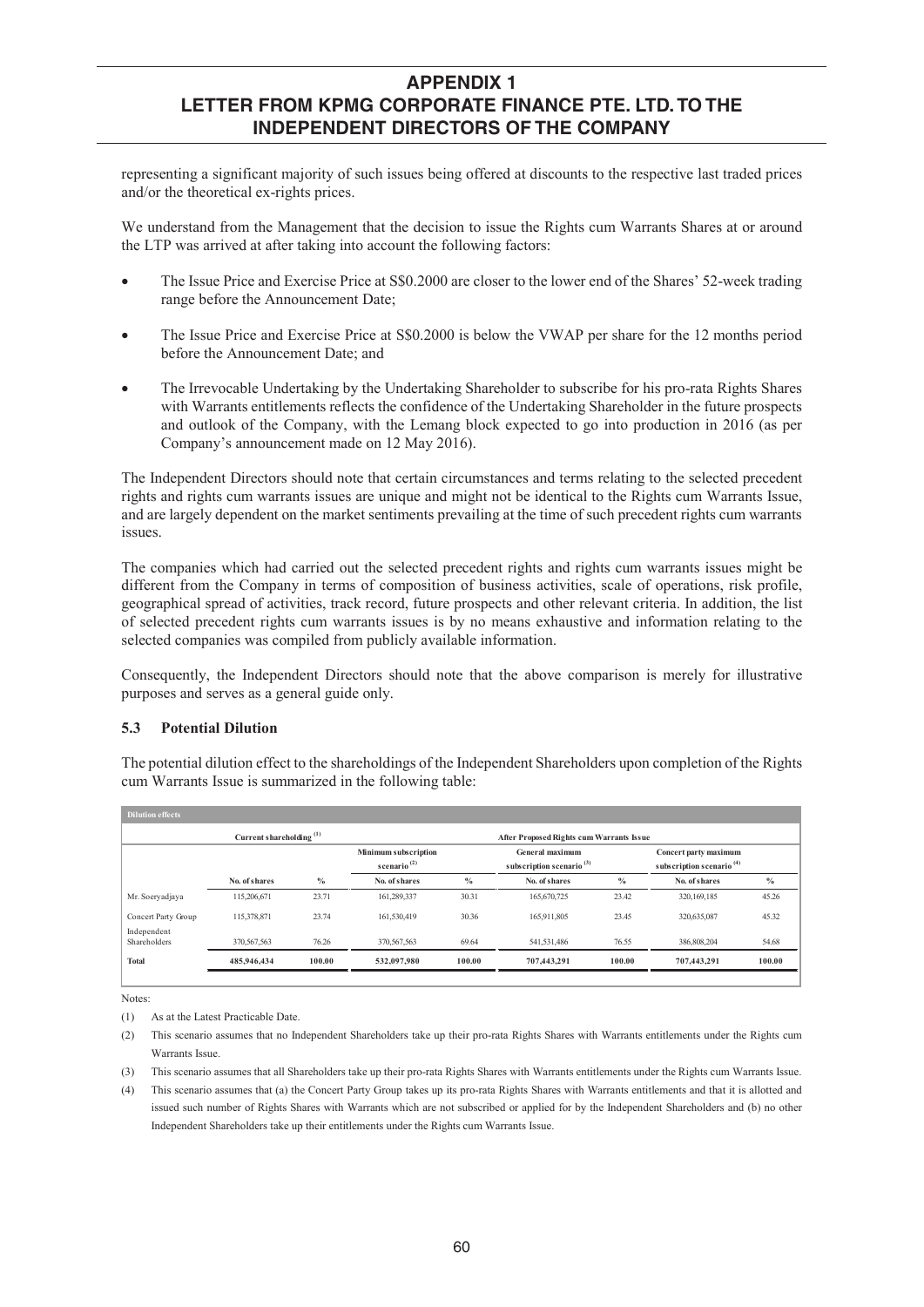# APPENDIX 1
# LETTER FROM KPMG CORPORATE FINANCE PTE. LTD. TO THE INDEPENDENT DIRECTORS OF THE COMPANY

representing a significant majority of such issues being offered at discounts to the respective last traded prices and/or the theoretical ex-rights prices.

We understand from the Management that the decision to issue the Rights cum Warrants Shares at or around the LTP was arrived at after taking into account the following factors:

- The Issue Price and Exercise Price at S$0.2000 are closer to the lower end of the Shares' 52-week trading range before the Announcement Date;
- The Issue Price and Exercise Price at S$0.2000 is below the VWAP per share for the 12 months period before the Announcement Date; and
- The Irrevocable Undertaking by the Undertaking Shareholder to subscribe for his pro-rata Rights Shares with Warrants entitlements reflects the confidence of the Undertaking Shareholder in the future prospects and outlook of the Company, with the Lemang block expected to go into production in 2016 (as per Company's announcement made on 12 May 2016).

The Independent Directors should note that certain circumstances and terms relating to the selected precedent rights and rights cum warrants issues are unique and might not be identical to the Rights cum Warrants Issue, and are largely dependent on the market sentiments prevailing at the time of such precedent rights cum warrants issues.

The companies which had carried out the selected precedent rights and rights cum warrants issues might be different from the Company in terms of composition of business activities, scale of operations, risk profile, geographical spread of activities, track record, future prospects and other relevant criteria. In addition, the list of selected precedent rights cum warrants issues is by no means exhaustive and information relating to the selected companies was compiled from publicly available information.

Consequently, the Independent Directors should note that the above comparison is merely for illustrative purposes and serves as a general guide only.

### 5.3 Potential Dilution

The potential dilution effect to the shareholdings of the Independent Shareholders upon completion of the Rights cum Warrants Issue is summarized in the following table:

| Dilution effects | | | | | | | | |
|---|---|---|---|---|---|---|---|---|
| | Current shareholding [1] | | After Proposed Rights cum Warrants Issue | | | | | |
| | | | Minimum subscription scenario [2] | | General maximum subscription scenario [3] | | Concert party maximum subscription scenario [4] | |
| | No. of shares | % | No. of shares | % | No. of shares | % | No. of shares | % |
| Mr. Soeryadjaya | 115,206,671 | 23.71 | 161,289,337 | 30.31 | 165,670,725 | 23.42 | 320,169,185 | 45.26 |
| Concert Party Group | 115,378,871 | 23.74 | 161,530,419 | 30.36 | 165,911,805 | 23.45 | 320,635,087 | 45.32 |
| Independent Shareholders | 370,567,563 | 76.26 | 370,567,563 | 69.64 | 541,531,486 | 76.55 | 386,808,204 | 54.68 |
| **Total** | **485,946,434** | **100.00** | **532,097,980** | **100.00** | **707,443,291** | **100.00** | **707,443,291** | **100.00** |

Notes:

(1) As at the Latest Practicable Date.

(2) This scenario assumes that no Independent Shareholders take up their pro-rata Rights Shares with Warrants entitlements under the Rights cum Warrants Issue.

(3) This scenario assumes that all Shareholders take up their pro-rata Rights Shares with Warrants entitlements under the Rights cum Warrants Issue.

(4) This scenario assumes that (a) the Concert Party Group takes up its pro-rata Rights Shares with Warrants entitlements and that it is allotted and issued such number of Rights Shares with Warrants which are not subscribed or applied for by the Independent Shareholders and (b) no other Independent Shareholders take up their entitlements under the Rights cum Warrants Issue.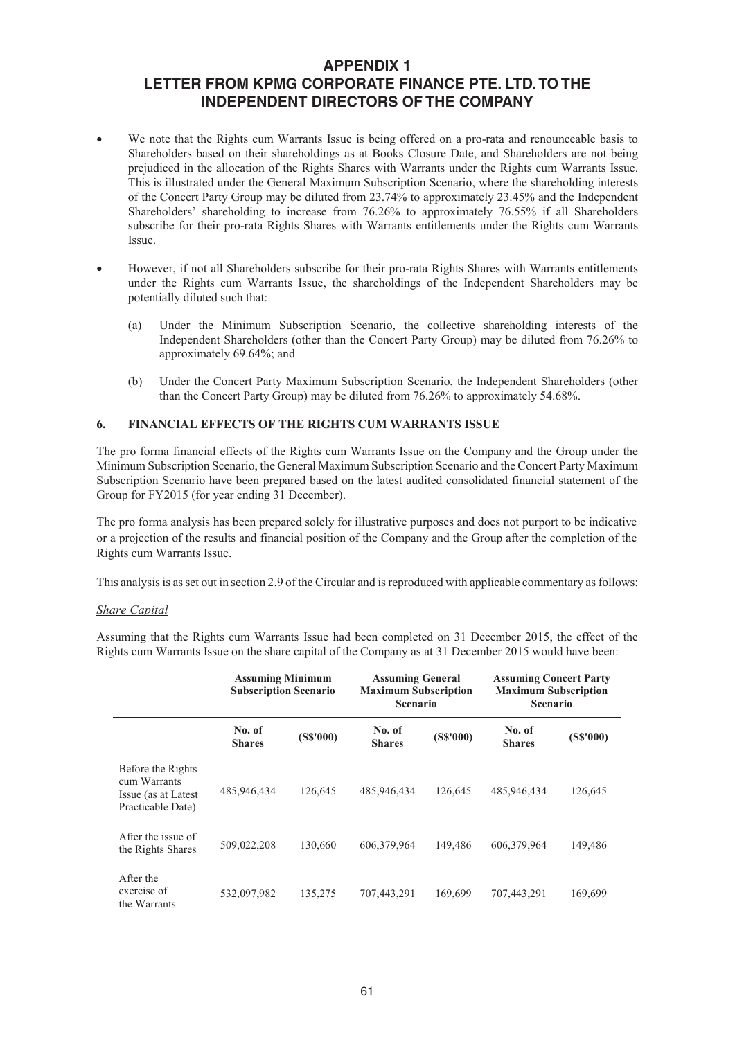## APPENDIX 1
## LETTER FROM KPMG CORPORATE FINANCE PTE. LTD. TO THE INDEPENDENT DIRECTORS OF THE COMPANY

- We note that the Rights cum Warrants Issue is being offered on a pro-rata and renounceable basis to Shareholders based on their shareholdings as at Books Closure Date, and Shareholders are not being prejudiced in the allocation of the Rights Shares with Warrants under the Rights cum Warrants Issue. This is illustrated under the General Maximum Subscription Scenario, where the shareholding interests of the Concert Party Group may be diluted from 23.74% to approximately 23.45% and the Independent Shareholders' shareholding to increase from 76.26% to approximately 76.55% if all Shareholders subscribe for their pro-rata Rights Shares with Warrants entitlements under the Rights cum Warrants Issue.

- However, if not all Shareholders subscribe for their pro-rata Rights Shares with Warrants entitlements under the Rights cum Warrants Issue, the shareholdings of the Independent Shareholders may be potentially diluted such that:

  (a) Under the Minimum Subscription Scenario, the collective shareholding interests of the Independent Shareholders (other than the Concert Party Group) may be diluted from 76.26% to approximately 69.64%; and

  (b) Under the Concert Party Maximum Subscription Scenario, the Independent Shareholders (other than the Concert Party Group) may be diluted from 76.26% to approximately 54.68%.

### 6. FINANCIAL EFFECTS OF THE RIGHTS CUM WARRANTS ISSUE

The pro forma financial effects of the Rights cum Warrants Issue on the Company and the Group under the Minimum Subscription Scenario, the General Maximum Subscription Scenario and the Concert Party Maximum Subscription Scenario have been prepared based on the latest audited consolidated financial statement of the Group for FY2015 (for year ending 31 December).

The pro forma analysis has been prepared solely for illustrative purposes and does not purport to be indicative or a projection of the results and financial position of the Company and the Group after the completion of the Rights cum Warrants Issue.

This analysis is as set out in section 2.9 of the Circular and is reproduced with applicable commentary as follows:

*Share Capital*

Assuming that the Rights cum Warrants Issue had been completed on 31 December 2015, the effect of the Rights cum Warrants Issue on the share capital of the Company as at 31 December 2015 would have been:

| | **Assuming Minimum Subscription Scenario** | | **Assuming General Maximum Subscription Scenario** | | **Assuming Concert Party Maximum Subscription Scenario** | |
|---|---|---|---|---|---|---|
| | **No. of Shares** | **(S$'000)** | **No. of Shares** | **(S$'000)** | **No. of Shares** | **(S$'000)** |
| Before the Rights cum Warrants Issue (as at Latest Practicable Date) | 485,946,434 | 126,645 | 485,946,434 | 126,645 | 485,946,434 | 126,645 |
| After the issue of the Rights Shares | 509,022,208 | 130,660 | 606,379,964 | 149,486 | 606,379,964 | 149,486 |
| After the exercise of the Warrants | 532,097,982 | 135,275 | 707,443,291 | 169,699 | 707,443,291 | 169,699 |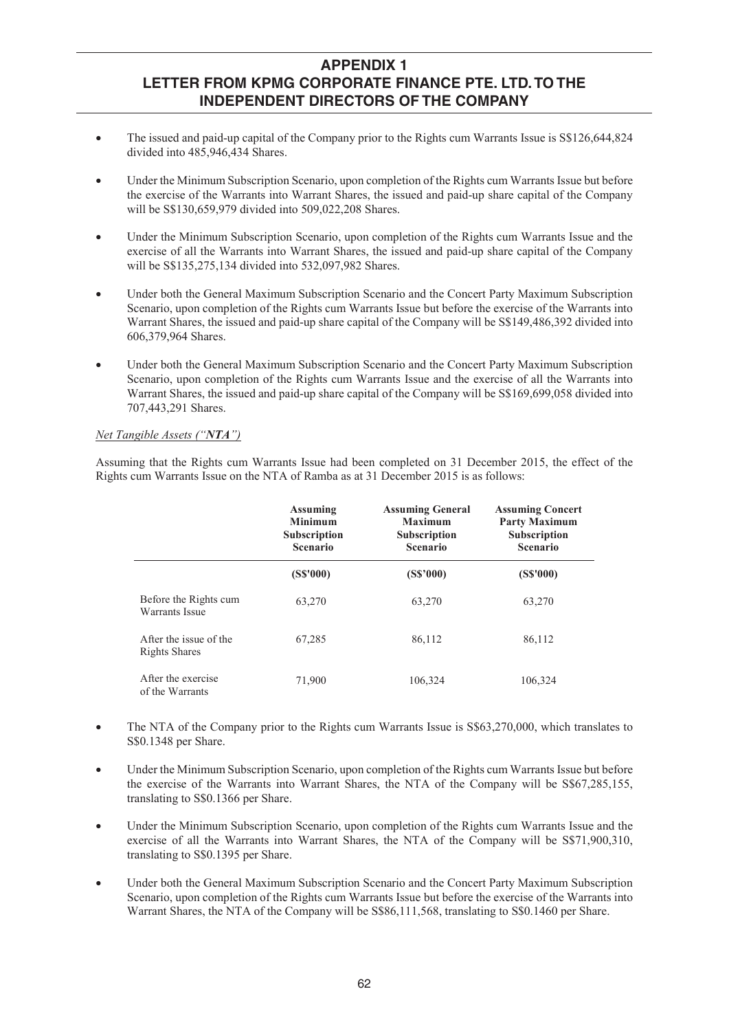## APPENDIX 1
## LETTER FROM KPMG CORPORATE FINANCE PTE. LTD. TO THE INDEPENDENT DIRECTORS OF THE COMPANY

- The issued and paid-up capital of the Company prior to the Rights cum Warrants Issue is S$126,644,824 divided into 485,946,434 Shares.
- Under the Minimum Subscription Scenario, upon completion of the Rights cum Warrants Issue but before the exercise of the Warrants into Warrant Shares, the issued and paid-up share capital of the Company will be S$130,659,979 divided into 509,022,208 Shares.
- Under the Minimum Subscription Scenario, upon completion of the Rights cum Warrants Issue and the exercise of all the Warrants into Warrant Shares, the issued and paid-up share capital of the Company will be S$135,275,134 divided into 532,097,982 Shares.
- Under both the General Maximum Subscription Scenario and the Concert Party Maximum Subscription Scenario, upon completion of the Rights cum Warrants Issue but before the exercise of the Warrants into Warrant Shares, the issued and paid-up share capital of the Company will be S$149,486,392 divided into 606,379,964 Shares.
- Under both the General Maximum Subscription Scenario and the Concert Party Maximum Subscription Scenario, upon completion of the Rights cum Warrants Issue and the exercise of all the Warrants into Warrant Shares, the issued and paid-up share capital of the Company will be S$169,699,058 divided into 707,443,291 Shares.

*Net Tangible Assets ("**NTA**")*

Assuming that the Rights cum Warrants Issue had been completed on 31 December 2015, the effect of the Rights cum Warrants Issue on the NTA of Ramba as at 31 December 2015 is as follows:

| | Assuming Minimum Subscription Scenario | Assuming General Maximum Subscription Scenario | Assuming Concert Party Maximum Subscription Scenario |
|---|---|---|---|
| | (S$'000) | (S$'000) | (S$'000) |
| Before the Rights cum Warrants Issue | 63,270 | 63,270 | 63,270 |
| After the issue of the Rights Shares | 67,285 | 86,112 | 86,112 |
| After the exercise of the Warrants | 71,900 | 106,324 | 106,324 |

- The NTA of the Company prior to the Rights cum Warrants Issue is S$63,270,000, which translates to S$0.1348 per Share.
- Under the Minimum Subscription Scenario, upon completion of the Rights cum Warrants Issue but before the exercise of the Warrants into Warrant Shares, the NTA of the Company will be S$67,285,155, translating to S$0.1366 per Share.
- Under the Minimum Subscription Scenario, upon completion of the Rights cum Warrants Issue and the exercise of all the Warrants into Warrant Shares, the NTA of the Company will be S$71,900,310, translating to S$0.1395 per Share.
- Under both the General Maximum Subscription Scenario and the Concert Party Maximum Subscription Scenario, upon completion of the Rights cum Warrants Issue but before the exercise of the Warrants into Warrant Shares, the NTA of the Company will be S$86,111,568, translating to S$0.1460 per Share.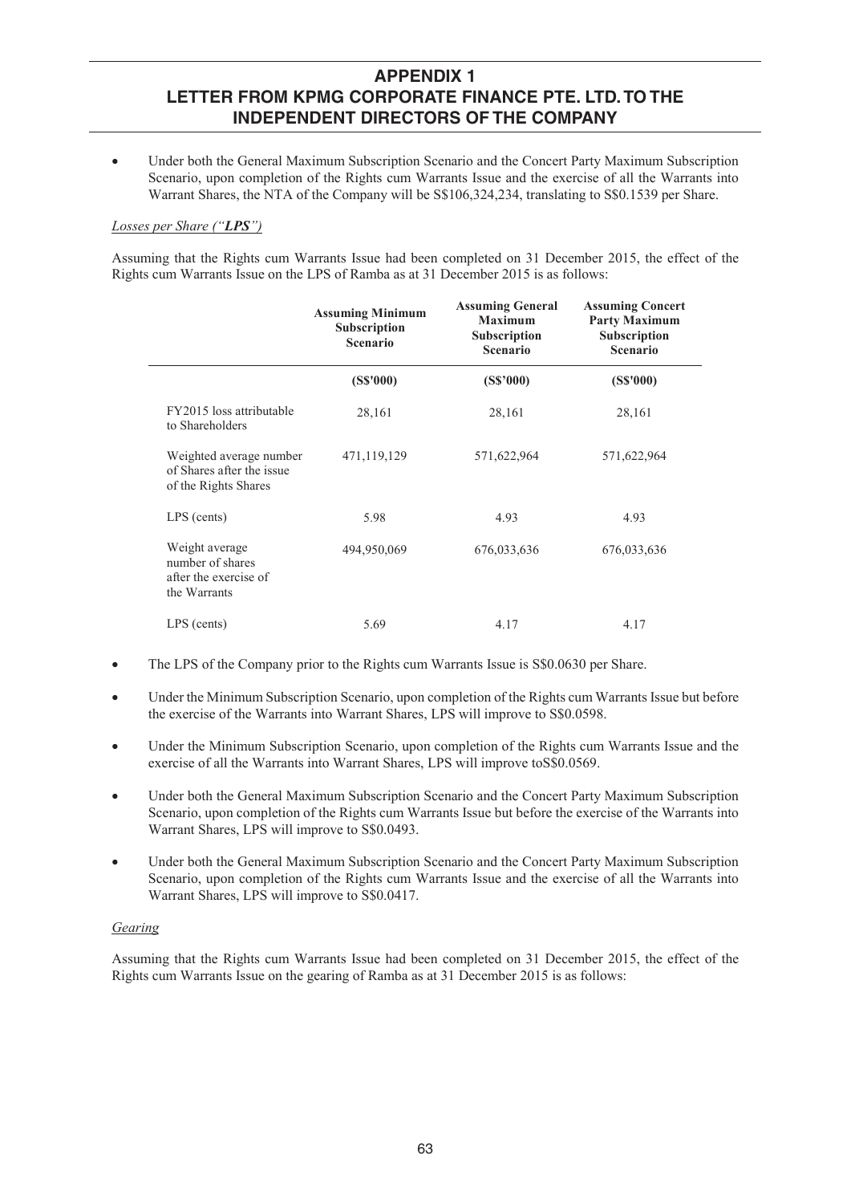## APPENDIX 1
## LETTER FROM KPMG CORPORATE FINANCE PTE. LTD. TO THE INDEPENDENT DIRECTORS OF THE COMPANY

- Under both the General Maximum Subscription Scenario and the Concert Party Maximum Subscription Scenario, upon completion of the Rights cum Warrants Issue and the exercise of all the Warrants into Warrant Shares, the NTA of the Company will be S$106,324,234, translating to S$0.1539 per Share.

*Losses per Share ("**LPS**")*

Assuming that the Rights cum Warrants Issue had been completed on 31 December 2015, the effect of the Rights cum Warrants Issue on the LPS of Ramba as at 31 December 2015 is as follows:

| | Assuming Minimum Subscription Scenario | Assuming General Maximum Subscription Scenario | Assuming Concert Party Maximum Subscription Scenario |
|---|---|---|---|
| | (S$'000) | (S$'000) | (S$'000) |
| FY2015 loss attributable to Shareholders | 28,161 | 28,161 | 28,161 |
| Weighted average number of Shares after the issue of the Rights Shares | 471,119,129 | 571,622,964 | 571,622,964 |
| LPS (cents) | 5.98 | 4.93 | 4.93 |
| Weight average number of shares after the exercise of the Warrants | 494,950,069 | 676,033,636 | 676,033,636 |
| LPS (cents) | 5.69 | 4.17 | 4.17 |

- The LPS of the Company prior to the Rights cum Warrants Issue is S$0.0630 per Share.
- Under the Minimum Subscription Scenario, upon completion of the Rights cum Warrants Issue but before the exercise of the Warrants into Warrant Shares, LPS will improve to S$0.0598.
- Under the Minimum Subscription Scenario, upon completion of the Rights cum Warrants Issue and the exercise of all the Warrants into Warrant Shares, LPS will improve toS$0.0569.
- Under both the General Maximum Subscription Scenario and the Concert Party Maximum Subscription Scenario, upon completion of the Rights cum Warrants Issue but before the exercise of the Warrants into Warrant Shares, LPS will improve to S$0.0493.
- Under both the General Maximum Subscription Scenario and the Concert Party Maximum Subscription Scenario, upon completion of the Rights cum Warrants Issue and the exercise of all the Warrants into Warrant Shares, LPS will improve to S$0.0417.

*Gearing*

Assuming that the Rights cum Warrants Issue had been completed on 31 December 2015, the effect of the Rights cum Warrants Issue on the gearing of Ramba as at 31 December 2015 is as follows: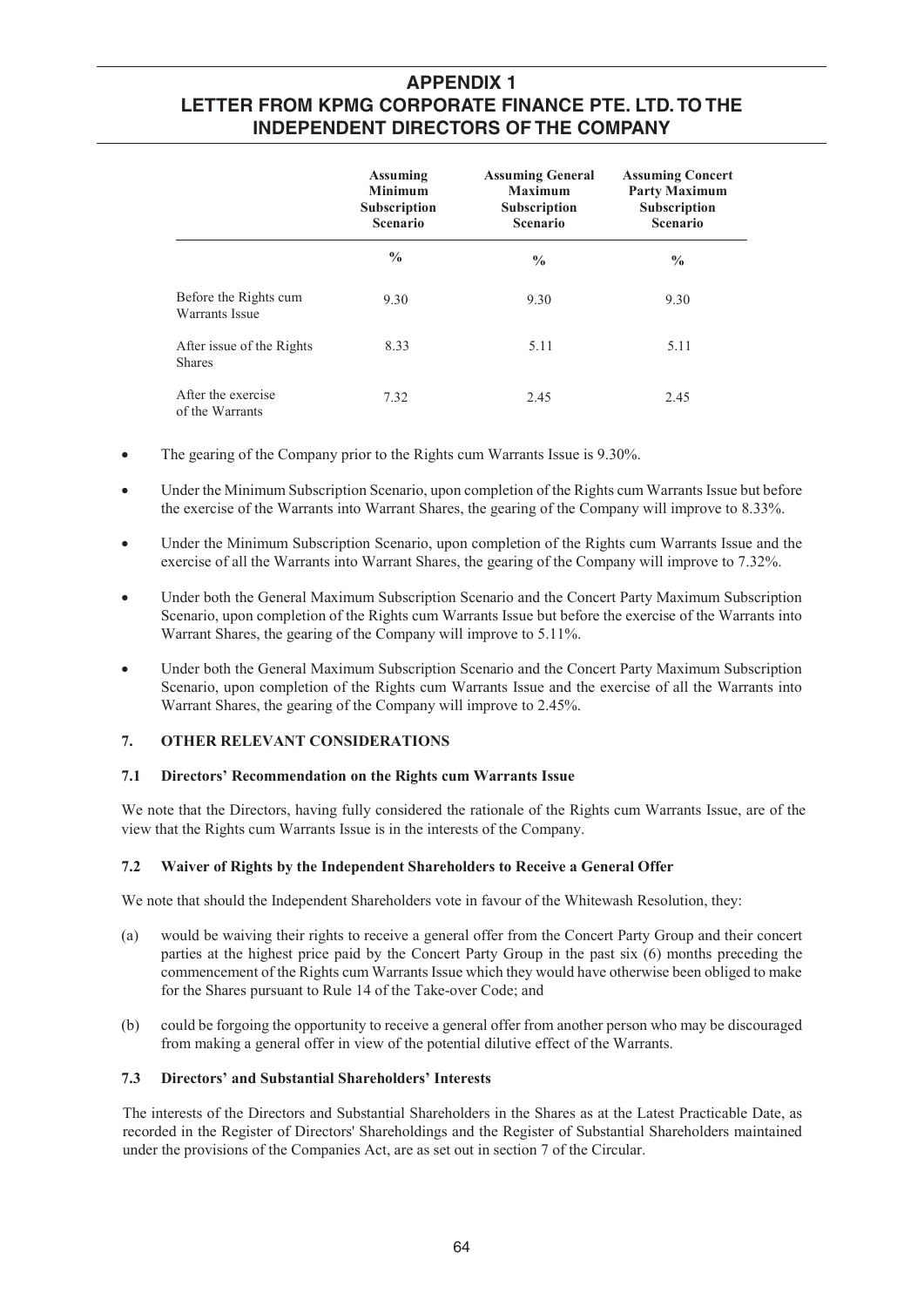| | Assuming Minimum Subscription Scenario | Assuming General Maximum Subscription Scenario | Assuming Concert Party Maximum Subscription Scenario |
|---|---|---|---|
| | % | % | % |
| Before the Rights cum Warrants Issue | 9.30 | 9.30 | 9.30 |
| After issue of the Rights Shares | 8.33 | 5.11 | 5.11 |
| After the exercise of the Warrants | 7.32 | 2.45 | 2.45 |

- The gearing of the Company prior to the Rights cum Warrants Issue is 9.30%.
- Under the Minimum Subscription Scenario, upon completion of the Rights cum Warrants Issue but before the exercise of the Warrants into Warrant Shares, the gearing of the Company will improve to 8.33%.
- Under the Minimum Subscription Scenario, upon completion of the Rights cum Warrants Issue and the exercise of all the Warrants into Warrant Shares, the gearing of the Company will improve to 7.32%.
- Under both the General Maximum Subscription Scenario and the Concert Party Maximum Subscription Scenario, upon completion of the Rights cum Warrants Issue but before the exercise of the Warrants into Warrant Shares, the gearing of the Company will improve to 5.11%.
- Under both the General Maximum Subscription Scenario and the Concert Party Maximum Subscription Scenario, upon completion of the Rights cum Warrants Issue and the exercise of all the Warrants into Warrant Shares, the gearing of the Company will improve to 2.45%.

## 7. OTHER RELEVANT CONSIDERATIONS

### 7.1 Directors' Recommendation on the Rights cum Warrants Issue

We note that the Directors, having fully considered the rationale of the Rights cum Warrants Issue, are of the view that the Rights cum Warrants Issue is in the interests of the Company.

### 7.2 Waiver of Rights by the Independent Shareholders to Receive a General Offer

We note that should the Independent Shareholders vote in favour of the Whitewash Resolution, they:

(a) would be waiving their rights to receive a general offer from the Concert Party Group and their concert parties at the highest price paid by the Concert Party Group in the past six (6) months preceding the commencement of the Rights cum Warrants Issue which they would have otherwise been obliged to make for the Shares pursuant to Rule 14 of the Take-over Code; and

(b) could be forgoing the opportunity to receive a general offer from another person who may be discouraged from making a general offer in view of the potential dilutive effect of the Warrants.

### 7.3 Directors' and Substantial Shareholders' Interests

The interests of the Directors and Substantial Shareholders in the Shares as at the Latest Practicable Date, as recorded in the Register of Directors' Shareholdings and the Register of Substantial Shareholders maintained under the provisions of the Companies Act, are as set out in section 7 of the Circular.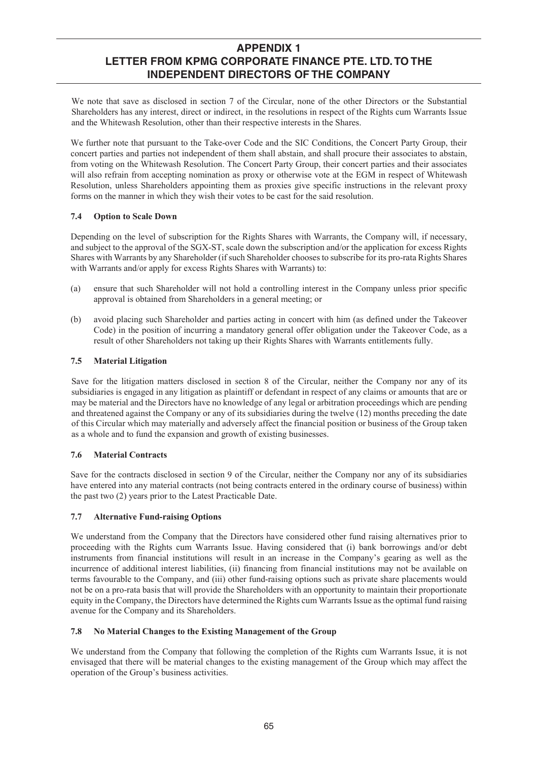# APPENDIX 1
# LETTER FROM KPMG CORPORATE FINANCE PTE. LTD. TO THE INDEPENDENT DIRECTORS OF THE COMPANY

We note that save as disclosed in section 7 of the Circular, none of the other Directors or the Substantial Shareholders has any interest, direct or indirect, in the resolutions in respect of the Rights cum Warrants Issue and the Whitewash Resolution, other than their respective interests in the Shares.

We further note that pursuant to the Take-over Code and the SIC Conditions, the Concert Party Group, their concert parties and parties not independent of them shall abstain, and shall procure their associates to abstain, from voting on the Whitewash Resolution. The Concert Party Group, their concert parties and their associates will also refrain from accepting nomination as proxy or otherwise vote at the EGM in respect of Whitewash Resolution, unless Shareholders appointing them as proxies give specific instructions in the relevant proxy forms on the manner in which they wish their votes to be cast for the said resolution.

### 7.4 Option to Scale Down

Depending on the level of subscription for the Rights Shares with Warrants, the Company will, if necessary, and subject to the approval of the SGX-ST, scale down the subscription and/or the application for excess Rights Shares with Warrants by any Shareholder (if such Shareholder chooses to subscribe for its pro-rata Rights Shares with Warrants and/or apply for excess Rights Shares with Warrants) to:

(a) ensure that such Shareholder will not hold a controlling interest in the Company unless prior specific approval is obtained from Shareholders in a general meeting; or

(b) avoid placing such Shareholder and parties acting in concert with him (as defined under the Takeover Code) in the position of incurring a mandatory general offer obligation under the Takeover Code, as a result of other Shareholders not taking up their Rights Shares with Warrants entitlements fully.

### 7.5 Material Litigation

Save for the litigation matters disclosed in section 8 of the Circular, neither the Company nor any of its subsidiaries is engaged in any litigation as plaintiff or defendant in respect of any claims or amounts that are or may be material and the Directors have no knowledge of any legal or arbitration proceedings which are pending and threatened against the Company or any of its subsidiaries during the twelve (12) months preceding the date of this Circular which may materially and adversely affect the financial position or business of the Group taken as a whole and to fund the expansion and growth of existing businesses.

### 7.6 Material Contracts

Save for the contracts disclosed in section 9 of the Circular, neither the Company nor any of its subsidiaries have entered into any material contracts (not being contracts entered in the ordinary course of business) within the past two (2) years prior to the Latest Practicable Date.

### 7.7 Alternative Fund-raising Options

We understand from the Company that the Directors have considered other fund raising alternatives prior to proceeding with the Rights cum Warrants Issue. Having considered that (i) bank borrowings and/or debt instruments from financial institutions will result in an increase in the Company's gearing as well as the incurrence of additional interest liabilities, (ii) financing from financial institutions may not be available on terms favourable to the Company, and (iii) other fund-raising options such as private share placements would not be on a pro-rata basis that will provide the Shareholders with an opportunity to maintain their proportionate equity in the Company, the Directors have determined the Rights cum Warrants Issue as the optimal fund raising avenue for the Company and its Shareholders.

### 7.8 No Material Changes to the Existing Management of the Group

We understand from the Company that following the completion of the Rights cum Warrants Issue, it is not envisaged that there will be material changes to the existing management of the Group which may affect the operation of the Group's business activities.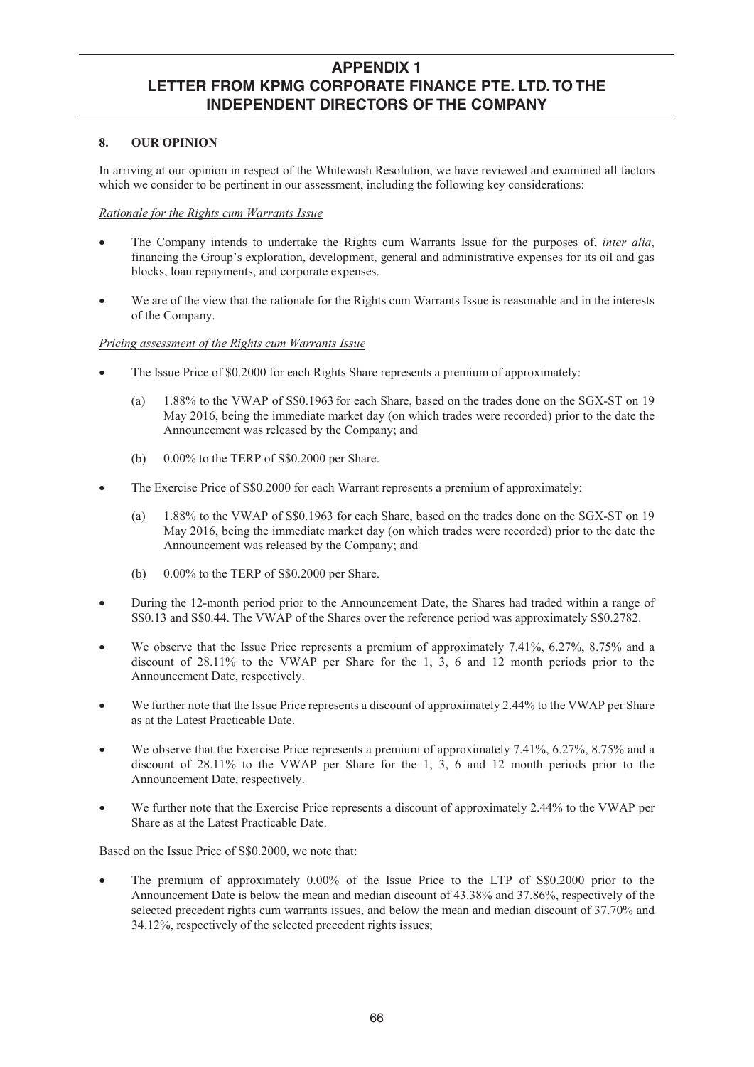## APPENDIX 1
## LETTER FROM KPMG CORPORATE FINANCE PTE. LTD. TO THE INDEPENDENT DIRECTORS OF THE COMPANY

### 8. OUR OPINION

In arriving at our opinion in respect of the Whitewash Resolution, we have reviewed and examined all factors which we consider to be pertinent in our assessment, including the following key considerations:

*Rationale for the Rights cum Warrants Issue*

- The Company intends to undertake the Rights cum Warrants Issue for the purposes of, *inter alia*, financing the Group's exploration, development, general and administrative expenses for its oil and gas blocks, loan repayments, and corporate expenses.
- We are of the view that the rationale for the Rights cum Warrants Issue is reasonable and in the interests of the Company.

*Pricing assessment of the Rights cum Warrants Issue*

- The Issue Price of $0.2000 for each Rights Share represents a premium of approximately:
  - (a) 1.88% to the VWAP of S$0.1963 for each Share, based on the trades done on the SGX-ST on 19 May 2016, being the immediate market day (on which trades were recorded) prior to the date the Announcement was released by the Company; and
  - (b) 0.00% to the TERP of S$0.2000 per Share.
- The Exercise Price of S$0.2000 for each Warrant represents a premium of approximately:
  - (a) 1.88% to the VWAP of S$0.1963 for each Share, based on the trades done on the SGX-ST on 19 May 2016, being the immediate market day (on which trades were recorded) prior to the date the Announcement was released by the Company; and
  - (b) 0.00% to the TERP of S$0.2000 per Share.
- During the 12-month period prior to the Announcement Date, the Shares had traded within a range of S$0.13 and S$0.44. The VWAP of the Shares over the reference period was approximately S$0.2782.
- We observe that the Issue Price represents a premium of approximately 7.41%, 6.27%, 8.75% and a discount of 28.11% to the VWAP per Share for the 1, 3, 6 and 12 month periods prior to the Announcement Date, respectively.
- We further note that the Issue Price represents a discount of approximately 2.44% to the VWAP per Share as at the Latest Practicable Date.
- We observe that the Exercise Price represents a premium of approximately 7.41%, 6.27%, 8.75% and a discount of 28.11% to the VWAP per Share for the 1, 3, 6 and 12 month periods prior to the Announcement Date, respectively.
- We further note that the Exercise Price represents a discount of approximately 2.44% to the VWAP per Share as at the Latest Practicable Date.

Based on the Issue Price of S$0.2000, we note that:

- The premium of approximately 0.00% of the Issue Price to the LTP of S$0.2000 prior to the Announcement Date is below the mean and median discount of 43.38% and 37.86%, respectively of the selected precedent rights cum warrants issues, and below the mean and median discount of 37.70% and 34.12%, respectively of the selected precedent rights issues;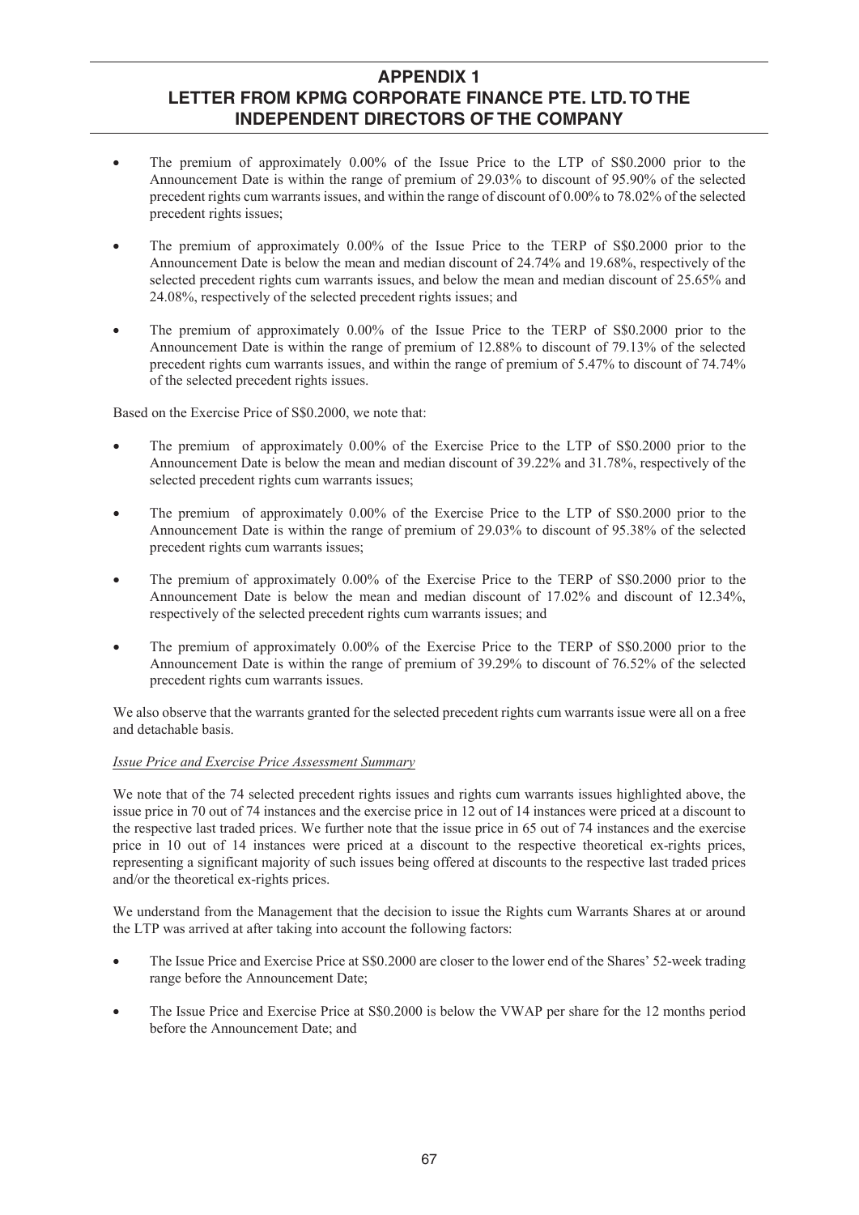- The premium of approximately 0.00% of the Issue Price to the LTP of S$0.2000 prior to the Announcement Date is within the range of premium of 29.03% to discount of 95.90% of the selected precedent rights cum warrants issues, and within the range of discount of 0.00% to 78.02% of the selected precedent rights issues;

- The premium of approximately 0.00% of the Issue Price to the TERP of S$0.2000 prior to the Announcement Date is below the mean and median discount of 24.74% and 19.68%, respectively of the selected precedent rights cum warrants issues, and below the mean and median discount of 25.65% and 24.08%, respectively of the selected precedent rights issues; and

- The premium of approximately 0.00% of the Issue Price to the TERP of S$0.2000 prior to the Announcement Date is within the range of premium of 12.88% to discount of 79.13% of the selected precedent rights cum warrants issues, and within the range of premium of 5.47% to discount of 74.74% of the selected precedent rights issues.

Based on the Exercise Price of S$0.2000, we note that:

- The premium of approximately 0.00% of the Exercise Price to the LTP of S$0.2000 prior to the Announcement Date is below the mean and median discount of 39.22% and 31.78%, respectively of the selected precedent rights cum warrants issues;

- The premium of approximately 0.00% of the Exercise Price to the LTP of S$0.2000 prior to the Announcement Date is within the range of premium of 29.03% to discount of 95.38% of the selected precedent rights cum warrants issues;

- The premium of approximately 0.00% of the Exercise Price to the TERP of S$0.2000 prior to the Announcement Date is below the mean and median discount of 17.02% and discount of 12.34%, respectively of the selected precedent rights cum warrants issues; and

- The premium of approximately 0.00% of the Exercise Price to the TERP of S$0.2000 prior to the Announcement Date is within the range of premium of 39.29% to discount of 76.52% of the selected precedent rights cum warrants issues.

We also observe that the warrants granted for the selected precedent rights cum warrants issue were all on a free and detachable basis.

*Issue Price and Exercise Price Assessment Summary*

We note that of the 74 selected precedent rights issues and rights cum warrants issues highlighted above, the issue price in 70 out of 74 instances and the exercise price in 12 out of 14 instances were priced at a discount to the respective last traded prices. We further note that the issue price in 65 out of 74 instances and the exercise price in 10 out of 14 instances were priced at a discount to the respective theoretical ex-rights prices, representing a significant majority of such issues being offered at discounts to the respective last traded prices and/or the theoretical ex-rights prices.

We understand from the Management that the decision to issue the Rights cum Warrants Shares at or around the LTP was arrived at after taking into account the following factors:

- The Issue Price and Exercise Price at S$0.2000 are closer to the lower end of the Shares' 52-week trading range before the Announcement Date;

- The Issue Price and Exercise Price at S$0.2000 is below the VWAP per share for the 12 months period before the Announcement Date; and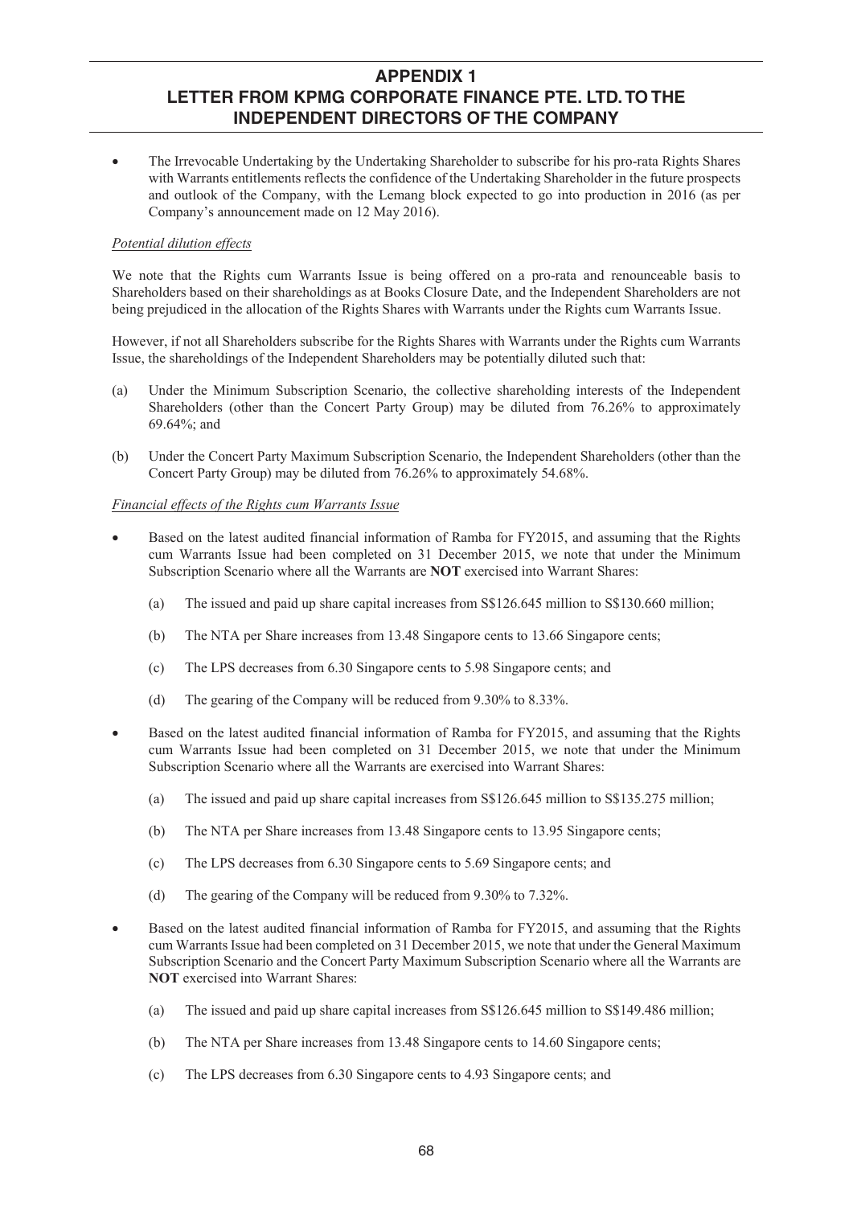## APPENDIX 1
## LETTER FROM KPMG CORPORATE FINANCE PTE. LTD. TO THE INDEPENDENT DIRECTORS OF THE COMPANY

- The Irrevocable Undertaking by the Undertaking Shareholder to subscribe for his pro-rata Rights Shares with Warrants entitlements reflects the confidence of the Undertaking Shareholder in the future prospects and outlook of the Company, with the Lemang block expected to go into production in 2016 (as per Company's announcement made on 12 May 2016).

*Potential dilution effects*

We note that the Rights cum Warrants Issue is being offered on a pro-rata and renounceable basis to Shareholders based on their shareholdings as at Books Closure Date, and the Independent Shareholders are not being prejudiced in the allocation of the Rights Shares with Warrants under the Rights cum Warrants Issue.

However, if not all Shareholders subscribe for the Rights Shares with Warrants under the Rights cum Warrants Issue, the shareholdings of the Independent Shareholders may be potentially diluted such that:

(a) Under the Minimum Subscription Scenario, the collective shareholding interests of the Independent Shareholders (other than the Concert Party Group) may be diluted from 76.26% to approximately 69.64%; and

(b) Under the Concert Party Maximum Subscription Scenario, the Independent Shareholders (other than the Concert Party Group) may be diluted from 76.26% to approximately 54.68%.

*Financial effects of the Rights cum Warrants Issue*

- Based on the latest audited financial information of Ramba for FY2015, and assuming that the Rights cum Warrants Issue had been completed on 31 December 2015, we note that under the Minimum Subscription Scenario where all the Warrants are **NOT** exercised into Warrant Shares:

  (a) The issued and paid up share capital increases from S$126.645 million to S$130.660 million;

  (b) The NTA per Share increases from 13.48 Singapore cents to 13.66 Singapore cents;

  (c) The LPS decreases from 6.30 Singapore cents to 5.98 Singapore cents; and

  (d) The gearing of the Company will be reduced from 9.30% to 8.33%.

- Based on the latest audited financial information of Ramba for FY2015, and assuming that the Rights cum Warrants Issue had been completed on 31 December 2015, we note that under the Minimum Subscription Scenario where all the Warrants are exercised into Warrant Shares:

  (a) The issued and paid up share capital increases from S$126.645 million to S$135.275 million;

  (b) The NTA per Share increases from 13.48 Singapore cents to 13.95 Singapore cents;

  (c) The LPS decreases from 6.30 Singapore cents to 5.69 Singapore cents; and

  (d) The gearing of the Company will be reduced from 9.30% to 7.32%.

- Based on the latest audited financial information of Ramba for FY2015, and assuming that the Rights cum Warrants Issue had been completed on 31 December 2015, we note that under the General Maximum Subscription Scenario and the Concert Party Maximum Subscription Scenario where all the Warrants are **NOT** exercised into Warrant Shares:

  (a) The issued and paid up share capital increases from S$126.645 million to S$149.486 million;

  (b) The NTA per Share increases from 13.48 Singapore cents to 14.60 Singapore cents;

  (c) The LPS decreases from 6.30 Singapore cents to 4.93 Singapore cents; and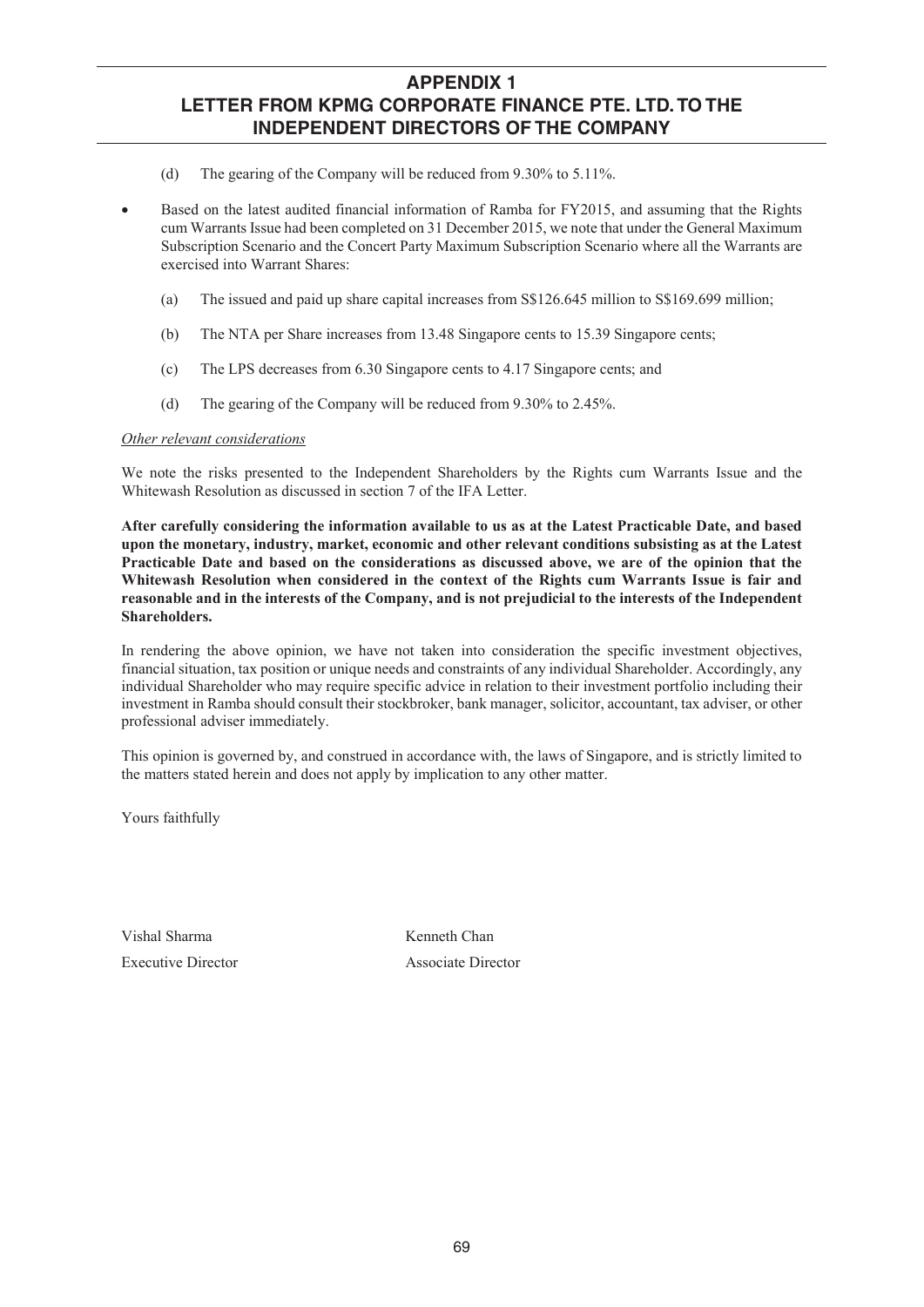(d) The gearing of the Company will be reduced from 9.30% to 5.11%.

- Based on the latest audited financial information of Ramba for FY2015, and assuming that the Rights cum Warrants Issue had been completed on 31 December 2015, we note that under the General Maximum Subscription Scenario and the Concert Party Maximum Subscription Scenario where all the Warrants are exercised into Warrant Shares:

  (a) The issued and paid up share capital increases from S$126.645 million to S$169.699 million;

  (b) The NTA per Share increases from 13.48 Singapore cents to 15.39 Singapore cents;

  (c) The LPS decreases from 6.30 Singapore cents to 4.17 Singapore cents; and

  (d) The gearing of the Company will be reduced from 9.30% to 2.45%.

*Other relevant considerations*

We note the risks presented to the Independent Shareholders by the Rights cum Warrants Issue and the Whitewash Resolution as discussed in section 7 of the IFA Letter.

**After carefully considering the information available to us as at the Latest Practicable Date, and based upon the monetary, industry, market, economic and other relevant conditions subsisting as at the Latest Practicable Date and based on the considerations as discussed above, we are of the opinion that the Whitewash Resolution when considered in the context of the Rights cum Warrants Issue is fair and reasonable and in the interests of the Company, and is not prejudicial to the interests of the Independent Shareholders.**

In rendering the above opinion, we have not taken into consideration the specific investment objectives, financial situation, tax position or unique needs and constraints of any individual Shareholder. Accordingly, any individual Shareholder who may require specific advice in relation to their investment portfolio including their investment in Ramba should consult their stockbroker, bank manager, solicitor, accountant, tax adviser, or other professional adviser immediately.

This opinion is governed by, and construed in accordance with, the laws of Singapore, and is strictly limited to the matters stated herein and does not apply by implication to any other matter.

Yours faithfully

Vishal Sharma
Executive Director

Kenneth Chan
Associate Director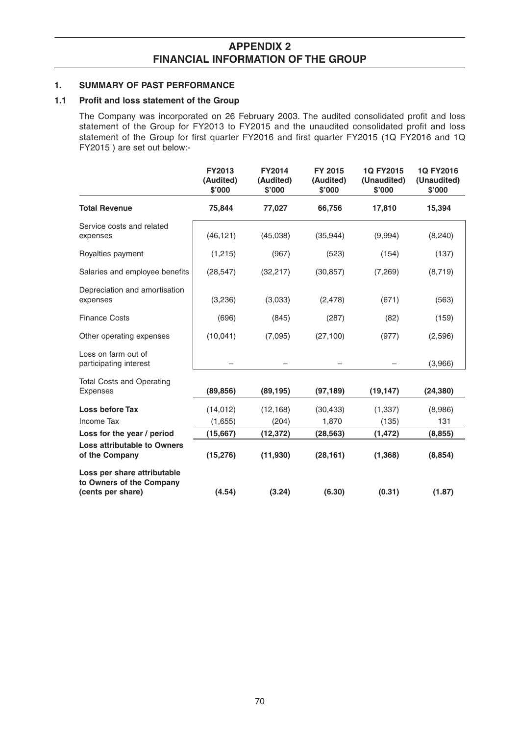# APPENDIX 2
# FINANCIAL INFORMATION OF THE GROUP

## 1. SUMMARY OF PAST PERFORMANCE

### 1.1 Profit and loss statement of the Group

The Company was incorporated on 26 February 2003. The audited consolidated profit and loss statement of the Group for FY2013 to FY2015 and the unaudited consolidated profit and loss statement of the Group for first quarter FY2016 and first quarter FY2015 (1Q FY2016 and 1Q FY2015 ) are set out below:-

| | FY2013 (Audited) $'000 | FY2014 (Audited) $'000 | FY 2015 (Audited) $'000 | 1Q FY2015 (Unaudited) $'000 | 1Q FY2016 (Unaudited) $'000 |
|---|---|---|---|---|---|
| **Total Revenue** | **75,844** | **77,027** | **66,756** | **17,810** | **15,394** |
| Service costs and related expenses | (46,121) | (45,038) | (35,944) | (9,994) | (8,240) |
| Royalties payment | (1,215) | (967) | (523) | (154) | (137) |
| Salaries and employee benefits | (28,547) | (32,217) | (30,857) | (7,269) | (8,719) |
| Depreciation and amortisation expenses | (3,236) | (3,033) | (2,478) | (671) | (563) |
| Finance Costs | (696) | (845) | (287) | (82) | (159) |
| Other operating expenses | (10,041) | (7,095) | (27,100) | (977) | (2,596) |
| Loss on farm out of participating interest | – | – | – | – | (3,966) |
| Total Costs and Operating Expenses | **(89,856)** | **(89,195)** | **(97,189)** | **(19,147)** | **(24,380)** |
| **Loss before Tax** | (14,012) | (12,168) | (30,433) | (1,337) | (8,986) |
| Income Tax | (1,655) | (204) | 1,870 | (135) | 131 |
| **Loss for the year / period** | **(15,667)** | **(12,372)** | **(28,563)** | **(1,472)** | **(8,855)** |
| **Loss attributable to Owners of the Company** | **(15,276)** | **(11,930)** | **(28,161)** | **(1,368)** | **(8,854)** |
| **Loss per share attributable to Owners of the Company (cents per share)** | **(4.54)** | **(3.24)** | **(6.30)** | **(0.31)** | **(1.87)** |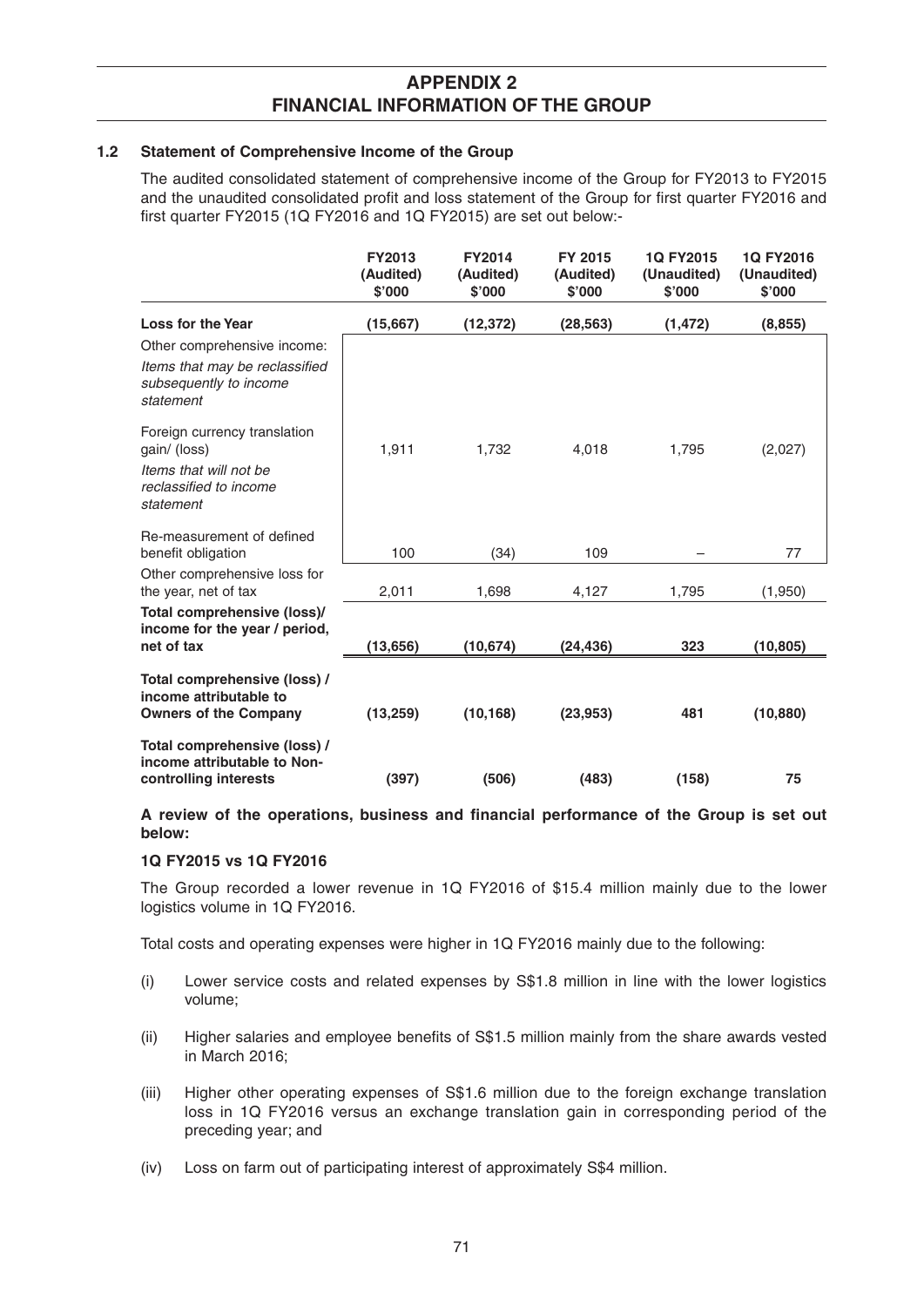### 1.2 Statement of Comprehensive Income of the Group

The audited consolidated statement of comprehensive income of the Group for FY2013 to FY2015 and the unaudited consolidated profit and loss statement of the Group for first quarter FY2016 and first quarter FY2015 (1Q FY2016 and 1Q FY2015) are set out below:-

| | FY2013 (Audited) $'000 | FY2014 (Audited) $'000 | FY 2015 (Audited) $'000 | 1Q FY2015 (Unaudited) $'000 | 1Q FY2016 (Unaudited) $'000 |
|---|---|---|---|---|---|
| **Loss for the Year** | **(15,667)** | **(12,372)** | **(28,563)** | **(1,472)** | **(8,855)** |
| Other comprehensive income: | | | | | |
| *Items that may be reclassified subsequently to income statement* | | | | | |
| Foreign currency translation gain/ (loss) | 1,911 | 1,732 | 4,018 | 1,795 | (2,027) |
| *Items that will not be reclassified to income statement* | | | | | |
| Re-measurement of defined benefit obligation | 100 | (34) | 109 | – | 77 |
| Other comprehensive loss for the year, net of tax | 2,011 | 1,698 | 4,127 | 1,795 | (1,950) |
| **Total comprehensive (loss)/ income for the year / period, net of tax** | **(13,656)** | **(10,674)** | **(24,436)** | **323** | **(10,805)** |
| **Total comprehensive (loss) / income attributable to Owners of the Company** | **(13,259)** | **(10,168)** | **(23,953)** | **481** | **(10,880)** |
| **Total comprehensive (loss) / income attributable to Non-controlling interests** | **(397)** | **(506)** | **(483)** | **(158)** | **75** |

**A review of the operations, business and financial performance of the Group is set out below:**

**1Q FY2015 vs 1Q FY2016**

The Group recorded a lower revenue in 1Q FY2016 of $15.4 million mainly due to the lower logistics volume in 1Q FY2016.

Total costs and operating expenses were higher in 1Q FY2016 mainly due to the following:

(i) Lower service costs and related expenses by S$1.8 million in line with the lower logistics volume;

(ii) Higher salaries and employee benefits of S$1.5 million mainly from the share awards vested in March 2016;

(iii) Higher other operating expenses of S$1.6 million due to the foreign exchange translation loss in 1Q FY2016 versus an exchange translation gain in corresponding period of the preceding year; and

(iv) Loss on farm out of participating interest of approximately S$4 million.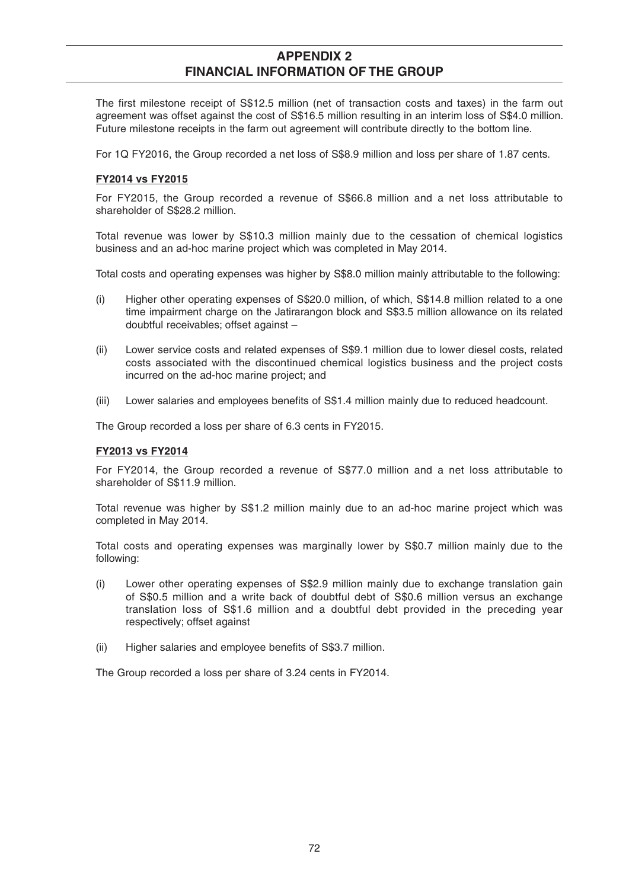The first milestone receipt of S$12.5 million (net of transaction costs and taxes) in the farm out agreement was offset against the cost of S$16.5 million resulting in an interim loss of S$4.0 million. Future milestone receipts in the farm out agreement will contribute directly to the bottom line.

For 1Q FY2016, the Group recorded a net loss of S$8.9 million and loss per share of 1.87 cents.

**FY2014 vs FY2015**

For FY2015, the Group recorded a revenue of S$66.8 million and a net loss attributable to shareholder of S$28.2 million.

Total revenue was lower by S$10.3 million mainly due to the cessation of chemical logistics business and an ad-hoc marine project which was completed in May 2014.

Total costs and operating expenses was higher by S$8.0 million mainly attributable to the following:

(i) Higher other operating expenses of S$20.0 million, of which, S$14.8 million related to a one time impairment charge on the Jatirarangon block and S$3.5 million allowance on its related doubtful receivables; offset against –

(ii) Lower service costs and related expenses of S$9.1 million due to lower diesel costs, related costs associated with the discontinued chemical logistics business and the project costs incurred on the ad-hoc marine project; and

(iii) Lower salaries and employees benefits of S$1.4 million mainly due to reduced headcount.

The Group recorded a loss per share of 6.3 cents in FY2015.

**FY2013 vs FY2014**

For FY2014, the Group recorded a revenue of S$77.0 million and a net loss attributable to shareholder of S$11.9 million.

Total revenue was higher by S$1.2 million mainly due to an ad-hoc marine project which was completed in May 2014.

Total costs and operating expenses was marginally lower by S$0.7 million mainly due to the following:

(i) Lower other operating expenses of S$2.9 million mainly due to exchange translation gain of S$0.5 million and a write back of doubtful debt of S$0.6 million versus an exchange translation loss of S$1.6 million and a doubtful debt provided in the preceding year respectively; offset against

(ii) Higher salaries and employee benefits of S$3.7 million.

The Group recorded a loss per share of 3.24 cents in FY2014.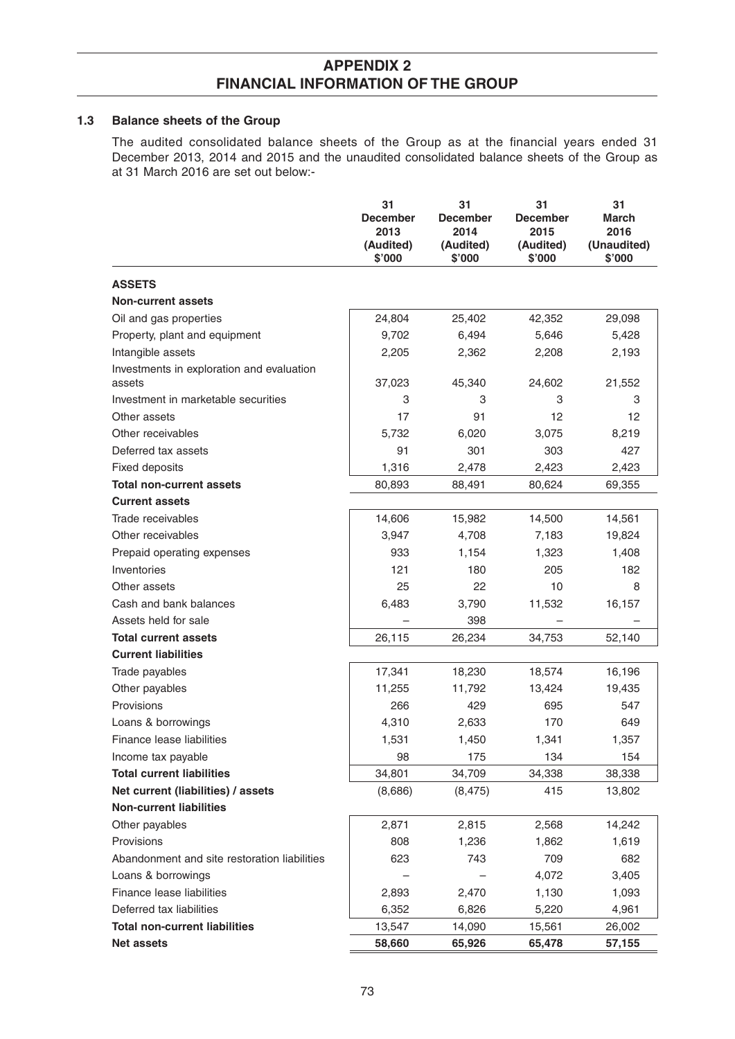# APPENDIX 2
# FINANCIAL INFORMATION OF THE GROUP

### 1.3 Balance sheets of the Group

The audited consolidated balance sheets of the Group as at the financial years ended 31 December 2013, 2014 and 2015 and the unaudited consolidated balance sheets of the Group as at 31 March 2016 are set out below:-

| | 31 December 2013 (Audited) $'000 | 31 December 2014 (Audited) $'000 | 31 December 2015 (Audited) $'000 | 31 March 2016 (Unaudited) $'000 |
|---|---|---|---|---|
| **ASSETS** | | | | |
| **Non-current assets** | | | | |
| Oil and gas properties | 24,804 | 25,402 | 42,352 | 29,098 |
| Property, plant and equipment | 9,702 | 6,494 | 5,646 | 5,428 |
| Intangible assets | 2,205 | 2,362 | 2,208 | 2,193 |
| Investments in exploration and evaluation assets | 37,023 | 45,340 | 24,602 | 21,552 |
| Investment in marketable securities | 3 | 3 | 3 | 3 |
| Other assets | 17 | 91 | 12 | 12 |
| Other receivables | 5,732 | 6,020 | 3,075 | 8,219 |
| Deferred tax assets | 91 | 301 | 303 | 427 |
| Fixed deposits | 1,316 | 2,478 | 2,423 | 2,423 |
| **Total non-current assets** | 80,893 | 88,491 | 80,624 | 69,355 |
| **Current assets** | | | | |
| Trade receivables | 14,606 | 15,982 | 14,500 | 14,561 |
| Other receivables | 3,947 | 4,708 | 7,183 | 19,824 |
| Prepaid operating expenses | 933 | 1,154 | 1,323 | 1,408 |
| Inventories | 121 | 180 | 205 | 182 |
| Other assets | 25 | 22 | 10 | 8 |
| Cash and bank balances | 6,483 | 3,790 | 11,532 | 16,157 |
| Assets held for sale | – | 398 | – | – |
| **Total current assets** | 26,115 | 26,234 | 34,753 | 52,140 |
| **Current liabilities** | | | | |
| Trade payables | 17,341 | 18,230 | 18,574 | 16,196 |
| Other payables | 11,255 | 11,792 | 13,424 | 19,435 |
| Provisions | 266 | 429 | 695 | 547 |
| Loans & borrowings | 4,310 | 2,633 | 170 | 649 |
| Finance lease liabilities | 1,531 | 1,450 | 1,341 | 1,357 |
| Income tax payable | 98 | 175 | 134 | 154 |
| **Total current liabilities** | 34,801 | 34,709 | 34,338 | 38,338 |
| **Net current (liabilities) / assets** | (8,686) | (8,475) | 415 | 13,802 |
| **Non-current liabilities** | | | | |
| Other payables | 2,871 | 2,815 | 2,568 | 14,242 |
| Provisions | 808 | 1,236 | 1,862 | 1,619 |
| Abandonment and site restoration liabilities | 623 | 743 | 709 | 682 |
| Loans & borrowings | – | – | 4,072 | 3,405 |
| Finance lease liabilities | 2,893 | 2,470 | 1,130 | 1,093 |
| Deferred tax liabilities | 6,352 | 6,826 | 5,220 | 4,961 |
| **Total non-current liabilities** | 13,547 | 14,090 | 15,561 | 26,002 |
| **Net assets** | 58,660 | 65,926 | 65,478 | 57,155 |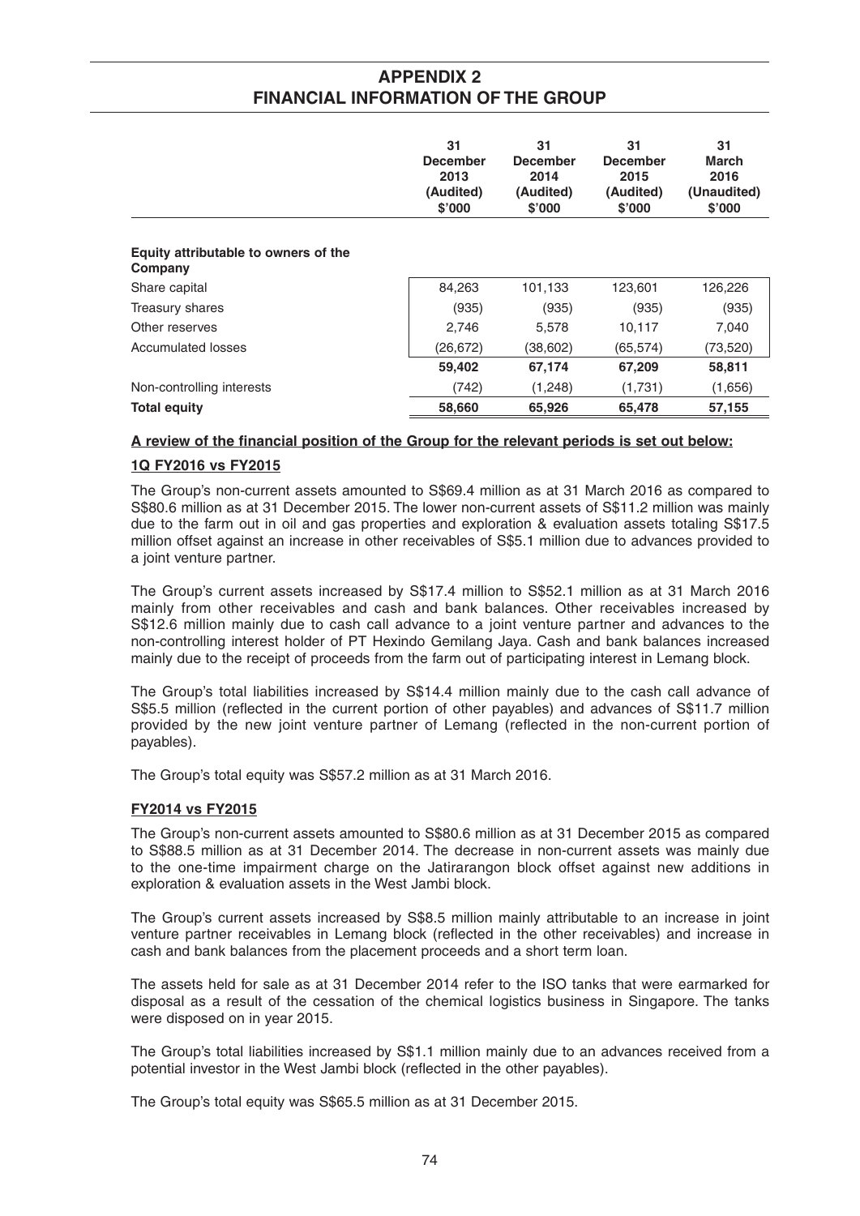## APPENDIX 2
## FINANCIAL INFORMATION OF THE GROUP

| | 31 December 2013 (Audited) \$'000 | 31 December 2014 (Audited) \$'000 | 31 December 2015 (Audited) \$'000 | 31 March 2016 (Unaudited) \$'000 |
|---|---|---|---|---|
| **Equity attributable to owners of the Company** | | | | |
| Share capital | 84,263 | 101,133 | 123,601 | 126,226 |
| Treasury shares | (935) | (935) | (935) | (935) |
| Other reserves | 2,746 | 5,578 | 10,117 | 7,040 |
| Accumulated losses | (26,672) | (38,602) | (65,574) | (73,520) |
| | **59,402** | **67,174** | **67,209** | **58,811** |
| Non-controlling interests | (742) | (1,248) | (1,731) | (1,656) |
| **Total equity** | **58,660** | **65,926** | **65,478** | **57,155** |

**A review of the financial position of the Group for the relevant periods is set out below:**

**1Q FY2016 vs FY2015**

The Group's non-current assets amounted to S\$69.4 million as at 31 March 2016 as compared to S\$80.6 million as at 31 December 2015. The lower non-current assets of S\$11.2 million was mainly due to the farm out in oil and gas properties and exploration & evaluation assets totaling S\$17.5 million offset against an increase in other receivables of S\$5.1 million due to advances provided to a joint venture partner.

The Group's current assets increased by S\$17.4 million to S\$52.1 million as at 31 March 2016 mainly from other receivables and cash and bank balances. Other receivables increased by S\$12.6 million mainly due to cash call advance to a joint venture partner and advances to the non-controlling interest holder of PT Hexindo Gemilang Jaya. Cash and bank balances increased mainly due to the receipt of proceeds from the farm out of participating interest in Lemang block.

The Group's total liabilities increased by S\$14.4 million mainly due to the cash call advance of S\$5.5 million (reflected in the current portion of other payables) and advances of S\$11.7 million provided by the new joint venture partner of Lemang (reflected in the non-current portion of payables).

The Group's total equity was S\$57.2 million as at 31 March 2016.

**FY2014 vs FY2015**

The Group's non-current assets amounted to S\$80.6 million as at 31 December 2015 as compared to S\$88.5 million as at 31 December 2014. The decrease in non-current assets was mainly due to the one-time impairment charge on the Jatirarangon block offset against new additions in exploration & evaluation assets in the West Jambi block.

The Group's current assets increased by S\$8.5 million mainly attributable to an increase in joint venture partner receivables in Lemang block (reflected in the other receivables) and increase in cash and bank balances from the placement proceeds and a short term loan.

The assets held for sale as at 31 December 2014 refer to the ISO tanks that were earmarked for disposal as a result of the cessation of the chemical logistics business in Singapore. The tanks were disposed on in year 2015.

The Group's total liabilities increased by S\$1.1 million mainly due to an advances received from a potential investor in the West Jambi block (reflected in the other payables).

The Group's total equity was S\$65.5 million as at 31 December 2015.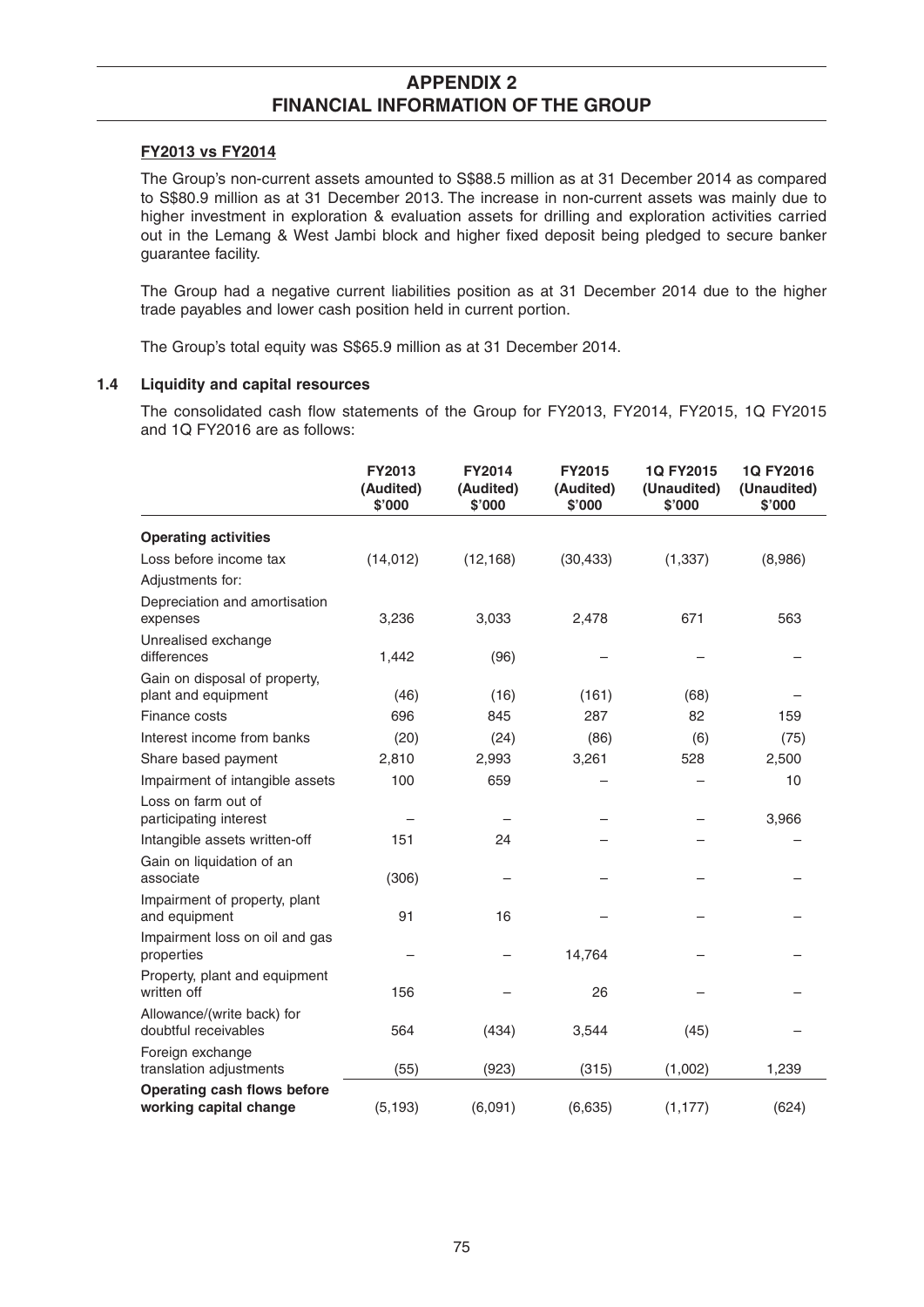# APPENDIX 2
# FINANCIAL INFORMATION OF THE GROUP

**FY2013 vs FY2014**

The Group's non-current assets amounted to S$88.5 million as at 31 December 2014 as compared to S$80.9 million as at 31 December 2013. The increase in non-current assets was mainly due to higher investment in exploration & evaluation assets for drilling and exploration activities carried out in the Lemang & West Jambi block and higher fixed deposit being pledged to secure banker guarantee facility.

The Group had a negative current liabilities position as at 31 December 2014 due to the higher trade payables and lower cash position held in current portion.

The Group's total equity was S$65.9 million as at 31 December 2014.

## 1.4 Liquidity and capital resources

The consolidated cash flow statements of the Group for FY2013, FY2014, FY2015, 1Q FY2015 and 1Q FY2016 are as follows:

| | FY2013 (Audited) $'000 | FY2014 (Audited) $'000 | FY2015 (Audited) $'000 | 1Q FY2015 (Unaudited) $'000 | 1Q FY2016 (Unaudited) $'000 |
|---|---|---|---|---|---|
| **Operating activities** | | | | | |
| Loss before income tax | (14,012) | (12,168) | (30,433) | (1,337) | (8,986) |
| Adjustments for: | | | | | |
| Depreciation and amortisation expenses | 3,236 | 3,033 | 2,478 | 671 | 563 |
| Unrealised exchange differences | 1,442 | (96) | – | – | – |
| Gain on disposal of property, plant and equipment | (46) | (16) | (161) | (68) | – |
| Finance costs | 696 | 845 | 287 | 82 | 159 |
| Interest income from banks | (20) | (24) | (86) | (6) | (75) |
| Share based payment | 2,810 | 2,993 | 3,261 | 528 | 2,500 |
| Impairment of intangible assets | 100 | 659 | – | – | 10 |
| Loss on farm out of participating interest | – | – | – | – | 3,966 |
| Intangible assets written-off | 151 | 24 | – | – | – |
| Gain on liquidation of an associate | (306) | – | – | – | – |
| Impairment of property, plant and equipment | 91 | 16 | – | – | – |
| Impairment loss on oil and gas properties | – | – | 14,764 | – | – |
| Property, plant and equipment written off | 156 | – | 26 | – | – |
| Allowance/(write back) for doubtful receivables | 564 | (434) | 3,544 | (45) | – |
| Foreign exchange translation adjustments | (55) | (923) | (315) | (1,002) | 1,239 |
| **Operating cash flows before working capital change** | (5,193) | (6,091) | (6,635) | (1,177) | (624) |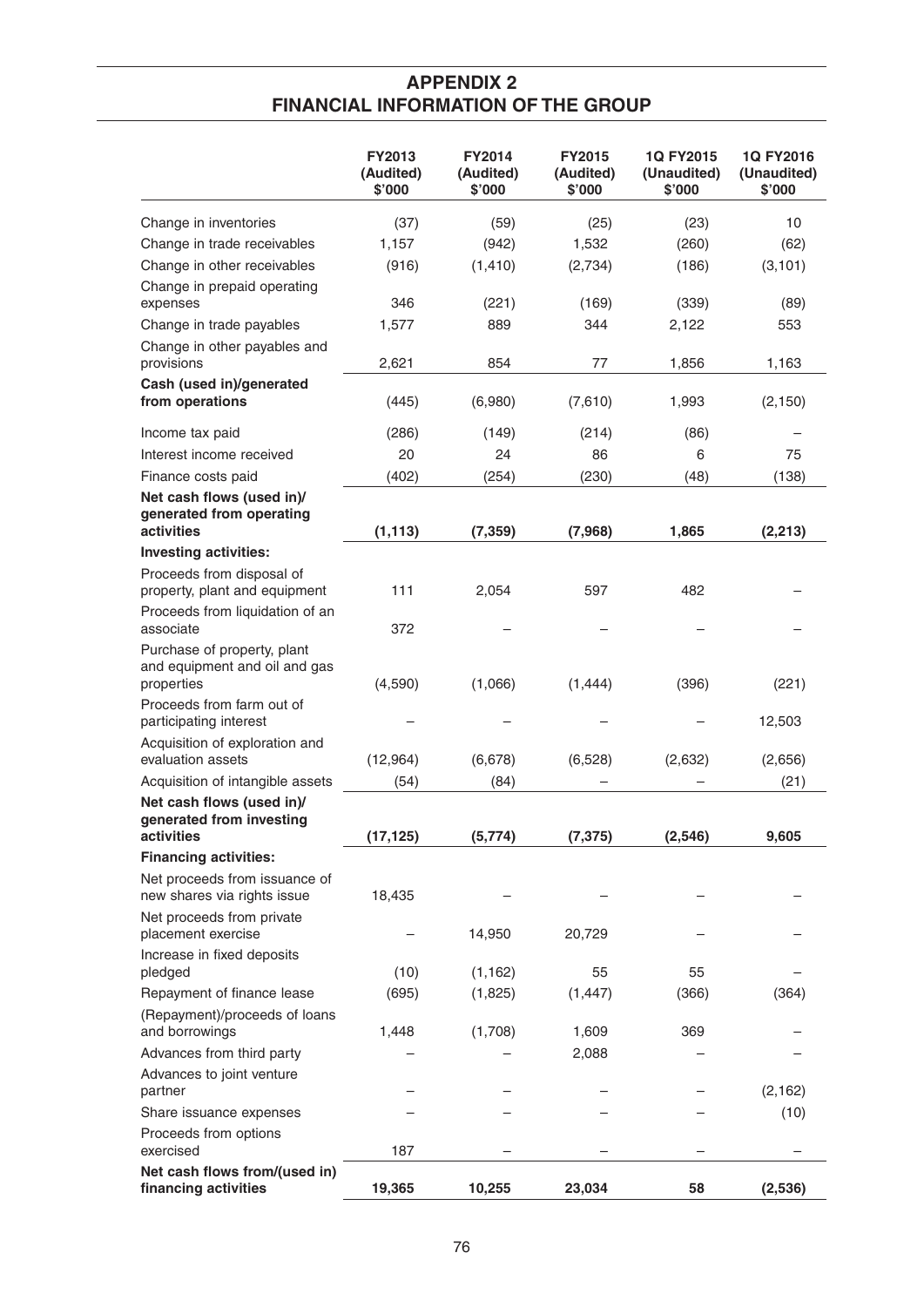## APPENDIX 2
## FINANCIAL INFORMATION OF THE GROUP

| | FY2013 (Audited) $'000 | FY2014 (Audited) $'000 | FY2015 (Audited) $'000 | 1Q FY2015 (Unaudited) $'000 | 1Q FY2016 (Unaudited) $'000 |
|---|---|---|---|---|---|
| Change in inventories | (37) | (59) | (25) | (23) | 10 |
| Change in trade receivables | 1,157 | (942) | 1,532 | (260) | (62) |
| Change in other receivables | (916) | (1,410) | (2,734) | (186) | (3,101) |
| Change in prepaid operating expenses | 346 | (221) | (169) | (339) | (89) |
| Change in trade payables | 1,577 | 889 | 344 | 2,122 | 553 |
| Change in other payables and provisions | 2,621 | 854 | 77 | 1,856 | 1,163 |
| **Cash (used in)/generated from operations** | (445) | (6,980) | (7,610) | 1,993 | (2,150) |
| Income tax paid | (286) | (149) | (214) | (86) | – |
| Interest income received | 20 | 24 | 86 | 6 | 75 |
| Finance costs paid | (402) | (254) | (230) | (48) | (138) |
| **Net cash flows (used in)/ generated from operating activities** | **(1,113)** | **(7,359)** | **(7,968)** | **1,865** | **(2,213)** |
| **Investing activities:** | | | | | |
| Proceeds from disposal of property, plant and equipment | 111 | 2,054 | 597 | 482 | – |
| Proceeds from liquidation of an associate | 372 | – | – | – | – |
| Purchase of property, plant and equipment and oil and gas properties | (4,590) | (1,066) | (1,444) | (396) | (221) |
| Proceeds from farm out of participating interest | – | – | – | – | 12,503 |
| Acquisition of exploration and evaluation assets | (12,964) | (6,678) | (6,528) | (2,632) | (2,656) |
| Acquisition of intangible assets | (54) | (84) | – | – | (21) |
| **Net cash flows (used in)/ generated from investing activities** | **(17,125)** | **(5,774)** | **(7,375)** | **(2,546)** | **9,605** |
| **Financing activities:** | | | | | |
| Net proceeds from issuance of new shares via rights issue | 18,435 | – | – | – | – |
| Net proceeds from private placement exercise | – | 14,950 | 20,729 | – | – |
| Increase in fixed deposits pledged | (10) | (1,162) | 55 | 55 | – |
| Repayment of finance lease | (695) | (1,825) | (1,447) | (366) | (364) |
| (Repayment)/proceeds of loans and borrowings | 1,448 | (1,708) | 1,609 | 369 | – |
| Advances from third party | – | – | 2,088 | – | – |
| Advances to joint venture partner | – | – | – | – | (2,162) |
| Share issuance expenses | – | – | – | – | (10) |
| Proceeds from options exercised | 187 | – | – | – | – |
| **Net cash flows from/(used in) financing activities** | **19,365** | **10,255** | **23,034** | **58** | **(2,536)** |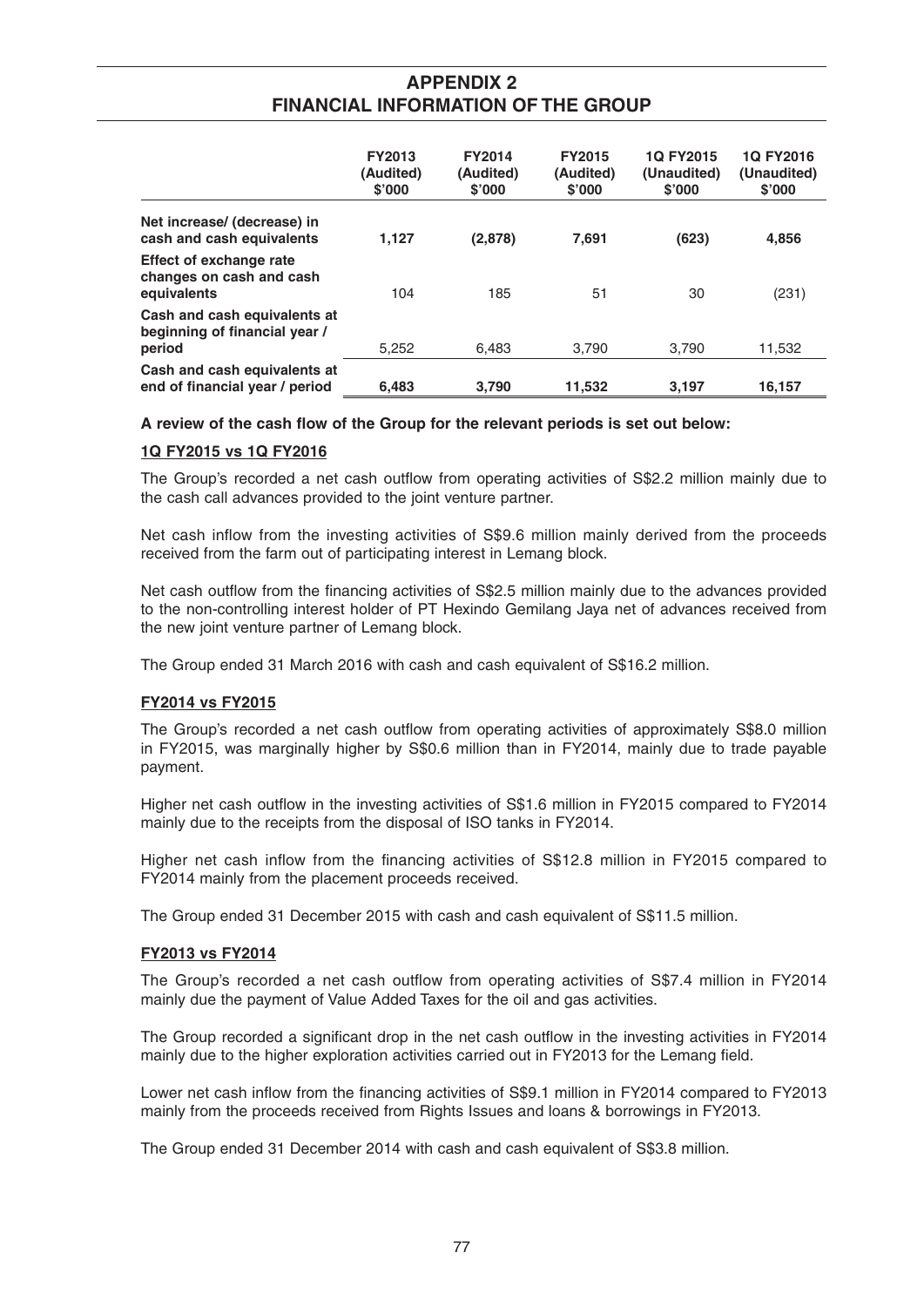# APPENDIX 2
# FINANCIAL INFORMATION OF THE GROUP

| | FY2013 (Audited) $'000 | FY2014 (Audited) $'000 | FY2015 (Audited) $'000 | 1Q FY2015 (Unaudited) $'000 | 1Q FY2016 (Unaudited) $'000 |
|---|---|---|---|---|---|
| **Net increase/ (decrease) in cash and cash equivalents** | **1,127** | **(2,878)** | **7,691** | **(623)** | **4,856** |
| **Effect of exchange rate changes on cash and cash equivalents** | 104 | 185 | 51 | 30 | (231) |
| **Cash and cash equivalents at beginning of financial year / period** | 5,252 | 6,483 | 3,790 | 3,790 | 11,532 |
| **Cash and cash equivalents at end of financial year / period** | **6,483** | **3,790** | **11,532** | **3,197** | **16,157** |

**A review of the cash flow of the Group for the relevant periods is set out below:**

**1Q FY2015 vs 1Q FY2016**

The Group's recorded a net cash outflow from operating activities of S$2.2 million mainly due to the cash call advances provided to the joint venture partner.

Net cash inflow from the investing activities of S$9.6 million mainly derived from the proceeds received from the farm out of participating interest in Lemang block.

Net cash outflow from the financing activities of S$2.5 million mainly due to the advances provided to the non-controlling interest holder of PT Hexindo Gemilang Jaya net of advances received from the new joint venture partner of Lemang block.

The Group ended 31 March 2016 with cash and cash equivalent of S$16.2 million.

**FY2014 vs FY2015**

The Group's recorded a net cash outflow from operating activities of approximately S$8.0 million in FY2015, was marginally higher by S$0.6 million than in FY2014, mainly due to trade payable payment.

Higher net cash outflow in the investing activities of S$1.6 million in FY2015 compared to FY2014 mainly due to the receipts from the disposal of ISO tanks in FY2014.

Higher net cash inflow from the financing activities of S$12.8 million in FY2015 compared to FY2014 mainly from the placement proceeds received.

The Group ended 31 December 2015 with cash and cash equivalent of S$11.5 million.

**FY2013 vs FY2014**

The Group's recorded a net cash outflow from operating activities of S$7.4 million in FY2014 mainly due the payment of Value Added Taxes for the oil and gas activities.

The Group recorded a significant drop in the net cash outflow in the investing activities in FY2014 mainly due to the higher exploration activities carried out in FY2013 for the Lemang field.

Lower net cash inflow from the financing activities of S$9.1 million in FY2014 compared to FY2013 mainly from the proceeds received from Rights Issues and loans & borrowings in FY2013.

The Group ended 31 December 2014 with cash and cash equivalent of S$3.8 million.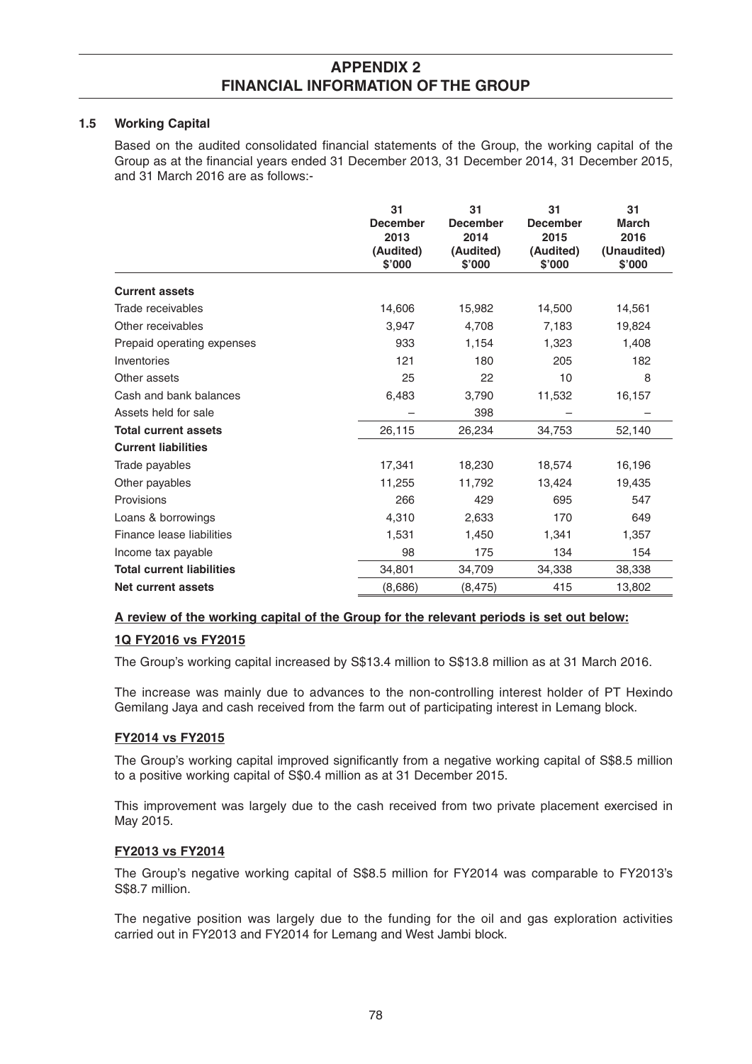# APPENDIX 2
# FINANCIAL INFORMATION OF THE GROUP

### 1.5 Working Capital

Based on the audited consolidated financial statements of the Group, the working capital of the Group as at the financial years ended 31 December 2013, 31 December 2014, 31 December 2015, and 31 March 2016 are as follows:-

| | 31 December 2013 (Audited) $'000 | 31 December 2014 (Audited) $'000 | 31 December 2015 (Audited) $'000 | 31 March 2016 (Unaudited) $'000 |
|---|---|---|---|---|
| **Current assets** | | | | |
| Trade receivables | 14,606 | 15,982 | 14,500 | 14,561 |
| Other receivables | 3,947 | 4,708 | 7,183 | 19,824 |
| Prepaid operating expenses | 933 | 1,154 | 1,323 | 1,408 |
| Inventories | 121 | 180 | 205 | 182 |
| Other assets | 25 | 22 | 10 | 8 |
| Cash and bank balances | 6,483 | 3,790 | 11,532 | 16,157 |
| Assets held for sale | – | 398 | – | – |
| **Total current assets** | 26,115 | 26,234 | 34,753 | 52,140 |
| **Current liabilities** | | | | |
| Trade payables | 17,341 | 18,230 | 18,574 | 16,196 |
| Other payables | 11,255 | 11,792 | 13,424 | 19,435 |
| Provisions | 266 | 429 | 695 | 547 |
| Loans & borrowings | 4,310 | 2,633 | 170 | 649 |
| Finance lease liabilities | 1,531 | 1,450 | 1,341 | 1,357 |
| Income tax payable | 98 | 175 | 134 | 154 |
| **Total current liabilities** | 34,801 | 34,709 | 34,338 | 38,338 |
| **Net current assets** | (8,686) | (8,475) | 415 | 13,802 |

**A review of the working capital of the Group for the relevant periods is set out below:**

**1Q FY2016 vs FY2015**

The Group's working capital increased by S$13.4 million to S$13.8 million as at 31 March 2016.

The increase was mainly due to advances to the non-controlling interest holder of PT Hexindo Gemilang Jaya and cash received from the farm out of participating interest in Lemang block.

**FY2014 vs FY2015**

The Group's working capital improved significantly from a negative working capital of S$8.5 million to a positive working capital of S$0.4 million as at 31 December 2015.

This improvement was largely due to the cash received from two private placement exercised in May 2015.

**FY2013 vs FY2014**

The Group's negative working capital of S$8.5 million for FY2014 was comparable to FY2013's S$8.7 million.

The negative position was largely due to the funding for the oil and gas exploration activities carried out in FY2013 and FY2014 for Lemang and West Jambi block.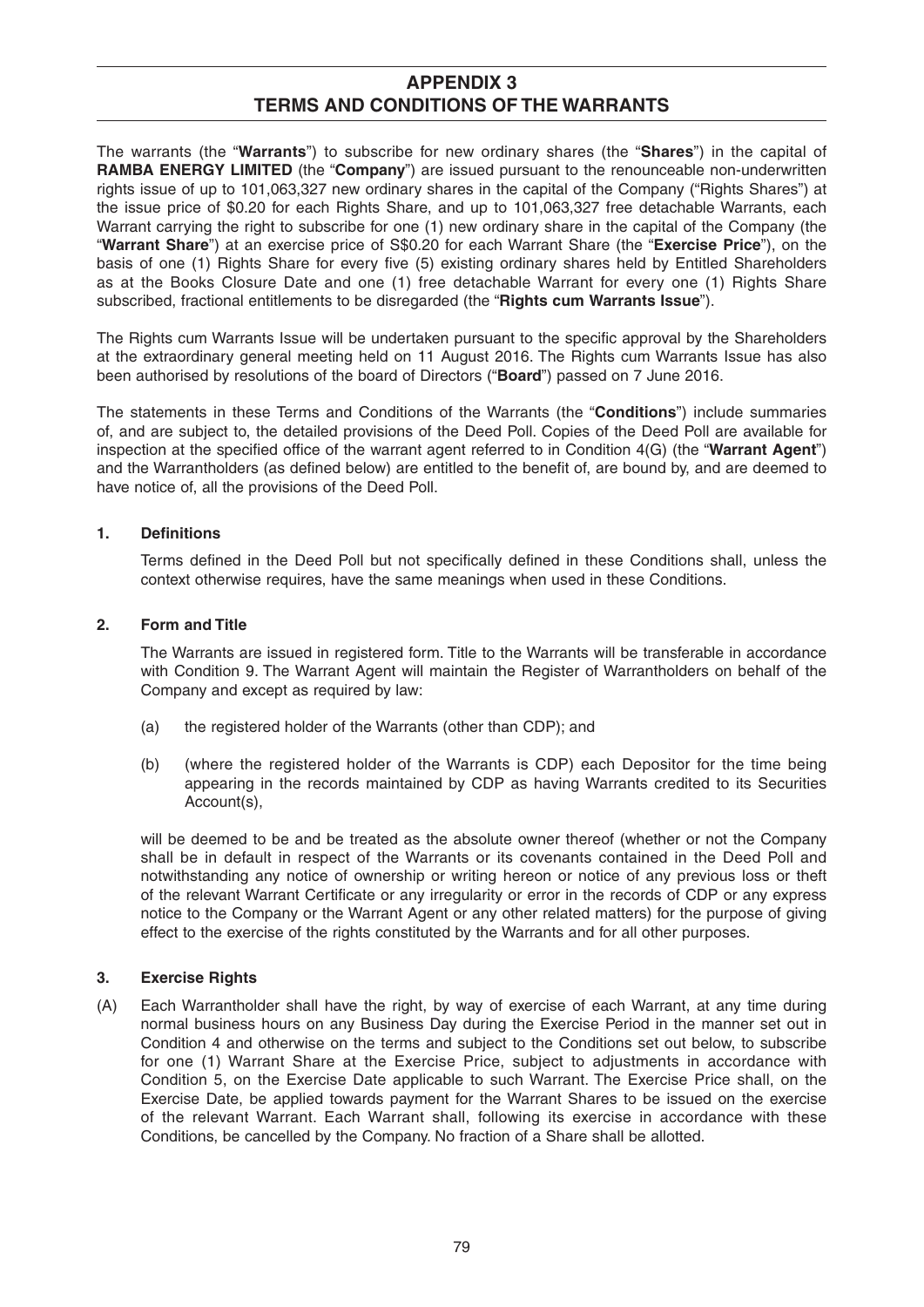# APPENDIX 3
# TERMS AND CONDITIONS OF THE WARRANTS

The warrants (the "**Warrants**") to subscribe for new ordinary shares (the "**Shares**") in the capital of **RAMBA ENERGY LIMITED** (the "**Company**") are issued pursuant to the renounceable non-underwritten rights issue of up to 101,063,327 new ordinary shares in the capital of the Company ("Rights Shares") at the issue price of $0.20 for each Rights Share, and up to 101,063,327 free detachable Warrants, each Warrant carrying the right to subscribe for one (1) new ordinary share in the capital of the Company (the "**Warrant Share**") at an exercise price of S$0.20 for each Warrant Share (the "**Exercise Price**"), on the basis of one (1) Rights Share for every five (5) existing ordinary shares held by Entitled Shareholders as at the Books Closure Date and one (1) free detachable Warrant for every one (1) Rights Share subscribed, fractional entitlements to be disregarded (the "**Rights cum Warrants Issue**").

The Rights cum Warrants Issue will be undertaken pursuant to the specific approval by the Shareholders at the extraordinary general meeting held on 11 August 2016. The Rights cum Warrants Issue has also been authorised by resolutions of the board of Directors ("**Board**") passed on 7 June 2016.

The statements in these Terms and Conditions of the Warrants (the "**Conditions**") include summaries of, and are subject to, the detailed provisions of the Deed Poll. Copies of the Deed Poll are available for inspection at the specified office of the warrant agent referred to in Condition 4(G) (the "**Warrant Agent**") and the Warrantholders (as defined below) are entitled to the benefit of, are bound by, and are deemed to have notice of, all the provisions of the Deed Poll.

## 1. Definitions

Terms defined in the Deed Poll but not specifically defined in these Conditions shall, unless the context otherwise requires, have the same meanings when used in these Conditions.

## 2. Form and Title

The Warrants are issued in registered form. Title to the Warrants will be transferable in accordance with Condition 9. The Warrant Agent will maintain the Register of Warrantholders on behalf of the Company and except as required by law:

(a) the registered holder of the Warrants (other than CDP); and

(b) (where the registered holder of the Warrants is CDP) each Depositor for the time being appearing in the records maintained by CDP as having Warrants credited to its Securities Account(s),

will be deemed to be and be treated as the absolute owner thereof (whether or not the Company shall be in default in respect of the Warrants or its covenants contained in the Deed Poll and notwithstanding any notice of ownership or writing hereon or notice of any previous loss or theft of the relevant Warrant Certificate or any irregularity or error in the records of CDP or any express notice to the Company or the Warrant Agent or any other related matters) for the purpose of giving effect to the exercise of the rights constituted by the Warrants and for all other purposes.

## 3. Exercise Rights

(A) Each Warrantholder shall have the right, by way of exercise of each Warrant, at any time during normal business hours on any Business Day during the Exercise Period in the manner set out in Condition 4 and otherwise on the terms and subject to the Conditions set out below, to subscribe for one (1) Warrant Share at the Exercise Price, subject to adjustments in accordance with Condition 5, on the Exercise Date applicable to such Warrant. The Exercise Price shall, on the Exercise Date, be applied towards payment for the Warrant Shares to be issued on the exercise of the relevant Warrant. Each Warrant shall, following its exercise in accordance with these Conditions, be cancelled by the Company. No fraction of a Share shall be allotted.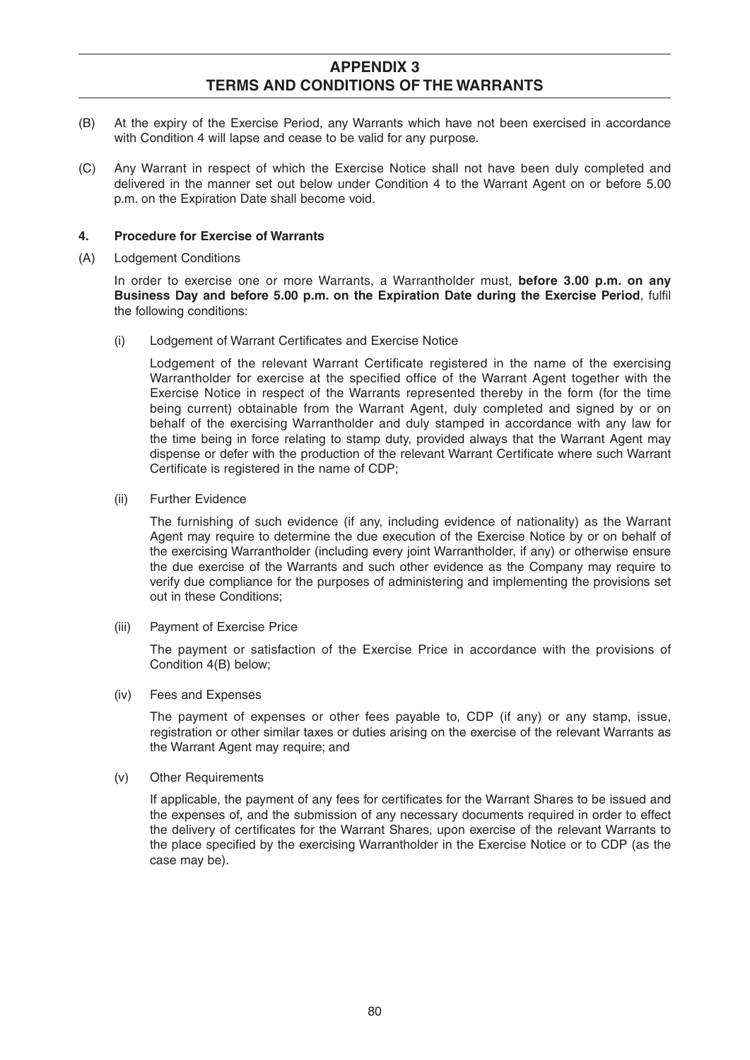# APPENDIX 3
# TERMS AND CONDITIONS OF THE WARRANTS

(B) At the expiry of the Exercise Period, any Warrants which have not been exercised in accordance with Condition 4 will lapse and cease to be valid for any purpose.

(C) Any Warrant in respect of which the Exercise Notice shall not have been duly completed and delivered in the manner set out below under Condition 4 to the Warrant Agent on or before 5.00 p.m. on the Expiration Date shall become void.

**4. Procedure for Exercise of Warrants**

(A) Lodgement Conditions

In order to exercise one or more Warrants, a Warrantholder must, **before 3.00 p.m. on any Business Day and before 5.00 p.m. on the Expiration Date during the Exercise Period**, fulfil the following conditions:

(i) Lodgement of Warrant Certificates and Exercise Notice

Lodgement of the relevant Warrant Certificate registered in the name of the exercising Warrantholder for exercise at the specified office of the Warrant Agent together with the Exercise Notice in respect of the Warrants represented thereby in the form (for the time being current) obtainable from the Warrant Agent, duly completed and signed by or on behalf of the exercising Warrantholder and duly stamped in accordance with any law for the time being in force relating to stamp duty, provided always that the Warrant Agent may dispense or defer with the production of the relevant Warrant Certificate where such Warrant Certificate is registered in the name of CDP;

(ii) Further Evidence

The furnishing of such evidence (if any, including evidence of nationality) as the Warrant Agent may require to determine the due execution of the Exercise Notice by or on behalf of the exercising Warrantholder (including every joint Warrantholder, if any) or otherwise ensure the due exercise of the Warrants and such other evidence as the Company may require to verify due compliance for the purposes of administering and implementing the provisions set out in these Conditions;

(iii) Payment of Exercise Price

The payment or satisfaction of the Exercise Price in accordance with the provisions of Condition 4(B) below;

(iv) Fees and Expenses

The payment of expenses or other fees payable to, CDP (if any) or any stamp, issue, registration or other similar taxes or duties arising on the exercise of the relevant Warrants as the Warrant Agent may require; and

(v) Other Requirements

If applicable, the payment of any fees for certificates for the Warrant Shares to be issued and the expenses of, and the submission of any necessary documents required in order to effect the delivery of certificates for the Warrant Shares, upon exercise of the relevant Warrants to the place specified by the exercising Warrantholder in the Exercise Notice or to CDP (as the case may be).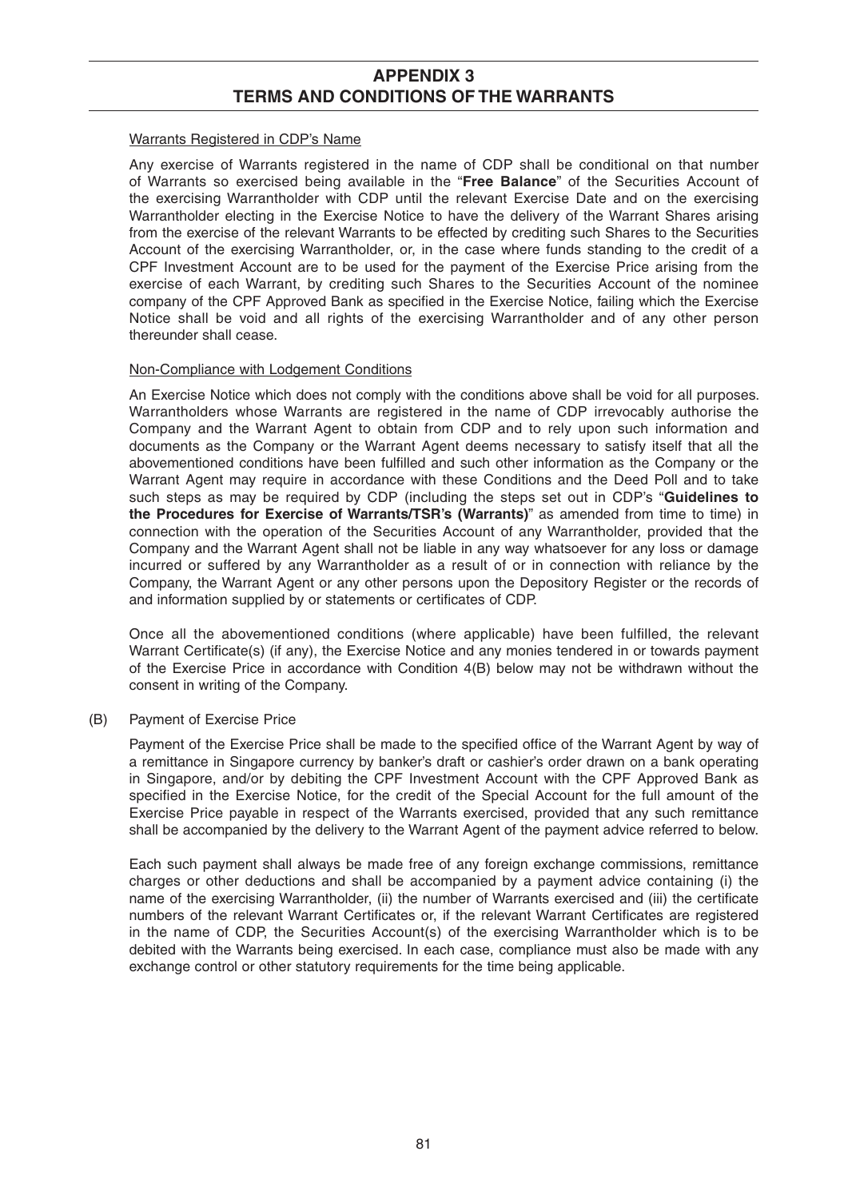## APPENDIX 3
## TERMS AND CONDITIONS OF THE WARRANTS

Warrants Registered in CDP's Name

Any exercise of Warrants registered in the name of CDP shall be conditional on that number of Warrants so exercised being available in the "**Free Balance**" of the Securities Account of the exercising Warrantholder with CDP until the relevant Exercise Date and on the exercising Warrantholder electing in the Exercise Notice to have the delivery of the Warrant Shares arising from the exercise of the relevant Warrants to be effected by crediting such Shares to the Securities Account of the exercising Warrantholder, or, in the case where funds standing to the credit of a CPF Investment Account are to be used for the payment of the Exercise Price arising from the exercise of each Warrant, by crediting such Shares to the Securities Account of the nominee company of the CPF Approved Bank as specified in the Exercise Notice, failing which the Exercise Notice shall be void and all rights of the exercising Warrantholder and of any other person thereunder shall cease.

Non-Compliance with Lodgement Conditions

An Exercise Notice which does not comply with the conditions above shall be void for all purposes. Warrantholders whose Warrants are registered in the name of CDP irrevocably authorise the Company and the Warrant Agent to obtain from CDP and to rely upon such information and documents as the Company or the Warrant Agent deems necessary to satisfy itself that all the abovementioned conditions have been fulfilled and such other information as the Company or the Warrant Agent may require in accordance with these Conditions and the Deed Poll and to take such steps as may be required by CDP (including the steps set out in CDP's "**Guidelines to the Procedures for Exercise of Warrants/TSR's (Warrants)**" as amended from time to time) in connection with the operation of the Securities Account of any Warrantholder, provided that the Company and the Warrant Agent shall not be liable in any way whatsoever for any loss or damage incurred or suffered by any Warrantholder as a result of or in connection with reliance by the Company, the Warrant Agent or any other persons upon the Depository Register or the records of and information supplied by or statements or certificates of CDP.

Once all the abovementioned conditions (where applicable) have been fulfilled, the relevant Warrant Certificate(s) (if any), the Exercise Notice and any monies tendered in or towards payment of the Exercise Price in accordance with Condition 4(B) below may not be withdrawn without the consent in writing of the Company.

(B) Payment of Exercise Price

Payment of the Exercise Price shall be made to the specified office of the Warrant Agent by way of a remittance in Singapore currency by banker's draft or cashier's order drawn on a bank operating in Singapore, and/or by debiting the CPF Investment Account with the CPF Approved Bank as specified in the Exercise Notice, for the credit of the Special Account for the full amount of the Exercise Price payable in respect of the Warrants exercised, provided that any such remittance shall be accompanied by the delivery to the Warrant Agent of the payment advice referred to below.

Each such payment shall always be made free of any foreign exchange commissions, remittance charges or other deductions and shall be accompanied by a payment advice containing (i) the name of the exercising Warrantholder, (ii) the number of Warrants exercised and (iii) the certificate numbers of the relevant Warrant Certificates or, if the relevant Warrant Certificates are registered in the name of CDP, the Securities Account(s) of the exercising Warrantholder which is to be debited with the Warrants being exercised. In each case, compliance must also be made with any exchange control or other statutory requirements for the time being applicable.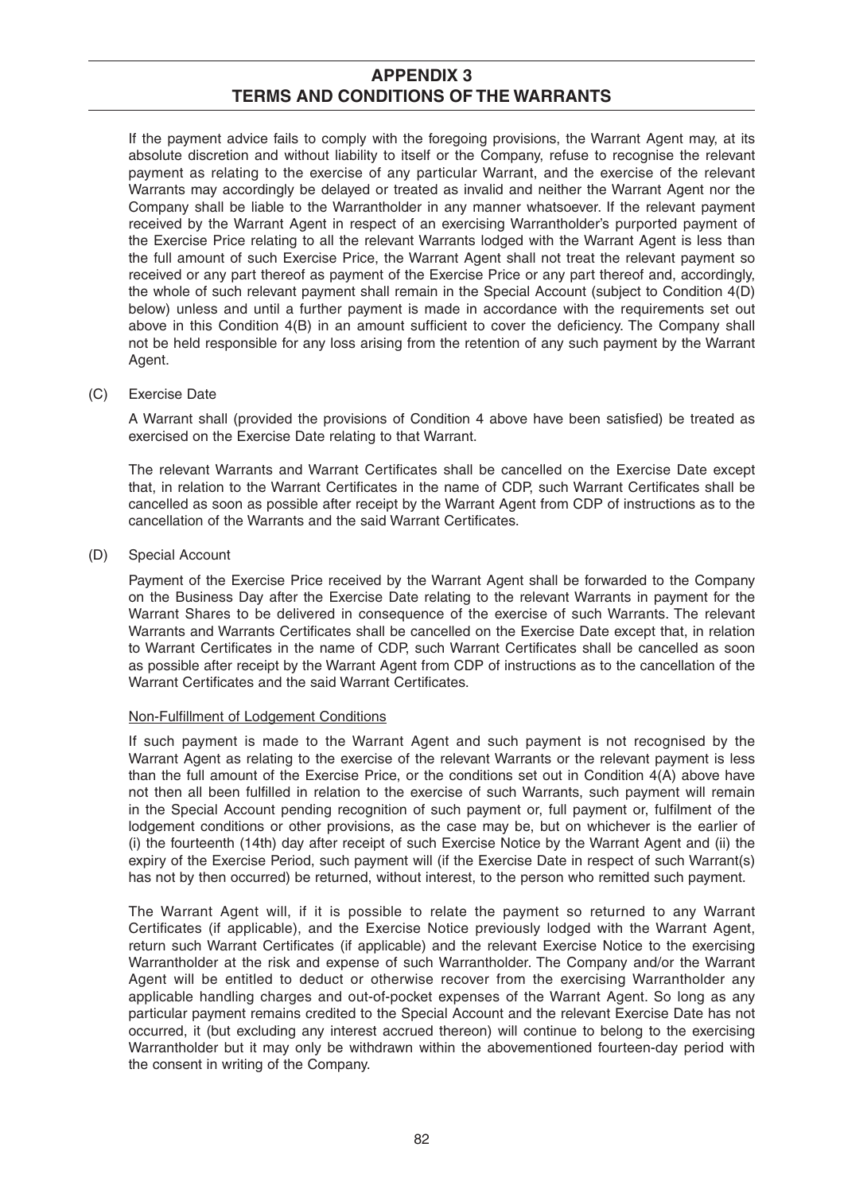## APPENDIX 3
## TERMS AND CONDITIONS OF THE WARRANTS

If the payment advice fails to comply with the foregoing provisions, the Warrant Agent may, at its absolute discretion and without liability to itself or the Company, refuse to recognise the relevant payment as relating to the exercise of any particular Warrant, and the exercise of the relevant Warrants may accordingly be delayed or treated as invalid and neither the Warrant Agent nor the Company shall be liable to the Warrantholder in any manner whatsoever. If the relevant payment received by the Warrant Agent in respect of an exercising Warrantholder's purported payment of the Exercise Price relating to all the relevant Warrants lodged with the Warrant Agent is less than the full amount of such Exercise Price, the Warrant Agent shall not treat the relevant payment so received or any part thereof as payment of the Exercise Price or any part thereof and, accordingly, the whole of such relevant payment shall remain in the Special Account (subject to Condition 4(D) below) unless and until a further payment is made in accordance with the requirements set out above in this Condition 4(B) in an amount sufficient to cover the deficiency. The Company shall not be held responsible for any loss arising from the retention of any such payment by the Warrant Agent.

(C) Exercise Date

A Warrant shall (provided the provisions of Condition 4 above have been satisfied) be treated as exercised on the Exercise Date relating to that Warrant.

The relevant Warrants and Warrant Certificates shall be cancelled on the Exercise Date except that, in relation to the Warrant Certificates in the name of CDP, such Warrant Certificates shall be cancelled as soon as possible after receipt by the Warrant Agent from CDP of instructions as to the cancellation of the Warrants and the said Warrant Certificates.

(D) Special Account

Payment of the Exercise Price received by the Warrant Agent shall be forwarded to the Company on the Business Day after the Exercise Date relating to the relevant Warrants in payment for the Warrant Shares to be delivered in consequence of the exercise of such Warrants. The relevant Warrants and Warrants Certificates shall be cancelled on the Exercise Date except that, in relation to Warrant Certificates in the name of CDP, such Warrant Certificates shall be cancelled as soon as possible after receipt by the Warrant Agent from CDP of instructions as to the cancellation of the Warrant Certificates and the said Warrant Certificates.

Non-Fulfillment of Lodgement Conditions

If such payment is made to the Warrant Agent and such payment is not recognised by the Warrant Agent as relating to the exercise of the relevant Warrants or the relevant payment is less than the full amount of the Exercise Price, or the conditions set out in Condition 4(A) above have not then all been fulfilled in relation to the exercise of such Warrants, such payment will remain in the Special Account pending recognition of such payment or, full payment or, fulfilment of the lodgement conditions or other provisions, as the case may be, but on whichever is the earlier of (i) the fourteenth (14th) day after receipt of such Exercise Notice by the Warrant Agent and (ii) the expiry of the Exercise Period, such payment will (if the Exercise Date in respect of such Warrant(s) has not by then occurred) be returned, without interest, to the person who remitted such payment.

The Warrant Agent will, if it is possible to relate the payment so returned to any Warrant Certificates (if applicable), and the Exercise Notice previously lodged with the Warrant Agent, return such Warrant Certificates (if applicable) and the relevant Exercise Notice to the exercising Warrantholder at the risk and expense of such Warrantholder. The Company and/or the Warrant Agent will be entitled to deduct or otherwise recover from the exercising Warrantholder any applicable handling charges and out-of-pocket expenses of the Warrant Agent. So long as any particular payment remains credited to the Special Account and the relevant Exercise Date has not occurred, it (but excluding any interest accrued thereon) will continue to belong to the exercising Warrantholder but it may only be withdrawn within the abovementioned fourteen-day period with the consent in writing of the Company.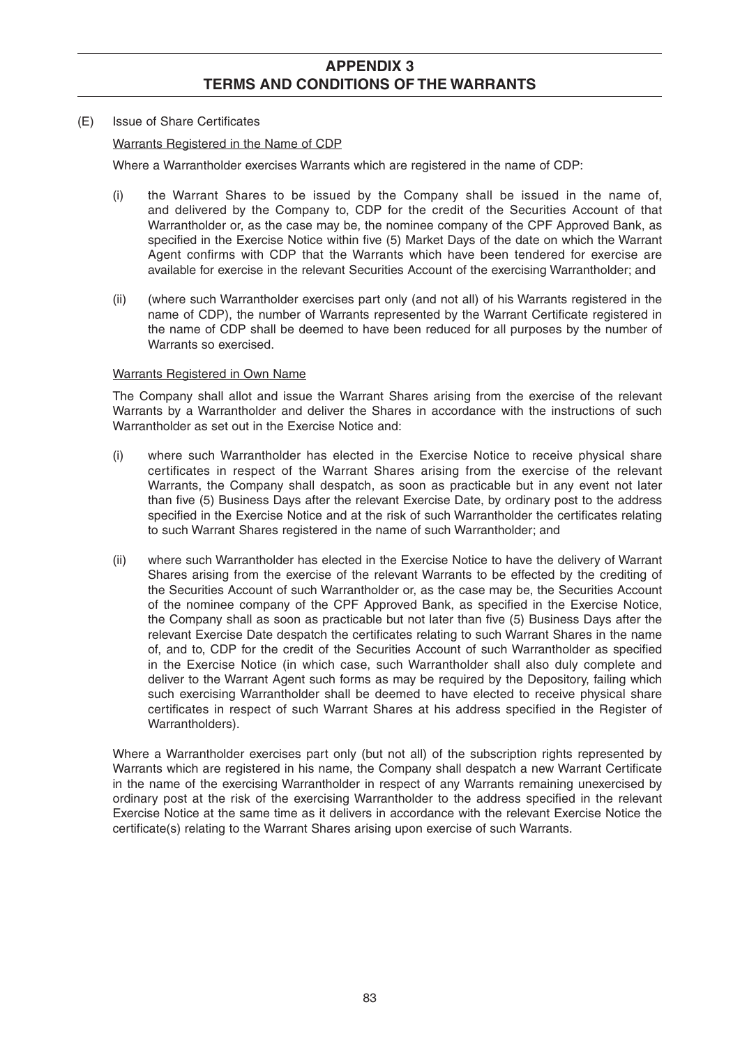(E) Issue of Share Certificates

Warrants Registered in the Name of CDP

Where a Warrantholder exercises Warrants which are registered in the name of CDP:

(i) the Warrant Shares to be issued by the Company shall be issued in the name of, and delivered by the Company to, CDP for the credit of the Securities Account of that Warrantholder or, as the case may be, the nominee company of the CPF Approved Bank, as specified in the Exercise Notice within five (5) Market Days of the date on which the Warrant Agent confirms with CDP that the Warrants which have been tendered for exercise are available for exercise in the relevant Securities Account of the exercising Warrantholder; and

(ii) (where such Warrantholder exercises part only (and not all) of his Warrants registered in the name of CDP), the number of Warrants represented by the Warrant Certificate registered in the name of CDP shall be deemed to have been reduced for all purposes by the number of Warrants so exercised.

Warrants Registered in Own Name

The Company shall allot and issue the Warrant Shares arising from the exercise of the relevant Warrants by a Warrantholder and deliver the Shares in accordance with the instructions of such Warrantholder as set out in the Exercise Notice and:

(i) where such Warrantholder has elected in the Exercise Notice to receive physical share certificates in respect of the Warrant Shares arising from the exercise of the relevant Warrants, the Company shall despatch, as soon as practicable but in any event not later than five (5) Business Days after the relevant Exercise Date, by ordinary post to the address specified in the Exercise Notice and at the risk of such Warrantholder the certificates relating to such Warrant Shares registered in the name of such Warrantholder; and

(ii) where such Warrantholder has elected in the Exercise Notice to have the delivery of Warrant Shares arising from the exercise of the relevant Warrants to be effected by the crediting of the Securities Account of such Warrantholder or, as the case may be, the Securities Account of the nominee company of the CPF Approved Bank, as specified in the Exercise Notice, the Company shall as soon as practicable but not later than five (5) Business Days after the relevant Exercise Date despatch the certificates relating to such Warrant Shares in the name of, and to, CDP for the credit of the Securities Account of such Warrantholder as specified in the Exercise Notice (in which case, such Warrantholder shall also duly complete and deliver to the Warrant Agent such forms as may be required by the Depository, failing which such exercising Warrantholder shall be deemed to have elected to receive physical share certificates in respect of such Warrant Shares at his address specified in the Register of Warrantholders).

Where a Warrantholder exercises part only (but not all) of the subscription rights represented by Warrants which are registered in his name, the Company shall despatch a new Warrant Certificate in the name of the exercising Warrantholder in respect of any Warrants remaining unexercised by ordinary post at the risk of the exercising Warrantholder to the address specified in the relevant Exercise Notice at the same time as it delivers in accordance with the relevant Exercise Notice the certificate(s) relating to the Warrant Shares arising upon exercise of such Warrants.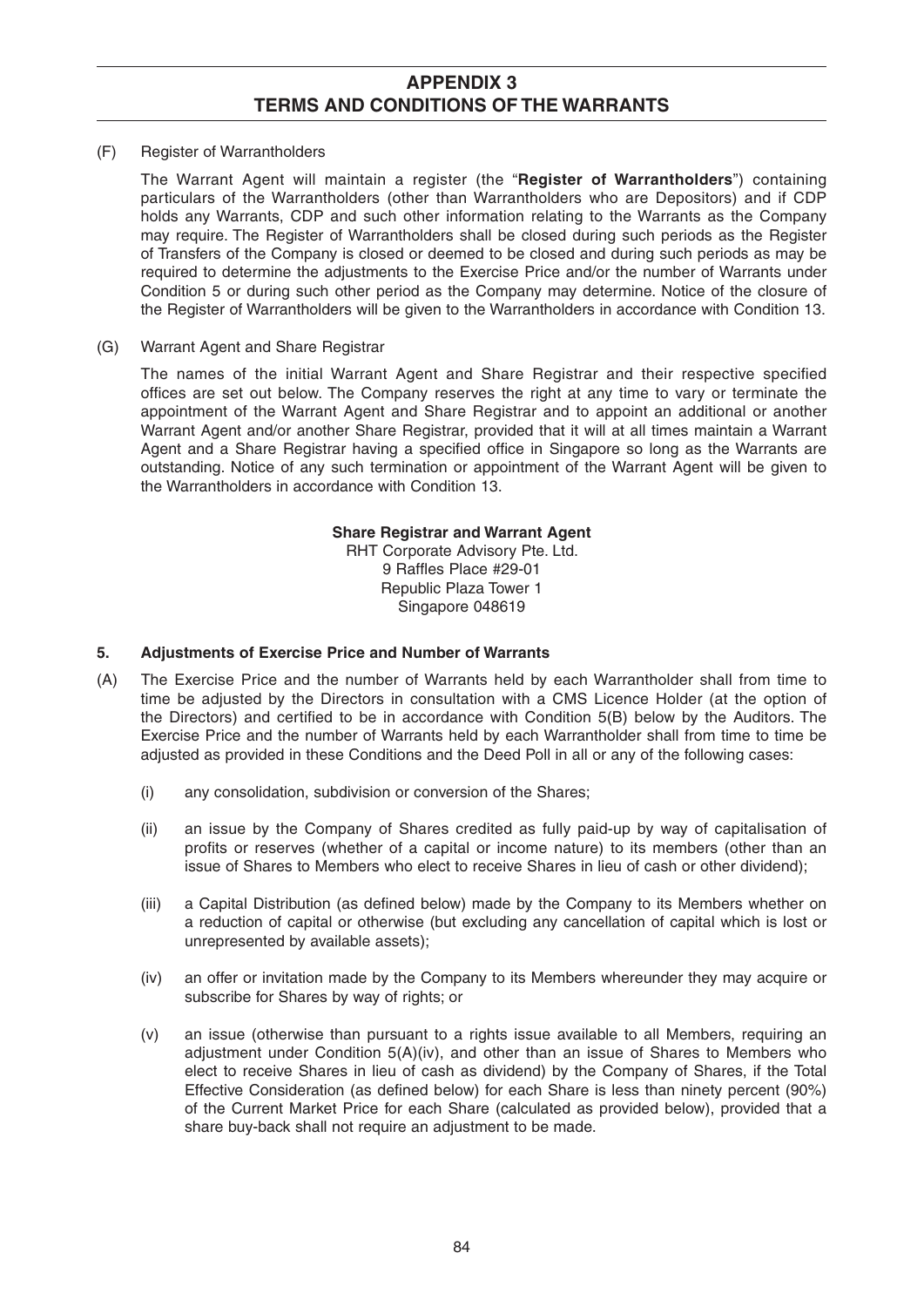## APPENDIX 3
## TERMS AND CONDITIONS OF THE WARRANTS

(F) Register of Warrantholders

The Warrant Agent will maintain a register (the "**Register of Warrantholders**") containing particulars of the Warrantholders (other than Warrantholders who are Depositors) and if CDP holds any Warrants, CDP and such other information relating to the Warrants as the Company may require. The Register of Warrantholders shall be closed during such periods as the Register of Transfers of the Company is closed or deemed to be closed and during such periods as may be required to determine the adjustments to the Exercise Price and/or the number of Warrants under Condition 5 or during such other period as the Company may determine. Notice of the closure of the Register of Warrantholders will be given to the Warrantholders in accordance with Condition 13.

(G) Warrant Agent and Share Registrar

The names of the initial Warrant Agent and Share Registrar and their respective specified offices are set out below. The Company reserves the right at any time to vary or terminate the appointment of the Warrant Agent and Share Registrar and to appoint an additional or another Warrant Agent and/or another Share Registrar, provided that it will at all times maintain a Warrant Agent and a Share Registrar having a specified office in Singapore so long as the Warrants are outstanding. Notice of any such termination or appointment of the Warrant Agent will be given to the Warrantholders in accordance with Condition 13.

**Share Registrar and Warrant Agent**
RHT Corporate Advisory Pte. Ltd.
9 Raffles Place #29-01
Republic Plaza Tower 1
Singapore 048619

### 5. Adjustments of Exercise Price and Number of Warrants

(A) The Exercise Price and the number of Warrants held by each Warrantholder shall from time to time be adjusted by the Directors in consultation with a CMS Licence Holder (at the option of the Directors) and certified to be in accordance with Condition 5(B) below by the Auditors. The Exercise Price and the number of Warrants held by each Warrantholder shall from time to time be adjusted as provided in these Conditions and the Deed Poll in all or any of the following cases:

(i) any consolidation, subdivision or conversion of the Shares;

(ii) an issue by the Company of Shares credited as fully paid-up by way of capitalisation of profits or reserves (whether of a capital or income nature) to its members (other than an issue of Shares to Members who elect to receive Shares in lieu of cash or other dividend);

(iii) a Capital Distribution (as defined below) made by the Company to its Members whether on a reduction of capital or otherwise (but excluding any cancellation of capital which is lost or unrepresented by available assets);

(iv) an offer or invitation made by the Company to its Members whereunder they may acquire or subscribe for Shares by way of rights; or

(v) an issue (otherwise than pursuant to a rights issue available to all Members, requiring an adjustment under Condition 5(A)(iv), and other than an issue of Shares to Members who elect to receive Shares in lieu of cash as dividend) by the Company of Shares, if the Total Effective Consideration (as defined below) for each Share is less than ninety percent (90%) of the Current Market Price for each Share (calculated as provided below), provided that a share buy-back shall not require an adjustment to be made.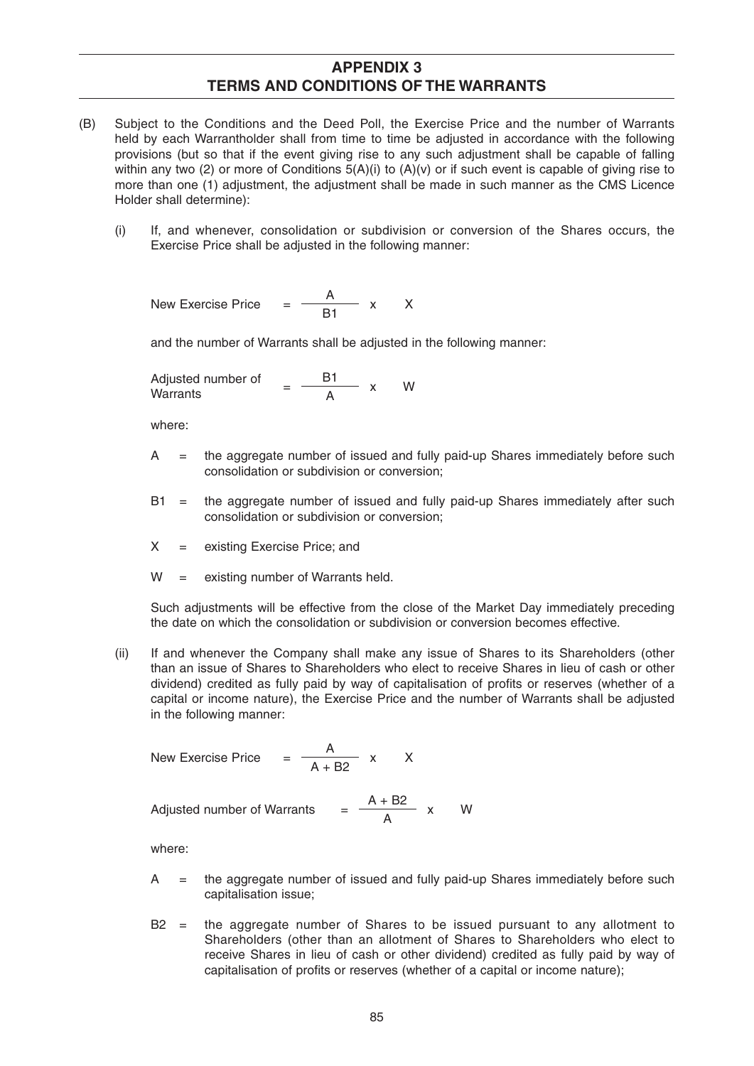## APPENDIX 3
## TERMS AND CONDITIONS OF THE WARRANTS

(B) Subject to the Conditions and the Deed Poll, the Exercise Price and the number of Warrants held by each Warrantholder shall from time to time be adjusted in accordance with the following provisions (but so that if the event giving rise to any such adjustment shall be capable of falling within any two (2) or more of Conditions 5(A)(i) to (A)(v) or if such event is capable of giving rise to more than one (1) adjustment, the adjustment shall be made in such manner as the CMS Licence Holder shall determine):

(i) If, and whenever, consolidation or subdivision or conversion of the Shares occurs, the Exercise Price shall be adjusted in the following manner:

$$\text{New Exercise Price} = \frac{A}{B1} \times X$$

and the number of Warrants shall be adjusted in the following manner:

$$\text{Adjusted number of Warrants} = \frac{B1}{A} \times W$$

where:

A = the aggregate number of issued and fully paid-up Shares immediately before such consolidation or subdivision or conversion;

B1 = the aggregate number of issued and fully paid-up Shares immediately after such consolidation or subdivision or conversion;

X = existing Exercise Price; and

W = existing number of Warrants held.

Such adjustments will be effective from the close of the Market Day immediately preceding the date on which the consolidation or subdivision or conversion becomes effective.

(ii) If and whenever the Company shall make any issue of Shares to its Shareholders (other than an issue of Shares to Shareholders who elect to receive Shares in lieu of cash or other dividend) credited as fully paid by way of capitalisation of profits or reserves (whether of a capital or income nature), the Exercise Price and the number of Warrants shall be adjusted in the following manner:

$$\text{New Exercise Price} = \frac{A}{A + B2} \times X$$

$$\text{Adjusted number of Warrants} = \frac{A + B2}{A} \times W$$

where:

A = the aggregate number of issued and fully paid-up Shares immediately before such capitalisation issue;

B2 = the aggregate number of Shares to be issued pursuant to any allotment to Shareholders (other than an allotment of Shares to Shareholders who elect to receive Shares in lieu of cash or other dividend) credited as fully paid by way of capitalisation of profits or reserves (whether of a capital or income nature);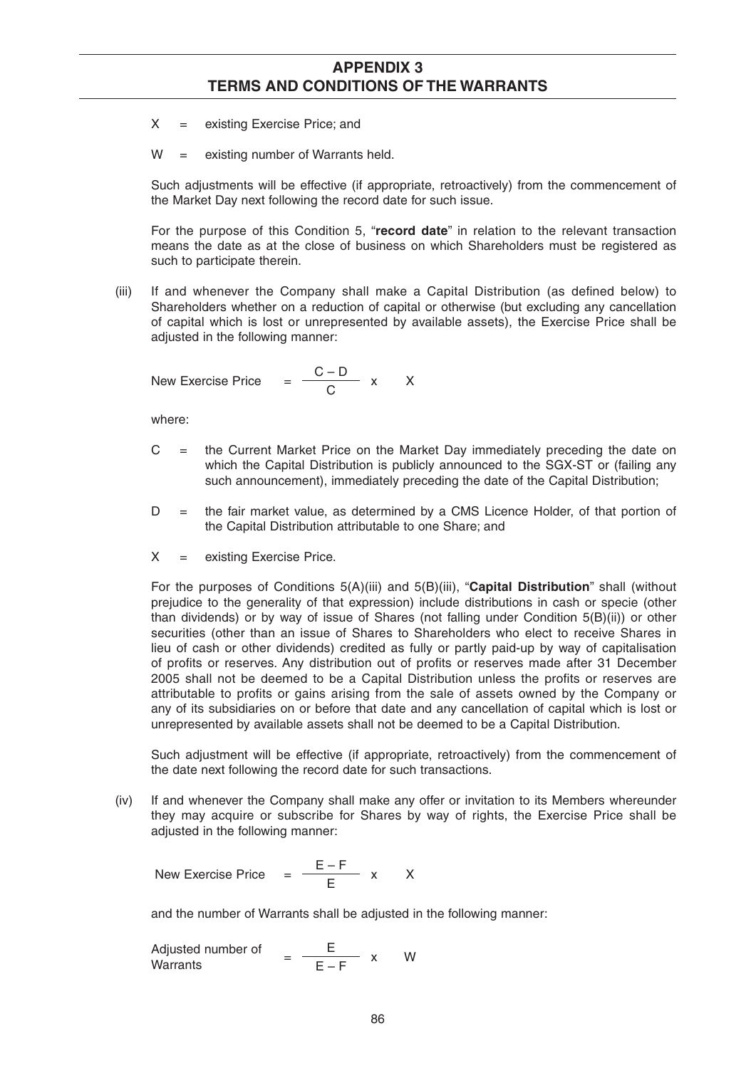$X$ = existing Exercise Price; and

$W$ = existing number of Warrants held.

Such adjustments will be effective (if appropriate, retroactively) from the commencement of the Market Day next following the record date for such issue.

For the purpose of this Condition 5, "**record date**" in relation to the relevant transaction means the date as at the close of business on which Shareholders must be registered as such to participate therein.

(iii) If and whenever the Company shall make a Capital Distribution (as defined below) to Shareholders whether on a reduction of capital or otherwise (but excluding any cancellation of capital which is lost or unrepresented by available assets), the Exercise Price shall be adjusted in the following manner:

$$\text{New Exercise Price} = \frac{C - D}{C} \times X$$

where:

$C$ = the Current Market Price on the Market Day immediately preceding the date on which the Capital Distribution is publicly announced to the SGX-ST or (failing any such announcement), immediately preceding the date of the Capital Distribution;

$D$ = the fair market value, as determined by a CMS Licence Holder, of that portion of the Capital Distribution attributable to one Share; and

$X$ = existing Exercise Price.

For the purposes of Conditions 5(A)(iii) and 5(B)(iii), "**Capital Distribution**" shall (without prejudice to the generality of that expression) include distributions in cash or specie (other than dividends) or by way of issue of Shares (not falling under Condition 5(B)(ii)) or other securities (other than an issue of Shares to Shareholders who elect to receive Shares in lieu of cash or other dividends) credited as fully or partly paid-up by way of capitalisation of profits or reserves. Any distribution out of profits or reserves made after 31 December 2005 shall not be deemed to be a Capital Distribution unless the profits or reserves are attributable to profits or gains arising from the sale of assets owned by the Company or any of its subsidiaries on or before that date and any cancellation of capital which is lost or unrepresented by available assets shall not be deemed to be a Capital Distribution.

Such adjustment will be effective (if appropriate, retroactively) from the commencement of the date next following the record date for such transactions.

(iv) If and whenever the Company shall make any offer or invitation to its Members whereunder they may acquire or subscribe for Shares by way of rights, the Exercise Price shall be adjusted in the following manner:

$$\text{New Exercise Price} = \frac{E - F}{E} \times X$$

and the number of Warrants shall be adjusted in the following manner:

$$\text{Adjusted number of Warrants} = \frac{E}{E - F} \times W$$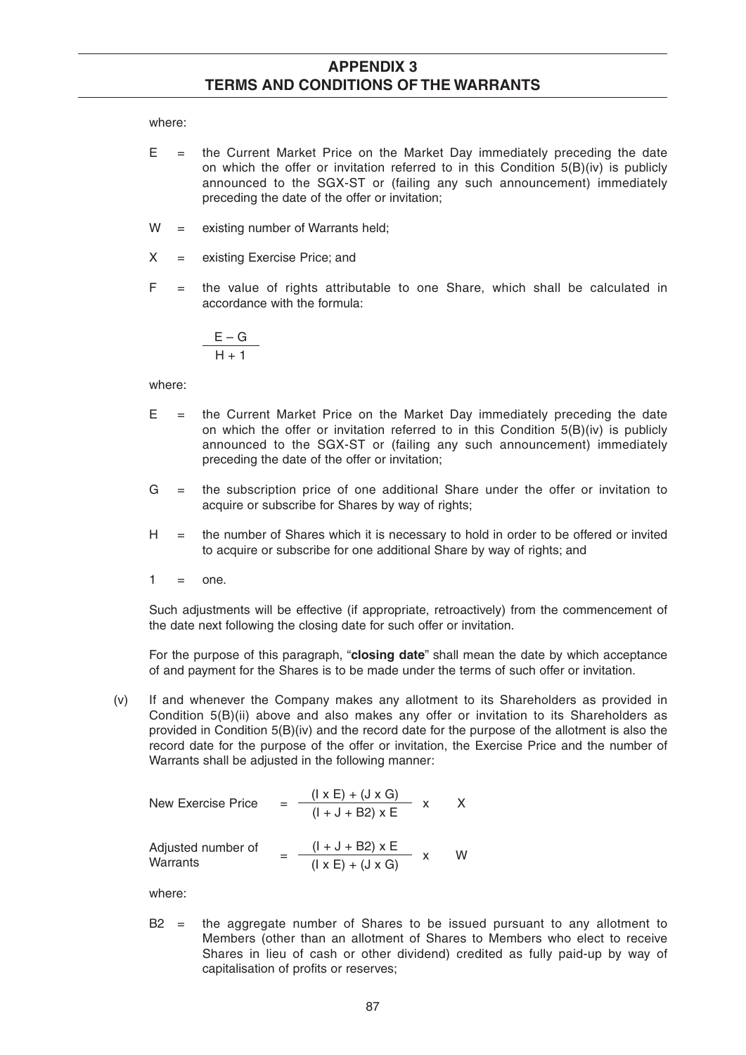where:

E = the Current Market Price on the Market Day immediately preceding the date on which the offer or invitation referred to in this Condition 5(B)(iv) is publicly announced to the SGX-ST or (failing any such announcement) immediately preceding the date of the offer or invitation;

W = existing number of Warrants held;

X = existing Exercise Price; and

F = the value of rights attributable to one Share, which shall be calculated in accordance with the formula:

$$\frac{E - G}{H + 1}$$

where:

E = the Current Market Price on the Market Day immediately preceding the date on which the offer or invitation referred to in this Condition 5(B)(iv) is publicly announced to the SGX-ST or (failing any such announcement) immediately preceding the date of the offer or invitation;

G = the subscription price of one additional Share under the offer or invitation to acquire or subscribe for Shares by way of rights;

H = the number of Shares which it is necessary to hold in order to be offered or invited to acquire or subscribe for one additional Share by way of rights; and

1 = one.

Such adjustments will be effective (if appropriate, retroactively) from the commencement of the date next following the closing date for such offer or invitation.

For the purpose of this paragraph, "**closing date**" shall mean the date by which acceptance of and payment for the Shares is to be made under the terms of such offer or invitation.

(v) If and whenever the Company makes any allotment to its Shareholders as provided in Condition 5(B)(ii) above and also makes any offer or invitation to its Shareholders as provided in Condition 5(B)(iv) and the record date for the purpose of the allotment is also the record date for the purpose of the offer or invitation, the Exercise Price and the number of Warrants shall be adjusted in the following manner:

$$\text{New Exercise Price} = \frac{(I \times E) + (J \times G)}{(I + J + B2) \times E} \times X$$

$$\text{Adjusted number of Warrants} = \frac{(I + J + B2) \times E}{(I \times E) + (J \times G)} \times W$$

where:

B2 = the aggregate number of Shares to be issued pursuant to any allotment to Members (other than an allotment of Shares to Members who elect to receive Shares in lieu of cash or other dividend) credited as fully paid-up by way of capitalisation of profits or reserves;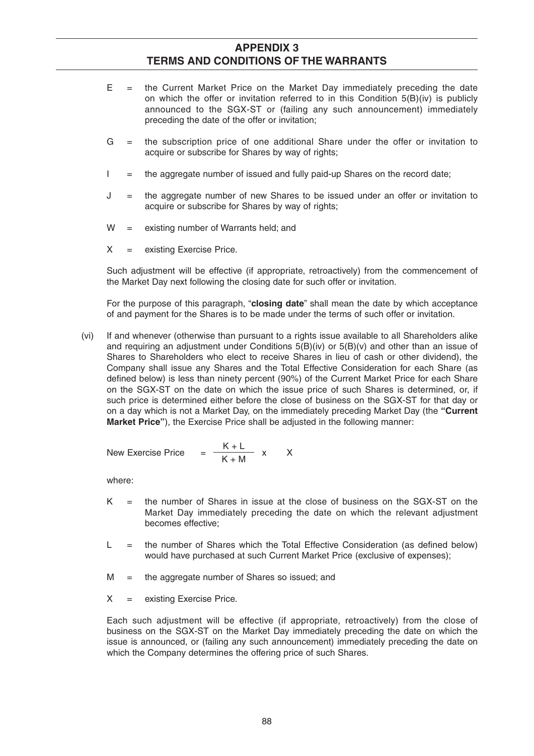E = the Current Market Price on the Market Day immediately preceding the date on which the offer or invitation referred to in this Condition 5(B)(iv) is publicly announced to the SGX-ST or (failing any such announcement) immediately preceding the date of the offer or invitation;

G = the subscription price of one additional Share under the offer or invitation to acquire or subscribe for Shares by way of rights;

I = the aggregate number of issued and fully paid-up Shares on the record date;

J = the aggregate number of new Shares to be issued under an offer or invitation to acquire or subscribe for Shares by way of rights;

W = existing number of Warrants held; and

X = existing Exercise Price.

Such adjustment will be effective (if appropriate, retroactively) from the commencement of the Market Day next following the closing date for such offer or invitation.

For the purpose of this paragraph, "**closing date**" shall mean the date by which acceptance of and payment for the Shares is to be made under the terms of such offer or invitation.

(vi) If and whenever (otherwise than pursuant to a rights issue available to all Shareholders alike and requiring an adjustment under Conditions 5(B)(iv) or 5(B)(v) and other than an issue of Shares to Shareholders who elect to receive Shares in lieu of cash or other dividend), the Company shall issue any Shares and the Total Effective Consideration for each Share (as defined below) is less than ninety percent (90%) of the Current Market Price for each Share on the SGX-ST on the date on which the issue price of such Shares is determined, or, if such price is determined either before the close of business on the SGX-ST for that day or on a day which is not a Market Day, on the immediately preceding Market Day (the **"Current Market Price"**), the Exercise Price shall be adjusted in the following manner:

$$\text{New Exercise Price} = \frac{K + L}{K + M} \times X$$

where:

K = the number of Shares in issue at the close of business on the SGX-ST on the Market Day immediately preceding the date on which the relevant adjustment becomes effective;

L = the number of Shares which the Total Effective Consideration (as defined below) would have purchased at such Current Market Price (exclusive of expenses);

M = the aggregate number of Shares so issued; and

X = existing Exercise Price.

Each such adjustment will be effective (if appropriate, retroactively) from the close of business on the SGX-ST on the Market Day immediately preceding the date on which the issue is announced, or (failing any such announcement) immediately preceding the date on which the Company determines the offering price of such Shares.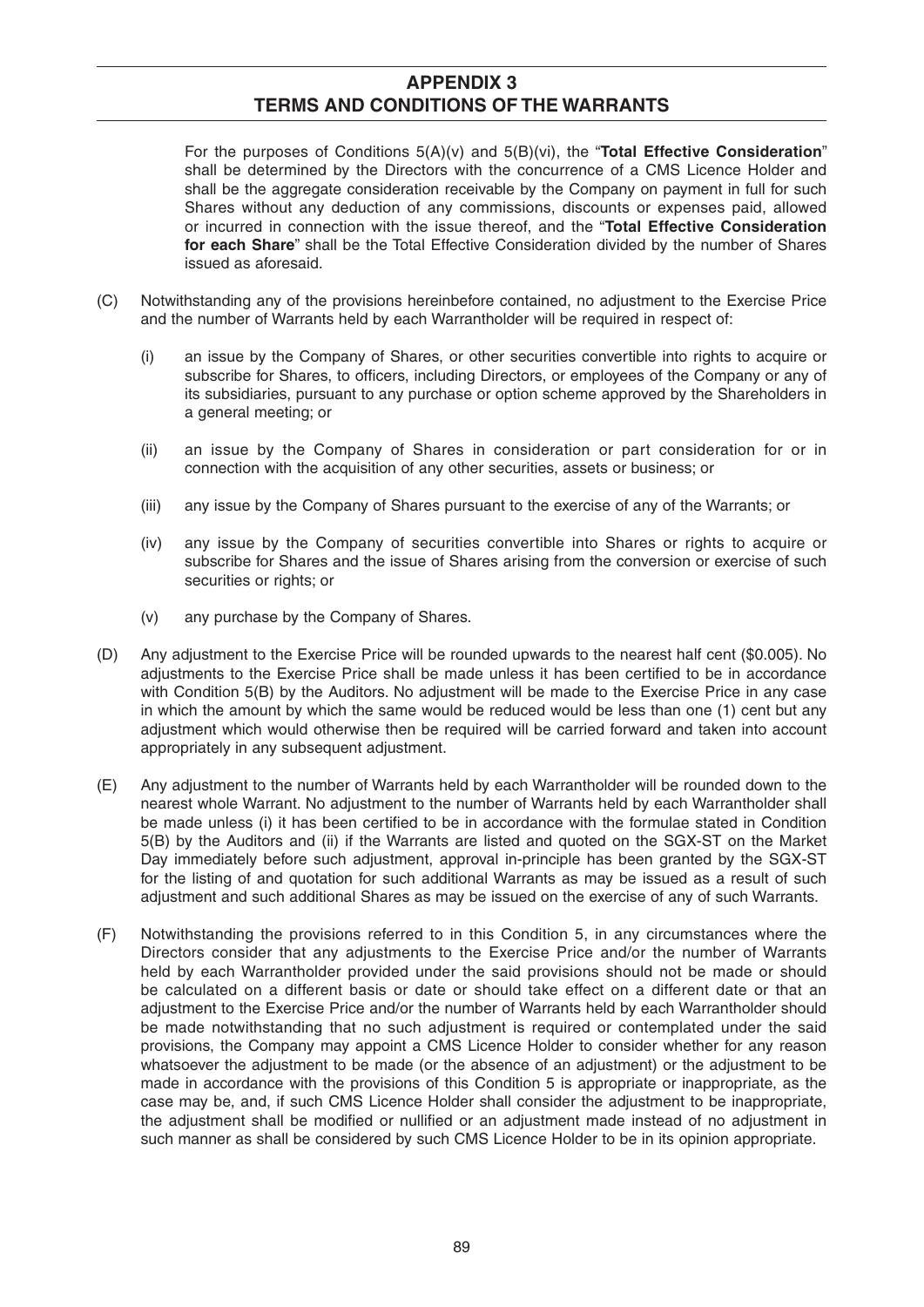For the purposes of Conditions 5(A)(v) and 5(B)(vi), the "**Total Effective Consideration**" shall be determined by the Directors with the concurrence of a CMS Licence Holder and shall be the aggregate consideration receivable by the Company on payment in full for such Shares without any deduction of any commissions, discounts or expenses paid, allowed or incurred in connection with the issue thereof, and the "**Total Effective Consideration for each Share**" shall be the Total Effective Consideration divided by the number of Shares issued as aforesaid.

(C) Notwithstanding any of the provisions hereinbefore contained, no adjustment to the Exercise Price and the number of Warrants held by each Warrantholder will be required in respect of:

(i) an issue by the Company of Shares, or other securities convertible into rights to acquire or subscribe for Shares, to officers, including Directors, or employees of the Company or any of its subsidiaries, pursuant to any purchase or option scheme approved by the Shareholders in a general meeting; or

(ii) an issue by the Company of Shares in consideration or part consideration for or in connection with the acquisition of any other securities, assets or business; or

(iii) any issue by the Company of Shares pursuant to the exercise of any of the Warrants; or

(iv) any issue by the Company of securities convertible into Shares or rights to acquire or subscribe for Shares and the issue of Shares arising from the conversion or exercise of such securities or rights; or

(v) any purchase by the Company of Shares.

(D) Any adjustment to the Exercise Price will be rounded upwards to the nearest half cent ($0.005). No adjustments to the Exercise Price shall be made unless it has been certified to be in accordance with Condition 5(B) by the Auditors. No adjustment will be made to the Exercise Price in any case in which the amount by which the same would be reduced would be less than one (1) cent but any adjustment which would otherwise then be required will be carried forward and taken into account appropriately in any subsequent adjustment.

(E) Any adjustment to the number of Warrants held by each Warrantholder will be rounded down to the nearest whole Warrant. No adjustment to the number of Warrants held by each Warrantholder shall be made unless (i) it has been certified to be in accordance with the formulae stated in Condition 5(B) by the Auditors and (ii) if the Warrants are listed and quoted on the SGX-ST on the Market Day immediately before such adjustment, approval in-principle has been granted by the SGX-ST for the listing of and quotation for such additional Warrants as may be issued as a result of such adjustment and such additional Shares as may be issued on the exercise of any of such Warrants.

(F) Notwithstanding the provisions referred to in this Condition 5, in any circumstances where the Directors consider that any adjustments to the Exercise Price and/or the number of Warrants held by each Warrantholder provided under the said provisions should not be made or should be calculated on a different basis or date or should take effect on a different date or that an adjustment to the Exercise Price and/or the number of Warrants held by each Warrantholder should be made notwithstanding that no such adjustment is required or contemplated under the said provisions, the Company may appoint a CMS Licence Holder to consider whether for any reason whatsoever the adjustment to be made (or the absence of an adjustment) or the adjustment to be made in accordance with the provisions of this Condition 5 is appropriate or inappropriate, as the case may be, and, if such CMS Licence Holder shall consider the adjustment to be inappropriate, the adjustment shall be modified or nullified or an adjustment made instead of no adjustment in such manner as shall be considered by such CMS Licence Holder to be in its opinion appropriate.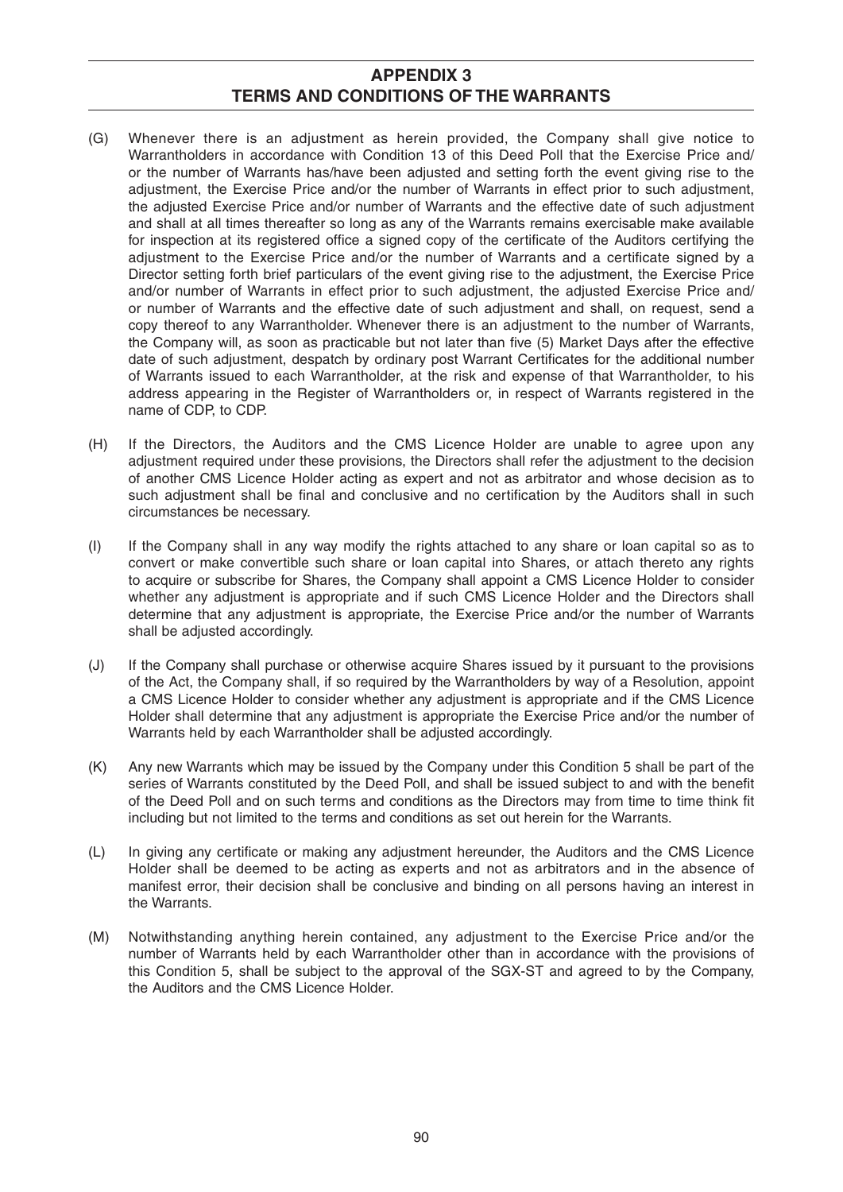## APPENDIX 3
## TERMS AND CONDITIONS OF THE WARRANTS

(G) Whenever there is an adjustment as herein provided, the Company shall give notice to Warrantholders in accordance with Condition 13 of this Deed Poll that the Exercise Price and/or the number of Warrants has/have been adjusted and setting forth the event giving rise to the adjustment, the Exercise Price and/or the number of Warrants in effect prior to such adjustment, the adjusted Exercise Price and/or number of Warrants and the effective date of such adjustment and shall at all times thereafter so long as any of the Warrants remains exercisable make available for inspection at its registered office a signed copy of the certificate of the Auditors certifying the adjustment to the Exercise Price and/or the number of Warrants and a certificate signed by a Director setting forth brief particulars of the event giving rise to the adjustment, the Exercise Price and/or number of Warrants in effect prior to such adjustment, the adjusted Exercise Price and/or number of Warrants and the effective date of such adjustment and shall, on request, send a copy thereof to any Warrantholder. Whenever there is an adjustment to the number of Warrants, the Company will, as soon as practicable but not later than five (5) Market Days after the effective date of such adjustment, despatch by ordinary post Warrant Certificates for the additional number of Warrants issued to each Warrantholder, at the risk and expense of that Warrantholder, to his address appearing in the Register of Warrantholders or, in respect of Warrants registered in the name of CDP, to CDP.

(H) If the Directors, the Auditors and the CMS Licence Holder are unable to agree upon any adjustment required under these provisions, the Directors shall refer the adjustment to the decision of another CMS Licence Holder acting as expert and not as arbitrator and whose decision as to such adjustment shall be final and conclusive and no certification by the Auditors shall in such circumstances be necessary.

(I) If the Company shall in any way modify the rights attached to any share or loan capital so as to convert or make convertible such share or loan capital into Shares, or attach thereto any rights to acquire or subscribe for Shares, the Company shall appoint a CMS Licence Holder to consider whether any adjustment is appropriate and if such CMS Licence Holder and the Directors shall determine that any adjustment is appropriate, the Exercise Price and/or the number of Warrants shall be adjusted accordingly.

(J) If the Company shall purchase or otherwise acquire Shares issued by it pursuant to the provisions of the Act, the Company shall, if so required by the Warrantholders by way of a Resolution, appoint a CMS Licence Holder to consider whether any adjustment is appropriate and if the CMS Licence Holder shall determine that any adjustment is appropriate the Exercise Price and/or the number of Warrants held by each Warrantholder shall be adjusted accordingly.

(K) Any new Warrants which may be issued by the Company under this Condition 5 shall be part of the series of Warrants constituted by the Deed Poll, and shall be issued subject to and with the benefit of the Deed Poll and on such terms and conditions as the Directors may from time to time think fit including but not limited to the terms and conditions as set out herein for the Warrants.

(L) In giving any certificate or making any adjustment hereunder, the Auditors and the CMS Licence Holder shall be deemed to be acting as experts and not as arbitrators and in the absence of manifest error, their decision shall be conclusive and binding on all persons having an interest in the Warrants.

(M) Notwithstanding anything herein contained, any adjustment to the Exercise Price and/or the number of Warrants held by each Warrantholder other than in accordance with the provisions of this Condition 5, shall be subject to the approval of the SGX-ST and agreed to by the Company, the Auditors and the CMS Licence Holder.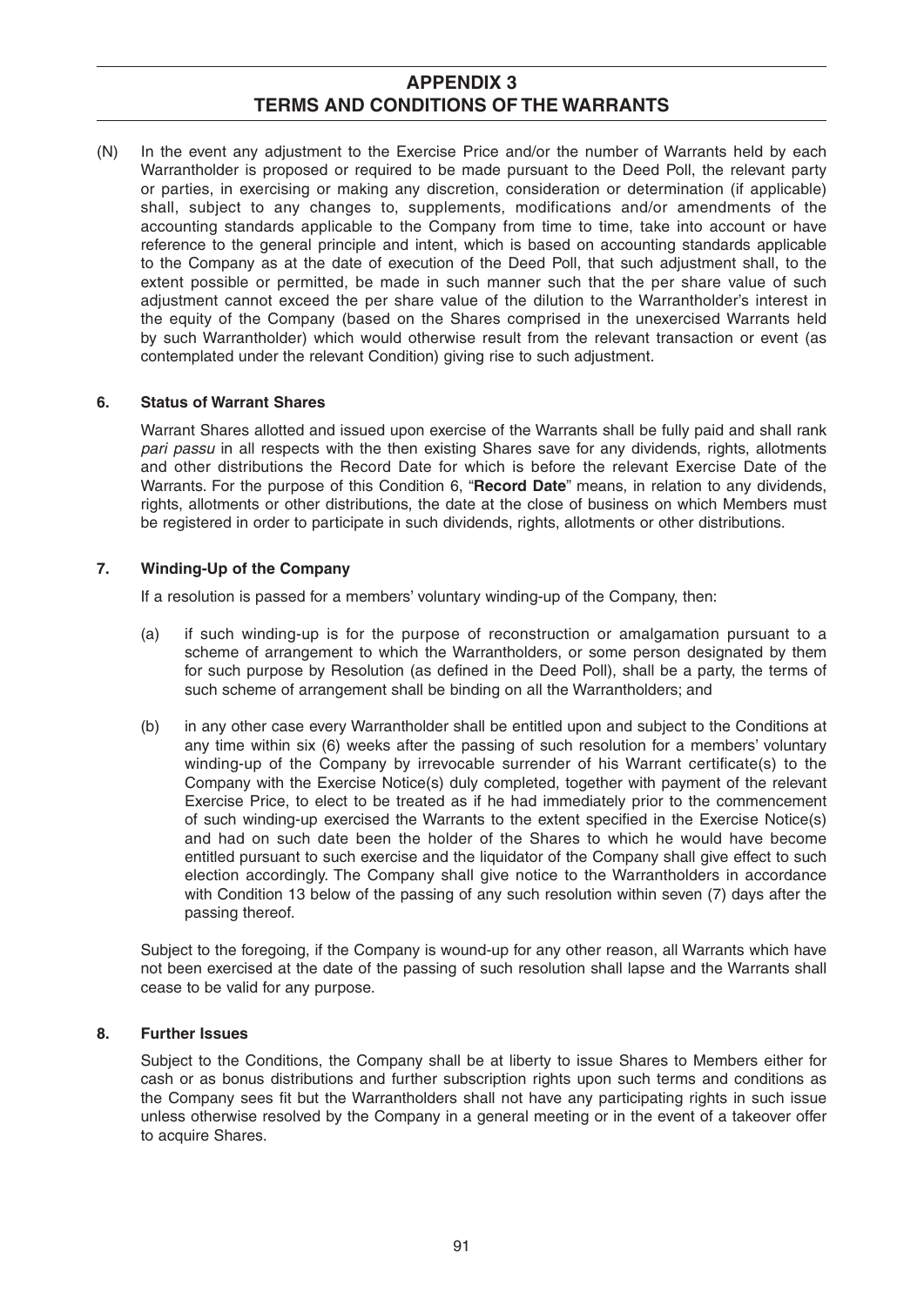# APPENDIX 3
# TERMS AND CONDITIONS OF THE WARRANTS

(N) In the event any adjustment to the Exercise Price and/or the number of Warrants held by each Warrantholder is proposed or required to be made pursuant to the Deed Poll, the relevant party or parties, in exercising or making any discretion, consideration or determination (if applicable) shall, subject to any changes to, supplements, modifications and/or amendments of the accounting standards applicable to the Company from time to time, take into account or have reference to the general principle and intent, which is based on accounting standards applicable to the Company as at the date of execution of the Deed Poll, that such adjustment shall, to the extent possible or permitted, be made in such manner such that the per share value of such adjustment cannot exceed the per share value of the dilution to the Warrantholder's interest in the equity of the Company (based on the Shares comprised in the unexercised Warrants held by such Warrantholder) which would otherwise result from the relevant transaction or event (as contemplated under the relevant Condition) giving rise to such adjustment.

## 6. Status of Warrant Shares

Warrant Shares allotted and issued upon exercise of the Warrants shall be fully paid and shall rank *pari passu* in all respects with the then existing Shares save for any dividends, rights, allotments and other distributions the Record Date for which is before the relevant Exercise Date of the Warrants. For the purpose of this Condition 6, "**Record Date**" means, in relation to any dividends, rights, allotments or other distributions, the date at the close of business on which Members must be registered in order to participate in such dividends, rights, allotments or other distributions.

## 7. Winding-Up of the Company

If a resolution is passed for a members' voluntary winding-up of the Company, then:

(a) if such winding-up is for the purpose of reconstruction or amalgamation pursuant to a scheme of arrangement to which the Warrantholders, or some person designated by them for such purpose by Resolution (as defined in the Deed Poll), shall be a party, the terms of such scheme of arrangement shall be binding on all the Warrantholders; and

(b) in any other case every Warrantholder shall be entitled upon and subject to the Conditions at any time within six (6) weeks after the passing of such resolution for a members' voluntary winding-up of the Company by irrevocable surrender of his Warrant certificate(s) to the Company with the Exercise Notice(s) duly completed, together with payment of the relevant Exercise Price, to elect to be treated as if he had immediately prior to the commencement of such winding-up exercised the Warrants to the extent specified in the Exercise Notice(s) and had on such date been the holder of the Shares to which he would have become entitled pursuant to such exercise and the liquidator of the Company shall give effect to such election accordingly. The Company shall give notice to the Warrantholders in accordance with Condition 13 below of the passing of any such resolution within seven (7) days after the passing thereof.

Subject to the foregoing, if the Company is wound-up for any other reason, all Warrants which have not been exercised at the date of the passing of such resolution shall lapse and the Warrants shall cease to be valid for any purpose.

## 8. Further Issues

Subject to the Conditions, the Company shall be at liberty to issue Shares to Members either for cash or as bonus distributions and further subscription rights upon such terms and conditions as the Company sees fit but the Warrantholders shall not have any participating rights in such issue unless otherwise resolved by the Company in a general meeting or in the event of a takeover offer to acquire Shares.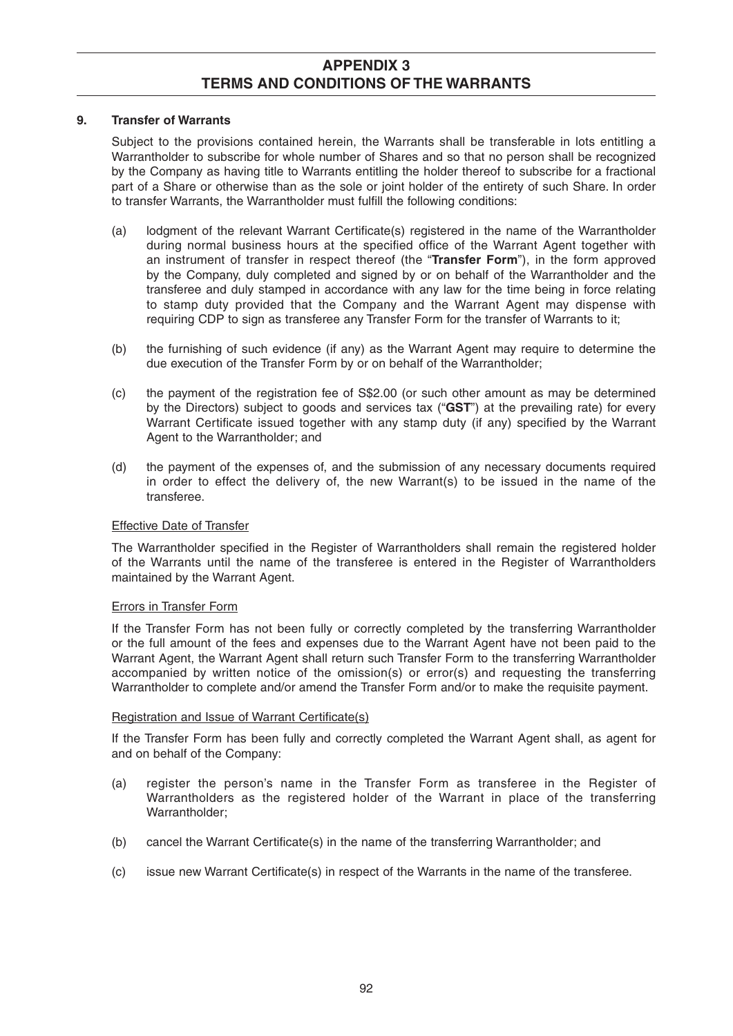# APPENDIX 3
# TERMS AND CONDITIONS OF THE WARRANTS

**9. Transfer of Warrants**

Subject to the provisions contained herein, the Warrants shall be transferable in lots entitling a Warrantholder to subscribe for whole number of Shares and so that no person shall be recognized by the Company as having title to Warrants entitling the holder thereof to subscribe for a fractional part of a Share or otherwise than as the sole or joint holder of the entirety of such Share. In order to transfer Warrants, the Warrantholder must fulfill the following conditions:

(a) lodgment of the relevant Warrant Certificate(s) registered in the name of the Warrantholder during normal business hours at the specified office of the Warrant Agent together with an instrument of transfer in respect thereof (the "**Transfer Form**"), in the form approved by the Company, duly completed and signed by or on behalf of the Warrantholder and the transferee and duly stamped in accordance with any law for the time being in force relating to stamp duty provided that the Company and the Warrant Agent may dispense with requiring CDP to sign as transferee any Transfer Form for the transfer of Warrants to it;

(b) the furnishing of such evidence (if any) as the Warrant Agent may require to determine the due execution of the Transfer Form by or on behalf of the Warrantholder;

(c) the payment of the registration fee of S$2.00 (or such other amount as may be determined by the Directors) subject to goods and services tax ("**GST**") at the prevailing rate) for every Warrant Certificate issued together with any stamp duty (if any) specified by the Warrant Agent to the Warrantholder; and

(d) the payment of the expenses of, and the submission of any necessary documents required in order to effect the delivery of, the new Warrant(s) to be issued in the name of the transferee.

Effective Date of Transfer

The Warrantholder specified in the Register of Warrantholders shall remain the registered holder of the Warrants until the name of the transferee is entered in the Register of Warrantholders maintained by the Warrant Agent.

Errors in Transfer Form

If the Transfer Form has not been fully or correctly completed by the transferring Warrantholder or the full amount of the fees and expenses due to the Warrant Agent have not been paid to the Warrant Agent, the Warrant Agent shall return such Transfer Form to the transferring Warrantholder accompanied by written notice of the omission(s) or error(s) and requesting the transferring Warrantholder to complete and/or amend the Transfer Form and/or to make the requisite payment.

Registration and Issue of Warrant Certificate(s)

If the Transfer Form has been fully and correctly completed the Warrant Agent shall, as agent for and on behalf of the Company:

(a) register the person's name in the Transfer Form as transferee in the Register of Warrantholders as the registered holder of the Warrant in place of the transferring Warrantholder;

(b) cancel the Warrant Certificate(s) in the name of the transferring Warrantholder; and

(c) issue new Warrant Certificate(s) in respect of the Warrants in the name of the transferee.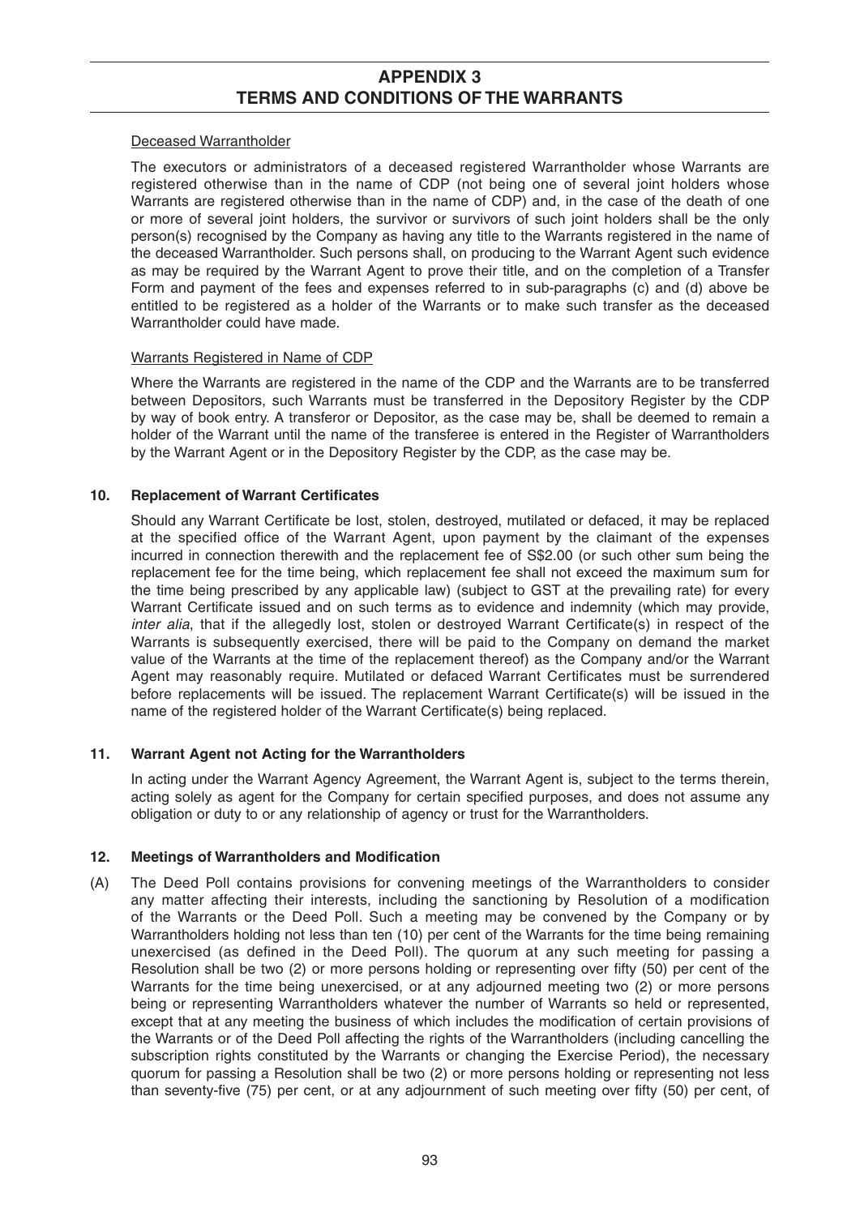Deceased Warrantholder

The executors or administrators of a deceased registered Warrantholder whose Warrants are registered otherwise than in the name of CDP (not being one of several joint holders whose Warrants are registered otherwise than in the name of CDP) and, in the case of the death of one or more of several joint holders, the survivor or survivors of such joint holders shall be the only person(s) recognised by the Company as having any title to the Warrants registered in the name of the deceased Warrantholder. Such persons shall, on producing to the Warrant Agent such evidence as may be required by the Warrant Agent to prove their title, and on the completion of a Transfer Form and payment of the fees and expenses referred to in sub-paragraphs (c) and (d) above be entitled to be registered as a holder of the Warrants or to make such transfer as the deceased Warrantholder could have made.

Warrants Registered in Name of CDP

Where the Warrants are registered in the name of the CDP and the Warrants are to be transferred between Depositors, such Warrants must be transferred in the Depository Register by the CDP by way of book entry. A transferor or Depositor, as the case may be, shall be deemed to remain a holder of the Warrant until the name of the transferee is entered in the Register of Warrantholders by the Warrant Agent or in the Depository Register by the CDP, as the case may be.

**10. Replacement of Warrant Certificates**

Should any Warrant Certificate be lost, stolen, destroyed, mutilated or defaced, it may be replaced at the specified office of the Warrant Agent, upon payment by the claimant of the expenses incurred in connection therewith and the replacement fee of S$2.00 (or such other sum being the replacement fee for the time being, which replacement fee shall not exceed the maximum sum for the time being prescribed by any applicable law) (subject to GST at the prevailing rate) for every Warrant Certificate issued and on such terms as to evidence and indemnity (which may provide, *inter alia*, that if the allegedly lost, stolen or destroyed Warrant Certificate(s) in respect of the Warrants is subsequently exercised, there will be paid to the Company on demand the market value of the Warrants at the time of the replacement thereof) as the Company and/or the Warrant Agent may reasonably require. Mutilated or defaced Warrant Certificates must be surrendered before replacements will be issued. The replacement Warrant Certificate(s) will be issued in the name of the registered holder of the Warrant Certificate(s) being replaced.

**11. Warrant Agent not Acting for the Warrantholders**

In acting under the Warrant Agency Agreement, the Warrant Agent is, subject to the terms therein, acting solely as agent for the Company for certain specified purposes, and does not assume any obligation or duty to or any relationship of agency or trust for the Warrantholders.

**12. Meetings of Warrantholders and Modification**

(A) The Deed Poll contains provisions for convening meetings of the Warrantholders to consider any matter affecting their interests, including the sanctioning by Resolution of a modification of the Warrants or the Deed Poll. Such a meeting may be convened by the Company or by Warrantholders holding not less than ten (10) per cent of the Warrants for the time being remaining unexercised (as defined in the Deed Poll). The quorum at any such meeting for passing a Resolution shall be two (2) or more persons holding or representing over fifty (50) per cent of the Warrants for the time being unexercised, or at any adjourned meeting two (2) or more persons being or representing Warrantholders whatever the number of Warrants so held or represented, except that at any meeting the business of which includes the modification of certain provisions of the Warrants or of the Deed Poll affecting the rights of the Warrantholders (including cancelling the subscription rights constituted by the Warrants or changing the Exercise Period), the necessary quorum for passing a Resolution shall be two (2) or more persons holding or representing not less than seventy-five (75) per cent, or at any adjournment of such meeting over fifty (50) per cent, of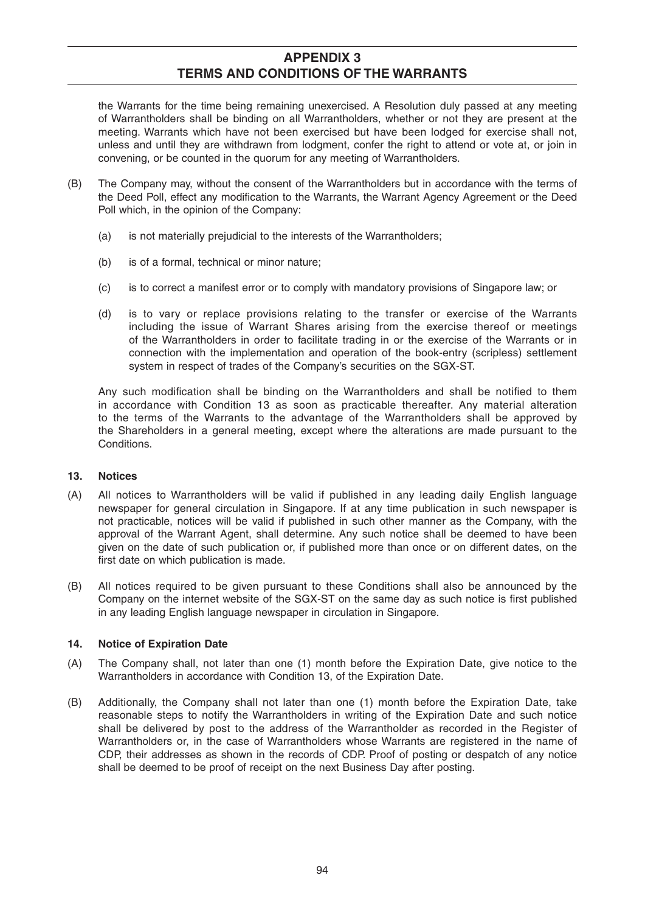the Warrants for the time being remaining unexercised. A Resolution duly passed at any meeting of Warrantholders shall be binding on all Warrantholders, whether or not they are present at the meeting. Warrants which have not been exercised but have been lodged for exercise shall not, unless and until they are withdrawn from lodgment, confer the right to attend or vote at, or join in convening, or be counted in the quorum for any meeting of Warrantholders.

(B) The Company may, without the consent of the Warrantholders but in accordance with the terms of the Deed Poll, effect any modification to the Warrants, the Warrant Agency Agreement or the Deed Poll which, in the opinion of the Company:

(a) is not materially prejudicial to the interests of the Warrantholders;

(b) is of a formal, technical or minor nature;

(c) is to correct a manifest error or to comply with mandatory provisions of Singapore law; or

(d) is to vary or replace provisions relating to the transfer or exercise of the Warrants including the issue of Warrant Shares arising from the exercise thereof or meetings of the Warrantholders in order to facilitate trading in or the exercise of the Warrants or in connection with the implementation and operation of the book-entry (scripless) settlement system in respect of trades of the Company's securities on the SGX-ST.

Any such modification shall be binding on the Warrantholders and shall be notified to them in accordance with Condition 13 as soon as practicable thereafter. Any material alteration to the terms of the Warrants to the advantage of the Warrantholders shall be approved by the Shareholders in a general meeting, except where the alterations are made pursuant to the Conditions.

### 13. Notices

(A) All notices to Warrantholders will be valid if published in any leading daily English language newspaper for general circulation in Singapore. If at any time publication in such newspaper is not practicable, notices will be valid if published in such other manner as the Company, with the approval of the Warrant Agent, shall determine. Any such notice shall be deemed to have been given on the date of such publication or, if published more than once or on different dates, on the first date on which publication is made.

(B) All notices required to be given pursuant to these Conditions shall also be announced by the Company on the internet website of the SGX-ST on the same day as such notice is first published in any leading English language newspaper in circulation in Singapore.

### 14. Notice of Expiration Date

(A) The Company shall, not later than one (1) month before the Expiration Date, give notice to the Warrantholders in accordance with Condition 13, of the Expiration Date.

(B) Additionally, the Company shall not later than one (1) month before the Expiration Date, take reasonable steps to notify the Warrantholders in writing of the Expiration Date and such notice shall be delivered by post to the address of the Warrantholder as recorded in the Register of Warrantholders or, in the case of Warrantholders whose Warrants are registered in the name of CDP, their addresses as shown in the records of CDP. Proof of posting or despatch of any notice shall be deemed to be proof of receipt on the next Business Day after posting.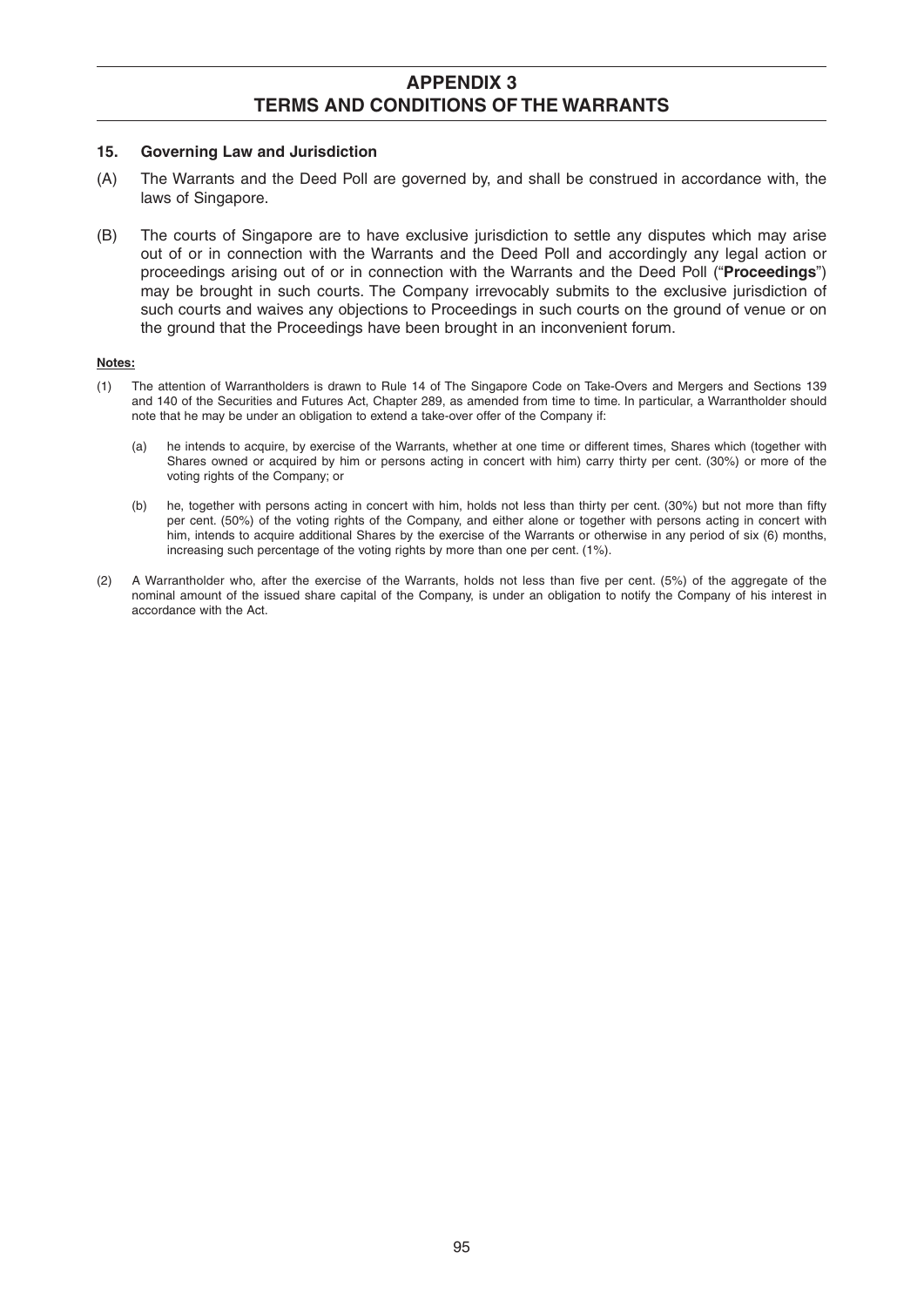## APPENDIX 3
## TERMS AND CONDITIONS OF THE WARRANTS

### 15. Governing Law and Jurisdiction

(A) The Warrants and the Deed Poll are governed by, and shall be construed in accordance with, the laws of Singapore.

(B) The courts of Singapore are to have exclusive jurisdiction to settle any disputes which may arise out of or in connection with the Warrants and the Deed Poll and accordingly any legal action or proceedings arising out of or in connection with the Warrants and the Deed Poll ("**Proceedings**") may be brought in such courts. The Company irrevocably submits to the exclusive jurisdiction of such courts and waives any objections to Proceedings in such courts on the ground of venue or on the ground that the Proceedings have been brought in an inconvenient forum.

**Notes:**

(1) The attention of Warrantholders is drawn to Rule 14 of The Singapore Code on Take-Overs and Mergers and Sections 139 and 140 of the Securities and Futures Act, Chapter 289, as amended from time to time. In particular, a Warrantholder should note that he may be under an obligation to extend a take-over offer of the Company if:

  (a) he intends to acquire, by exercise of the Warrants, whether at one time or different times, Shares which (together with Shares owned or acquired by him or persons acting in concert with him) carry thirty per cent. (30%) or more of the voting rights of the Company; or

  (b) he, together with persons acting in concert with him, holds not less than thirty per cent. (30%) but not more than fifty per cent. (50%) of the voting rights of the Company, and either alone or together with persons acting in concert with him, intends to acquire additional Shares by the exercise of the Warrants or otherwise in any period of six (6) months, increasing such percentage of the voting rights by more than one per cent. (1%).

(2) A Warrantholder who, after the exercise of the Warrants, holds not less than five per cent. (5%) of the aggregate of the nominal amount of the issued share capital of the Company, is under an obligation to notify the Company of his interest in accordance with the Act.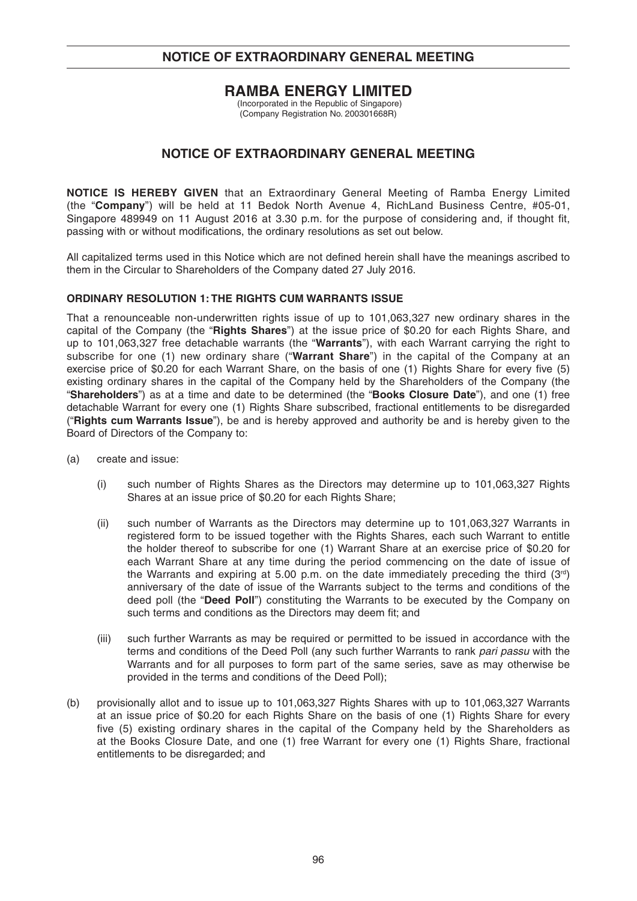# RAMBA ENERGY LIMITED

(Incorporated in the Republic of Singapore)
(Company Registration No. 200301668R)

## NOTICE OF EXTRAORDINARY GENERAL MEETING

**NOTICE IS HEREBY GIVEN** that an Extraordinary General Meeting of Ramba Energy Limited (the "**Company**") will be held at 11 Bedok North Avenue 4, RichLand Business Centre, #05-01, Singapore 489949 on 11 August 2016 at 3.30 p.m. for the purpose of considering and, if thought fit, passing with or without modifications, the ordinary resolutions as set out below.

All capitalized terms used in this Notice which are not defined herein shall have the meanings ascribed to them in the Circular to Shareholders of the Company dated 27 July 2016.

### ORDINARY RESOLUTION 1: THE RIGHTS CUM WARRANTS ISSUE

That a renounceable non-underwritten rights issue of up to 101,063,327 new ordinary shares in the capital of the Company (the "**Rights Shares**") at the issue price of $0.20 for each Rights Share, and up to 101,063,327 free detachable warrants (the "**Warrants**"), with each Warrant carrying the right to subscribe for one (1) new ordinary share ("**Warrant Share**") in the capital of the Company at an exercise price of $0.20 for each Warrant Share, on the basis of one (1) Rights Share for every five (5) existing ordinary shares in the capital of the Company held by the Shareholders of the Company (the "**Shareholders**") as at a time and date to be determined (the "**Books Closure Date**"), and one (1) free detachable Warrant for every one (1) Rights Share subscribed, fractional entitlements to be disregarded ("**Rights cum Warrants Issue**"), be and is hereby approved and authority be and is hereby given to the Board of Directors of the Company to:

(a) create and issue:

 (i) such number of Rights Shares as the Directors may determine up to 101,063,327 Rights Shares at an issue price of $0.20 for each Rights Share;

 (ii) such number of Warrants as the Directors may determine up to 101,063,327 Warrants in registered form to be issued together with the Rights Shares, each such Warrant to entitle the holder thereof to subscribe for one (1) Warrant Share at an exercise price of $0.20 for each Warrant Share at any time during the period commencing on the date of issue of the Warrants and expiring at 5.00 p.m. on the date immediately preceding the third (3rd) anniversary of the date of issue of the Warrants subject to the terms and conditions of the deed poll (the "**Deed Poll**") constituting the Warrants to be executed by the Company on such terms and conditions as the Directors may deem fit; and

 (iii) such further Warrants as may be required or permitted to be issued in accordance with the terms and conditions of the Deed Poll (any such further Warrants to rank *pari passu* with the Warrants and for all purposes to form part of the same series, save as may otherwise be provided in the terms and conditions of the Deed Poll);

(b) provisionally allot and to issue up to 101,063,327 Rights Shares with up to 101,063,327 Warrants at an issue price of $0.20 for each Rights Share on the basis of one (1) Rights Share for every five (5) existing ordinary shares in the capital of the Company held by the Shareholders as at the Books Closure Date, and one (1) free Warrant for every one (1) Rights Share, fractional entitlements to be disregarded; and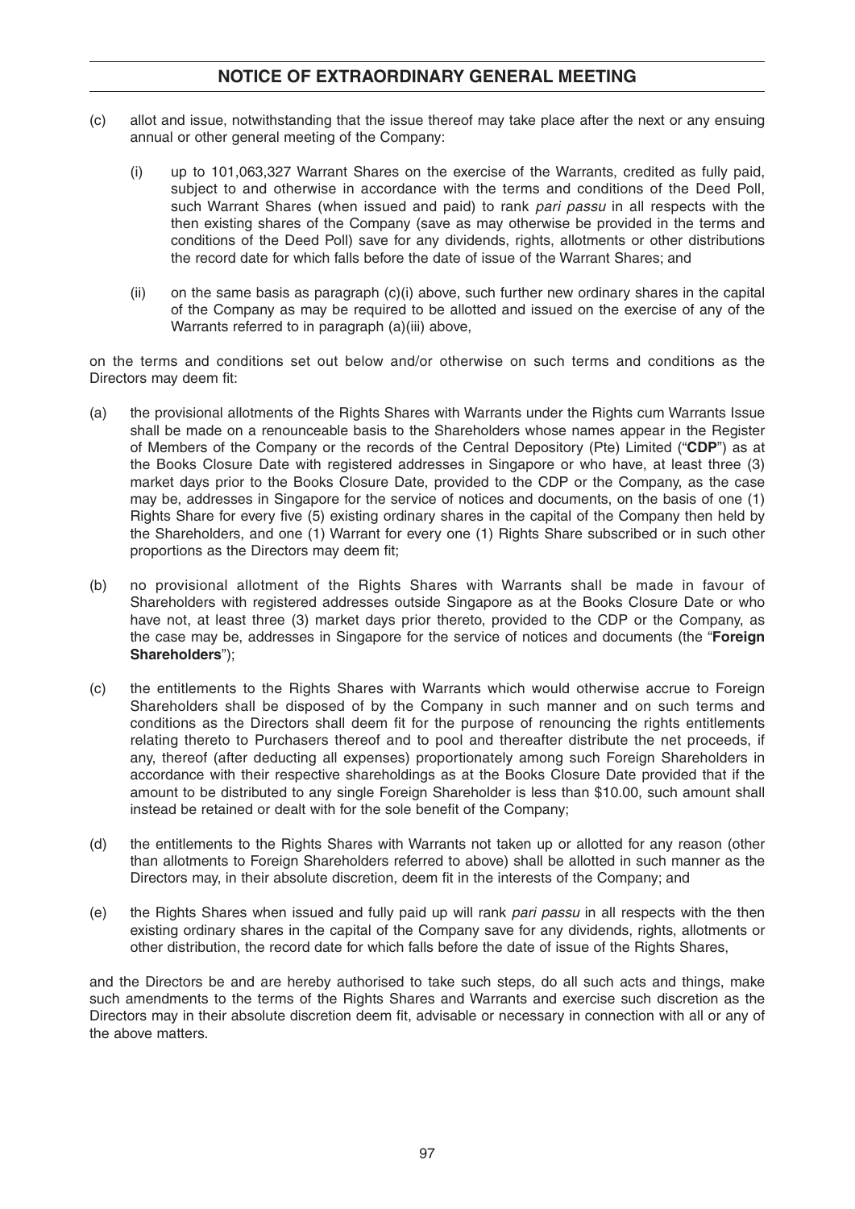# NOTICE OF EXTRAORDINARY GENERAL MEETING

(c) allot and issue, notwithstanding that the issue thereof may take place after the next or any ensuing annual or other general meeting of the Company:

  (i) up to 101,063,327 Warrant Shares on the exercise of the Warrants, credited as fully paid, subject to and otherwise in accordance with the terms and conditions of the Deed Poll, such Warrant Shares (when issued and paid) to rank *pari passu* in all respects with the then existing shares of the Company (save as may otherwise be provided in the terms and conditions of the Deed Poll) save for any dividends, rights, allotments or other distributions the record date for which falls before the date of issue of the Warrant Shares; and

  (ii) on the same basis as paragraph (c)(i) above, such further new ordinary shares in the capital of the Company as may be required to be allotted and issued on the exercise of any of the Warrants referred to in paragraph (a)(iii) above,

on the terms and conditions set out below and/or otherwise on such terms and conditions as the Directors may deem fit:

(a) the provisional allotments of the Rights Shares with Warrants under the Rights cum Warrants Issue shall be made on a renounceable basis to the Shareholders whose names appear in the Register of Members of the Company or the records of the Central Depository (Pte) Limited ("**CDP**") as at the Books Closure Date with registered addresses in Singapore or who have, at least three (3) market days prior to the Books Closure Date, provided to the CDP or the Company, as the case may be, addresses in Singapore for the service of notices and documents, on the basis of one (1) Rights Share for every five (5) existing ordinary shares in the capital of the Company then held by the Shareholders, and one (1) Warrant for every one (1) Rights Share subscribed or in such other proportions as the Directors may deem fit;

(b) no provisional allotment of the Rights Shares with Warrants shall be made in favour of Shareholders with registered addresses outside Singapore as at the Books Closure Date or who have not, at least three (3) market days prior thereto, provided to the CDP or the Company, as the case may be, addresses in Singapore for the service of notices and documents (the "**Foreign Shareholders**");

(c) the entitlements to the Rights Shares with Warrants which would otherwise accrue to Foreign Shareholders shall be disposed of by the Company in such manner and on such terms and conditions as the Directors shall deem fit for the purpose of renouncing the rights entitlements relating thereto to Purchasers thereof and to pool and thereafter distribute the net proceeds, if any, thereof (after deducting all expenses) proportionately among such Foreign Shareholders in accordance with their respective shareholdings as at the Books Closure Date provided that if the amount to be distributed to any single Foreign Shareholder is less than \$10.00, such amount shall instead be retained or dealt with for the sole benefit of the Company;

(d) the entitlements to the Rights Shares with Warrants not taken up or allotted for any reason (other than allotments to Foreign Shareholders referred to above) shall be allotted in such manner as the Directors may, in their absolute discretion, deem fit in the interests of the Company; and

(e) the Rights Shares when issued and fully paid up will rank *pari passu* in all respects with the then existing ordinary shares in the capital of the Company save for any dividends, rights, allotments or other distribution, the record date for which falls before the date of issue of the Rights Shares,

and the Directors be and are hereby authorised to take such steps, do all such acts and things, make such amendments to the terms of the Rights Shares and Warrants and exercise such discretion as the Directors may in their absolute discretion deem fit, advisable or necessary in connection with all or any of the above matters.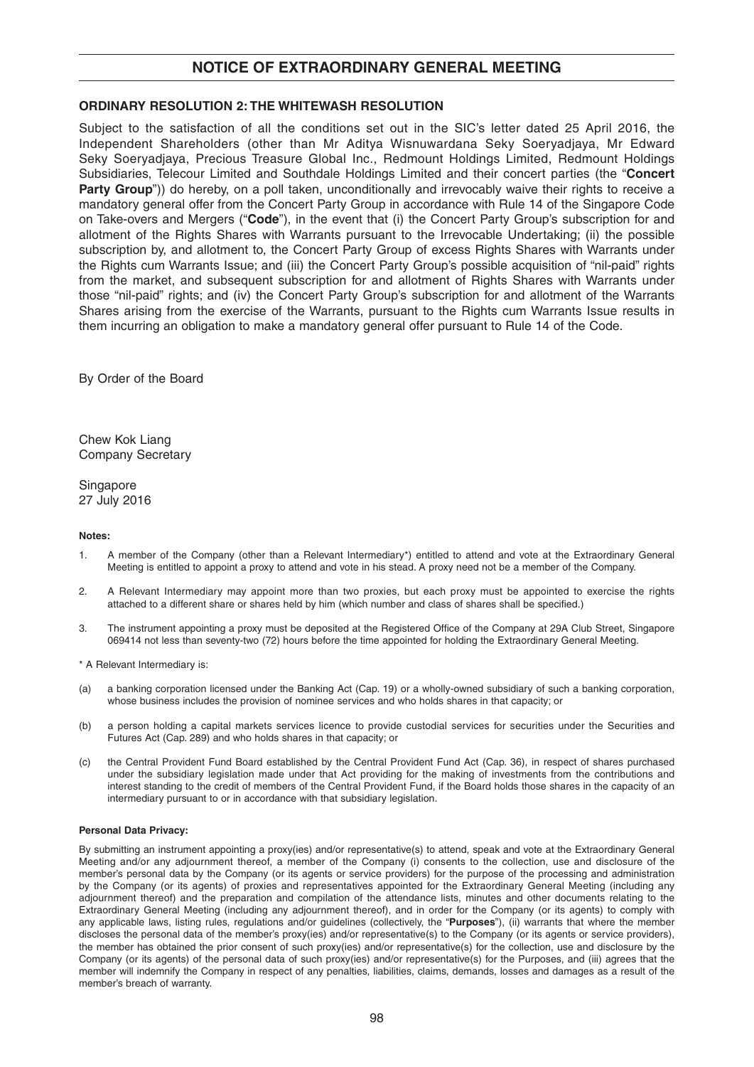# NOTICE OF EXTRAORDINARY GENERAL MEETING

## ORDINARY RESOLUTION 2: THE WHITEWASH RESOLUTION

Subject to the satisfaction of all the conditions set out in the SIC's letter dated 25 April 2016, the Independent Shareholders (other than Mr Aditya Wisnuwardana Seky Soeryadjaya, Mr Edward Seky Soeryadjaya, Precious Treasure Global Inc., Redmount Holdings Limited, Redmount Holdings Subsidiaries, Telecour Limited and Southdale Holdings Limited and their concert parties (the "**Concert Party Group**")) do hereby, on a poll taken, unconditionally and irrevocably waive their rights to receive a mandatory general offer from the Concert Party Group in accordance with Rule 14 of the Singapore Code on Take-overs and Mergers ("**Code**"), in the event that (i) the Concert Party Group's subscription for and allotment of the Rights Shares with Warrants pursuant to the Irrevocable Undertaking; (ii) the possible subscription by, and allotment to, the Concert Party Group of excess Rights Shares with Warrants under the Rights cum Warrants Issue; and (iii) the Concert Party Group's possible acquisition of "nil-paid" rights from the market, and subsequent subscription for and allotment of Rights Shares with Warrants under those "nil-paid" rights; and (iv) the Concert Party Group's subscription for and allotment of the Warrants Shares arising from the exercise of the Warrants, pursuant to the Rights cum Warrants Issue results in them incurring an obligation to make a mandatory general offer pursuant to Rule 14 of the Code.

By Order of the Board

Chew Kok Liang
Company Secretary

Singapore
27 July 2016

**Notes:**

1. A member of the Company (other than a Relevant Intermediary*) entitled to attend and vote at the Extraordinary General Meeting is entitled to appoint a proxy to attend and vote in his stead. A proxy need not be a member of the Company.

2. A Relevant Intermediary may appoint more than two proxies, but each proxy must be appointed to exercise the rights attached to a different share or shares held by him (which number and class of shares shall be specified.)

3. The instrument appointing a proxy must be deposited at the Registered Office of the Company at 29A Club Street, Singapore 069414 not less than seventy-two (72) hours before the time appointed for holding the Extraordinary General Meeting.

* A Relevant Intermediary is:

(a) a banking corporation licensed under the Banking Act (Cap. 19) or a wholly-owned subsidiary of such a banking corporation, whose business includes the provision of nominee services and who holds shares in that capacity; or

(b) a person holding a capital markets services licence to provide custodial services for securities under the Securities and Futures Act (Cap. 289) and who holds shares in that capacity; or

(c) the Central Provident Fund Board established by the Central Provident Fund Act (Cap. 36), in respect of shares purchased under the subsidiary legislation made under that Act providing for the making of investments from the contributions and interest standing to the credit of members of the Central Provident Fund, if the Board holds those shares in the capacity of an intermediary pursuant to or in accordance with that subsidiary legislation.

**Personal Data Privacy:**

By submitting an instrument appointing a proxy(ies) and/or representative(s) to attend, speak and vote at the Extraordinary General Meeting and/or any adjournment thereof, a member of the Company (i) consents to the collection, use and disclosure of the member's personal data by the Company (or its agents or service providers) for the purpose of the processing and administration by the Company (or its agents) of proxies and representatives appointed for the Extraordinary General Meeting (including any adjournment thereof) and the preparation and compilation of the attendance lists, minutes and other documents relating to the Extraordinary General Meeting (including any adjournment thereof), and in order for the Company (or its agents) to comply with any applicable laws, listing rules, regulations and/or guidelines (collectively, the "**Purposes**"), (ii) warrants that where the member discloses the personal data of the member's proxy(ies) and/or representative(s) to the Company (or its agents or service providers), the member has obtained the prior consent of such proxy(ies) and/or representative(s) for the collection, use and disclosure by the Company (or its agents) of the personal data of such proxy(ies) and/or representative(s) for the Purposes, and (iii) agrees that the member will indemnify the Company in respect of any penalties, liabilities, claims, demands, losses and damages as a result of the member's breach of warranty.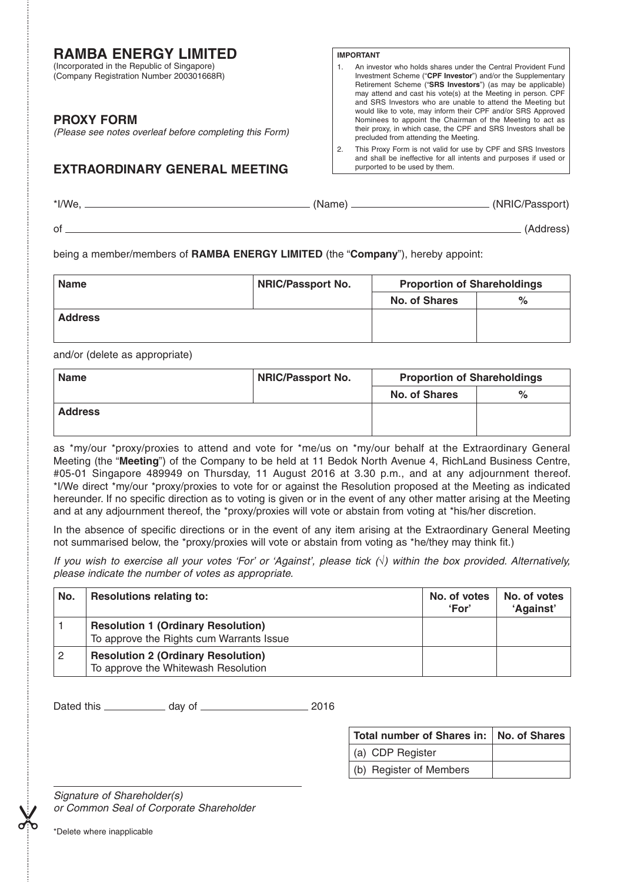# RAMBA ENERGY LIMITED

(Incorporated in the Republic of Singapore)
(Company Registration Number 200301668R)

**IMPORTANT**

1. An investor who holds shares under the Central Provident Fund Investment Scheme ("**CPF Investor**") and/or the Supplementary Retirement Scheme ("**SRS Investors**") (as may be applicable) may attend and cast his vote(s) at the Meeting in person. CPF and SRS Investors who are unable to attend the Meeting but would like to vote, may inform their CPF and/or SRS Approved Nominees to appoint the Chairman of the Meeting to act as their proxy, in which case, the CPF and SRS Investors shall be precluded from attending the Meeting.
2. This Proxy Form is not valid for use by CPF and SRS Investors and shall be ineffective for all intents and purposes if used or purported to be used by them.

## PROXY FORM

*(Please see notes overleaf before completing this Form)*

## EXTRAORDINARY GENERAL MEETING

*I/We, ________________________ (Name) ________________ (NRIC/Passport)

of ____________________________________________ (Address)

being a member/members of **RAMBA ENERGY LIMITED** (the "**Company**"), hereby appoint:

| Name | NRIC/Passport No. | Proportion of Shareholdings | |
|---|---|---|---|
| | | No. of Shares | % |
| Address | | | |

and/or (delete as appropriate)

| Name | NRIC/Passport No. | Proportion of Shareholdings | |
|---|---|---|---|
| | | No. of Shares | % |
| Address | | | |

as *my/our *proxy/proxies to attend and vote for *me/us on *my/our behalf at the Extraordinary General Meeting (the "**Meeting**") of the Company to be held at 11 Bedok North Avenue 4, RichLand Business Centre, #05-01 Singapore 489949 on Thursday, 11 August 2016 at 3.30 p.m., and at any adjournment thereof. *I/We direct *my/our *proxy/proxies to vote for or against the Resolution proposed at the Meeting as indicated hereunder. If no specific direction as to voting is given or in the event of any other matter arising at the Meeting and at any adjournment thereof, the *proxy/proxies will vote or abstain from voting at *his/her discretion.

In the absence of specific directions or in the event of any item arising at the Extraordinary General Meeting not summarised below, the *proxy/proxies will vote or abstain from voting as *he/they may think fit.)

*If you wish to exercise all your votes 'For' or 'Against', please tick (√) within the box provided. Alternatively, please indicate the number of votes as appropriate.*

| No. | Resolutions relating to: | No. of votes 'For' | No. of votes 'Against' |
|---|---|---|---|
| 1 | **Resolution 1 (Ordinary Resolution)**<br>To approve the Rights cum Warrants Issue | | |
| 2 | **Resolution 2 (Ordinary Resolution)**<br>To approve the Whitewash Resolution | | |

Dated this ____________ day of ____________________ 2016

| Total number of Shares in: | No. of Shares |
|---|---|
| (a) CDP Register | |
| (b) Register of Members | |

______________________________________
*Signature of Shareholder(s)*
*or Common Seal of Corporate Shareholder*

*Delete where inapplicable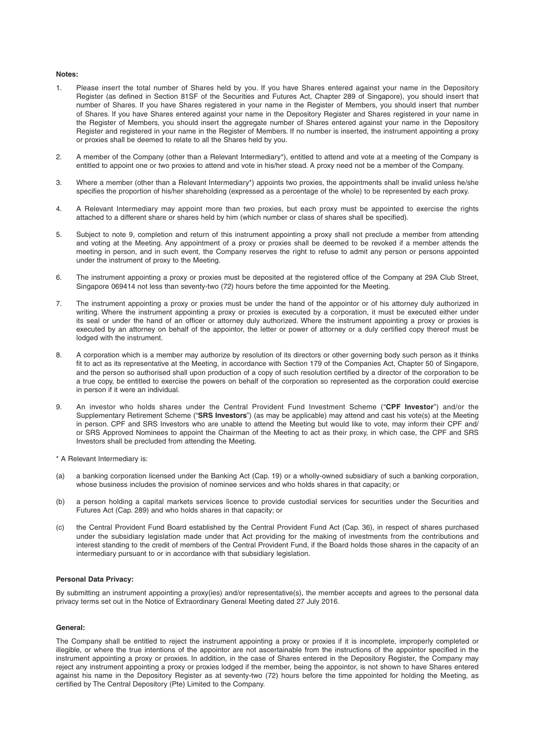**Notes:**

1. Please insert the total number of Shares held by you. If you have Shares entered against your name in the Depository Register (as defined in Section 81SF of the Securities and Futures Act, Chapter 289 of Singapore), you should insert that number of Shares. If you have Shares registered in your name in the Register of Members, you should insert that number of Shares. If you have Shares entered against your name in the Depository Register and Shares registered in your name in the Register of Members, you should insert the aggregate number of Shares entered against your name in the Depository Register and registered in your name in the Register of Members. If no number is inserted, the instrument appointing a proxy or proxies shall be deemed to relate to all the Shares held by you.

2. A member of the Company (other than a Relevant Intermediary*), entitled to attend and vote at a meeting of the Company is entitled to appoint one or two proxies to attend and vote in his/her stead. A proxy need not be a member of the Company.

3. Where a member (other than a Relevant Intermediary*) appoints two proxies, the appointments shall be invalid unless he/she specifies the proportion of his/her shareholding (expressed as a percentage of the whole) to be represented by each proxy.

4. A Relevant Intermediary may appoint more than two proxies, but each proxy must be appointed to exercise the rights attached to a different share or shares held by him (which number or class of shares shall be specified).

5. Subject to note 9, completion and return of this instrument appointing a proxy shall not preclude a member from attending and voting at the Meeting. Any appointment of a proxy or proxies shall be deemed to be revoked if a member attends the meeting in person, and in such event, the Company reserves the right to refuse to admit any person or persons appointed under the instrument of proxy to the Meeting.

6. The instrument appointing a proxy or proxies must be deposited at the registered office of the Company at 29A Club Street, Singapore 069414 not less than seventy-two (72) hours before the time appointed for the Meeting.

7. The instrument appointing a proxy or proxies must be under the hand of the appointor or of his attorney duly authorized in writing. Where the instrument appointing a proxy or proxies is executed by a corporation, it must be executed either under its seal or under the hand of an officer or attorney duly authorized. Where the instrument appointing a proxy or proxies is executed by an attorney on behalf of the appointor, the letter or power of attorney or a duly certified copy thereof must be lodged with the instrument.

8. A corporation which is a member may authorize by resolution of its directors or other governing body such person as it thinks fit to act as its representative at the Meeting, in accordance with Section 179 of the Companies Act, Chapter 50 of Singapore, and the person so authorised shall upon production of a copy of such resolution certified by a director of the corporation to be a true copy, be entitled to exercise the powers on behalf of the corporation so represented as the corporation could exercise in person if it were an individual.

9. An investor who holds shares under the Central Provident Fund Investment Scheme ("**CPF Investor**") and/or the Supplementary Retirement Scheme ("**SRS Investors**") (as may be applicable) may attend and cast his vote(s) at the Meeting in person. CPF and SRS Investors who are unable to attend the Meeting but would like to vote, may inform their CPF and/or SRS Approved Nominees to appoint the Chairman of the Meeting to act as their proxy, in which case, the CPF and SRS Investors shall be precluded from attending the Meeting.

\* A Relevant Intermediary is:

(a) a banking corporation licensed under the Banking Act (Cap. 19) or a wholly-owned subsidiary of such a banking corporation, whose business includes the provision of nominee services and who holds shares in that capacity; or

(b) a person holding a capital markets services licence to provide custodial services for securities under the Securities and Futures Act (Cap. 289) and who holds shares in that capacity; or

(c) the Central Provident Fund Board established by the Central Provident Fund Act (Cap. 36), in respect of shares purchased under the subsidiary legislation made under that Act providing for the making of investments from the contributions and interest standing to the credit of members of the Central Provident Fund, if the Board holds those shares in the capacity of an intermediary pursuant to or in accordance with that subsidiary legislation.

**Personal Data Privacy:**

By submitting an instrument appointing a proxy(ies) and/or representative(s), the member accepts and agrees to the personal data privacy terms set out in the Notice of Extraordinary General Meeting dated 27 July 2016.

**General:**

The Company shall be entitled to reject the instrument appointing a proxy or proxies if it is incomplete, improperly completed or illegible, or where the true intentions of the appointor are not ascertainable from the instructions of the appointor specified in the instrument appointing a proxy or proxies. In addition, in the case of Shares entered in the Depository Register, the Company may reject any instrument appointing a proxy or proxies lodged if the member, being the appointor, is not shown to have Shares entered against his name in the Depository Register as at seventy-two (72) hours before the time appointed for holding the Meeting, as certified by The Central Depository (Pte) Limited to the Company.